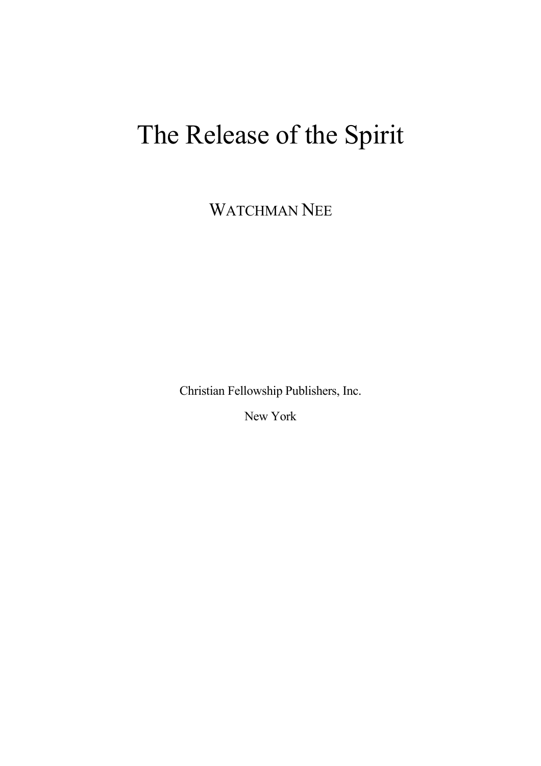# The Release of the Spirit

WATCHMAN NEE

Christian Fellowship Publishers, Inc.

New York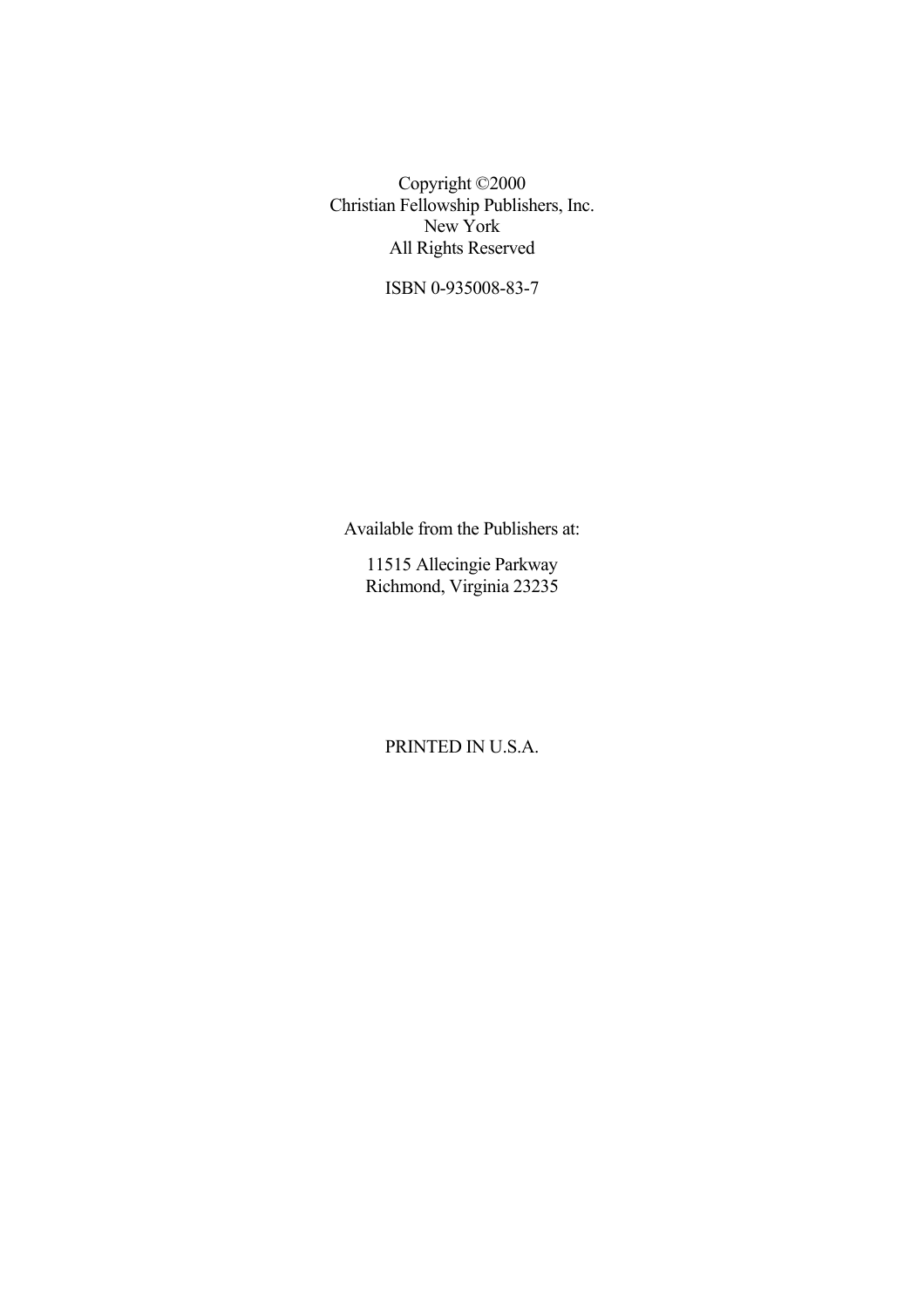Copyright ©2000
Christian Fellowship Publishers, Inc.
New York
All Rights Reserved

ISBN 0-935008-83-7

Available from the Publishers at:

11515 Allecingie Parkway
Richmond, Virginia 23235

PRINTED IN U.S.A.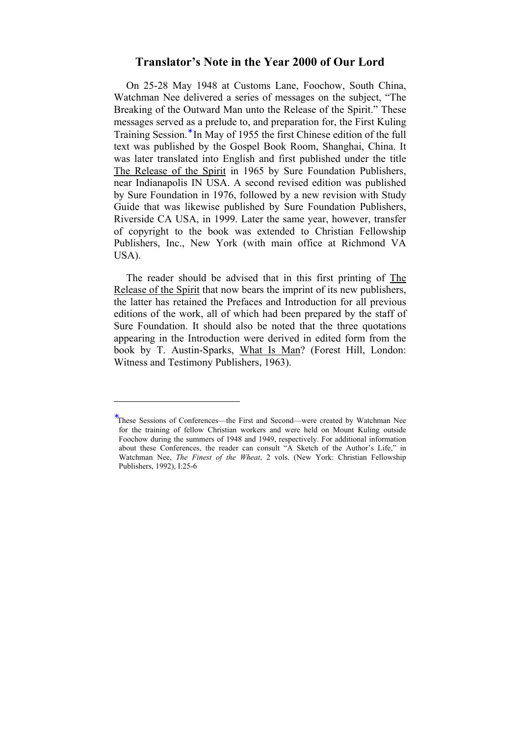## Translator's Note in the Year 2000 of Our Lord

On 25-28 May 1948 at Customs Lane, Foochow, South China, Watchman Nee delivered a series of messages on the subject, "The Breaking of the Outward Man unto the Release of the Spirit." These messages served as a prelude to, and preparation for, the First Kuling Training Session.* In May of 1955 the first Chinese edition of the full text was published by the Gospel Book Room, Shanghai, China. It was later translated into English and first published under the title The Release of the Spirit in 1965 by Sure Foundation Publishers, near Indianapolis IN USA. A second revised edition was published by Sure Foundation in 1976, followed by a new revision with Study Guide that was likewise published by Sure Foundation Publishers, Riverside CA USA, in 1999. Later the same year, however, transfer of copyright to the book was extended to Christian Fellowship Publishers, Inc., New York (with main office at Richmond VA USA).

The reader should be advised that in this first printing of The Release of the Spirit that now bears the imprint of its new publishers, the latter has retained the Prefaces and Introduction for all previous editions of the work, all of which had been prepared by the staff of Sure Foundation. It should also be noted that the three quotations appearing in the Introduction were derived in edited form from the book by T. Austin-Sparks, What Is Man? (Forest Hill, London: Witness and Testimony Publishers, 1963).

---

*These Sessions of Conferences—the First and Second—were created by Watchman Nee for the training of fellow Christian workers and were held on Mount Kuling outside Foochow during the summers of 1948 and 1949, respectively. For additional information about these Conferences, the reader can consult "A Sketch of the Author's Life," in Watchman Nee, *The Finest of the Wheat*, 2 vols. (New York: Christian Fellowship Publishers, 1992), I:25-6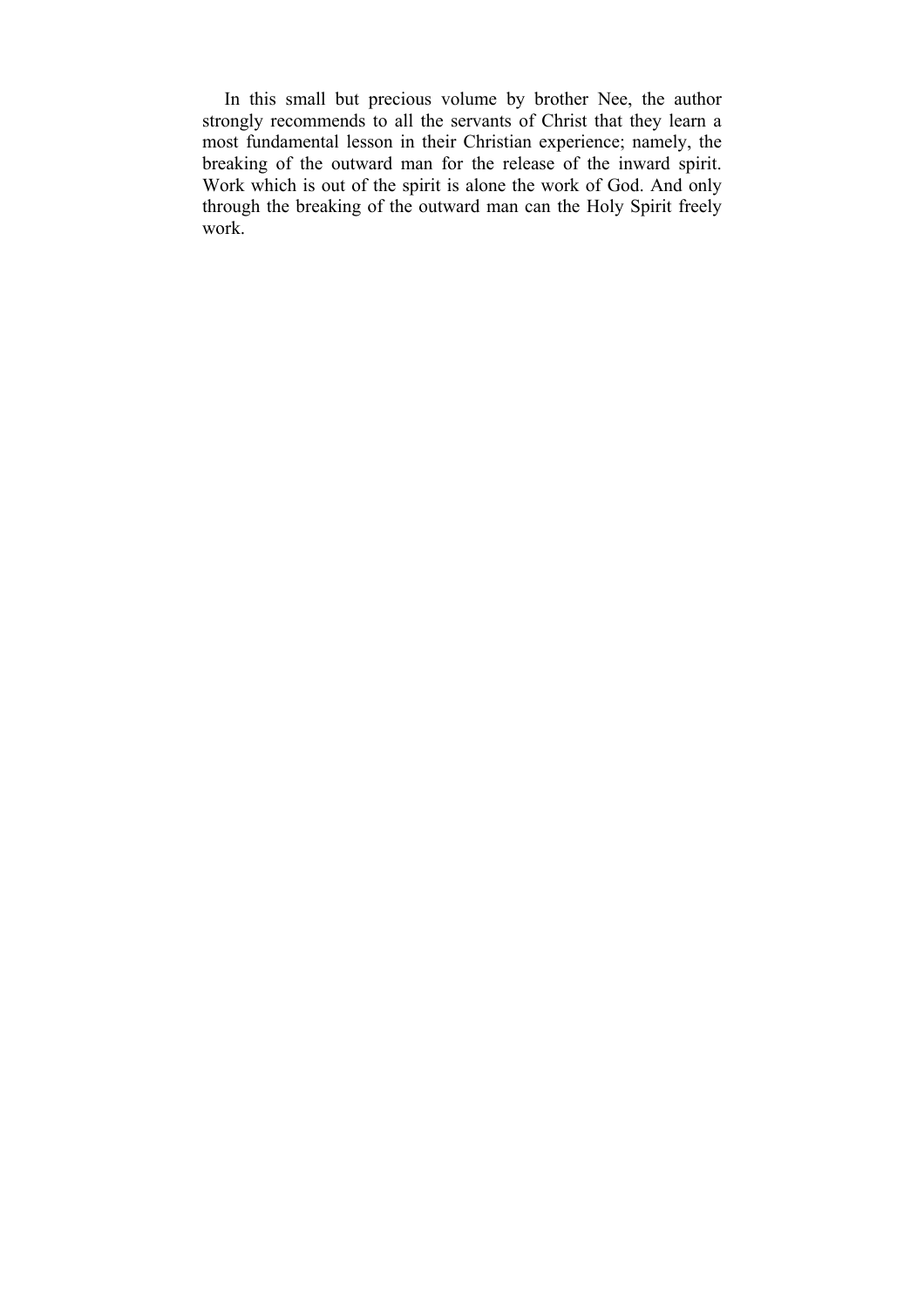In this small but precious volume by brother Nee, the author strongly recommends to all the servants of Christ that they learn a most fundamental lesson in their Christian experience; namely, the breaking of the outward man for the release of the inward spirit. Work which is out of the spirit is alone the work of God. And only through the breaking of the outward man can the Holy Spirit freely work.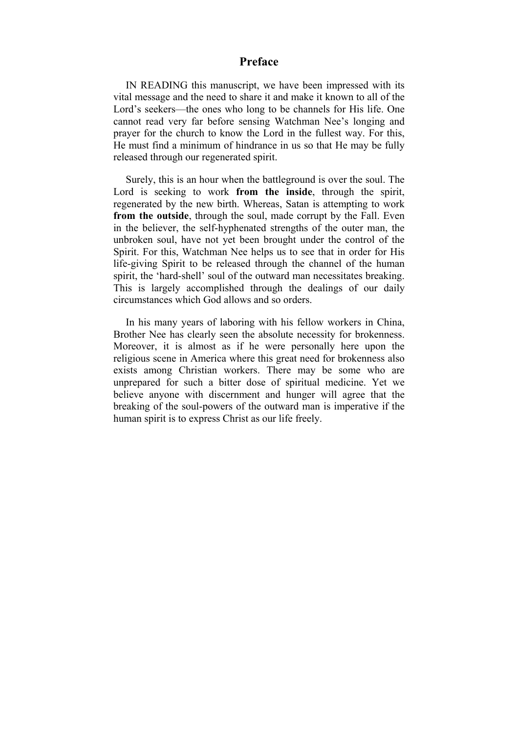# Preface

IN READING this manuscript, we have been impressed with its vital message and the need to share it and make it known to all of the Lord's seekers—the ones who long to be channels for His life. One cannot read very far before sensing Watchman Nee's longing and prayer for the church to know the Lord in the fullest way. For this, He must find a minimum of hindrance in us so that He may be fully released through our regenerated spirit.

Surely, this is an hour when the battleground is over the soul. The Lord is seeking to work **from the inside**, through the spirit, regenerated by the new birth. Whereas, Satan is attempting to work **from the outside**, through the soul, made corrupt by the Fall. Even in the believer, the self-hyphenated strengths of the outer man, the unbroken soul, have not yet been brought under the control of the Spirit. For this, Watchman Nee helps us to see that in order for His life-giving Spirit to be released through the channel of the human spirit, the 'hard-shell' soul of the outward man necessitates breaking. This is largely accomplished through the dealings of our daily circumstances which God allows and so orders.

In his many years of laboring with his fellow workers in China, Brother Nee has clearly seen the absolute necessity for brokenness. Moreover, it is almost as if he were personally here upon the religious scene in America where this great need for brokenness also exists among Christian workers. There may be some who are unprepared for such a bitter dose of spiritual medicine. Yet we believe anyone with discernment and hunger will agree that the breaking of the soul-powers of the outward man is imperative if the human spirit is to express Christ as our life freely.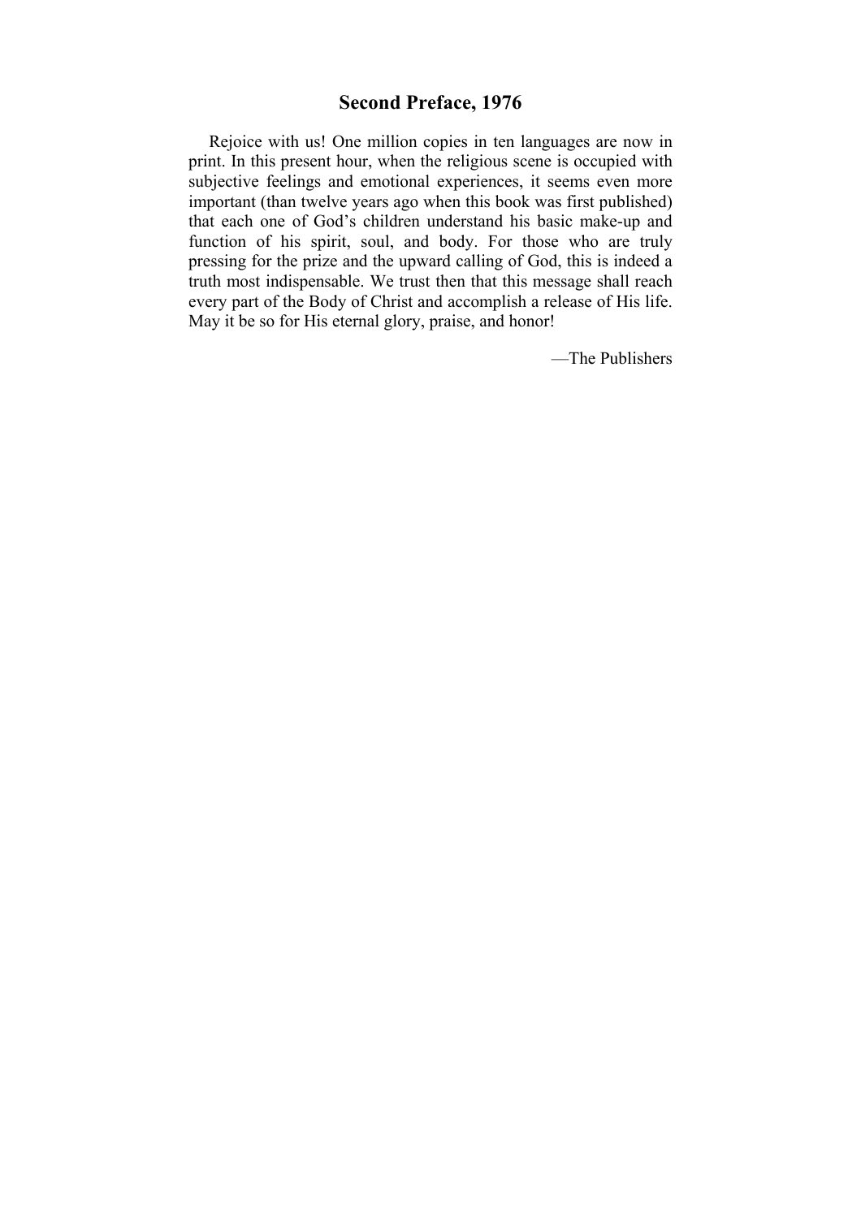## Second Preface, 1976

Rejoice with us! One million copies in ten languages are now in print. In this present hour, when the religious scene is occupied with subjective feelings and emotional experiences, it seems even more important (than twelve years ago when this book was first published) that each one of God's children understand his basic make-up and function of his spirit, soul, and body. For those who are truly pressing for the prize and the upward calling of God, this is indeed a truth most indispensable. We trust then that this message shall reach every part of the Body of Christ and accomplish a release of His life. May it be so for His eternal glory, praise, and honor!

—The Publishers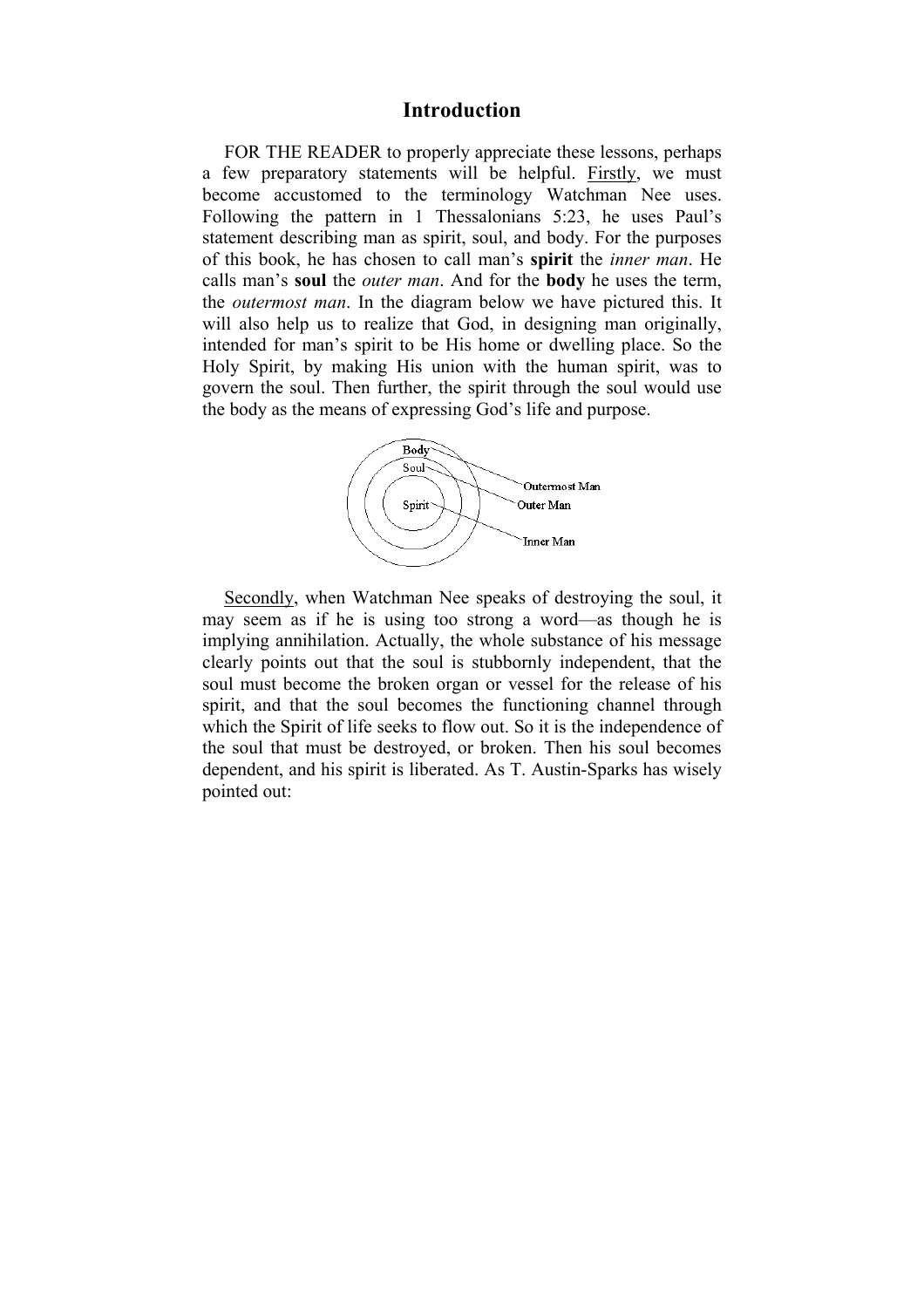# Introduction

FOR THE READER to properly appreciate these lessons, perhaps a few preparatory statements will be helpful. Firstly, we must become accustomed to the terminology Watchman Nee uses. Following the pattern in 1 Thessalonians 5:23, he uses Paul's statement describing man as spirit, soul, and body. For the purposes of this book, he has chosen to call man's **spirit** the *inner man*. He calls man's **soul** the *outer man*. And for the **body** he uses the term, the *outermost man*. In the diagram below we have pictured this. It will also help us to realize that God, in designing man originally, intended for man's spirit to be His home or dwelling place. So the Holy Spirit, by making His union with the human spirit, was to govern the soul. Then further, the spirit through the soul would use the body as the means of expressing God's life and purpose.

Body — Outermost Man
Soul — Outer Man
Spirit — Inner Man

Secondly, when Watchman Nee speaks of destroying the soul, it may seem as if he is using too strong a word—as though he is implying annihilation. Actually, the whole substance of his message clearly points out that the soul is stubbornly independent, that the soul must become the broken organ or vessel for the release of his spirit, and that the soul becomes the functioning channel through which the Spirit of life seeks to flow out. So it is the independence of the soul that must be destroyed, or broken. Then his soul becomes dependent, and his spirit is liberated. As T. Austin-Sparks has wisely pointed out: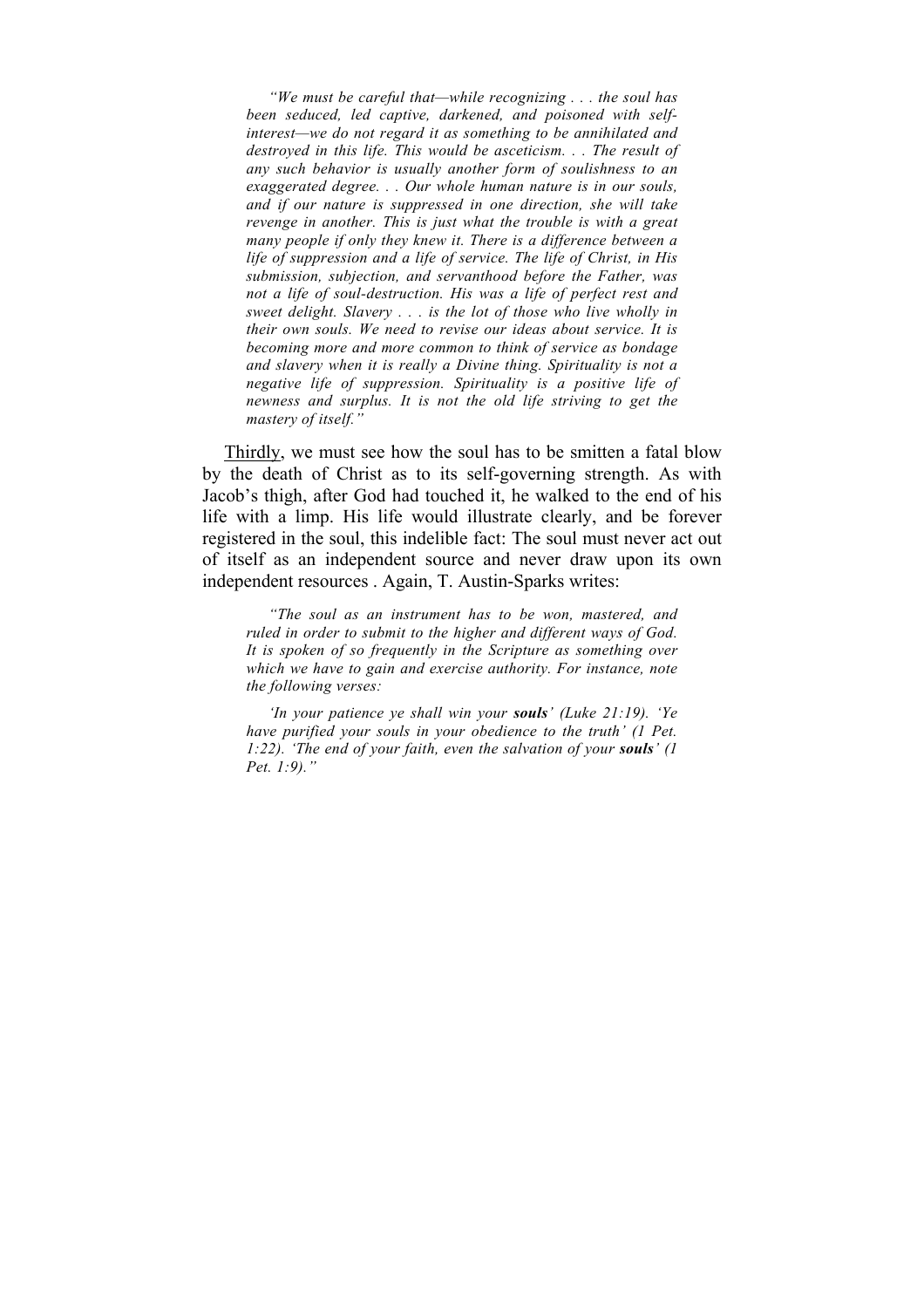> *"We must be careful that—while recognizing . . . the soul has been seduced, led captive, darkened, and poisoned with self-interest—we do not regard it as something to be annihilated and destroyed in this life. This would be asceticism. . . The result of any such behavior is usually another form of soulishness to an exaggerated degree. . . Our whole human nature is in our souls, and if our nature is suppressed in one direction, she will take revenge in another. This is just what the trouble is with a great many people if only they knew it. There is a difference between a life of suppression and a life of service. The life of Christ, in His submission, subjection, and servanthood before the Father, was not a life of soul-destruction. His was a life of perfect rest and sweet delight. Slavery . . . is the lot of those who live wholly in their own souls. We need to revise our ideas about service. It is becoming more and more common to think of service as bondage and slavery when it is really a Divine thing. Spirituality is not a negative life of suppression. Spirituality is a positive life of newness and surplus. It is not the old life striving to get the mastery of itself."*

Thirdly, we must see how the soul has to be smitten a fatal blow by the death of Christ as to its self-governing strength. As with Jacob's thigh, after God had touched it, he walked to the end of his life with a limp. His life would illustrate clearly, and be forever registered in the soul, this indelible fact: The soul must never act out of itself as an independent source and never draw upon its own independent resources . Again, T. Austin-Sparks writes:

> *"The soul as an instrument has to be won, mastered, and ruled in order to submit to the higher and different ways of God. It is spoken of so frequently in the Scripture as something over which we have to gain and exercise authority. For instance, note the following verses:*
>
> *'In your patience ye shall win your **souls**' (Luke 21:19). 'Ye have purified your souls in your obedience to the truth' (1 Pet. 1:22). 'The end of your faith, even the salvation of your **souls**' (1 Pet. 1:9)."*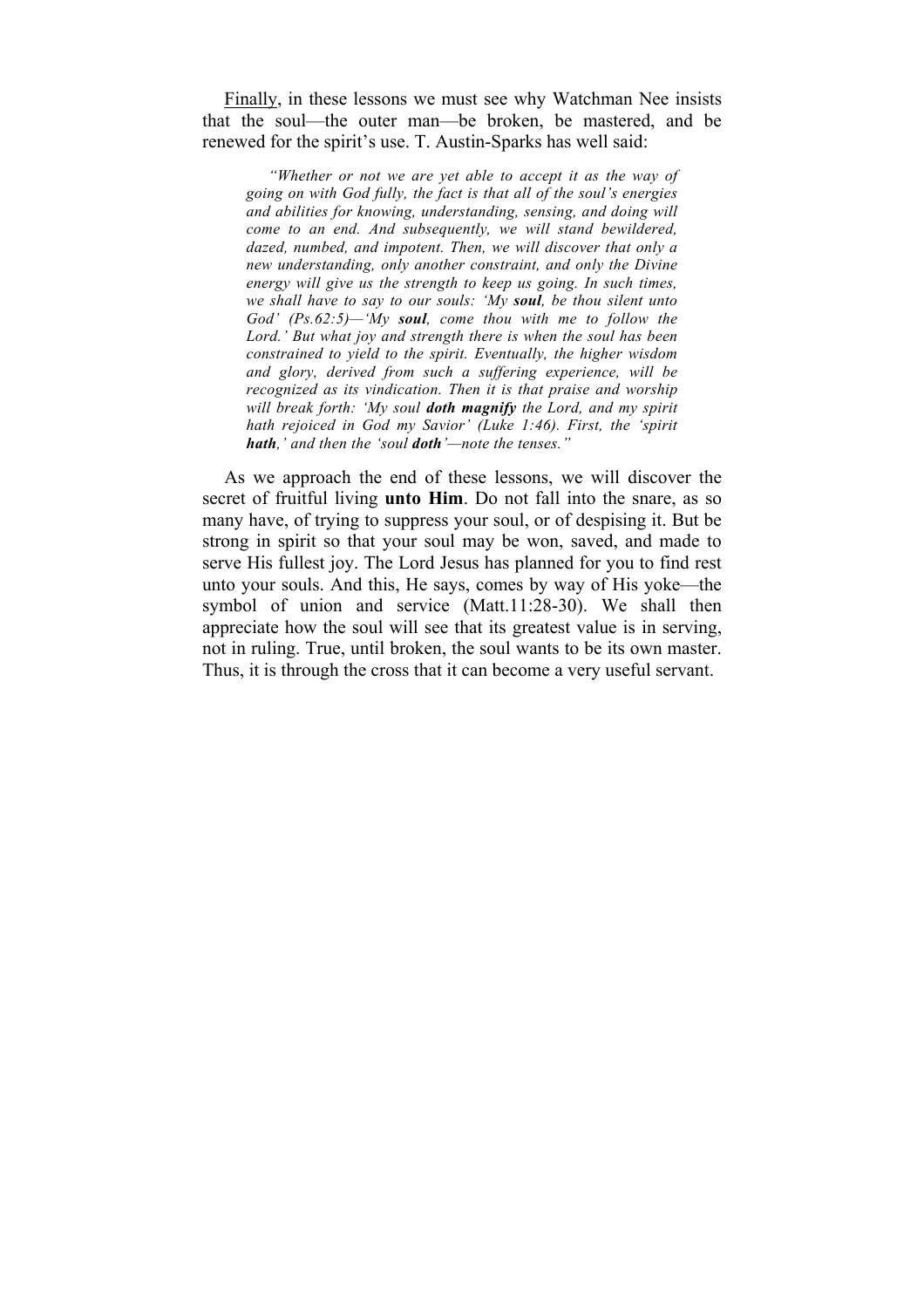<u>Finally</u>, in these lessons we must see why Watchman Nee insists that the soul—the outer man—be broken, be mastered, and be renewed for the spirit's use. T. Austin-Sparks has well said:

> *"Whether or not we are yet able to accept it as the way of going on with God fully, the fact is that all of the soul's energies and abilities for knowing, understanding, sensing, and doing will come to an end. And subsequently, we will stand bewildered, dazed, numbed, and impotent. Then, we will discover that only a new understanding, only another constraint, and only the Divine energy will give us the strength to keep us going. In such times, we shall have to say to our souls: 'My* ***soul****, be thou silent unto God' (Ps.62:5)—'My* ***soul****, come thou with me to follow the Lord.' But what joy and strength there is when the soul has been constrained to yield to the spirit. Eventually, the higher wisdom and glory, derived from such a suffering experience, will be recognized as its vindication. Then it is that praise and worship will break forth: 'My soul* ***doth magnify*** *the Lord, and my spirit hath rejoiced in God my Savior' (Luke 1:46). First, the 'spirit* ***hath****,' and then the 'soul* ***doth****'—note the tenses."*

As we approach the end of these lessons, we will discover the secret of fruitful living **unto Him**. Do not fall into the snare, as so many have, of trying to suppress your soul, or of despising it. But be strong in spirit so that your soul may be won, saved, and made to serve His fullest joy. The Lord Jesus has planned for you to find rest unto your souls. And this, He says, comes by way of His yoke—the symbol of union and service (Matt.11:28-30). We shall then appreciate how the soul will see that its greatest value is in serving, not in ruling. True, until broken, the soul wants to be its own master. Thus, it is through the cross that it can become a very useful servant.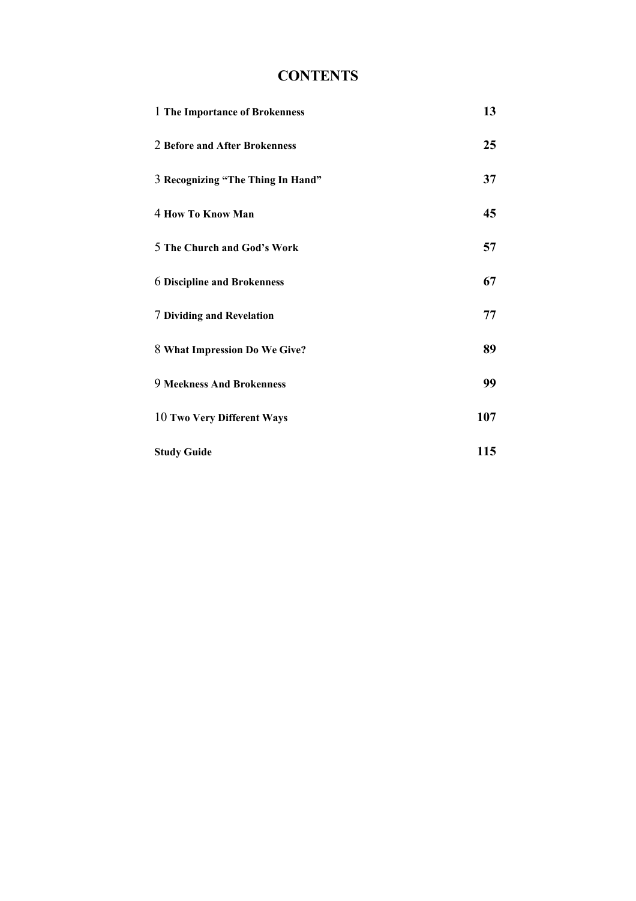# CONTENTS

| | |
|---|---|
| 1 **The Importance of Brokenness** | **13** |
| 2 **Before and After Brokenness** | **25** |
| 3 **Recognizing "The Thing In Hand"** | **37** |
| 4 **How To Know Man** | **45** |
| 5 **The Church and God's Work** | **57** |
| 6 **Discipline and Brokenness** | **67** |
| 7 **Dividing and Revelation** | **77** |
| 8 **What Impression Do We Give?** | **89** |
| 9 **Meekness And Brokenness** | **99** |
| 10 **Two Very Different Ways** | **107** |
| **Study Guide** | **115** |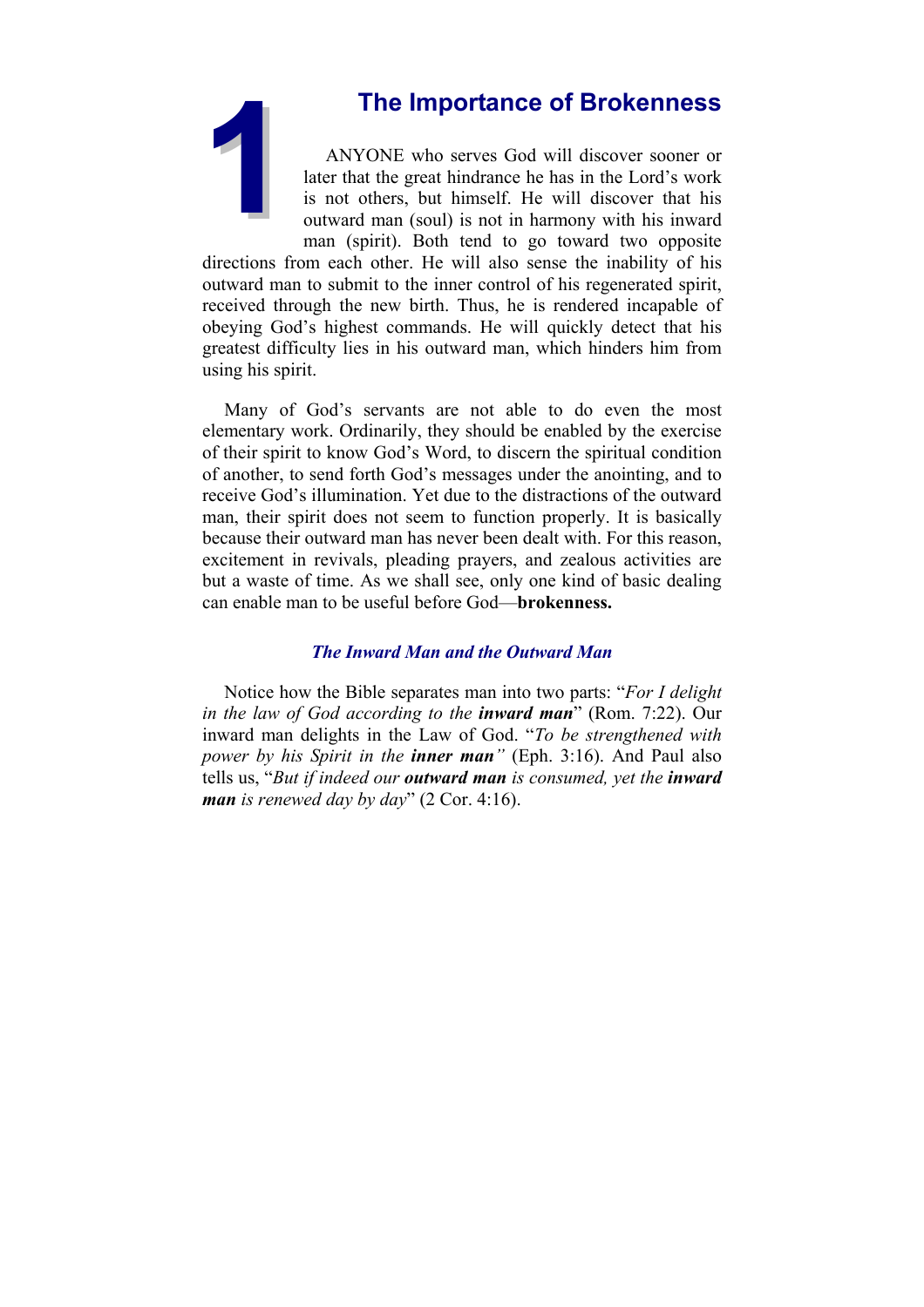# 1 The Importance of Brokenness

ANYONE who serves God will discover sooner or later that the great hindrance he has in the Lord's work is not others, but himself. He will discover that his outward man (soul) is not in harmony with his inward man (spirit). Both tend to go toward two opposite directions from each other. He will also sense the inability of his outward man to submit to the inner control of his regenerated spirit, received through the new birth. Thus, he is rendered incapable of obeying God's highest commands. He will quickly detect that his greatest difficulty lies in his outward man, which hinders him from using his spirit.

Many of God's servants are not able to do even the most elementary work. Ordinarily, they should be enabled by the exercise of their spirit to know God's Word, to discern the spiritual condition of another, to send forth God's messages under the anointing, and to receive God's illumination. Yet due to the distractions of the outward man, their spirit does not seem to function properly. It is basically because their outward man has never been dealt with. For this reason, excitement in revivals, pleading prayers, and zealous activities are but a waste of time. As we shall see, only one kind of basic dealing can enable man to be useful before God—**brokenness.**

### *The Inward Man and the Outward Man*

Notice how the Bible separates man into two parts: "*For I delight in the law of God according to the **inward man***" (Rom. 7:22). Our inward man delights in the Law of God. "*To be strengthened with power by his Spirit in the **inner man***" (Eph. 3:16). And Paul also tells us, "*But if indeed our **outward man** is consumed, yet the **inward man** is renewed day by day*" (2 Cor. 4:16).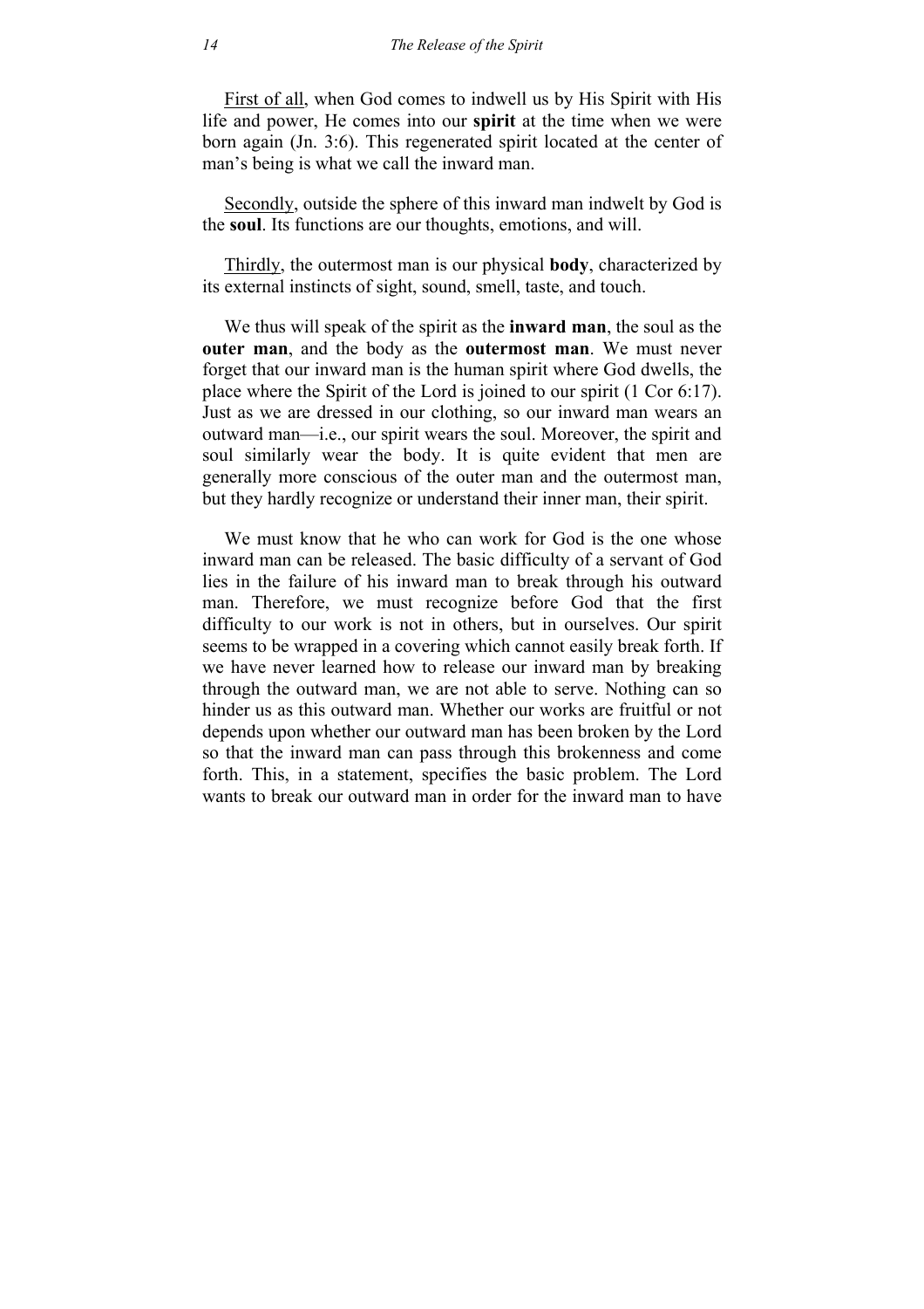<u>First of all</u>, when God comes to indwell us by His Spirit with His life and power, He comes into our **spirit** at the time when we were born again (Jn. 3:6). This regenerated spirit located at the center of man's being is what we call the inward man.

<u>Secondly</u>, outside the sphere of this inward man indwelt by God is the **soul**. Its functions are our thoughts, emotions, and will.

<u>Thirdly</u>, the outermost man is our physical **body**, characterized by its external instincts of sight, sound, smell, taste, and touch.

We thus will speak of the spirit as the **inward man**, the soul as the **outer man**, and the body as the **outermost man**. We must never forget that our inward man is the human spirit where God dwells, the place where the Spirit of the Lord is joined to our spirit (1 Cor 6:17). Just as we are dressed in our clothing, so our inward man wears an outward man—i.e., our spirit wears the soul. Moreover, the spirit and soul similarly wear the body. It is quite evident that men are generally more conscious of the outer man and the outermost man, but they hardly recognize or understand their inner man, their spirit.

We must know that he who can work for God is the one whose inward man can be released. The basic difficulty of a servant of God lies in the failure of his inward man to break through his outward man. Therefore, we must recognize before God that the first difficulty to our work is not in others, but in ourselves. Our spirit seems to be wrapped in a covering which cannot easily break forth. If we have never learned how to release our inward man by breaking through the outward man, we are not able to serve. Nothing can so hinder us as this outward man. Whether our works are fruitful or not depends upon whether our outward man has been broken by the Lord so that the inward man can pass through this brokenness and come forth. This, in a statement, specifies the basic problem. The Lord wants to break our outward man in order for the inward man to have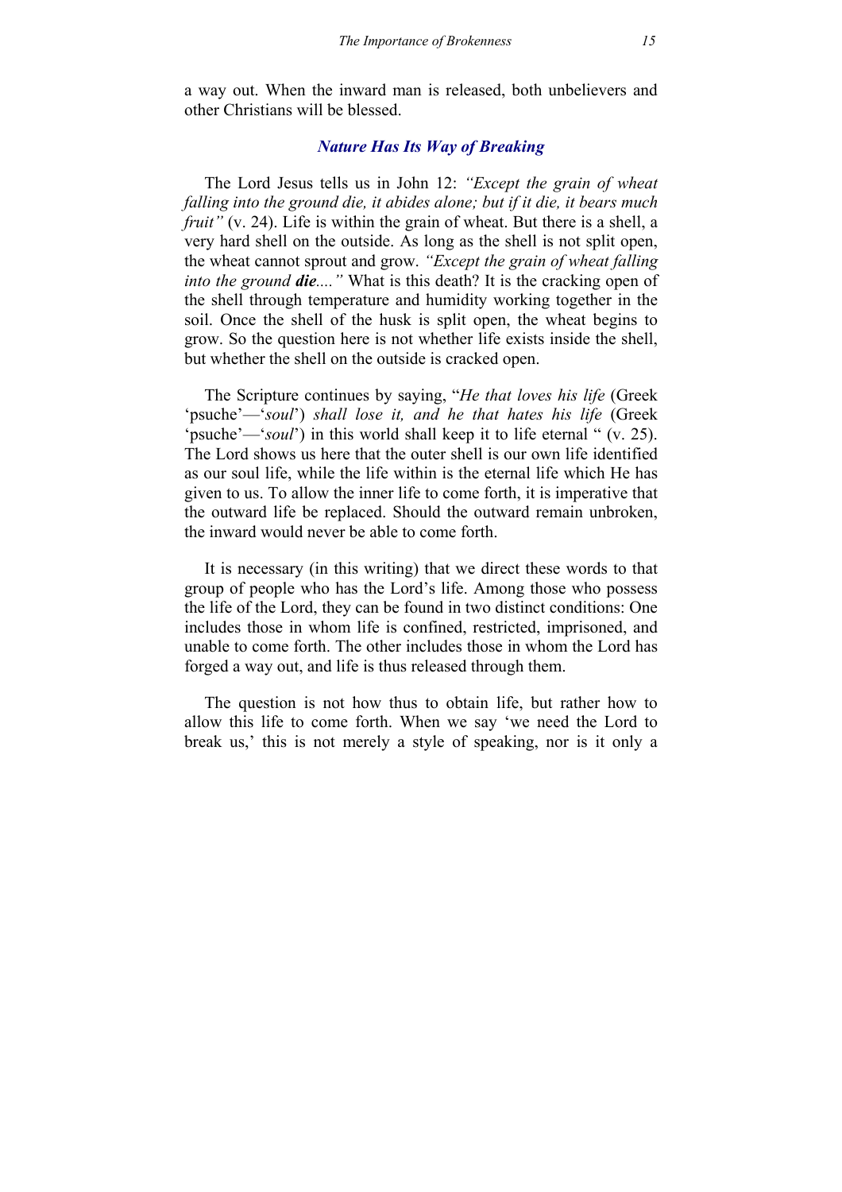a way out. When the inward man is released, both unbelievers and other Christians will be blessed.

### *Nature Has Its Way of Breaking*

The Lord Jesus tells us in John 12: *"Except the grain of wheat falling into the ground die, it abides alone; but if it die, it bears much fruit"* (v. 24). Life is within the grain of wheat. But there is a shell, a very hard shell on the outside. As long as the shell is not split open, the wheat cannot sprout and grow. *"Except the grain of wheat falling into the ground* ***die****...."* What is this death? It is the cracking open of the shell through temperature and humidity working together in the soil. Once the shell of the husk is split open, the wheat begins to grow. So the question here is not whether life exists inside the shell, but whether the shell on the outside is cracked open.

The Scripture continues by saying, "*He that loves his life* (Greek 'psuche'—'*soul*') *shall lose it, and he that hates his life* (Greek 'psuche'—'*soul*') in this world shall keep it to life eternal " (v. 25). The Lord shows us here that the outer shell is our own life identified as our soul life, while the life within is the eternal life which He has given to us. To allow the inner life to come forth, it is imperative that the outward life be replaced. Should the outward remain unbroken, the inward would never be able to come forth.

It is necessary (in this writing) that we direct these words to that group of people who has the Lord's life. Among those who possess the life of the Lord, they can be found in two distinct conditions: One includes those in whom life is confined, restricted, imprisoned, and unable to come forth. The other includes those in whom the Lord has forged a way out, and life is thus released through them.

The question is not how thus to obtain life, but rather how to allow this life to come forth. When we say 'we need the Lord to break us,' this is not merely a style of speaking, nor is it only a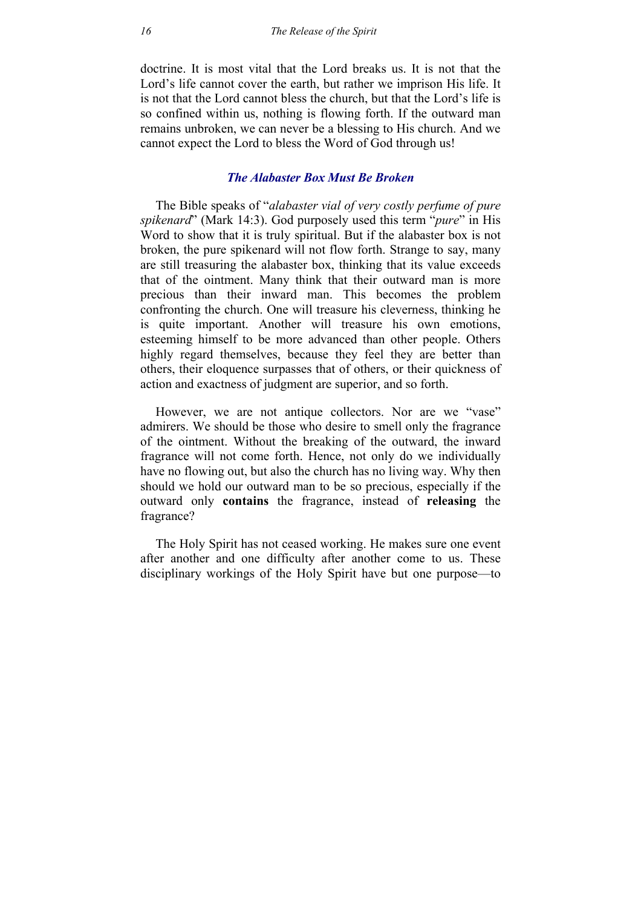doctrine. It is most vital that the Lord breaks us. It is not that the Lord's life cannot cover the earth, but rather we imprison His life. It is not that the Lord cannot bless the church, but that the Lord's life is so confined within us, nothing is flowing forth. If the outward man remains unbroken, we can never be a blessing to His church. And we cannot expect the Lord to bless the Word of God through us!

### *The Alabaster Box Must Be Broken*

The Bible speaks of "*alabaster vial of very costly perfume of pure spikenard*" (Mark 14:3). God purposely used this term "*pure*" in His Word to show that it is truly spiritual. But if the alabaster box is not broken, the pure spikenard will not flow forth. Strange to say, many are still treasuring the alabaster box, thinking that its value exceeds that of the ointment. Many think that their outward man is more precious than their inward man. This becomes the problem confronting the church. One will treasure his cleverness, thinking he is quite important. Another will treasure his own emotions, esteeming himself to be more advanced than other people. Others highly regard themselves, because they feel they are better than others, their eloquence surpasses that of others, or their quickness of action and exactness of judgment are superior, and so forth.

However, we are not antique collectors. Nor are we "vase" admirers. We should be those who desire to smell only the fragrance of the ointment. Without the breaking of the outward, the inward fragrance will not come forth. Hence, not only do we individually have no flowing out, but also the church has no living way. Why then should we hold our outward man to be so precious, especially if the outward only **contains** the fragrance, instead of **releasing** the fragrance?

The Holy Spirit has not ceased working. He makes sure one event after another and one difficulty after another come to us. These disciplinary workings of the Holy Spirit have but one purpose—to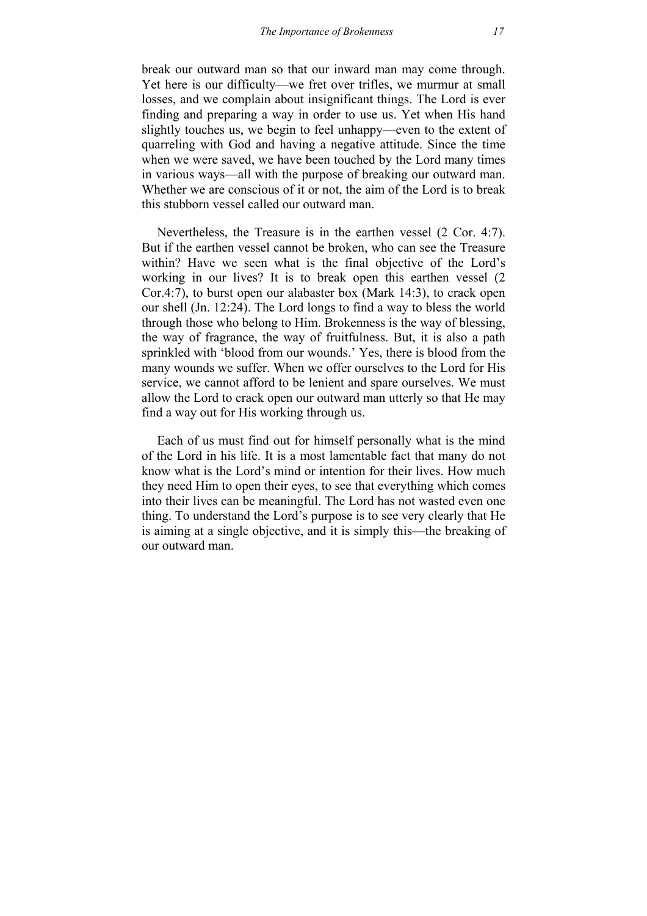break our outward man so that our inward man may come through. Yet here is our difficulty—we fret over trifles, we murmur at small losses, and we complain about insignificant things. The Lord is ever finding and preparing a way in order to use us. Yet when His hand slightly touches us, we begin to feel unhappy—even to the extent of quarreling with God and having a negative attitude. Since the time when we were saved, we have been touched by the Lord many times in various ways—all with the purpose of breaking our outward man. Whether we are conscious of it or not, the aim of the Lord is to break this stubborn vessel called our outward man.

Nevertheless, the Treasure is in the earthen vessel (2 Cor. 4:7). But if the earthen vessel cannot be broken, who can see the Treasure within? Have we seen what is the final objective of the Lord's working in our lives? It is to break open this earthen vessel (2 Cor.4:7), to burst open our alabaster box (Mark 14:3), to crack open our shell (Jn. 12:24). The Lord longs to find a way to bless the world through those who belong to Him. Brokenness is the way of blessing, the way of fragrance, the way of fruitfulness. But, it is also a path sprinkled with 'blood from our wounds.' Yes, there is blood from the many wounds we suffer. When we offer ourselves to the Lord for His service, we cannot afford to be lenient and spare ourselves. We must allow the Lord to crack open our outward man utterly so that He may find a way out for His working through us.

Each of us must find out for himself personally what is the mind of the Lord in his life. It is a most lamentable fact that many do not know what is the Lord's mind or intention for their lives. How much they need Him to open their eyes, to see that everything which comes into their lives can be meaningful. The Lord has not wasted even one thing. To understand the Lord's purpose is to see very clearly that He is aiming at a single objective, and it is simply this—the breaking of our outward man.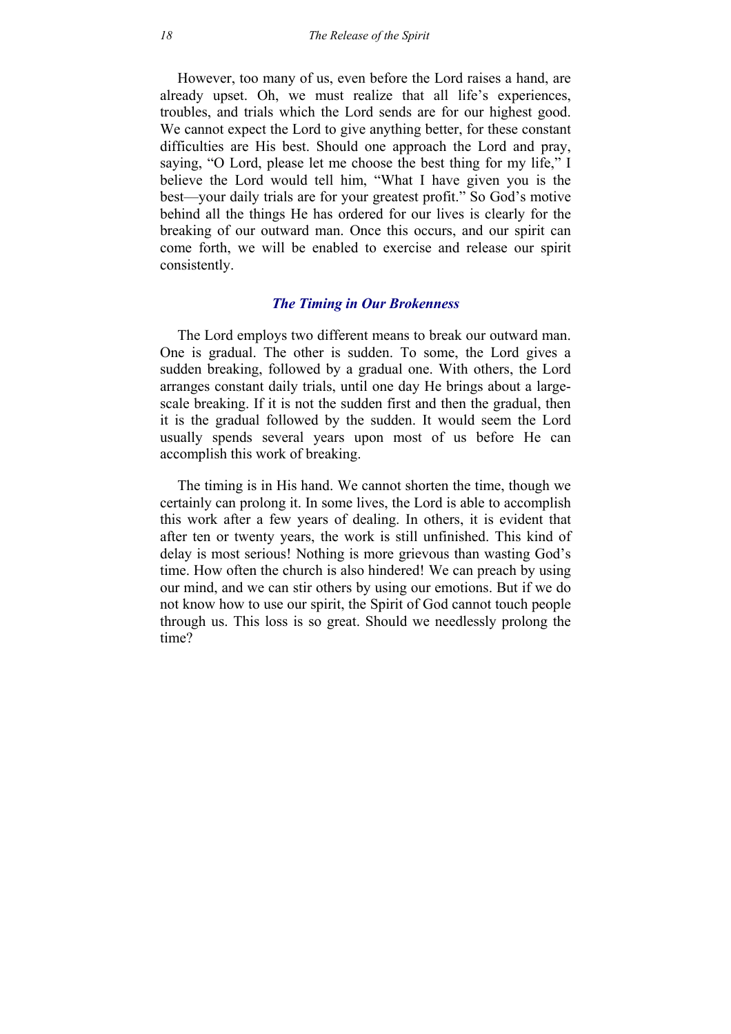However, too many of us, even before the Lord raises a hand, are already upset. Oh, we must realize that all life's experiences, troubles, and trials which the Lord sends are for our highest good. We cannot expect the Lord to give anything better, for these constant difficulties are His best. Should one approach the Lord and pray, saying, "O Lord, please let me choose the best thing for my life," I believe the Lord would tell him, "What I have given you is the best—your daily trials are for your greatest profit." So God's motive behind all the things He has ordered for our lives is clearly for the breaking of our outward man. Once this occurs, and our spirit can come forth, we will be enabled to exercise and release our spirit consistently.

### *The Timing in Our Brokenness*

The Lord employs two different means to break our outward man. One is gradual. The other is sudden. To some, the Lord gives a sudden breaking, followed by a gradual one. With others, the Lord arranges constant daily trials, until one day He brings about a large-scale breaking. If it is not the sudden first and then the gradual, then it is the gradual followed by the sudden. It would seem the Lord usually spends several years upon most of us before He can accomplish this work of breaking.

The timing is in His hand. We cannot shorten the time, though we certainly can prolong it. In some lives, the Lord is able to accomplish this work after a few years of dealing. In others, it is evident that after ten or twenty years, the work is still unfinished. This kind of delay is most serious! Nothing is more grievous than wasting God's time. How often the church is also hindered! We can preach by using our mind, and we can stir others by using our emotions. But if we do not know how to use our spirit, the Spirit of God cannot touch people through us. This loss is so great. Should we needlessly prolong the time?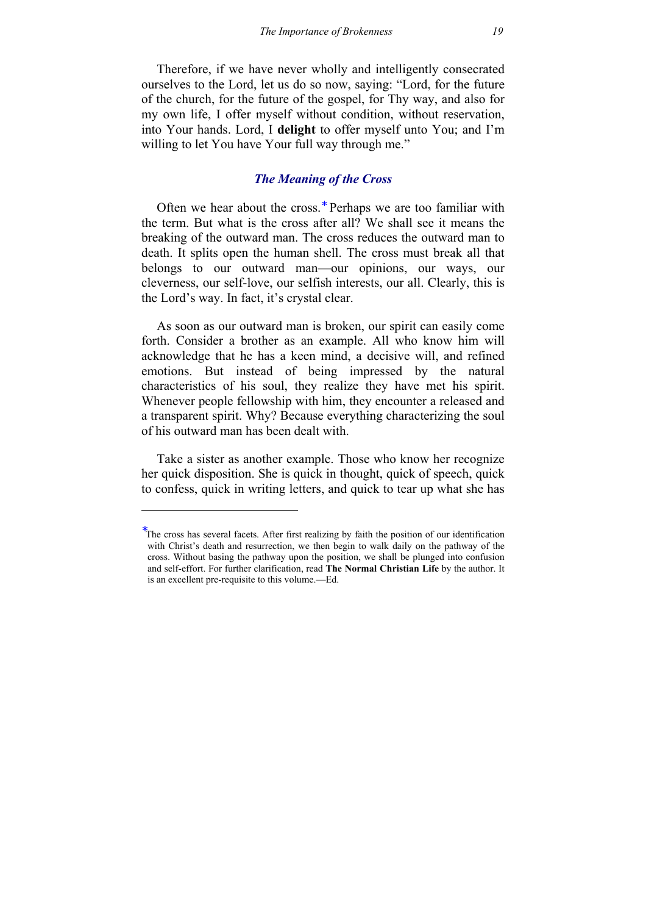Therefore, if we have never wholly and intelligently consecrated ourselves to the Lord, let us do so now, saying: “Lord, for the future of the church, for the future of the gospel, for Thy way, and also for my own life, I offer myself without condition, without reservation, into Your hands. Lord, I **delight** to offer myself unto You; and I’m willing to let You have Your full way through me.”

### *The Meaning of the Cross*

Often we hear about the cross.* Perhaps we are too familiar with the term. But what is the cross after all? We shall see it means the breaking of the outward man. The cross reduces the outward man to death. It splits open the human shell. The cross must break all that belongs to our outward man—our opinions, our ways, our cleverness, our self-love, our selfish interests, our all. Clearly, this is the Lord’s way. In fact, it’s crystal clear.

As soon as our outward man is broken, our spirit can easily come forth. Consider a brother as an example. All who know him will acknowledge that he has a keen mind, a decisive will, and refined emotions. But instead of being impressed by the natural characteristics of his soul, they realize they have met his spirit. Whenever people fellowship with him, they encounter a released and a transparent spirit. Why? Because everything characterizing the soul of his outward man has been dealt with.

Take a sister as another example. Those who know her recognize her quick disposition. She is quick in thought, quick of speech, quick to confess, quick in writing letters, and quick to tear up what she has

---

*The cross has several facets. After first realizing by faith the position of our identification with Christ’s death and resurrection, we then begin to walk daily on the pathway of the cross. Without basing the pathway upon the position, we shall be plunged into confusion and self-effort. For further clarification, read **The Normal Christian Life** by the author. It is an excellent pre-requisite to this volume.—Ed.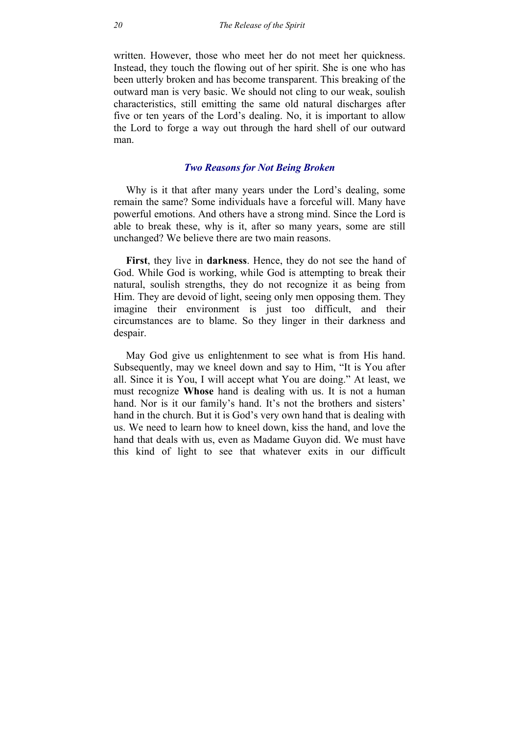written. However, those who meet her do not meet her quickness. Instead, they touch the flowing out of her spirit. She is one who has been utterly broken and has become transparent. This breaking of the outward man is very basic. We should not cling to our weak, soulish characteristics, still emitting the same old natural discharges after five or ten years of the Lord's dealing. No, it is important to allow the Lord to forge a way out through the hard shell of our outward man.

### *Two Reasons for Not Being Broken*

Why is it that after many years under the Lord's dealing, some remain the same? Some individuals have a forceful will. Many have powerful emotions. And others have a strong mind. Since the Lord is able to break these, why is it, after so many years, some are still unchanged? We believe there are two main reasons.

**First**, they live in **darkness**. Hence, they do not see the hand of God. While God is working, while God is attempting to break their natural, soulish strengths, they do not recognize it as being from Him. They are devoid of light, seeing only men opposing them. They imagine their environment is just too difficult, and their circumstances are to blame. So they linger in their darkness and despair.

May God give us enlightenment to see what is from His hand. Subsequently, may we kneel down and say to Him, "It is You after all. Since it is You, I will accept what You are doing." At least, we must recognize **Whose** hand is dealing with us. It is not a human hand. Nor is it our family's hand. It's not the brothers and sisters' hand in the church. But it is God's very own hand that is dealing with us. We need to learn how to kneel down, kiss the hand, and love the hand that deals with us, even as Madame Guyon did. We must have this kind of light to see that whatever exits in our difficult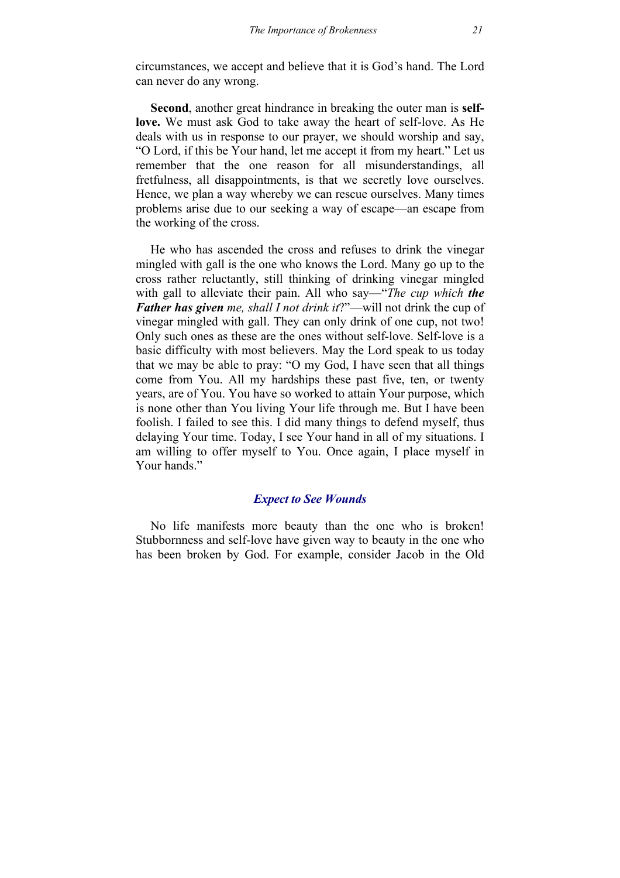circumstances, we accept and believe that it is God's hand. The Lord can never do any wrong.

**Second**, another great hindrance in breaking the outer man is **self-love.** We must ask God to take away the heart of self-love. As He deals with us in response to our prayer, we should worship and say, "O Lord, if this be Your hand, let me accept it from my heart." Let us remember that the one reason for all misunderstandings, all fretfulness, all disappointments, is that we secretly love ourselves. Hence, we plan a way whereby we can rescue ourselves. Many times problems arise due to our seeking a way of escape—an escape from the working of the cross.

He who has ascended the cross and refuses to drink the vinegar mingled with gall is the one who knows the Lord. Many go up to the cross rather reluctantly, still thinking of drinking vinegar mingled with gall to alleviate their pain. All who say—"*The cup which **the Father has given** me, shall I not drink it*?"—will not drink the cup of vinegar mingled with gall. They can only drink of one cup, not two! Only such ones as these are the ones without self-love. Self-love is a basic difficulty with most believers. May the Lord speak to us today that we may be able to pray: "O my God, I have seen that all things come from You. All my hardships these past five, ten, or twenty years, are of You. You have so worked to attain Your purpose, which is none other than You living Your life through me. But I have been foolish. I failed to see this. I did many things to defend myself, thus delaying Your time. Today, I see Your hand in all of my situations. I am willing to offer myself to You. Once again, I place myself in Your hands."

## *Expect to See Wounds*

No life manifests more beauty than the one who is broken! Stubbornness and self-love have given way to beauty in the one who has been broken by God. For example, consider Jacob in the Old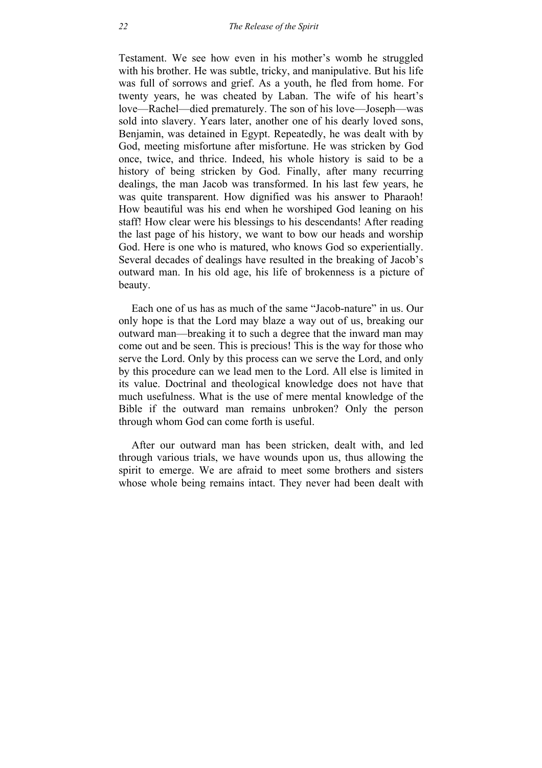Testament. We see how even in his mother's womb he struggled with his brother. He was subtle, tricky, and manipulative. But his life was full of sorrows and grief. As a youth, he fled from home. For twenty years, he was cheated by Laban. The wife of his heart's love—Rachel—died prematurely. The son of his love—Joseph—was sold into slavery. Years later, another one of his dearly loved sons, Benjamin, was detained in Egypt. Repeatedly, he was dealt with by God, meeting misfortune after misfortune. He was stricken by God once, twice, and thrice. Indeed, his whole history is said to be a history of being stricken by God. Finally, after many recurring dealings, the man Jacob was transformed. In his last few years, he was quite transparent. How dignified was his answer to Pharaoh! How beautiful was his end when he worshiped God leaning on his staff! How clear were his blessings to his descendants! After reading the last page of his history, we want to bow our heads and worship God. Here is one who is matured, who knows God so experientially. Several decades of dealings have resulted in the breaking of Jacob's outward man. In his old age, his life of brokenness is a picture of beauty.

Each one of us has as much of the same "Jacob-nature" in us. Our only hope is that the Lord may blaze a way out of us, breaking our outward man—breaking it to such a degree that the inward man may come out and be seen. This is precious! This is the way for those who serve the Lord. Only by this process can we serve the Lord, and only by this procedure can we lead men to the Lord. All else is limited in its value. Doctrinal and theological knowledge does not have that much usefulness. What is the use of mere mental knowledge of the Bible if the outward man remains unbroken? Only the person through whom God can come forth is useful.

After our outward man has been stricken, dealt with, and led through various trials, we have wounds upon us, thus allowing the spirit to emerge. We are afraid to meet some brothers and sisters whose whole being remains intact. They never had been dealt with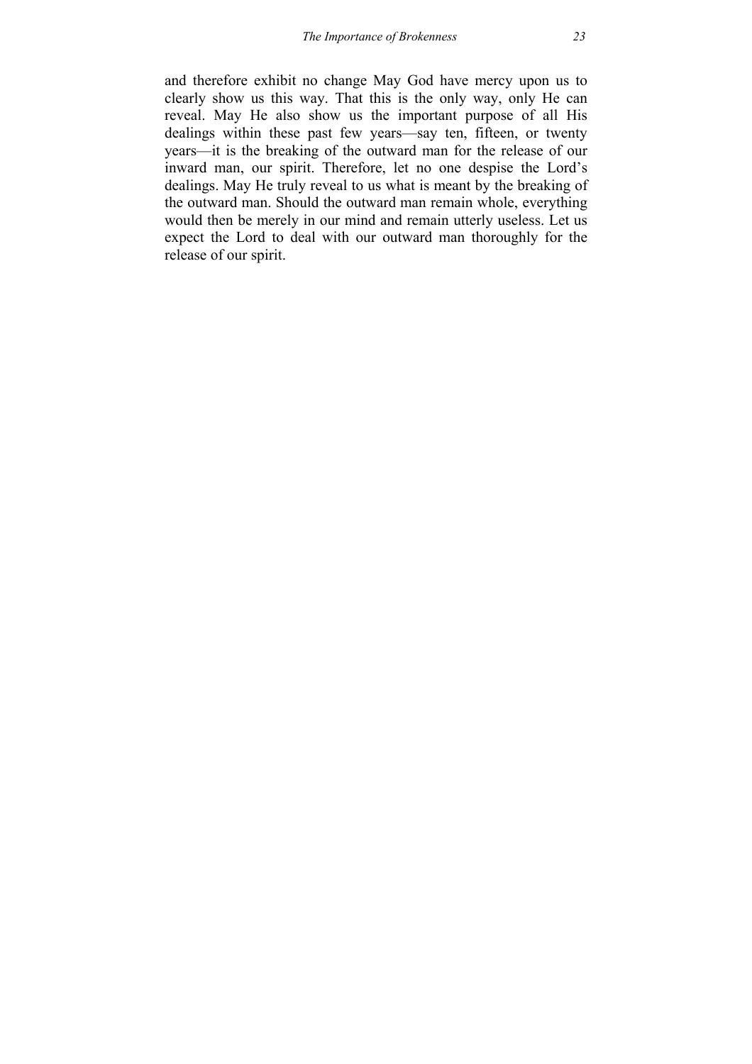and therefore exhibit no change May God have mercy upon us to clearly show us this way. That this is the only way, only He can reveal. May He also show us the important purpose of all His dealings within these past few years—say ten, fifteen, or twenty years—it is the breaking of the outward man for the release of our inward man, our spirit. Therefore, let no one despise the Lord's dealings. May He truly reveal to us what is meant by the breaking of the outward man. Should the outward man remain whole, everything would then be merely in our mind and remain utterly useless. Let us expect the Lord to deal with our outward man thoroughly for the release of our spirit.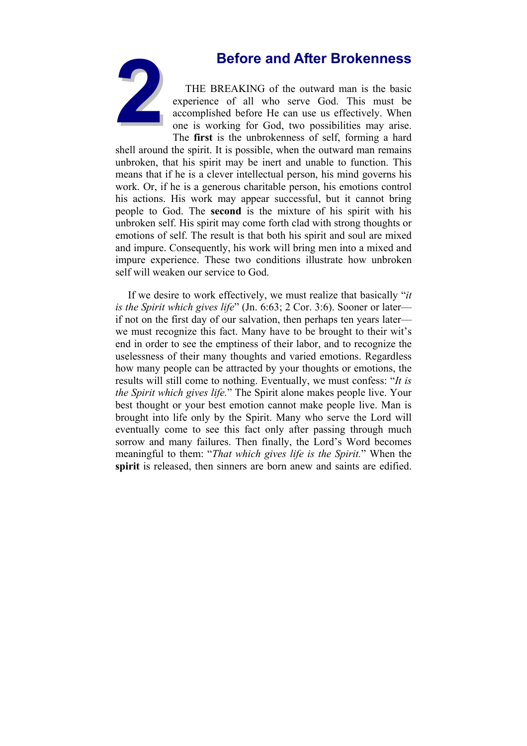# 2 Before and After Brokenness

THE BREAKING of the outward man is the basic experience of all who serve God. This must be accomplished before He can use us effectively. When one is working for God, two possibilities may arise. The **first** is the unbrokenness of self, forming a hard shell around the spirit. It is possible, when the outward man remains unbroken, that his spirit may be inert and unable to function. This means that if he is a clever intellectual person, his mind governs his work. Or, if he is a generous charitable person, his emotions control his actions. His work may appear successful, but it cannot bring people to God. The **second** is the mixture of his spirit with his unbroken self. His spirit may come forth clad with strong thoughts or emotions of self. The result is that both his spirit and soul are mixed and impure. Consequently, his work will bring men into a mixed and impure experience. These two conditions illustrate how unbroken self will weaken our service to God.

If we desire to work effectively, we must realize that basically "*it is the Spirit which gives life*" (Jn. 6:63; 2 Cor. 3:6). Sooner or later—if not on the first day of our salvation, then perhaps ten years later—we must recognize this fact. Many have to be brought to their wit's end in order to see the emptiness of their labor, and to recognize the uselessness of their many thoughts and varied emotions. Regardless how many people can be attracted by your thoughts or emotions, the results will still come to nothing. Eventually, we must confess: "*It is the Spirit which gives life.*" The Spirit alone makes people live. Your best thought or your best emotion cannot make people live. Man is brought into life only by the Spirit. Many who serve the Lord will eventually come to see this fact only after passing through much sorrow and many failures. Then finally, the Lord's Word becomes meaningful to them: "*That which gives life is the Spirit.*" When the **spirit** is released, then sinners are born anew and saints are edified.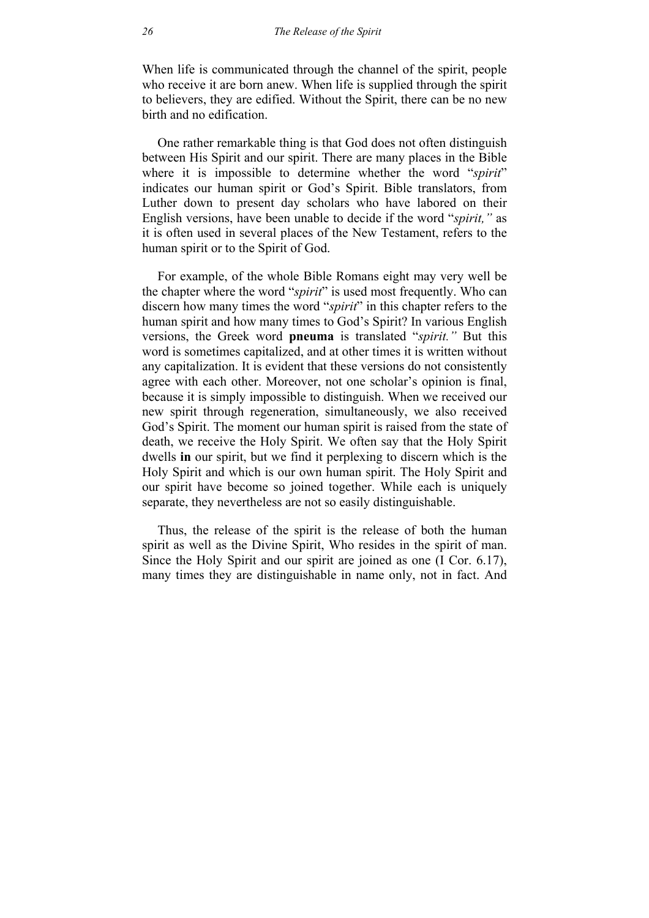When life is communicated through the channel of the spirit, people who receive it are born anew. When life is supplied through the spirit to believers, they are edified. Without the Spirit, there can be no new birth and no edification.

One rather remarkable thing is that God does not often distinguish between His Spirit and our spirit. There are many places in the Bible where it is impossible to determine whether the word "*spirit*" indicates our human spirit or God's Spirit. Bible translators, from Luther down to present day scholars who have labored on their English versions, have been unable to decide if the word "*spirit,"* as it is often used in several places of the New Testament, refers to the human spirit or to the Spirit of God.

For example, of the whole Bible Romans eight may very well be the chapter where the word "*spirit*" is used most frequently. Who can discern how many times the word "*spirit*" in this chapter refers to the human spirit and how many times to God's Spirit? In various English versions, the Greek word **pneuma** is translated "*spirit."* But this word is sometimes capitalized, and at other times it is written without any capitalization. It is evident that these versions do not consistently agree with each other. Moreover, not one scholar's opinion is final, because it is simply impossible to distinguish. When we received our new spirit through regeneration, simultaneously, we also received God's Spirit. The moment our human spirit is raised from the state of death, we receive the Holy Spirit. We often say that the Holy Spirit dwells **in** our spirit, but we find it perplexing to discern which is the Holy Spirit and which is our own human spirit. The Holy Spirit and our spirit have become so joined together. While each is uniquely separate, they nevertheless are not so easily distinguishable.

Thus, the release of the spirit is the release of both the human spirit as well as the Divine Spirit, Who resides in the spirit of man. Since the Holy Spirit and our spirit are joined as one (I Cor. 6.17), many times they are distinguishable in name only, not in fact. And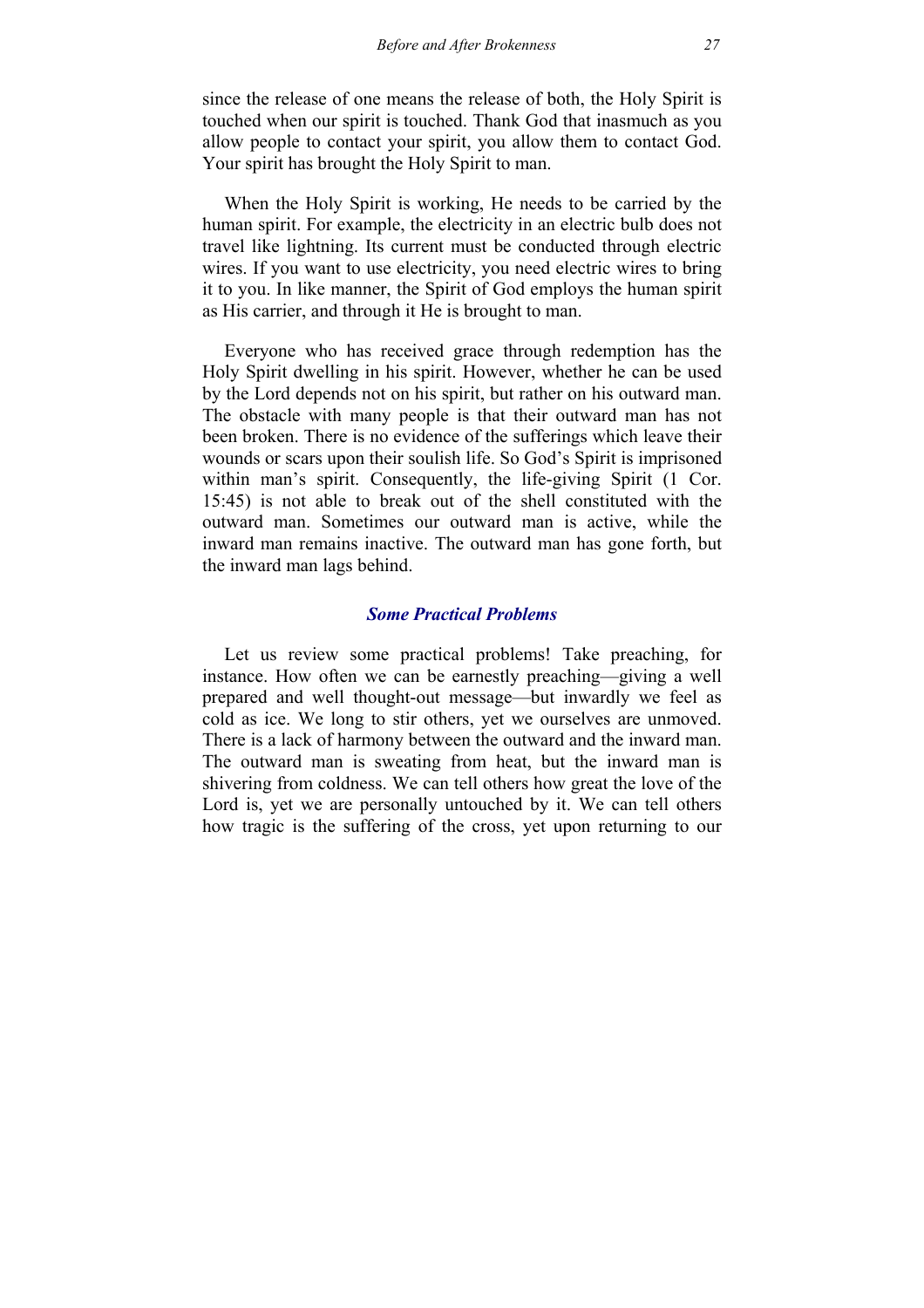since the release of one means the release of both, the Holy Spirit is touched when our spirit is touched. Thank God that inasmuch as you allow people to contact your spirit, you allow them to contact God. Your spirit has brought the Holy Spirit to man.

When the Holy Spirit is working, He needs to be carried by the human spirit. For example, the electricity in an electric bulb does not travel like lightning. Its current must be conducted through electric wires. If you want to use electricity, you need electric wires to bring it to you. In like manner, the Spirit of God employs the human spirit as His carrier, and through it He is brought to man.

Everyone who has received grace through redemption has the Holy Spirit dwelling in his spirit. However, whether he can be used by the Lord depends not on his spirit, but rather on his outward man. The obstacle with many people is that their outward man has not been broken. There is no evidence of the sufferings which leave their wounds or scars upon their soulish life. So God's Spirit is imprisoned within man's spirit. Consequently, the life-giving Spirit (1 Cor. 15:45) is not able to break out of the shell constituted with the outward man. Sometimes our outward man is active, while the inward man remains inactive. The outward man has gone forth, but the inward man lags behind.

### *Some Practical Problems*

Let us review some practical problems! Take preaching, for instance. How often we can be earnestly preaching—giving a well prepared and well thought-out message—but inwardly we feel as cold as ice. We long to stir others, yet we ourselves are unmoved. There is a lack of harmony between the outward and the inward man. The outward man is sweating from heat, but the inward man is shivering from coldness. We can tell others how great the love of the Lord is, yet we are personally untouched by it. We can tell others how tragic is the suffering of the cross, yet upon returning to our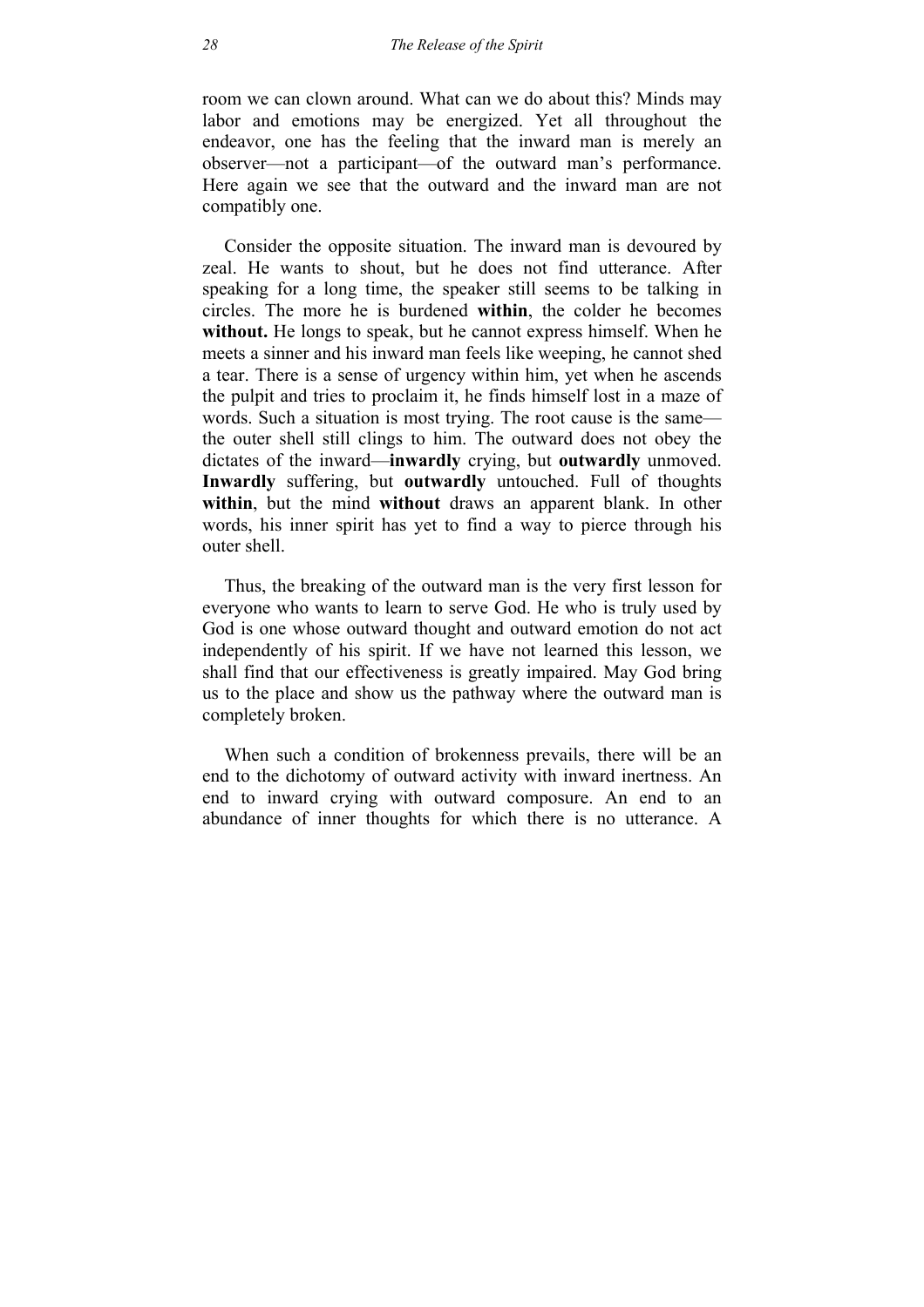room we can clown around. What can we do about this? Minds may labor and emotions may be energized. Yet all throughout the endeavor, one has the feeling that the inward man is merely an observer—not a participant—of the outward man's performance. Here again we see that the outward and the inward man are not compatibly one.

Consider the opposite situation. The inward man is devoured by zeal. He wants to shout, but he does not find utterance. After speaking for a long time, the speaker still seems to be talking in circles. The more he is burdened **within**, the colder he becomes **without.** He longs to speak, but he cannot express himself. When he meets a sinner and his inward man feels like weeping, he cannot shed a tear. There is a sense of urgency within him, yet when he ascends the pulpit and tries to proclaim it, he finds himself lost in a maze of words. Such a situation is most trying. The root cause is the same—the outer shell still clings to him. The outward does not obey the dictates of the inward—**inwardly** crying, but **outwardly** unmoved. **Inwardly** suffering, but **outwardly** untouched. Full of thoughts **within**, but the mind **without** draws an apparent blank. In other words, his inner spirit has yet to find a way to pierce through his outer shell.

Thus, the breaking of the outward man is the very first lesson for everyone who wants to learn to serve God. He who is truly used by God is one whose outward thought and outward emotion do not act independently of his spirit. If we have not learned this lesson, we shall find that our effectiveness is greatly impaired. May God bring us to the place and show us the pathway where the outward man is completely broken.

When such a condition of brokenness prevails, there will be an end to the dichotomy of outward activity with inward inertness. An end to inward crying with outward composure. An end to an abundance of inner thoughts for which there is no utterance. A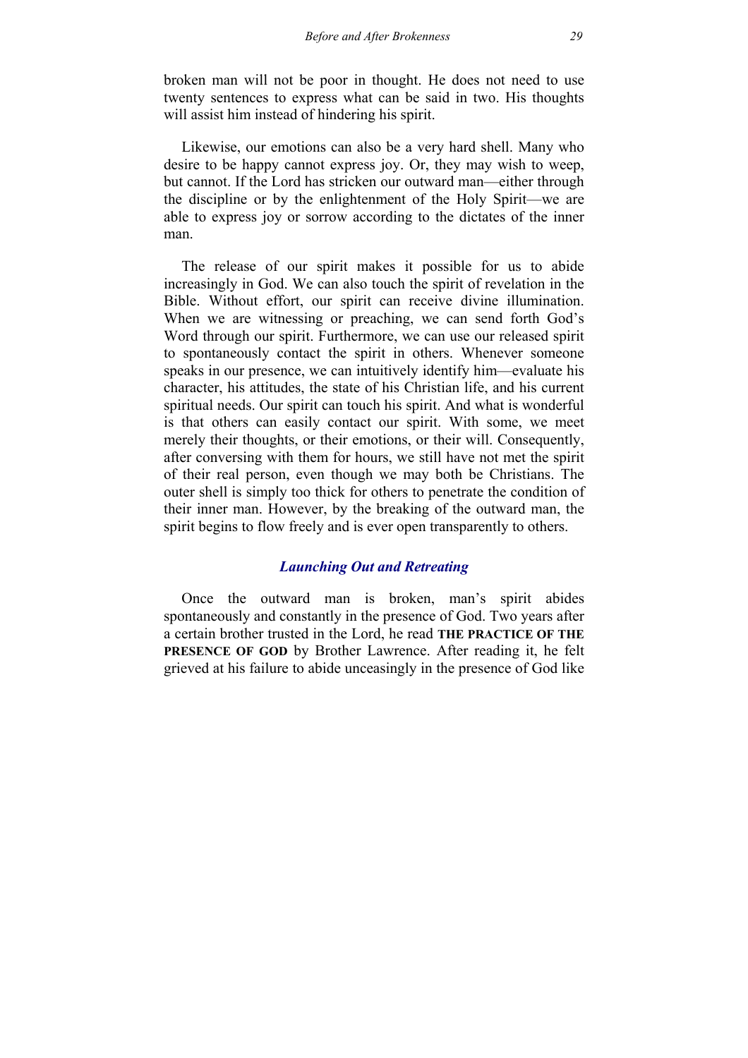broken man will not be poor in thought. He does not need to use twenty sentences to express what can be said in two. His thoughts will assist him instead of hindering his spirit.

Likewise, our emotions can also be a very hard shell. Many who desire to be happy cannot express joy. Or, they may wish to weep, but cannot. If the Lord has stricken our outward man—either through the discipline or by the enlightenment of the Holy Spirit—we are able to express joy or sorrow according to the dictates of the inner man.

The release of our spirit makes it possible for us to abide increasingly in God. We can also touch the spirit of revelation in the Bible. Without effort, our spirit can receive divine illumination. When we are witnessing or preaching, we can send forth God's Word through our spirit. Furthermore, we can use our released spirit to spontaneously contact the spirit in others. Whenever someone speaks in our presence, we can intuitively identify him—evaluate his character, his attitudes, the state of his Christian life, and his current spiritual needs. Our spirit can touch his spirit. And what is wonderful is that others can easily contact our spirit. With some, we meet merely their thoughts, or their emotions, or their will. Consequently, after conversing with them for hours, we still have not met the spirit of their real person, even though we may both be Christians. The outer shell is simply too thick for others to penetrate the condition of their inner man. However, by the breaking of the outward man, the spirit begins to flow freely and is ever open transparently to others.

### *Launching Out and Retreating*

Once the outward man is broken, man's spirit abides spontaneously and constantly in the presence of God. Two years after a certain brother trusted in the Lord, he read **THE PRACTICE OF THE PRESENCE OF GOD** by Brother Lawrence. After reading it, he felt grieved at his failure to abide unceasingly in the presence of God like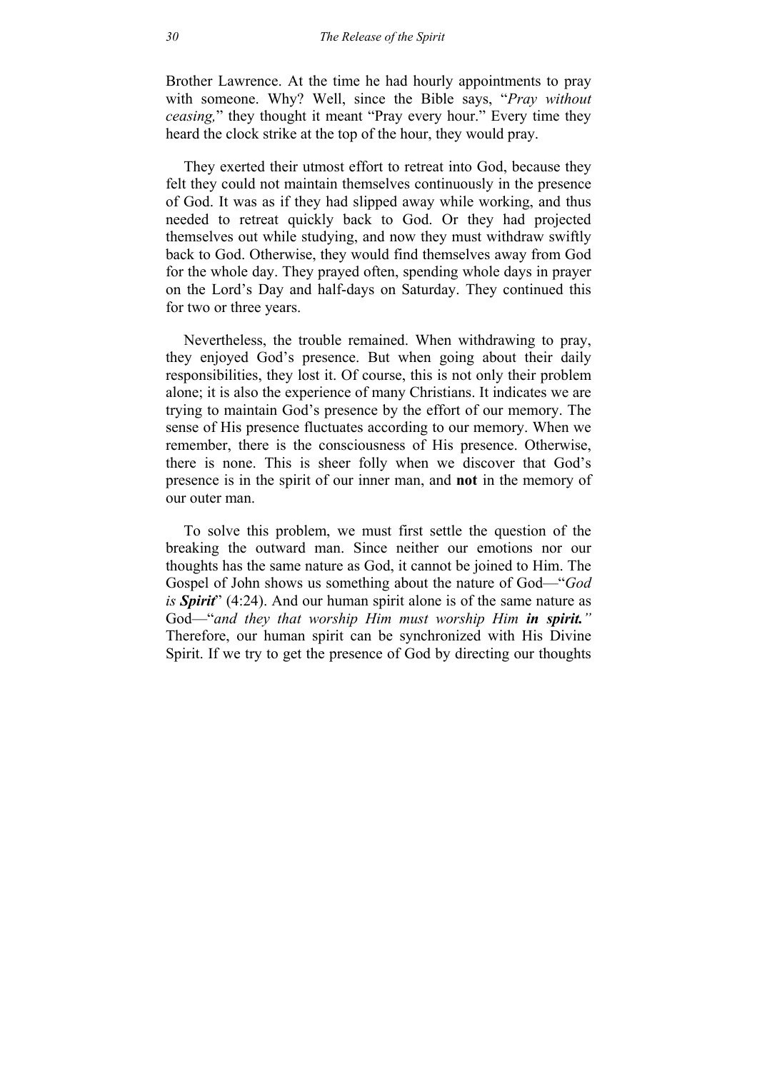Brother Lawrence. At the time he had hourly appointments to pray with someone. Why? Well, since the Bible says, "*Pray without ceasing,*" they thought it meant "Pray every hour." Every time they heard the clock strike at the top of the hour, they would pray.

They exerted their utmost effort to retreat into God, because they felt they could not maintain themselves continuously in the presence of God. It was as if they had slipped away while working, and thus needed to retreat quickly back to God. Or they had projected themselves out while studying, and now they must withdraw swiftly back to God. Otherwise, they would find themselves away from God for the whole day. They prayed often, spending whole days in prayer on the Lord's Day and half-days on Saturday. They continued this for two or three years.

Nevertheless, the trouble remained. When withdrawing to pray, they enjoyed God's presence. But when going about their daily responsibilities, they lost it. Of course, this is not only their problem alone; it is also the experience of many Christians. It indicates we are trying to maintain God's presence by the effort of our memory. The sense of His presence fluctuates according to our memory. When we remember, there is the consciousness of His presence. Otherwise, there is none. This is sheer folly when we discover that God's presence is in the spirit of our inner man, and **not** in the memory of our outer man.

To solve this problem, we must first settle the question of the breaking the outward man. Since neither our emotions nor our thoughts has the same nature as God, it cannot be joined to Him. The Gospel of John shows us something about the nature of God—"*God is* ***Spirit***" (4:24). And our human spirit alone is of the same nature as God—"*and they that worship Him must worship Him* ***in spirit.****"* Therefore, our human spirit can be synchronized with His Divine Spirit. If we try to get the presence of God by directing our thoughts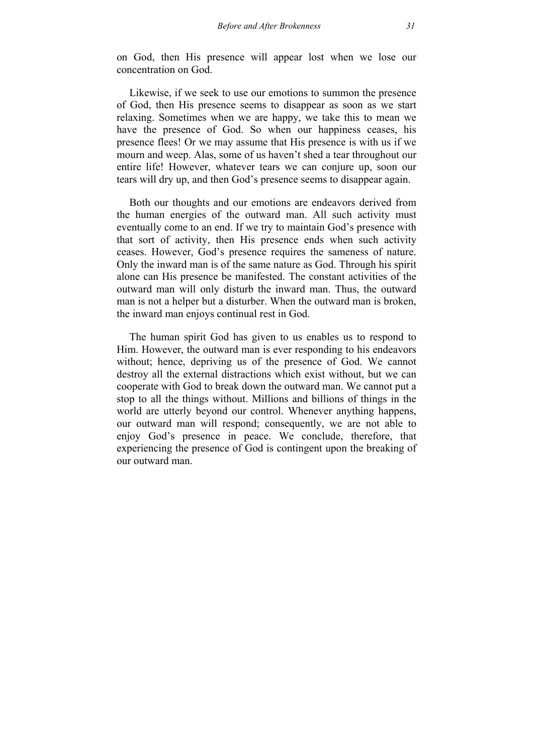on God, then His presence will appear lost when we lose our concentration on God.

Likewise, if we seek to use our emotions to summon the presence of God, then His presence seems to disappear as soon as we start relaxing. Sometimes when we are happy, we take this to mean we have the presence of God. So when our happiness ceases, his presence flees! Or we may assume that His presence is with us if we mourn and weep. Alas, some of us haven't shed a tear throughout our entire life! However, whatever tears we can conjure up, soon our tears will dry up, and then God's presence seems to disappear again.

Both our thoughts and our emotions are endeavors derived from the human energies of the outward man. All such activity must eventually come to an end. If we try to maintain God's presence with that sort of activity, then His presence ends when such activity ceases. However, God's presence requires the sameness of nature. Only the inward man is of the same nature as God. Through his spirit alone can His presence be manifested. The constant activities of the outward man will only disturb the inward man. Thus, the outward man is not a helper but a disturber. When the outward man is broken, the inward man enjoys continual rest in God.

The human spirit God has given to us enables us to respond to Him. However, the outward man is ever responding to his endeavors without; hence, depriving us of the presence of God. We cannot destroy all the external distractions which exist without, but we can cooperate with God to break down the outward man. We cannot put a stop to all the things without. Millions and billions of things in the world are utterly beyond our control. Whenever anything happens, our outward man will respond; consequently, we are not able to enjoy God's presence in peace. We conclude, therefore, that experiencing the presence of God is contingent upon the breaking of our outward man.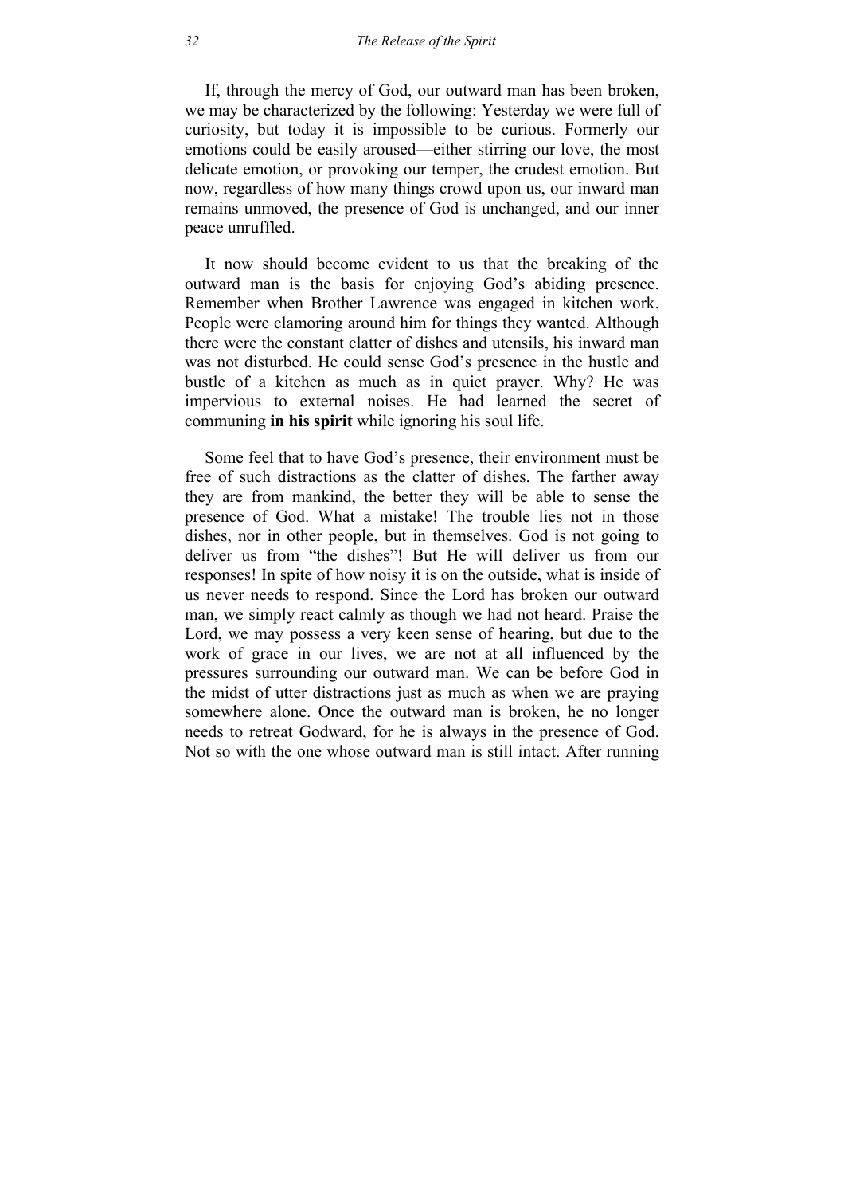If, through the mercy of God, our outward man has been broken, we may be characterized by the following: Yesterday we were full of curiosity, but today it is impossible to be curious. Formerly our emotions could be easily aroused—either stirring our love, the most delicate emotion, or provoking our temper, the crudest emotion. But now, regardless of how many things crowd upon us, our inward man remains unmoved, the presence of God is unchanged, and our inner peace unruffled.

It now should become evident to us that the breaking of the outward man is the basis for enjoying God's abiding presence. Remember when Brother Lawrence was engaged in kitchen work. People were clamoring around him for things they wanted. Although there were the constant clatter of dishes and utensils, his inward man was not disturbed. He could sense God's presence in the hustle and bustle of a kitchen as much as in quiet prayer. Why? He was impervious to external noises. He had learned the secret of communing **in his spirit** while ignoring his soul life.

Some feel that to have God's presence, their environment must be free of such distractions as the clatter of dishes. The farther away they are from mankind, the better they will be able to sense the presence of God. What a mistake! The trouble lies not in those dishes, nor in other people, but in themselves. God is not going to deliver us from "the dishes"! But He will deliver us from our responses! In spite of how noisy it is on the outside, what is inside of us never needs to respond. Since the Lord has broken our outward man, we simply react calmly as though we had not heard. Praise the Lord, we may possess a very keen sense of hearing, but due to the work of grace in our lives, we are not at all influenced by the pressures surrounding our outward man. We can be before God in the midst of utter distractions just as much as when we are praying somewhere alone. Once the outward man is broken, he no longer needs to retreat Godward, for he is always in the presence of God. Not so with the one whose outward man is still intact. After running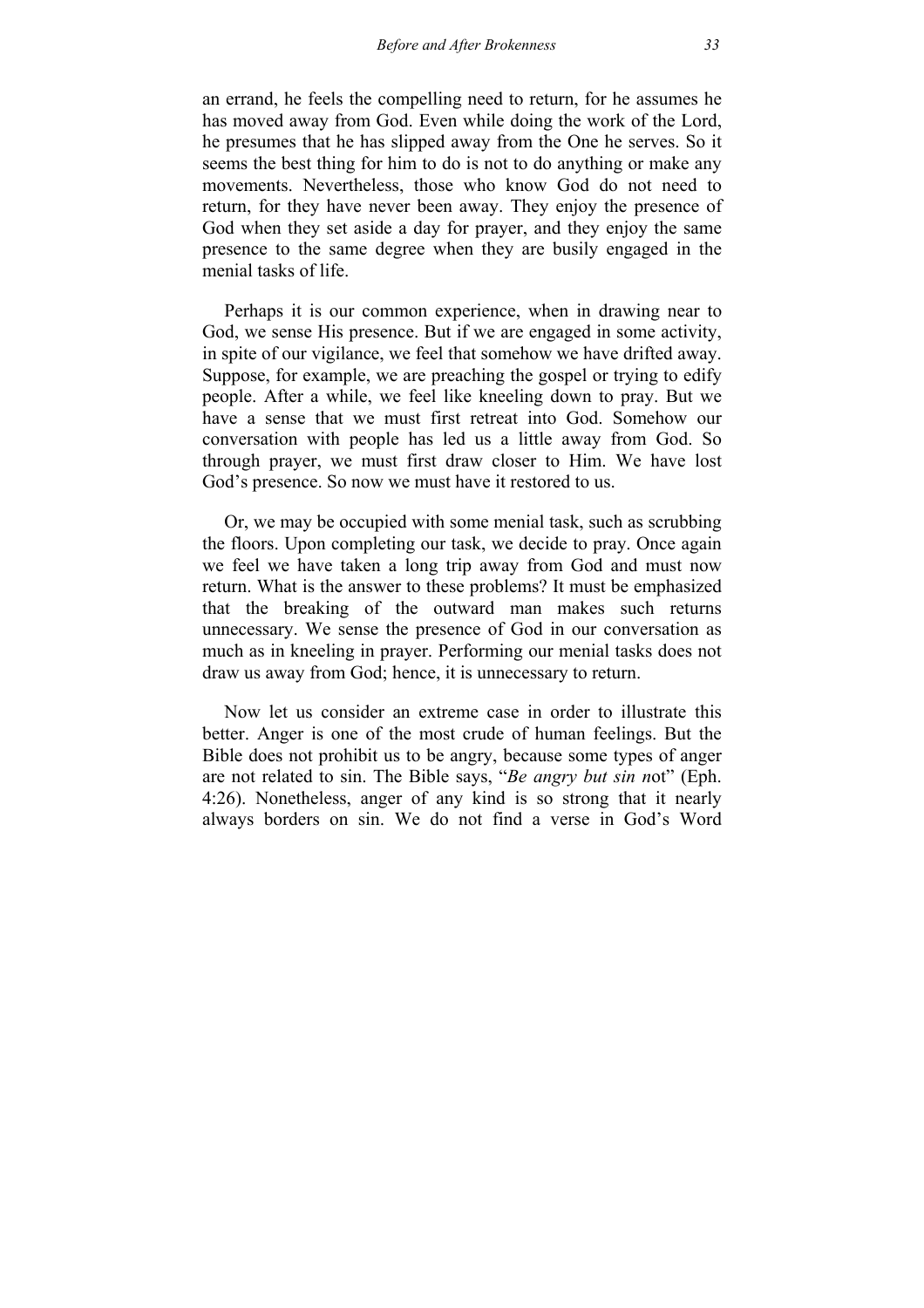an errand, he feels the compelling need to return, for he assumes he has moved away from God. Even while doing the work of the Lord, he presumes that he has slipped away from the One he serves. So it seems the best thing for him to do is not to do anything or make any movements. Nevertheless, those who know God do not need to return, for they have never been away. They enjoy the presence of God when they set aside a day for prayer, and they enjoy the same presence to the same degree when they are busily engaged in the menial tasks of life.

Perhaps it is our common experience, when in drawing near to God, we sense His presence. But if we are engaged in some activity, in spite of our vigilance, we feel that somehow we have drifted away. Suppose, for example, we are preaching the gospel or trying to edify people. After a while, we feel like kneeling down to pray. But we have a sense that we must first retreat into God. Somehow our conversation with people has led us a little away from God. So through prayer, we must first draw closer to Him. We have lost God's presence. So now we must have it restored to us.

Or, we may be occupied with some menial task, such as scrubbing the floors. Upon completing our task, we decide to pray. Once again we feel we have taken a long trip away from God and must now return. What is the answer to these problems? It must be emphasized that the breaking of the outward man makes such returns unnecessary. We sense the presence of God in our conversation as much as in kneeling in prayer. Performing our menial tasks does not draw us away from God; hence, it is unnecessary to return.

Now let us consider an extreme case in order to illustrate this better. Anger is one of the most crude of human feelings. But the Bible does not prohibit us to be angry, because some types of anger are not related to sin. The Bible says, "*Be angry but sin n*ot" (Eph. 4:26). Nonetheless, anger of any kind is so strong that it nearly always borders on sin. We do not find a verse in God's Word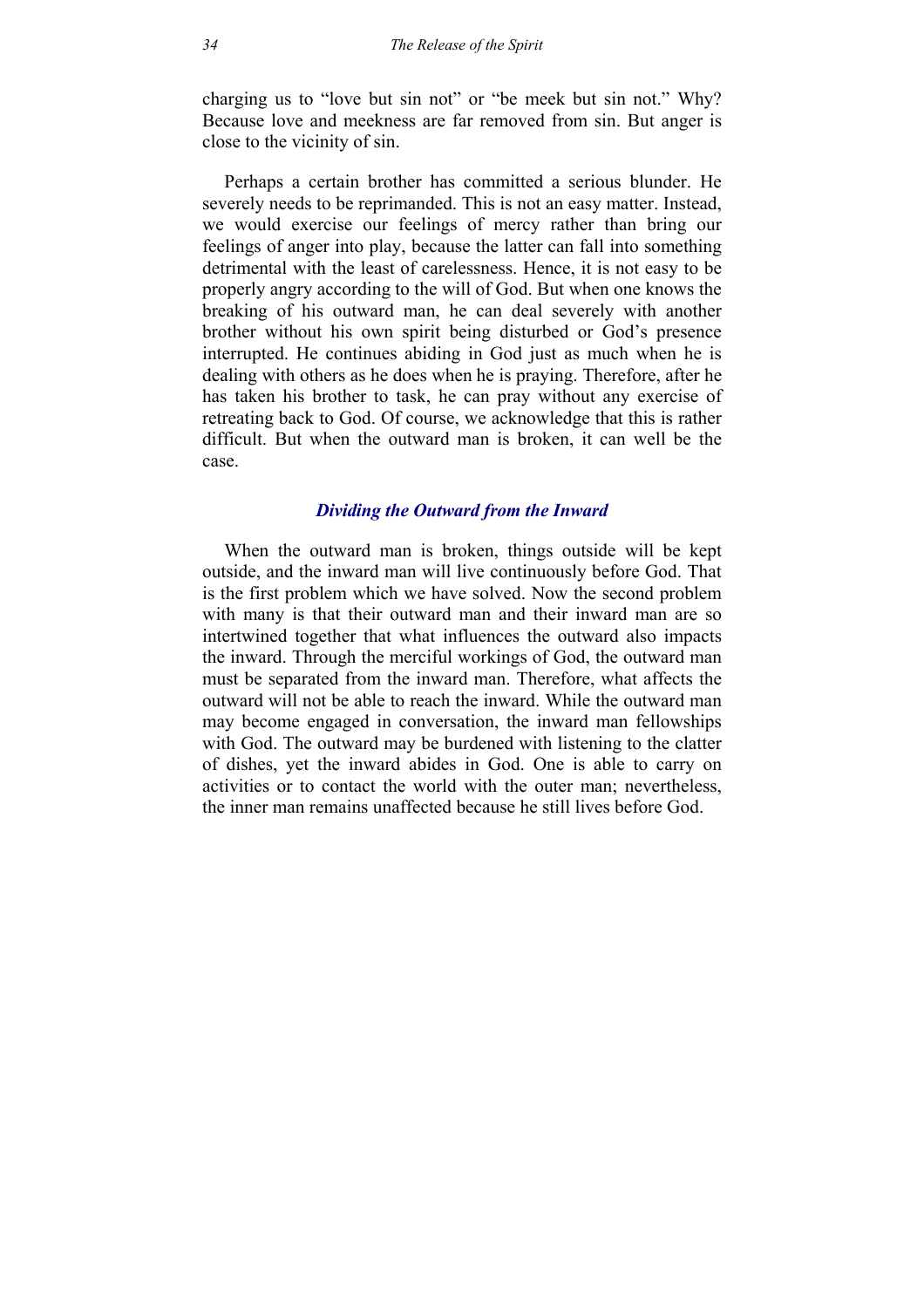charging us to "love but sin not" or "be meek but sin not." Why? Because love and meekness are far removed from sin. But anger is close to the vicinity of sin.

Perhaps a certain brother has committed a serious blunder. He severely needs to be reprimanded. This is not an easy matter. Instead, we would exercise our feelings of mercy rather than bring our feelings of anger into play, because the latter can fall into something detrimental with the least of carelessness. Hence, it is not easy to be properly angry according to the will of God. But when one knows the breaking of his outward man, he can deal severely with another brother without his own spirit being disturbed or God's presence interrupted. He continues abiding in God just as much when he is dealing with others as he does when he is praying. Therefore, after he has taken his brother to task, he can pray without any exercise of retreating back to God. Of course, we acknowledge that this is rather difficult. But when the outward man is broken, it can well be the case.

### *Dividing the Outward from the Inward*

When the outward man is broken, things outside will be kept outside, and the inward man will live continuously before God. That is the first problem which we have solved. Now the second problem with many is that their outward man and their inward man are so intertwined together that what influences the outward also impacts the inward. Through the merciful workings of God, the outward man must be separated from the inward man. Therefore, what affects the outward will not be able to reach the inward. While the outward man may become engaged in conversation, the inward man fellowships with God. The outward may be burdened with listening to the clatter of dishes, yet the inward abides in God. One is able to carry on activities or to contact the world with the outer man; nevertheless, the inner man remains unaffected because he still lives before God.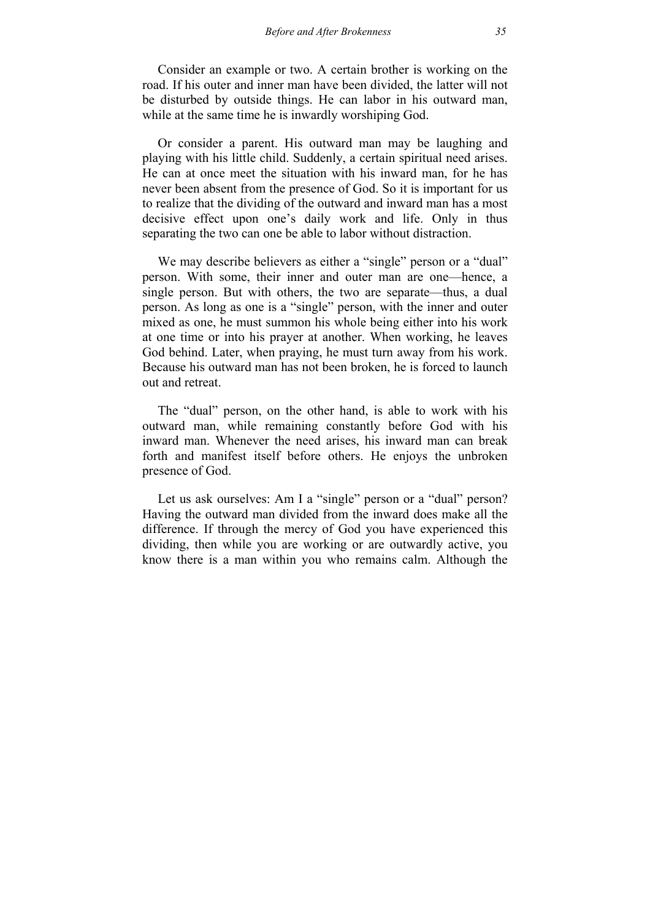Consider an example or two. A certain brother is working on the road. If his outer and inner man have been divided, the latter will not be disturbed by outside things. He can labor in his outward man, while at the same time he is inwardly worshiping God.

Or consider a parent. His outward man may be laughing and playing with his little child. Suddenly, a certain spiritual need arises. He can at once meet the situation with his inward man, for he has never been absent from the presence of God. So it is important for us to realize that the dividing of the outward and inward man has a most decisive effect upon one's daily work and life. Only in thus separating the two can one be able to labor without distraction.

We may describe believers as either a "single" person or a "dual" person. With some, their inner and outer man are one—hence, a single person. But with others, the two are separate—thus, a dual person. As long as one is a "single" person, with the inner and outer mixed as one, he must summon his whole being either into his work at one time or into his prayer at another. When working, he leaves God behind. Later, when praying, he must turn away from his work. Because his outward man has not been broken, he is forced to launch out and retreat.

The "dual" person, on the other hand, is able to work with his outward man, while remaining constantly before God with his inward man. Whenever the need arises, his inward man can break forth and manifest itself before others. He enjoys the unbroken presence of God.

Let us ask ourselves: Am I a "single" person or a "dual" person? Having the outward man divided from the inward does make all the difference. If through the mercy of God you have experienced this dividing, then while you are working or are outwardly active, you know there is a man within you who remains calm. Although the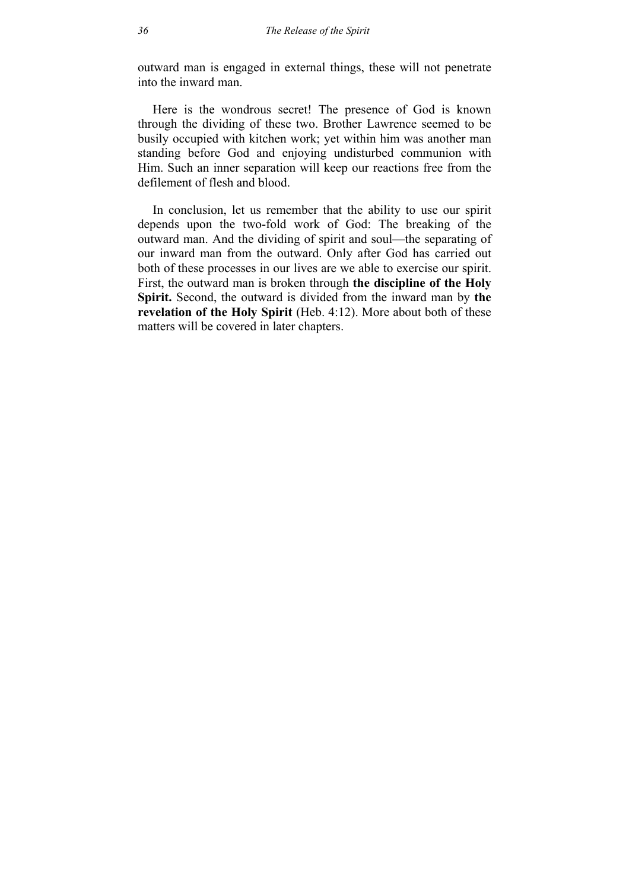outward man is engaged in external things, these will not penetrate into the inward man.

Here is the wondrous secret! The presence of God is known through the dividing of these two. Brother Lawrence seemed to be busily occupied with kitchen work; yet within him was another man standing before God and enjoying undisturbed communion with Him. Such an inner separation will keep our reactions free from the defilement of flesh and blood.

In conclusion, let us remember that the ability to use our spirit depends upon the two-fold work of God: The breaking of the outward man. And the dividing of spirit and soul—the separating of our inward man from the outward. Only after God has carried out both of these processes in our lives are we able to exercise our spirit. First, the outward man is broken through **the discipline of the Holy Spirit.** Second, the outward is divided from the inward man by **the revelation of the Holy Spirit** (Heb. 4:12). More about both of these matters will be covered in later chapters.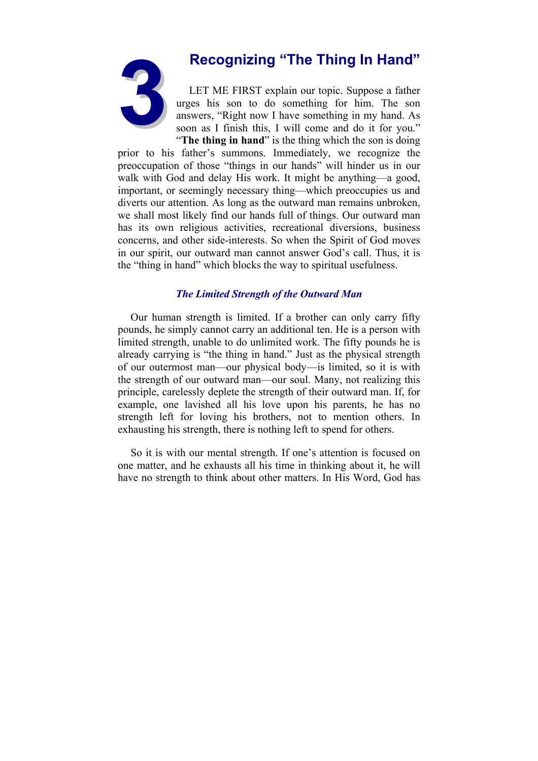# 3 Recognizing "The Thing In Hand"

LET ME FIRST explain our topic. Suppose a father urges his son to do something for him. The son answers, "Right now I have something in my hand. As soon as I finish this, I will come and do it for you." "**The thing in hand**" is the thing which the son is doing prior to his father's summons. Immediately, we recognize the preoccupation of those "things in our hands" will hinder us in our walk with God and delay His work. It might be anything—a good, important, or seemingly necessary thing—which preoccupies us and diverts our attention. As long as the outward man remains unbroken, we shall most likely find our hands full of things. Our outward man has its own religious activities, recreational diversions, business concerns, and other side-interests. So when the Spirit of God moves in our spirit, our outward man cannot answer God's call. Thus, it is the "thing in hand" which blocks the way to spiritual usefulness.

### *The Limited Strength of the Outward Man*

Our human strength is limited. If a brother can only carry fifty pounds, he simply cannot carry an additional ten. He is a person with limited strength, unable to do unlimited work. The fifty pounds he is already carrying is "the thing in hand." Just as the physical strength of our outermost man—our physical body—is limited, so it is with the strength of our outward man—our soul. Many, not realizing this principle, carelessly deplete the strength of their outward man. If, for example, one lavished all his love upon his parents, he has no strength left for loving his brothers, not to mention others. In exhausting his strength, there is nothing left to spend for others.

So it is with our mental strength. If one's attention is focused on one matter, and he exhausts all his time in thinking about it, he will have no strength to think about other matters. In His Word, God has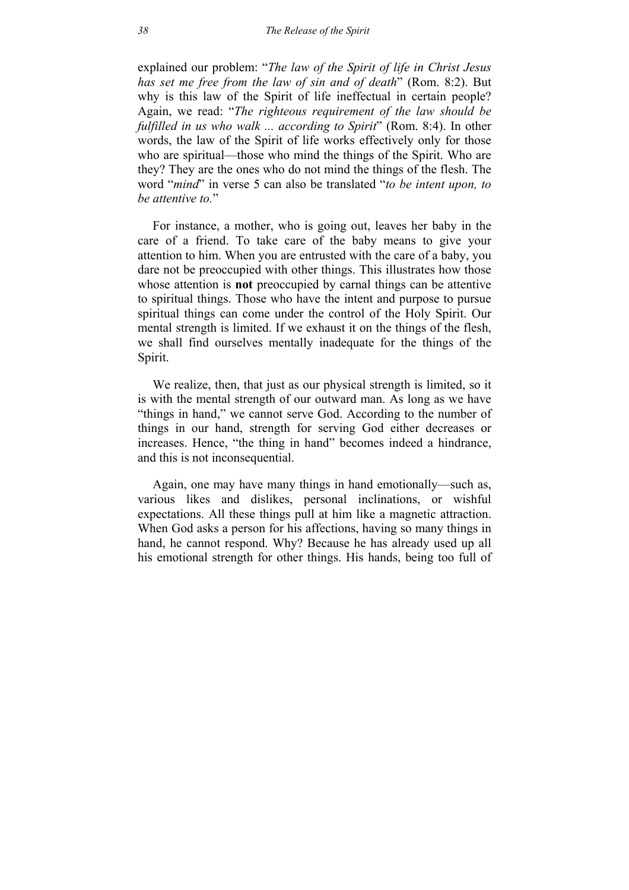explained our problem: "*The law of the Spirit of life in Christ Jesus has set me free from the law of sin and of death*" (Rom. 8:2). But why is this law of the Spirit of life ineffectual in certain people? Again, we read: "*The righteous requirement of the law should be fulfilled in us who walk ... according to Spirit*" (Rom. 8:4). In other words, the law of the Spirit of life works effectively only for those who are spiritual—those who mind the things of the Spirit. Who are they? They are the ones who do not mind the things of the flesh. The word "*mind*" in verse 5 can also be translated "*to be intent upon, to be attentive to.*"

For instance, a mother, who is going out, leaves her baby in the care of a friend. To take care of the baby means to give your attention to him. When you are entrusted with the care of a baby, you dare not be preoccupied with other things. This illustrates how those whose attention is **not** preoccupied by carnal things can be attentive to spiritual things. Those who have the intent and purpose to pursue spiritual things can come under the control of the Holy Spirit. Our mental strength is limited. If we exhaust it on the things of the flesh, we shall find ourselves mentally inadequate for the things of the Spirit.

We realize, then, that just as our physical strength is limited, so it is with the mental strength of our outward man. As long as we have "things in hand," we cannot serve God. According to the number of things in our hand, strength for serving God either decreases or increases. Hence, "the thing in hand" becomes indeed a hindrance, and this is not inconsequential.

Again, one may have many things in hand emotionally—such as, various likes and dislikes, personal inclinations, or wishful expectations. All these things pull at him like a magnetic attraction. When God asks a person for his affections, having so many things in hand, he cannot respond. Why? Because he has already used up all his emotional strength for other things. His hands, being too full of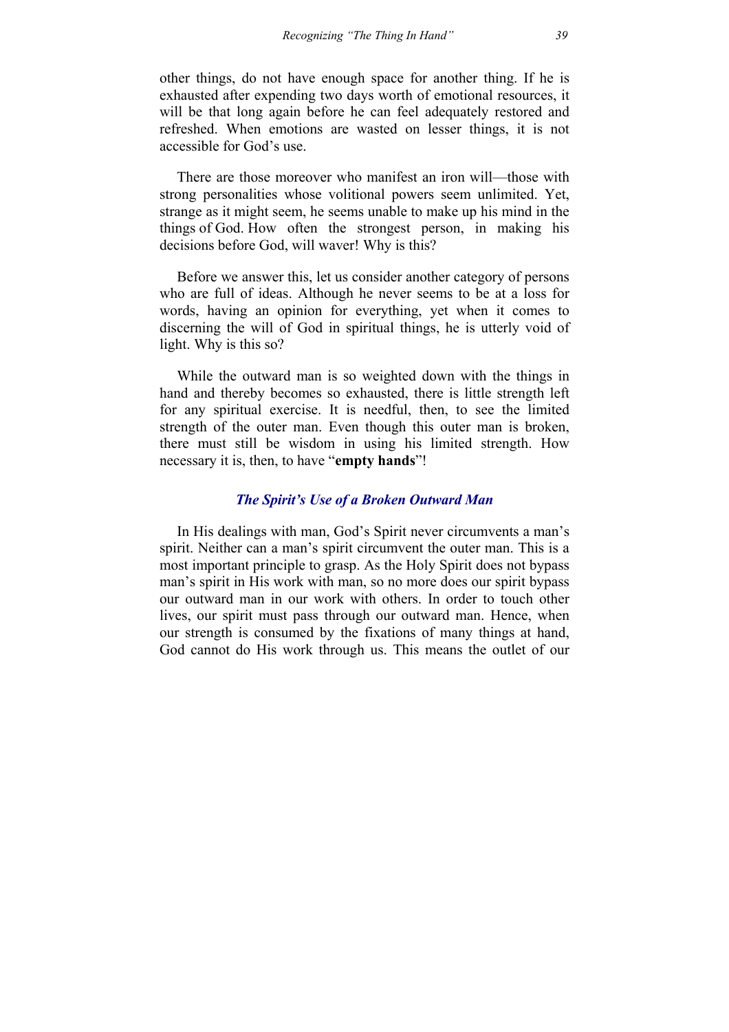other things, do not have enough space for another thing. If he is exhausted after expending two days worth of emotional resources, it will be that long again before he can feel adequately restored and refreshed. When emotions are wasted on lesser things, it is not accessible for God's use.

There are those moreover who manifest an iron will—those with strong personalities whose volitional powers seem unlimited. Yet, strange as it might seem, he seems unable to make up his mind in the things of God. How often the strongest person, in making his decisions before God, will waver! Why is this?

Before we answer this, let us consider another category of persons who are full of ideas. Although he never seems to be at a loss for words, having an opinion for everything, yet when it comes to discerning the will of God in spiritual things, he is utterly void of light. Why is this so?

While the outward man is so weighted down with the things in hand and thereby becomes so exhausted, there is little strength left for any spiritual exercise. It is needful, then, to see the limited strength of the outer man. Even though this outer man is broken, there must still be wisdom in using his limited strength. How necessary it is, then, to have "**empty hands**"!

### *The Spirit's Use of a Broken Outward Man*

In His dealings with man, God's Spirit never circumvents a man's spirit. Neither can a man's spirit circumvent the outer man. This is a most important principle to grasp. As the Holy Spirit does not bypass man's spirit in His work with man, so no more does our spirit bypass our outward man in our work with others. In order to touch other lives, our spirit must pass through our outward man. Hence, when our strength is consumed by the fixations of many things at hand, God cannot do His work through us. This means the outlet of our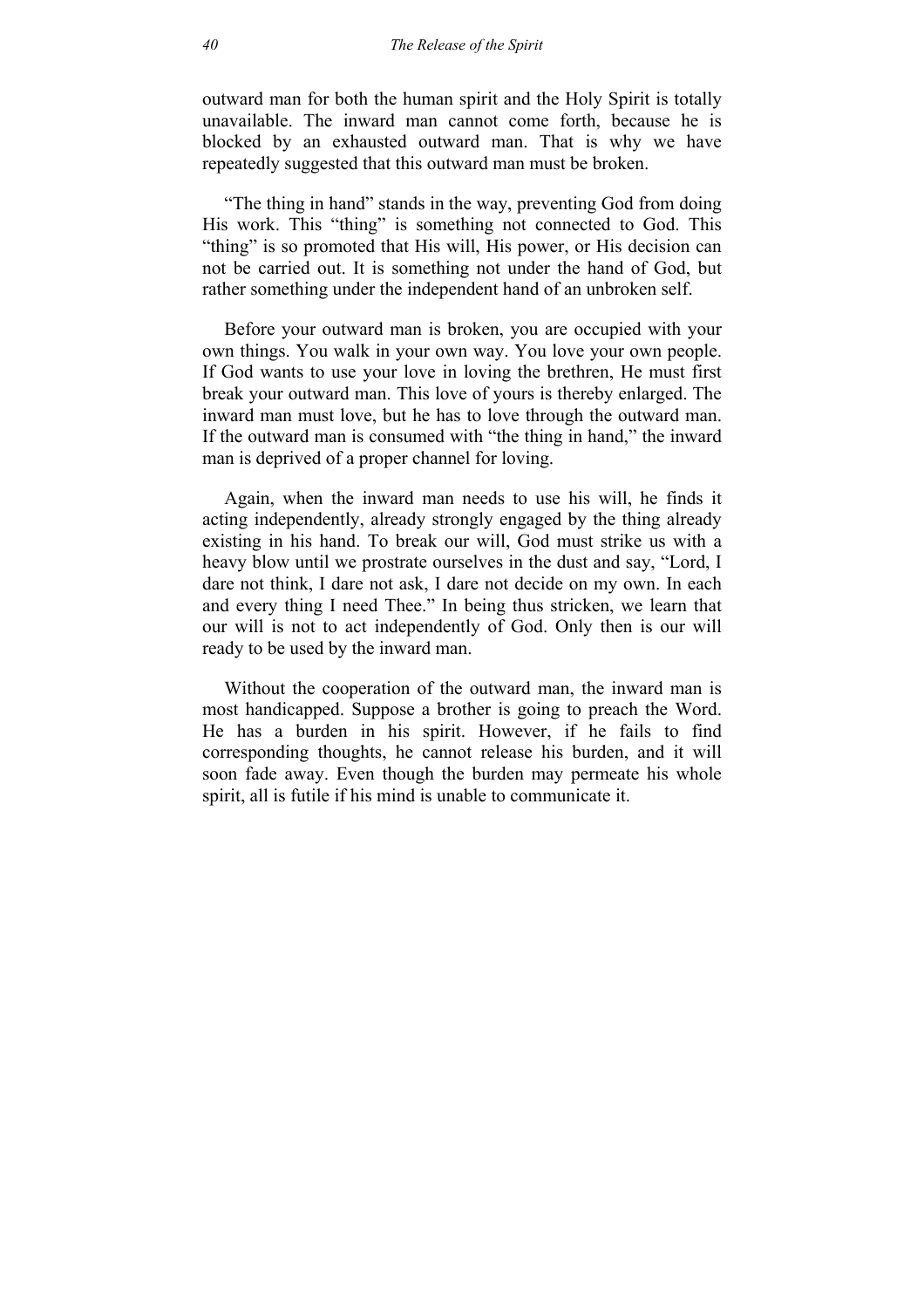outward man for both the human spirit and the Holy Spirit is totally unavailable. The inward man cannot come forth, because he is blocked by an exhausted outward man. That is why we have repeatedly suggested that this outward man must be broken.

"The thing in hand" stands in the way, preventing God from doing His work. This "thing" is something not connected to God. This "thing" is so promoted that His will, His power, or His decision can not be carried out. It is something not under the hand of God, but rather something under the independent hand of an unbroken self.

Before your outward man is broken, you are occupied with your own things. You walk in your own way. You love your own people. If God wants to use your love in loving the brethren, He must first break your outward man. This love of yours is thereby enlarged. The inward man must love, but he has to love through the outward man. If the outward man is consumed with "the thing in hand," the inward man is deprived of a proper channel for loving.

Again, when the inward man needs to use his will, he finds it acting independently, already strongly engaged by the thing already existing in his hand. To break our will, God must strike us with a heavy blow until we prostrate ourselves in the dust and say, "Lord, I dare not think, I dare not ask, I dare not decide on my own. In each and every thing I need Thee." In being thus stricken, we learn that our will is not to act independently of God. Only then is our will ready to be used by the inward man.

Without the cooperation of the outward man, the inward man is most handicapped. Suppose a brother is going to preach the Word. He has a burden in his spirit. However, if he fails to find corresponding thoughts, he cannot release his burden, and it will soon fade away. Even though the burden may permeate his whole spirit, all is futile if his mind is unable to communicate it.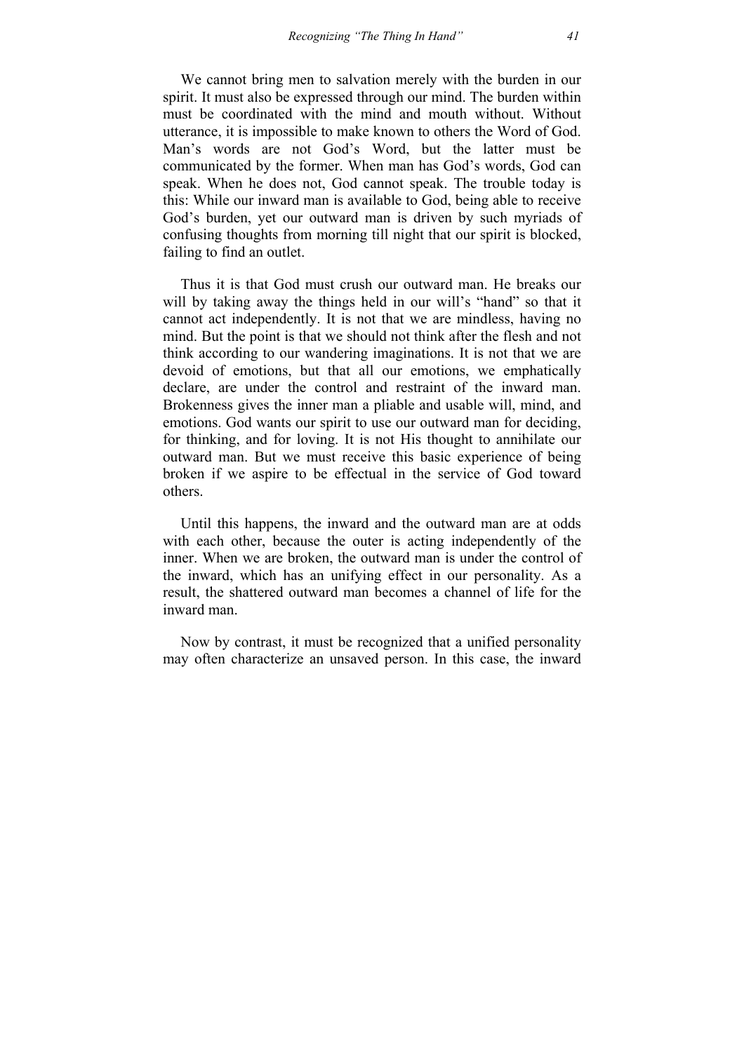We cannot bring men to salvation merely with the burden in our spirit. It must also be expressed through our mind. The burden within must be coordinated with the mind and mouth without. Without utterance, it is impossible to make known to others the Word of God. Man's words are not God's Word, but the latter must be communicated by the former. When man has God's words, God can speak. When he does not, God cannot speak. The trouble today is this: While our inward man is available to God, being able to receive God's burden, yet our outward man is driven by such myriads of confusing thoughts from morning till night that our spirit is blocked, failing to find an outlet.

Thus it is that God must crush our outward man. He breaks our will by taking away the things held in our will's "hand" so that it cannot act independently. It is not that we are mindless, having no mind. But the point is that we should not think after the flesh and not think according to our wandering imaginations. It is not that we are devoid of emotions, but that all our emotions, we emphatically declare, are under the control and restraint of the inward man. Brokenness gives the inner man a pliable and usable will, mind, and emotions. God wants our spirit to use our outward man for deciding, for thinking, and for loving. It is not His thought to annihilate our outward man. But we must receive this basic experience of being broken if we aspire to be effectual in the service of God toward others.

Until this happens, the inward and the outward man are at odds with each other, because the outer is acting independently of the inner. When we are broken, the outward man is under the control of the inward, which has an unifying effect in our personality. As a result, the shattered outward man becomes a channel of life for the inward man.

Now by contrast, it must be recognized that a unified personality may often characterize an unsaved person. In this case, the inward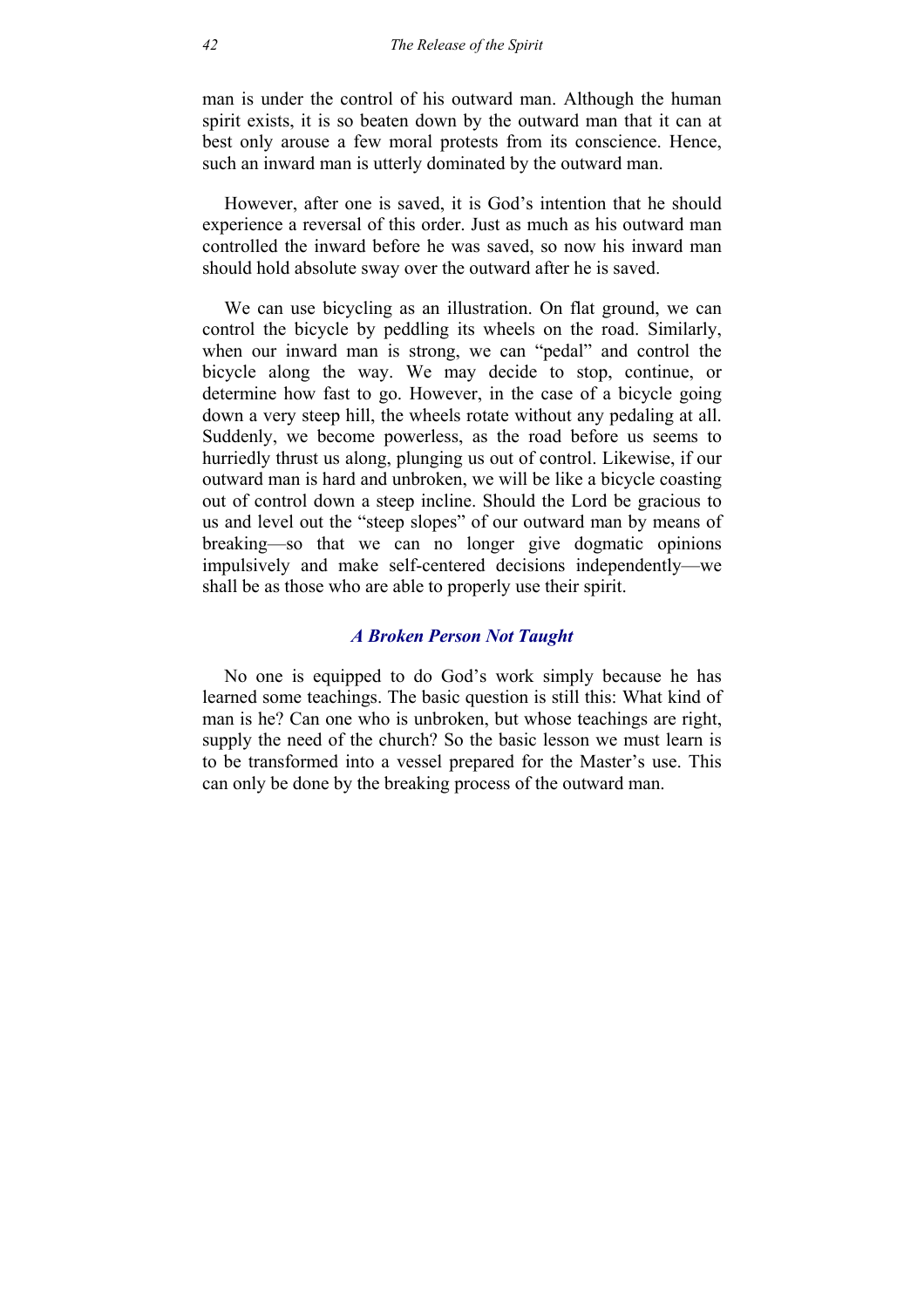man is under the control of his outward man. Although the human spirit exists, it is so beaten down by the outward man that it can at best only arouse a few moral protests from its conscience. Hence, such an inward man is utterly dominated by the outward man.

However, after one is saved, it is God's intention that he should experience a reversal of this order. Just as much as his outward man controlled the inward before he was saved, so now his inward man should hold absolute sway over the outward after he is saved.

We can use bicycling as an illustration. On flat ground, we can control the bicycle by peddling its wheels on the road. Similarly, when our inward man is strong, we can "pedal" and control the bicycle along the way. We may decide to stop, continue, or determine how fast to go. However, in the case of a bicycle going down a very steep hill, the wheels rotate without any pedaling at all. Suddenly, we become powerless, as the road before us seems to hurriedly thrust us along, plunging us out of control. Likewise, if our outward man is hard and unbroken, we will be like a bicycle coasting out of control down a steep incline. Should the Lord be gracious to us and level out the "steep slopes" of our outward man by means of breaking—so that we can no longer give dogmatic opinions impulsively and make self-centered decisions independently—we shall be as those who are able to properly use their spirit.

### *A Broken Person Not Taught*

No one is equipped to do God's work simply because he has learned some teachings. The basic question is still this: What kind of man is he? Can one who is unbroken, but whose teachings are right, supply the need of the church? So the basic lesson we must learn is to be transformed into a vessel prepared for the Master's use. This can only be done by the breaking process of the outward man.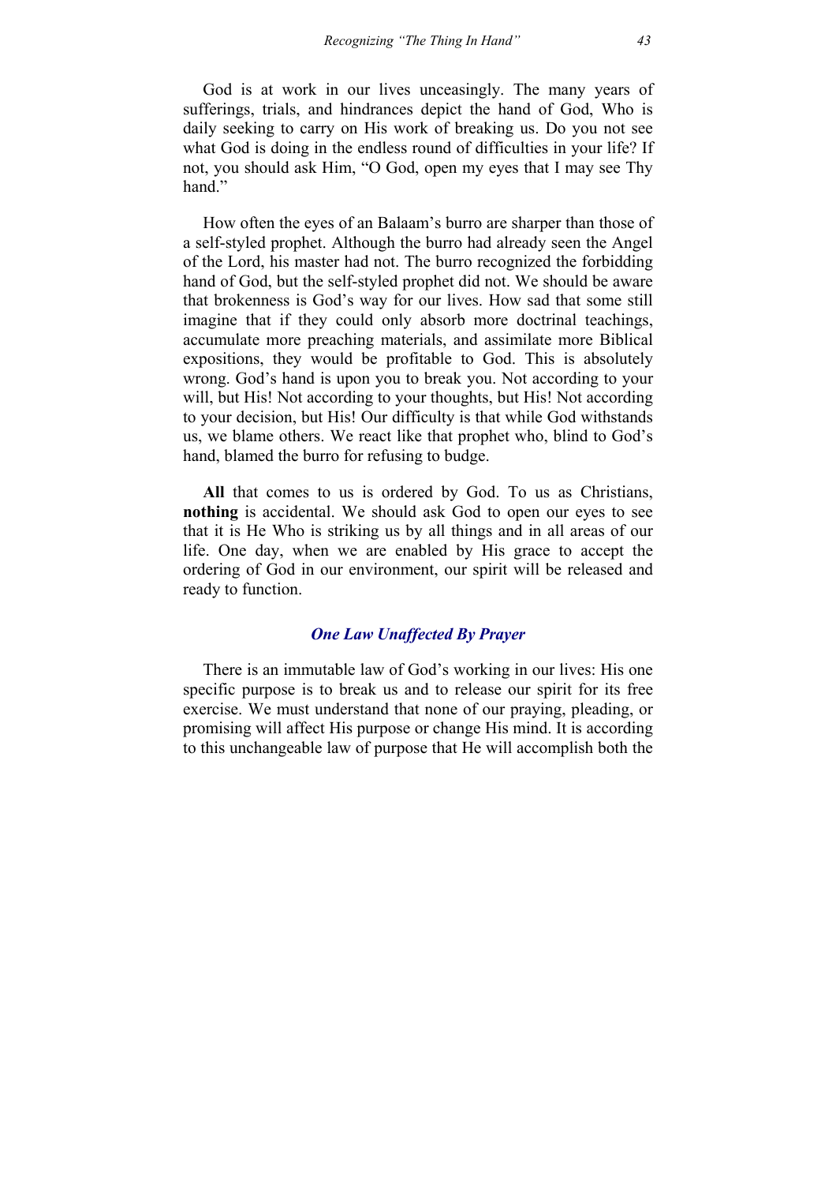God is at work in our lives unceasingly. The many years of sufferings, trials, and hindrances depict the hand of God, Who is daily seeking to carry on His work of breaking us. Do you not see what God is doing in the endless round of difficulties in your life? If not, you should ask Him, "O God, open my eyes that I may see Thy hand."

How often the eyes of an Balaam's burro are sharper than those of a self-styled prophet. Although the burro had already seen the Angel of the Lord, his master had not. The burro recognized the forbidding hand of God, but the self-styled prophet did not. We should be aware that brokenness is God's way for our lives. How sad that some still imagine that if they could only absorb more doctrinal teachings, accumulate more preaching materials, and assimilate more Biblical expositions, they would be profitable to God. This is absolutely wrong. God's hand is upon you to break you. Not according to your will, but His! Not according to your thoughts, but His! Not according to your decision, but His! Our difficulty is that while God withstands us, we blame others. We react like that prophet who, blind to God's hand, blamed the burro for refusing to budge.

**All** that comes to us is ordered by God. To us as Christians, **nothing** is accidental. We should ask God to open our eyes to see that it is He Who is striking us by all things and in all areas of our life. One day, when we are enabled by His grace to accept the ordering of God in our environment, our spirit will be released and ready to function.

### *One Law Unaffected By Prayer*

There is an immutable law of God's working in our lives: His one specific purpose is to break us and to release our spirit for its free exercise. We must understand that none of our praying, pleading, or promising will affect His purpose or change His mind. It is according to this unchangeable law of purpose that He will accomplish both the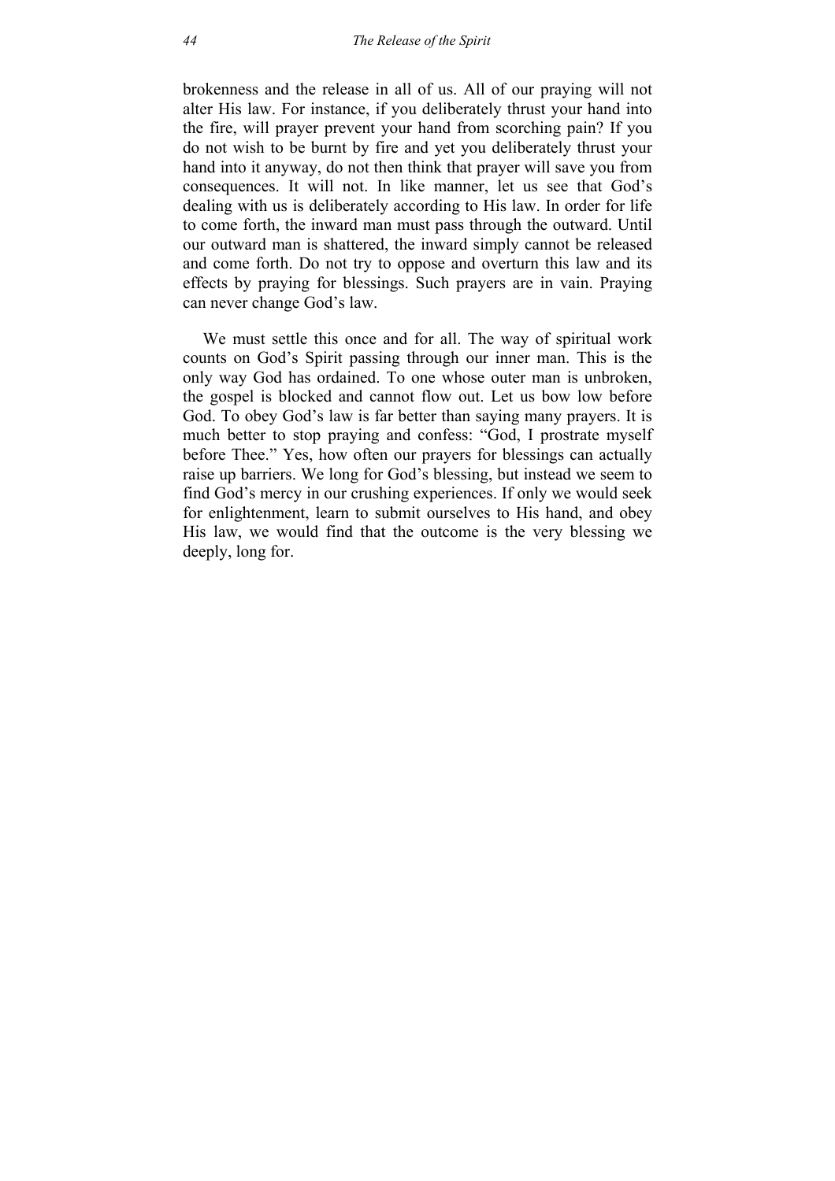brokenness and the release in all of us. All of our praying will not alter His law. For instance, if you deliberately thrust your hand into the fire, will prayer prevent your hand from scorching pain? If you do not wish to be burnt by fire and yet you deliberately thrust your hand into it anyway, do not then think that prayer will save you from consequences. It will not. In like manner, let us see that God's dealing with us is deliberately according to His law. In order for life to come forth, the inward man must pass through the outward. Until our outward man is shattered, the inward simply cannot be released and come forth. Do not try to oppose and overturn this law and its effects by praying for blessings. Such prayers are in vain. Praying can never change God's law.

We must settle this once and for all. The way of spiritual work counts on God's Spirit passing through our inner man. This is the only way God has ordained. To one whose outer man is unbroken, the gospel is blocked and cannot flow out. Let us bow low before God. To obey God's law is far better than saying many prayers. It is much better to stop praying and confess: "God, I prostrate myself before Thee." Yes, how often our prayers for blessings can actually raise up barriers. We long for God's blessing, but instead we seem to find God's mercy in our crushing experiences. If only we would seek for enlightenment, learn to submit ourselves to His hand, and obey His law, we would find that the outcome is the very blessing we deeply, long for.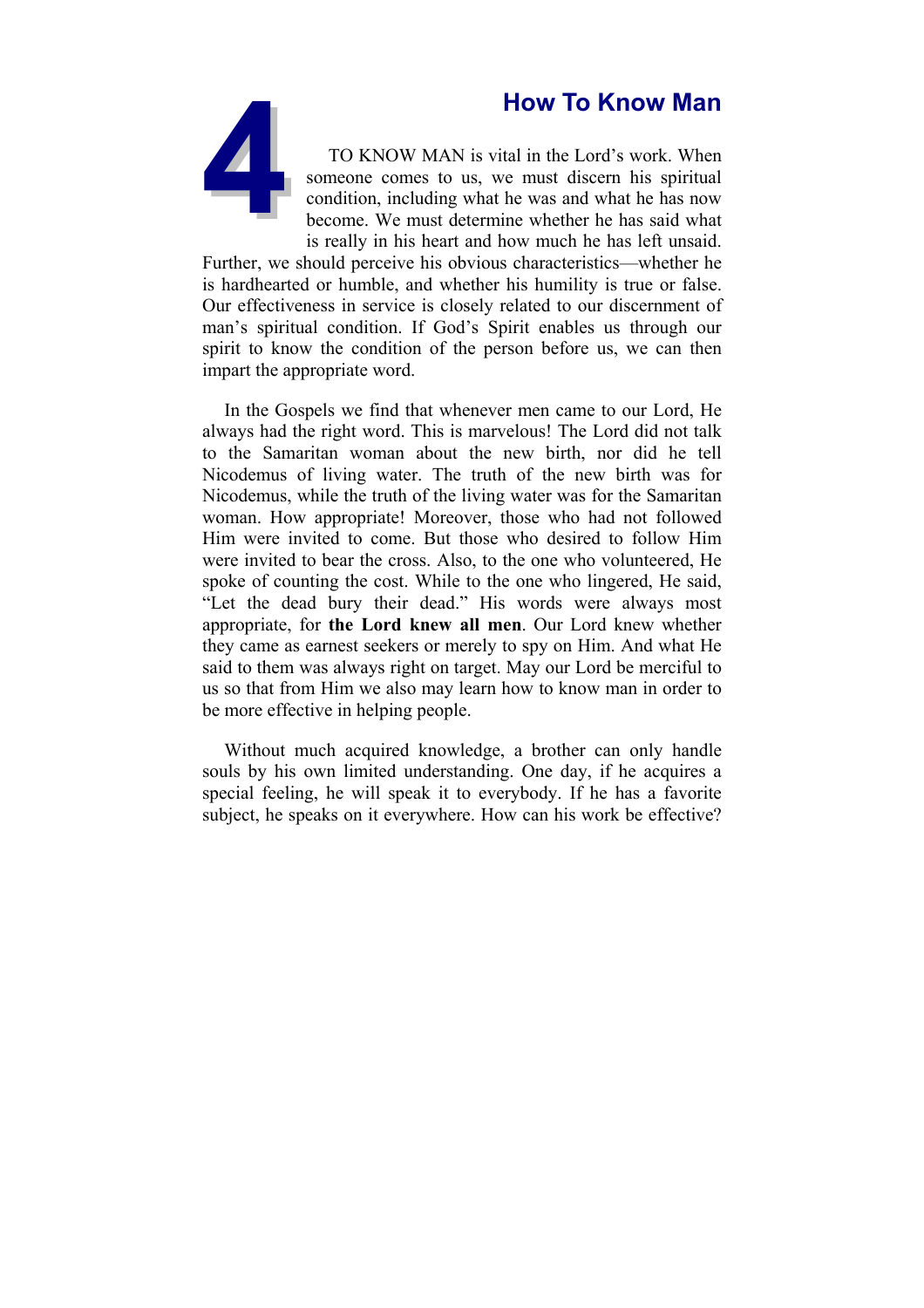# 4 How To Know Man

TO KNOW MAN is vital in the Lord's work. When someone comes to us, we must discern his spiritual condition, including what he was and what he has now become. We must determine whether he has said what is really in his heart and how much he has left unsaid. Further, we should perceive his obvious characteristics—whether he is hardhearted or humble, and whether his humility is true or false. Our effectiveness in service is closely related to our discernment of man's spiritual condition. If God's Spirit enables us through our spirit to know the condition of the person before us, we can then impart the appropriate word.

In the Gospels we find that whenever men came to our Lord, He always had the right word. This is marvelous! The Lord did not talk to the Samaritan woman about the new birth, nor did he tell Nicodemus of living water. The truth of the new birth was for Nicodemus, while the truth of the living water was for the Samaritan woman. How appropriate! Moreover, those who had not followed Him were invited to come. But those who desired to follow Him were invited to bear the cross. Also, to the one who volunteered, He spoke of counting the cost. While to the one who lingered, He said, "Let the dead bury their dead." His words were always most appropriate, for **the Lord knew all men**. Our Lord knew whether they came as earnest seekers or merely to spy on Him. And what He said to them was always right on target. May our Lord be merciful to us so that from Him we also may learn how to know man in order to be more effective in helping people.

Without much acquired knowledge, a brother can only handle souls by his own limited understanding. One day, if he acquires a special feeling, he will speak it to everybody. If he has a favorite subject, he speaks on it everywhere. How can his work be effective?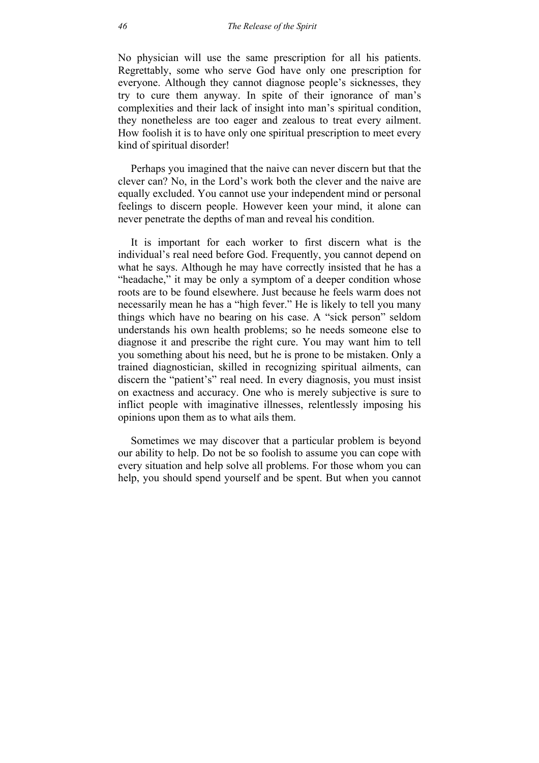No physician will use the same prescription for all his patients. Regrettably, some who serve God have only one prescription for everyone. Although they cannot diagnose people's sicknesses, they try to cure them anyway. In spite of their ignorance of man's complexities and their lack of insight into man's spiritual condition, they nonetheless are too eager and zealous to treat every ailment. How foolish it is to have only one spiritual prescription to meet every kind of spiritual disorder!

Perhaps you imagined that the naive can never discern but that the clever can? No, in the Lord's work both the clever and the naive are equally excluded. You cannot use your independent mind or personal feelings to discern people. However keen your mind, it alone can never penetrate the depths of man and reveal his condition.

It is important for each worker to first discern what is the individual's real need before God. Frequently, you cannot depend on what he says. Although he may have correctly insisted that he has a "headache," it may be only a symptom of a deeper condition whose roots are to be found elsewhere. Just because he feels warm does not necessarily mean he has a "high fever." He is likely to tell you many things which have no bearing on his case. A "sick person" seldom understands his own health problems; so he needs someone else to diagnose it and prescribe the right cure. You may want him to tell you something about his need, but he is prone to be mistaken. Only a trained diagnostician, skilled in recognizing spiritual ailments, can discern the "patient's" real need. In every diagnosis, you must insist on exactness and accuracy. One who is merely subjective is sure to inflict people with imaginative illnesses, relentlessly imposing his opinions upon them as to what ails them.

Sometimes we may discover that a particular problem is beyond our ability to help. Do not be so foolish to assume you can cope with every situation and help solve all problems. For those whom you can help, you should spend yourself and be spent. But when you cannot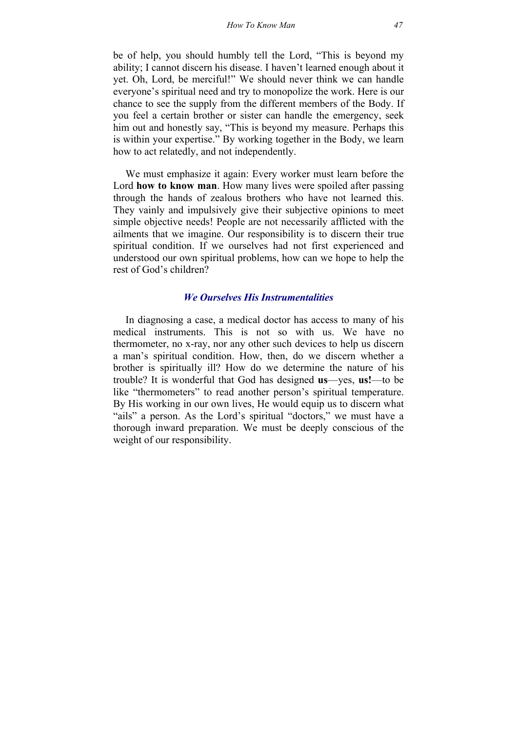be of help, you should humbly tell the Lord, "This is beyond my ability; I cannot discern his disease. I haven't learned enough about it yet. Oh, Lord, be merciful!" We should never think we can handle everyone's spiritual need and try to monopolize the work. Here is our chance to see the supply from the different members of the Body. If you feel a certain brother or sister can handle the emergency, seek him out and honestly say, "This is beyond my measure. Perhaps this is within your expertise." By working together in the Body, we learn how to act relatedly, and not independently.

We must emphasize it again: Every worker must learn before the Lord **how to know man**. How many lives were spoiled after passing through the hands of zealous brothers who have not learned this. They vainly and impulsively give their subjective opinions to meet simple objective needs! People are not necessarily afflicted with the ailments that we imagine. Our responsibility is to discern their true spiritual condition. If we ourselves had not first experienced and understood our own spiritual problems, how can we hope to help the rest of God's children?

### *We Ourselves His Instrumentalities*

In diagnosing a case, a medical doctor has access to many of his medical instruments. This is not so with us. We have no thermometer, no x-ray, nor any other such devices to help us discern a man's spiritual condition. How, then, do we discern whether a brother is spiritually ill? How do we determine the nature of his trouble? It is wonderful that God has designed **us**—yes, **us!**—to be like "thermometers" to read another person's spiritual temperature. By His working in our own lives, He would equip us to discern what "ails" a person. As the Lord's spiritual "doctors," we must have a thorough inward preparation. We must be deeply conscious of the weight of our responsibility.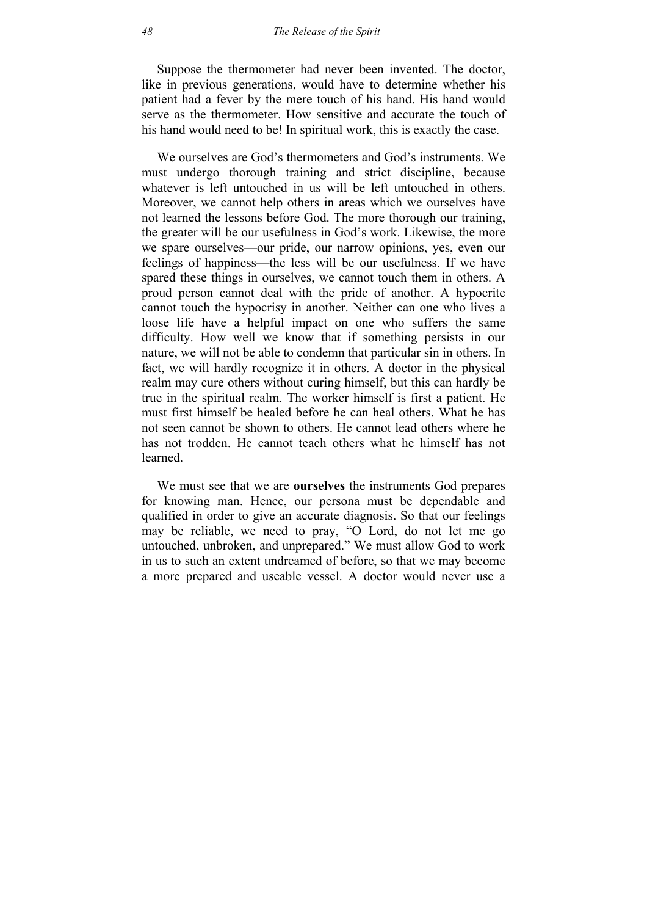Suppose the thermometer had never been invented. The doctor, like in previous generations, would have to determine whether his patient had a fever by the mere touch of his hand. His hand would serve as the thermometer. How sensitive and accurate the touch of his hand would need to be! In spiritual work, this is exactly the case.

We ourselves are God's thermometers and God's instruments. We must undergo thorough training and strict discipline, because whatever is left untouched in us will be left untouched in others. Moreover, we cannot help others in areas which we ourselves have not learned the lessons before God. The more thorough our training, the greater will be our usefulness in God's work. Likewise, the more we spare ourselves—our pride, our narrow opinions, yes, even our feelings of happiness—the less will be our usefulness. If we have spared these things in ourselves, we cannot touch them in others. A proud person cannot deal with the pride of another. A hypocrite cannot touch the hypocrisy in another. Neither can one who lives a loose life have a helpful impact on one who suffers the same difficulty. How well we know that if something persists in our nature, we will not be able to condemn that particular sin in others. In fact, we will hardly recognize it in others. A doctor in the physical realm may cure others without curing himself, but this can hardly be true in the spiritual realm. The worker himself is first a patient. He must first himself be healed before he can heal others. What he has not seen cannot be shown to others. He cannot lead others where he has not trodden. He cannot teach others what he himself has not learned.

We must see that we are **ourselves** the instruments God prepares for knowing man. Hence, our persona must be dependable and qualified in order to give an accurate diagnosis. So that our feelings may be reliable, we need to pray, "O Lord, do not let me go untouched, unbroken, and unprepared." We must allow God to work in us to such an extent undreamed of before, so that we may become a more prepared and useable vessel. A doctor would never use a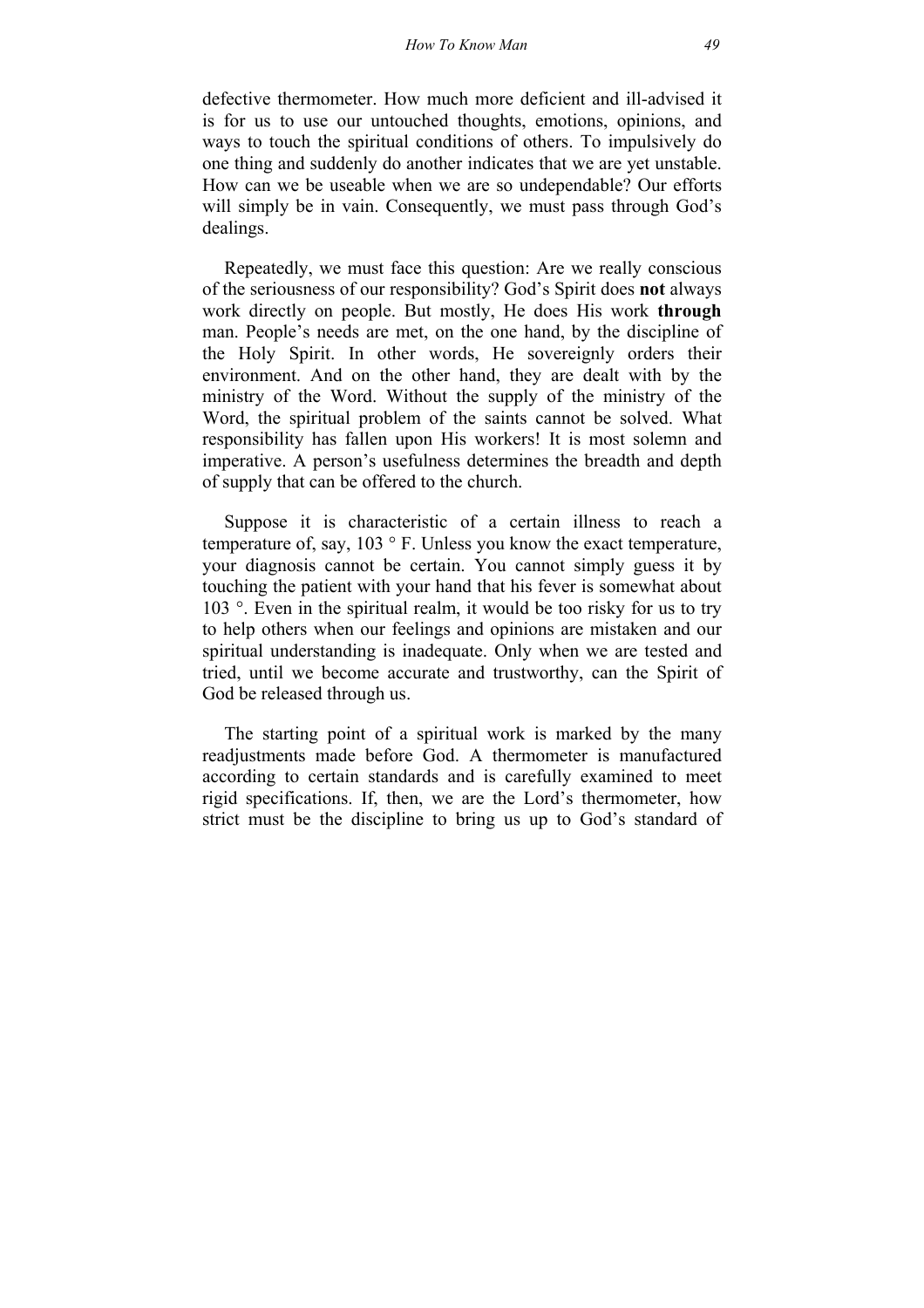defective thermometer. How much more deficient and ill-advised it is for us to use our untouched thoughts, emotions, opinions, and ways to touch the spiritual conditions of others. To impulsively do one thing and suddenly do another indicates that we are yet unstable. How can we be useable when we are so undependable? Our efforts will simply be in vain. Consequently, we must pass through God's dealings.

Repeatedly, we must face this question: Are we really conscious of the seriousness of our responsibility? God's Spirit does **not** always work directly on people. But mostly, He does His work **through** man. People's needs are met, on the one hand, by the discipline of the Holy Spirit. In other words, He sovereignly orders their environment. And on the other hand, they are dealt with by the ministry of the Word. Without the supply of the ministry of the Word, the spiritual problem of the saints cannot be solved. What responsibility has fallen upon His workers! It is most solemn and imperative. A person's usefulness determines the breadth and depth of supply that can be offered to the church.

Suppose it is characteristic of a certain illness to reach a temperature of, say, 103 ° F. Unless you know the exact temperature, your diagnosis cannot be certain. You cannot simply guess it by touching the patient with your hand that his fever is somewhat about 103 °. Even in the spiritual realm, it would be too risky for us to try to help others when our feelings and opinions are mistaken and our spiritual understanding is inadequate. Only when we are tested and tried, until we become accurate and trustworthy, can the Spirit of God be released through us.

The starting point of a spiritual work is marked by the many readjustments made before God. A thermometer is manufactured according to certain standards and is carefully examined to meet rigid specifications. If, then, we are the Lord's thermometer, how strict must be the discipline to bring us up to God's standard of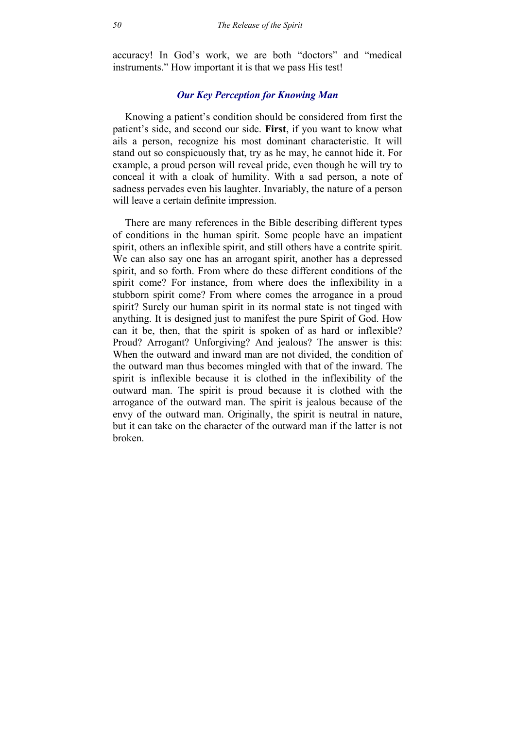accuracy! In God's work, we are both "doctors" and "medical instruments." How important it is that we pass His test!

### *Our Key Perception for Knowing Man*

Knowing a patient's condition should be considered from first the patient's side, and second our side. **First**, if you want to know what ails a person, recognize his most dominant characteristic. It will stand out so conspicuously that, try as he may, he cannot hide it. For example, a proud person will reveal pride, even though he will try to conceal it with a cloak of humility. With a sad person, a note of sadness pervades even his laughter. Invariably, the nature of a person will leave a certain definite impression.

There are many references in the Bible describing different types of conditions in the human spirit. Some people have an impatient spirit, others an inflexible spirit, and still others have a contrite spirit. We can also say one has an arrogant spirit, another has a depressed spirit, and so forth. From where do these different conditions of the spirit come? For instance, from where does the inflexibility in a stubborn spirit come? From where comes the arrogance in a proud spirit? Surely our human spirit in its normal state is not tinged with anything. It is designed just to manifest the pure Spirit of God. How can it be, then, that the spirit is spoken of as hard or inflexible? Proud? Arrogant? Unforgiving? And jealous? The answer is this: When the outward and inward man are not divided, the condition of the outward man thus becomes mingled with that of the inward. The spirit is inflexible because it is clothed in the inflexibility of the outward man. The spirit is proud because it is clothed with the arrogance of the outward man. The spirit is jealous because of the envy of the outward man. Originally, the spirit is neutral in nature, but it can take on the character of the outward man if the latter is not broken.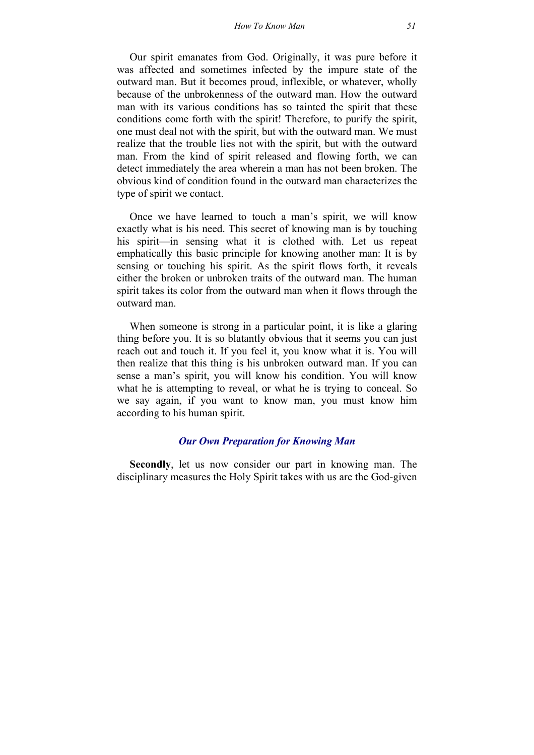Our spirit emanates from God. Originally, it was pure before it was affected and sometimes infected by the impure state of the outward man. But it becomes proud, inflexible, or whatever, wholly because of the unbrokenness of the outward man. How the outward man with its various conditions has so tainted the spirit that these conditions come forth with the spirit! Therefore, to purify the spirit, one must deal not with the spirit, but with the outward man. We must realize that the trouble lies not with the spirit, but with the outward man. From the kind of spirit released and flowing forth, we can detect immediately the area wherein a man has not been broken. The obvious kind of condition found in the outward man characterizes the type of spirit we contact.

Once we have learned to touch a man's spirit, we will know exactly what is his need. This secret of knowing man is by touching his spirit—in sensing what it is clothed with. Let us repeat emphatically this basic principle for knowing another man: It is by sensing or touching his spirit. As the spirit flows forth, it reveals either the broken or unbroken traits of the outward man. The human spirit takes its color from the outward man when it flows through the outward man.

When someone is strong in a particular point, it is like a glaring thing before you. It is so blatantly obvious that it seems you can just reach out and touch it. If you feel it, you know what it is. You will then realize that this thing is his unbroken outward man. If you can sense a man's spirit, you will know his condition. You will know what he is attempting to reveal, or what he is trying to conceal. So we say again, if you want to know man, you must know him according to his human spirit.

### *Our Own Preparation for Knowing Man*

**Secondly**, let us now consider our part in knowing man. The disciplinary measures the Holy Spirit takes with us are the God-given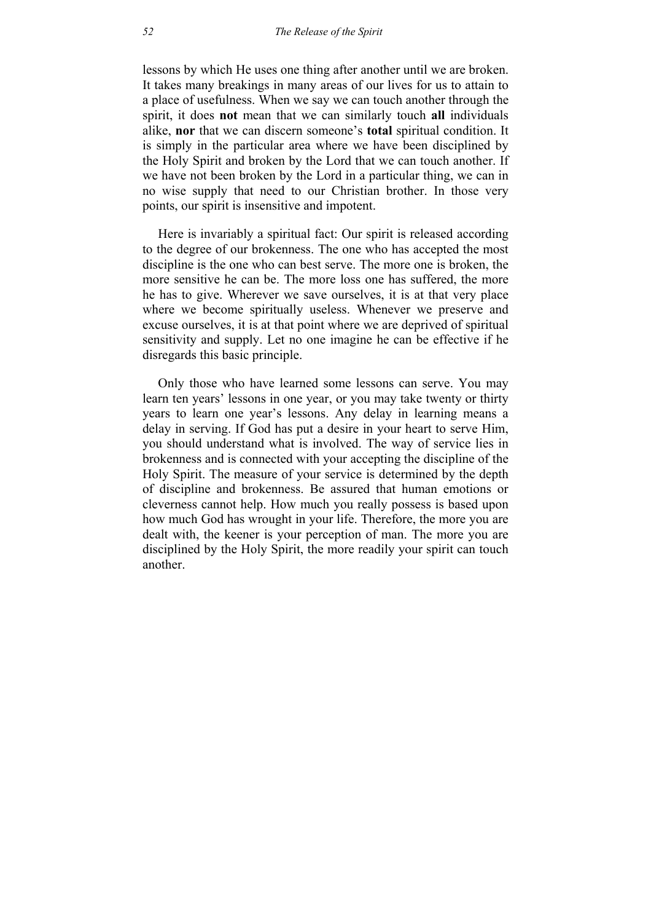lessons by which He uses one thing after another until we are broken. It takes many breakings in many areas of our lives for us to attain to a place of usefulness. When we say we can touch another through the spirit, it does **not** mean that we can similarly touch **all** individuals alike, **nor** that we can discern someone's **total** spiritual condition. It is simply in the particular area where we have been disciplined by the Holy Spirit and broken by the Lord that we can touch another. If we have not been broken by the Lord in a particular thing, we can in no wise supply that need to our Christian brother. In those very points, our spirit is insensitive and impotent.

Here is invariably a spiritual fact: Our spirit is released according to the degree of our brokenness. The one who has accepted the most discipline is the one who can best serve. The more one is broken, the more sensitive he can be. The more loss one has suffered, the more he has to give. Wherever we save ourselves, it is at that very place where we become spiritually useless. Whenever we preserve and excuse ourselves, it is at that point where we are deprived of spiritual sensitivity and supply. Let no one imagine he can be effective if he disregards this basic principle.

Only those who have learned some lessons can serve. You may learn ten years' lessons in one year, or you may take twenty or thirty years to learn one year's lessons. Any delay in learning means a delay in serving. If God has put a desire in your heart to serve Him, you should understand what is involved. The way of service lies in brokenness and is connected with your accepting the discipline of the Holy Spirit. The measure of your service is determined by the depth of discipline and brokenness. Be assured that human emotions or cleverness cannot help. How much you really possess is based upon how much God has wrought in your life. Therefore, the more you are dealt with, the keener is your perception of man. The more you are disciplined by the Holy Spirit, the more readily your spirit can touch another.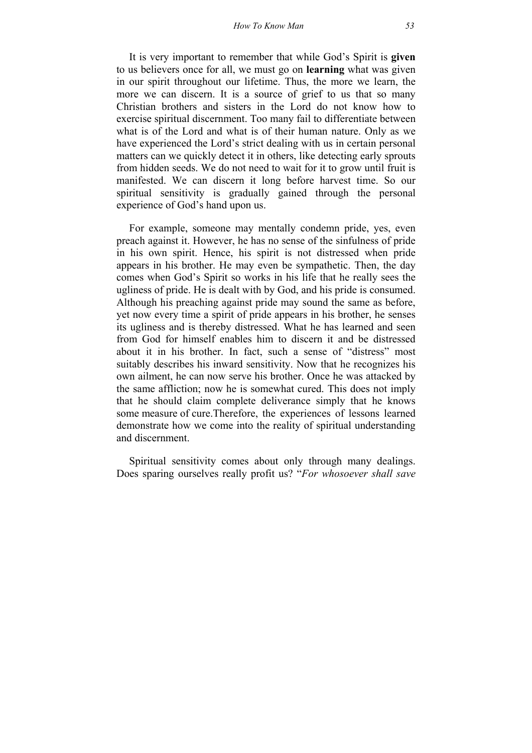It is very important to remember that while God's Spirit is **given** to us believers once for all, we must go on **learning** what was given in our spirit throughout our lifetime. Thus, the more we learn, the more we can discern. It is a source of grief to us that so many Christian brothers and sisters in the Lord do not know how to exercise spiritual discernment. Too many fail to differentiate between what is of the Lord and what is of their human nature. Only as we have experienced the Lord's strict dealing with us in certain personal matters can we quickly detect it in others, like detecting early sprouts from hidden seeds. We do not need to wait for it to grow until fruit is manifested. We can discern it long before harvest time. So our spiritual sensitivity is gradually gained through the personal experience of God's hand upon us.

For example, someone may mentally condemn pride, yes, even preach against it. However, he has no sense of the sinfulness of pride in his own spirit. Hence, his spirit is not distressed when pride appears in his brother. He may even be sympathetic. Then, the day comes when God's Spirit so works in his life that he really sees the ugliness of pride. He is dealt with by God, and his pride is consumed. Although his preaching against pride may sound the same as before, yet now every time a spirit of pride appears in his brother, he senses its ugliness and is thereby distressed. What he has learned and seen from God for himself enables him to discern it and be distressed about it in his brother. In fact, such a sense of "distress" most suitably describes his inward sensitivity. Now that he recognizes his own ailment, he can now serve his brother. Once he was attacked by the same affliction; now he is somewhat cured. This does not imply that he should claim complete deliverance simply that he knows some measure of cure.Therefore, the experiences of lessons learned demonstrate how we come into the reality of spiritual understanding and discernment.

Spiritual sensitivity comes about only through many dealings. Does sparing ourselves really profit us? "*For whosoever shall save*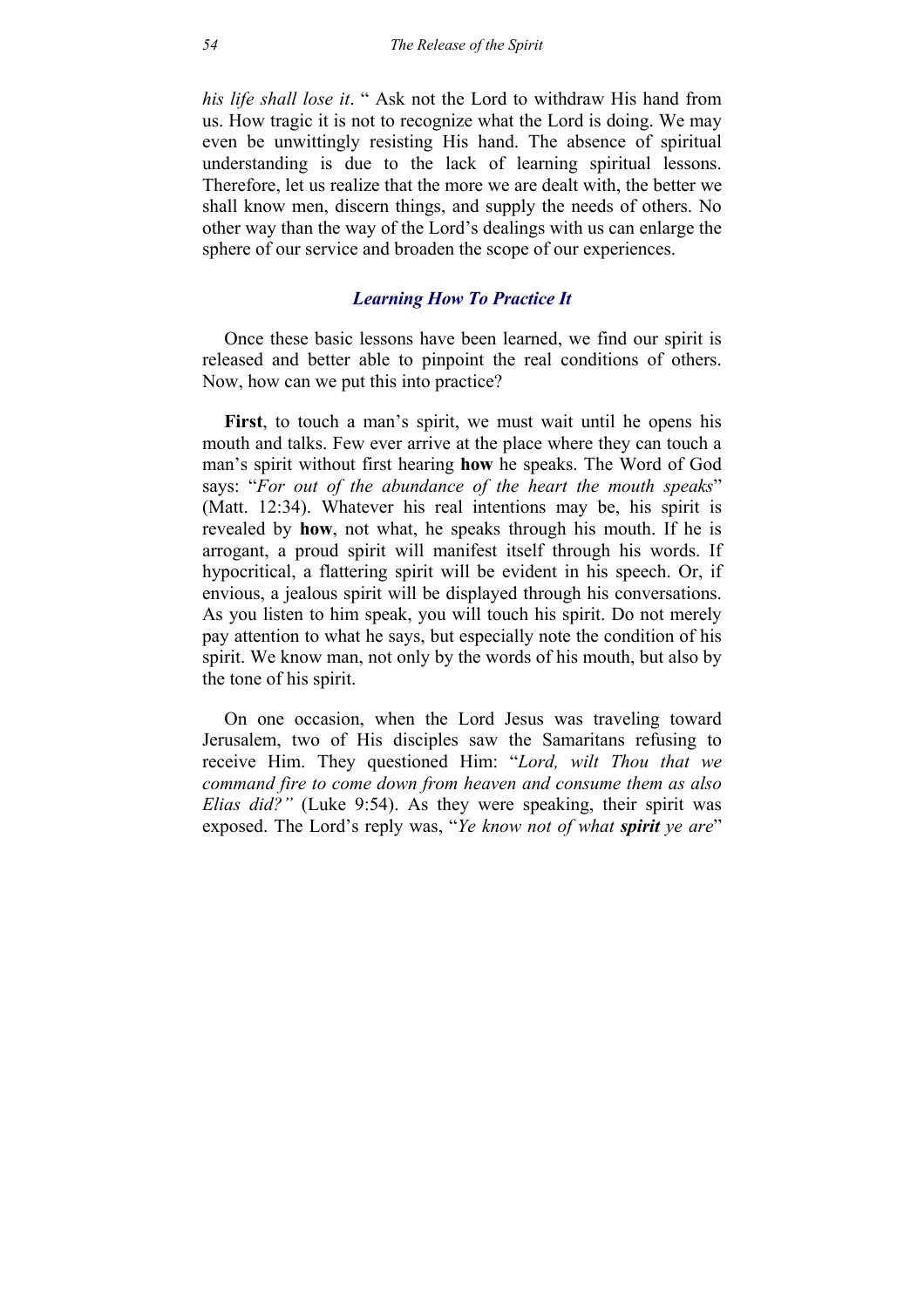*his life shall lose it*. " Ask not the Lord to withdraw His hand from us. How tragic it is not to recognize what the Lord is doing. We may even be unwittingly resisting His hand. The absence of spiritual understanding is due to the lack of learning spiritual lessons. Therefore, let us realize that the more we are dealt with, the better we shall know men, discern things, and supply the needs of others. No other way than the way of the Lord's dealings with us can enlarge the sphere of our service and broaden the scope of our experiences.

### *Learning How To Practice It*

Once these basic lessons have been learned, we find our spirit is released and better able to pinpoint the real conditions of others. Now, how can we put this into practice?

**First**, to touch a man's spirit, we must wait until he opens his mouth and talks. Few ever arrive at the place where they can touch a man's spirit without first hearing **how** he speaks. The Word of God says: "*For out of the abundance of the heart the mouth speaks*" (Matt. 12:34). Whatever his real intentions may be, his spirit is revealed by **how**, not what, he speaks through his mouth. If he is arrogant, a proud spirit will manifest itself through his words. If hypocritical, a flattering spirit will be evident in his speech. Or, if envious, a jealous spirit will be displayed through his conversations. As you listen to him speak, you will touch his spirit. Do not merely pay attention to what he says, but especially note the condition of his spirit. We know man, not only by the words of his mouth, but also by the tone of his spirit.

On one occasion, when the Lord Jesus was traveling toward Jerusalem, two of His disciples saw the Samaritans refusing to receive Him. They questioned Him: "*Lord, wilt Thou that we command fire to come down from heaven and consume them as also Elias did?"* (Luke 9:54). As they were speaking, their spirit was exposed. The Lord's reply was, "*Ye know not of what **spirit** ye are*"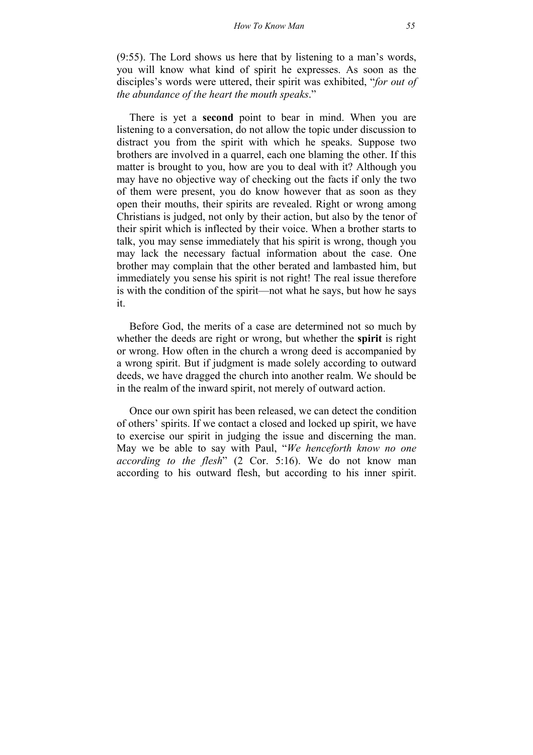(9:55). The Lord shows us here that by listening to a man's words, you will know what kind of spirit he expresses. As soon as the disciples's words were uttered, their spirit was exhibited, "*for out of the abundance of the heart the mouth speaks*."

There is yet a **second** point to bear in mind. When you are listening to a conversation, do not allow the topic under discussion to distract you from the spirit with which he speaks. Suppose two brothers are involved in a quarrel, each one blaming the other. If this matter is brought to you, how are you to deal with it? Although you may have no objective way of checking out the facts if only the two of them were present, you do know however that as soon as they open their mouths, their spirits are revealed. Right or wrong among Christians is judged, not only by their action, but also by the tenor of their spirit which is inflected by their voice. When a brother starts to talk, you may sense immediately that his spirit is wrong, though you may lack the necessary factual information about the case. One brother may complain that the other berated and lambasted him, but immediately you sense his spirit is not right! The real issue therefore is with the condition of the spirit—not what he says, but how he says it.

Before God, the merits of a case are determined not so much by whether the deeds are right or wrong, but whether the **spirit** is right or wrong. How often in the church a wrong deed is accompanied by a wrong spirit. But if judgment is made solely according to outward deeds, we have dragged the church into another realm. We should be in the realm of the inward spirit, not merely of outward action.

Once our own spirit has been released, we can detect the condition of others' spirits. If we contact a closed and locked up spirit, we have to exercise our spirit in judging the issue and discerning the man. May we be able to say with Paul, "*We henceforth know no one according to the flesh*" (2 Cor. 5:16). We do not know man according to his outward flesh, but according to his inner spirit.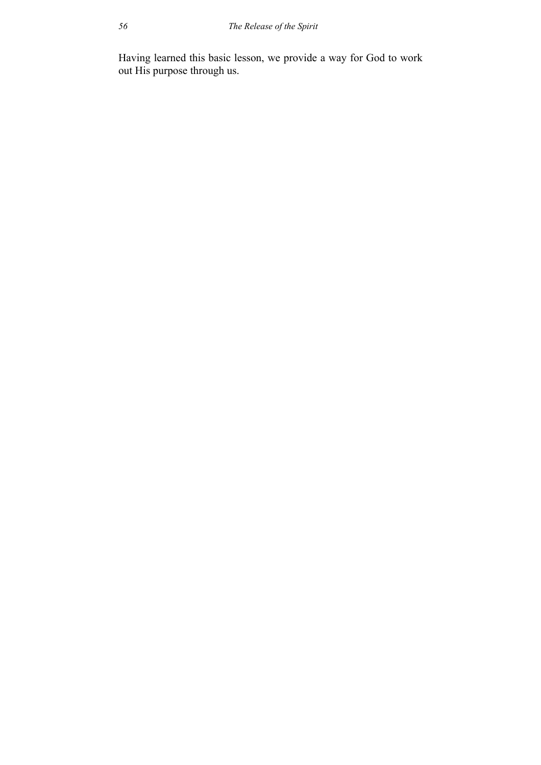Having learned this basic lesson, we provide a way for God to work out His purpose through us.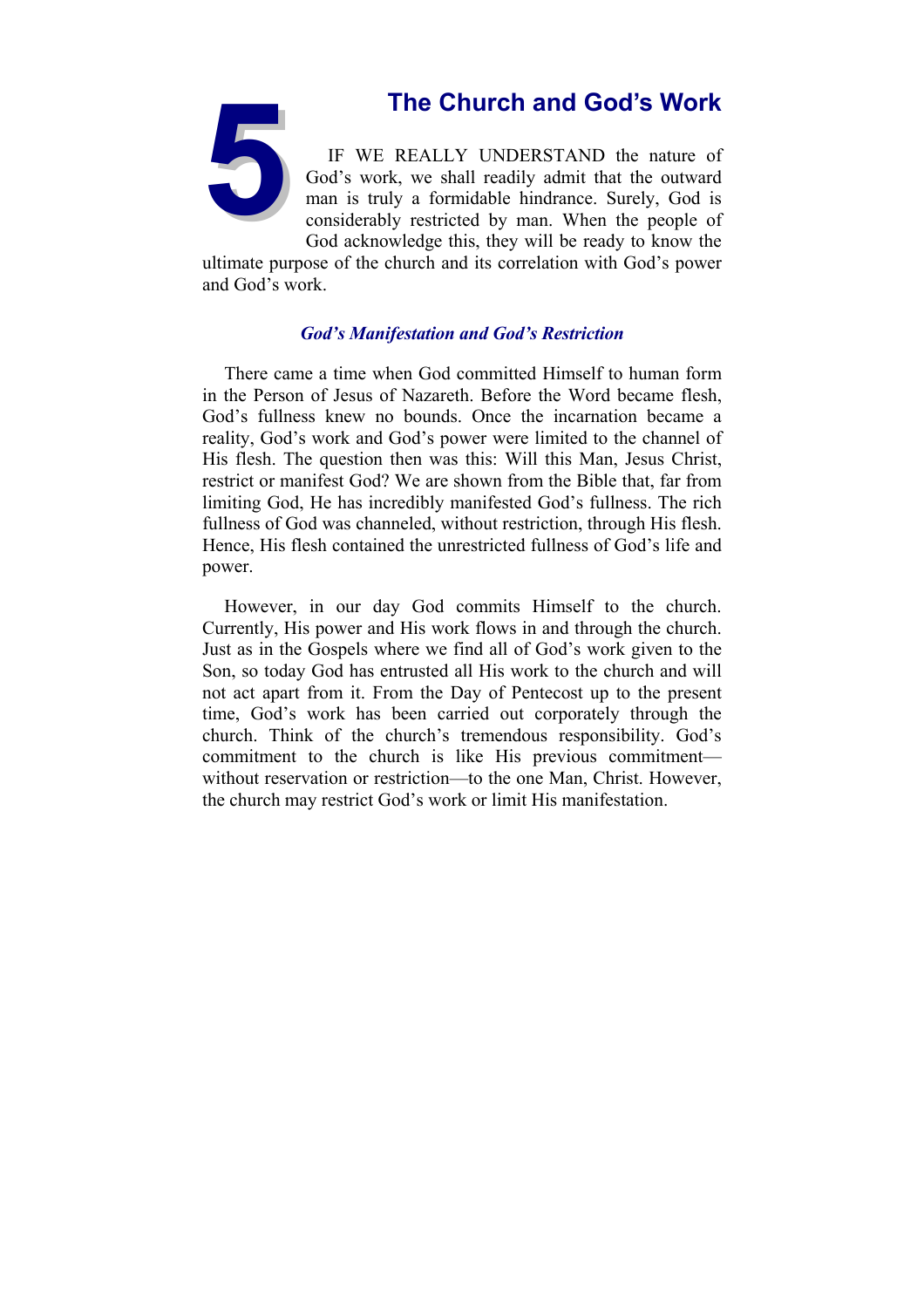# 5 The Church and God's Work

IF WE REALLY UNDERSTAND the nature of God's work, we shall readily admit that the outward man is truly a formidable hindrance. Surely, God is considerably restricted by man. When the people of God acknowledge this, they will be ready to know the ultimate purpose of the church and its correlation with God's power and God's work.

### *God's Manifestation and God's Restriction*

There came a time when God committed Himself to human form in the Person of Jesus of Nazareth. Before the Word became flesh, God's fullness knew no bounds. Once the incarnation became a reality, God's work and God's power were limited to the channel of His flesh. The question then was this: Will this Man, Jesus Christ, restrict or manifest God? We are shown from the Bible that, far from limiting God, He has incredibly manifested God's fullness. The rich fullness of God was channeled, without restriction, through His flesh. Hence, His flesh contained the unrestricted fullness of God's life and power.

However, in our day God commits Himself to the church. Currently, His power and His work flows in and through the church. Just as in the Gospels where we find all of God's work given to the Son, so today God has entrusted all His work to the church and will not act apart from it. From the Day of Pentecost up to the present time, God's work has been carried out corporately through the church. Think of the church's tremendous responsibility. God's commitment to the church is like His previous commitment—without reservation or restriction—to the one Man, Christ. However, the church may restrict God's work or limit His manifestation.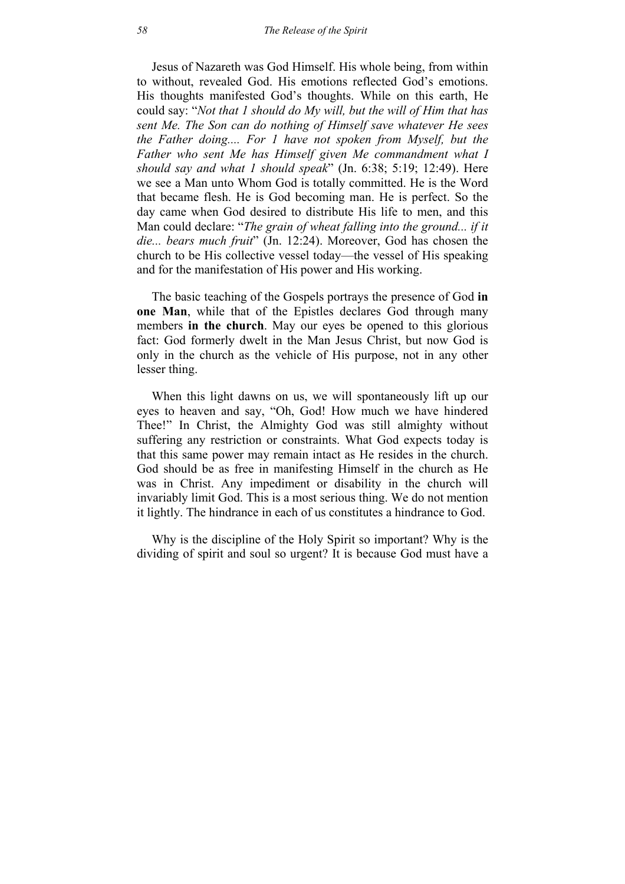Jesus of Nazareth was God Himself. His whole being, from within to without, revealed God. His emotions reflected God's emotions. His thoughts manifested God's thoughts. While on this earth, He could say: "*Not that 1 should do My will, but the will of Him that has sent Me. The Son can do nothing of Himself save whatever He sees the Father doing.... For 1 have not spoken from Myself, but the Father who sent Me has Himself given Me commandment what I should say and what 1 should speak*" (Jn. 6:38; 5:19; 12:49). Here we see a Man unto Whom God is totally committed. He is the Word that became flesh. He is God becoming man. He is perfect. So the day came when God desired to distribute His life to men, and this Man could declare: "*The grain of wheat falling into the ground... if it die... bears much fruit*" (Jn. 12:24). Moreover, God has chosen the church to be His collective vessel today—the vessel of His speaking and for the manifestation of His power and His working.

The basic teaching of the Gospels portrays the presence of God **in one Man**, while that of the Epistles declares God through many members **in the church**. May our eyes be opened to this glorious fact: God formerly dwelt in the Man Jesus Christ, but now God is only in the church as the vehicle of His purpose, not in any other lesser thing.

When this light dawns on us, we will spontaneously lift up our eyes to heaven and say, "Oh, God! How much we have hindered Thee!" In Christ, the Almighty God was still almighty without suffering any restriction or constraints. What God expects today is that this same power may remain intact as He resides in the church. God should be as free in manifesting Himself in the church as He was in Christ. Any impediment or disability in the church will invariably limit God. This is a most serious thing. We do not mention it lightly. The hindrance in each of us constitutes a hindrance to God.

Why is the discipline of the Holy Spirit so important? Why is the dividing of spirit and soul so urgent? It is because God must have a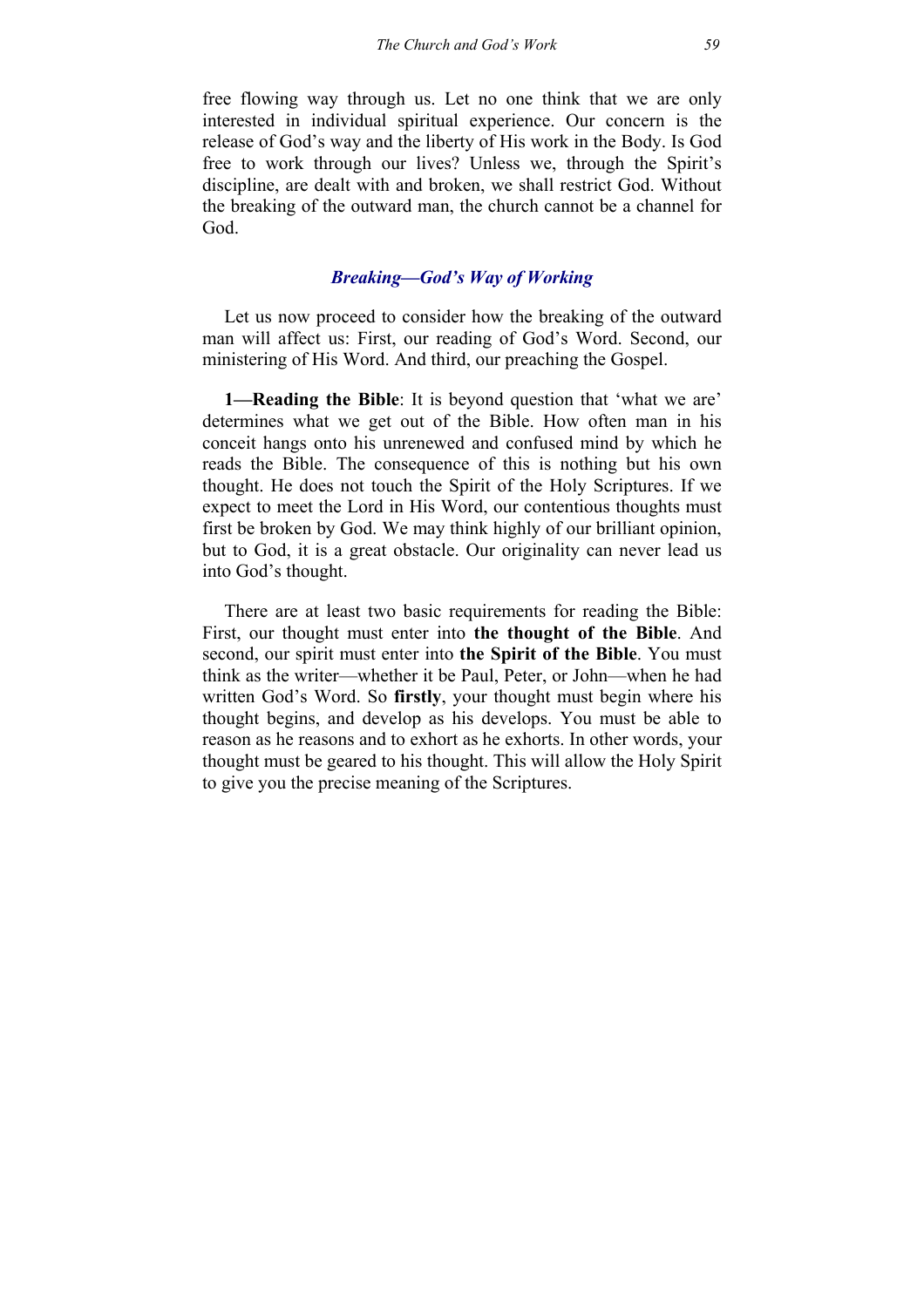free flowing way through us. Let no one think that we are only interested in individual spiritual experience. Our concern is the release of God's way and the liberty of His work in the Body. Is God free to work through our lives? Unless we, through the Spirit's discipline, are dealt with and broken, we shall restrict God. Without the breaking of the outward man, the church cannot be a channel for God.

### *Breaking—God's Way of Working*

Let us now proceed to consider how the breaking of the outward man will affect us: First, our reading of God's Word. Second, our ministering of His Word. And third, our preaching the Gospel.

**1—Reading the Bible**: It is beyond question that 'what we are' determines what we get out of the Bible. How often man in his conceit hangs onto his unrenewed and confused mind by which he reads the Bible. The consequence of this is nothing but his own thought. He does not touch the Spirit of the Holy Scriptures. If we expect to meet the Lord in His Word, our contentious thoughts must first be broken by God. We may think highly of our brilliant opinion, but to God, it is a great obstacle. Our originality can never lead us into God's thought.

There are at least two basic requirements for reading the Bible: First, our thought must enter into **the thought of the Bible**. And second, our spirit must enter into **the Spirit of the Bible**. You must think as the writer—whether it be Paul, Peter, or John—when he had written God's Word. So **firstly**, your thought must begin where his thought begins, and develop as his develops. You must be able to reason as he reasons and to exhort as he exhorts. In other words, your thought must be geared to his thought. This will allow the Holy Spirit to give you the precise meaning of the Scriptures.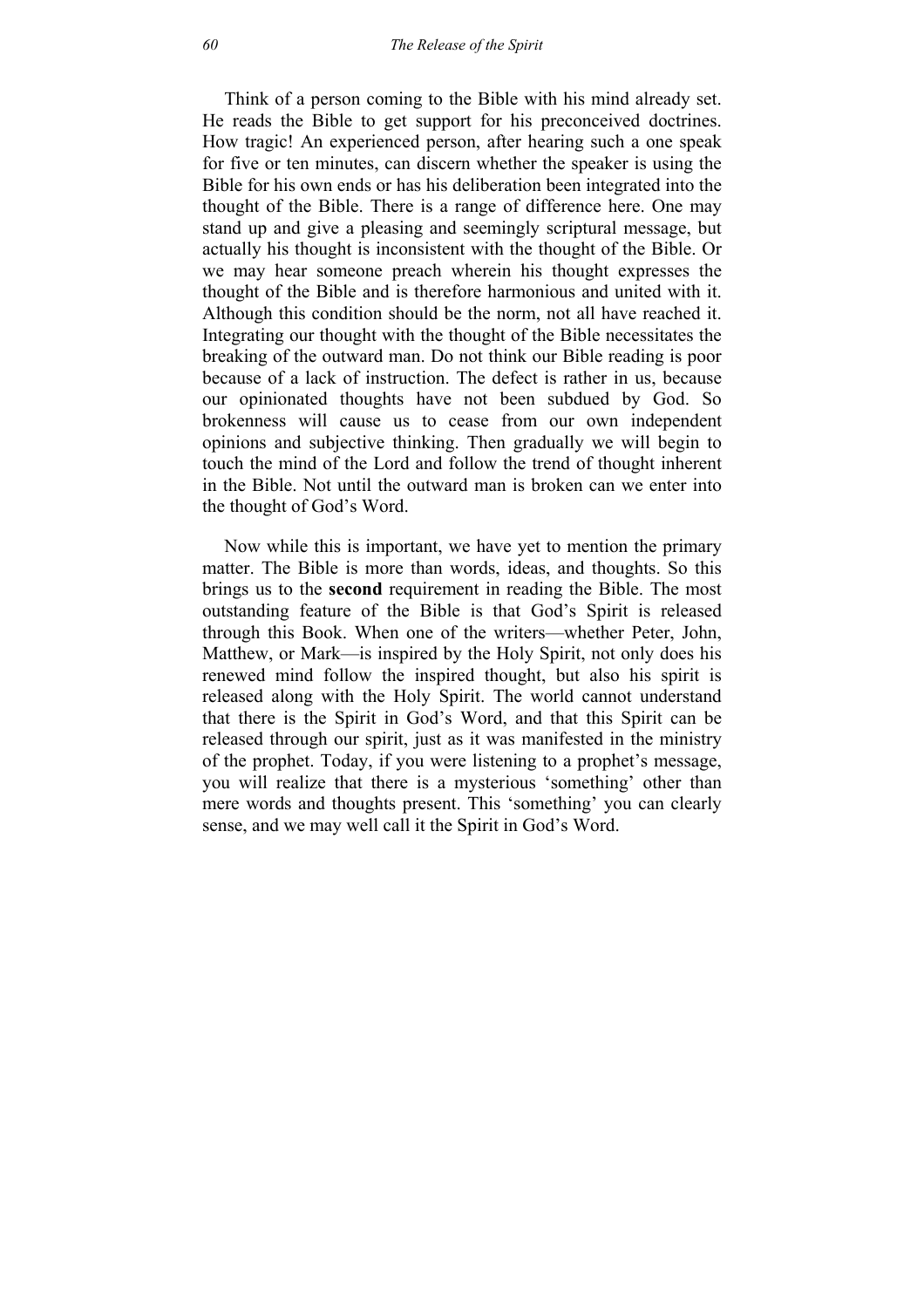Think of a person coming to the Bible with his mind already set. He reads the Bible to get support for his preconceived doctrines. How tragic! An experienced person, after hearing such a one speak for five or ten minutes, can discern whether the speaker is using the Bible for his own ends or has his deliberation been integrated into the thought of the Bible. There is a range of difference here. One may stand up and give a pleasing and seemingly scriptural message, but actually his thought is inconsistent with the thought of the Bible. Or we may hear someone preach wherein his thought expresses the thought of the Bible and is therefore harmonious and united with it. Although this condition should be the norm, not all have reached it. Integrating our thought with the thought of the Bible necessitates the breaking of the outward man. Do not think our Bible reading is poor because of a lack of instruction. The defect is rather in us, because our opinionated thoughts have not been subdued by God. So brokenness will cause us to cease from our own independent opinions and subjective thinking. Then gradually we will begin to touch the mind of the Lord and follow the trend of thought inherent in the Bible. Not until the outward man is broken can we enter into the thought of God's Word.

Now while this is important, we have yet to mention the primary matter. The Bible is more than words, ideas, and thoughts. So this brings us to the **second** requirement in reading the Bible. The most outstanding feature of the Bible is that God's Spirit is released through this Book. When one of the writers—whether Peter, John, Matthew, or Mark—is inspired by the Holy Spirit, not only does his renewed mind follow the inspired thought, but also his spirit is released along with the Holy Spirit. The world cannot understand that there is the Spirit in God's Word, and that this Spirit can be released through our spirit, just as it was manifested in the ministry of the prophet. Today, if you were listening to a prophet's message, you will realize that there is a mysterious 'something' other than mere words and thoughts present. This 'something' you can clearly sense, and we may well call it the Spirit in God's Word.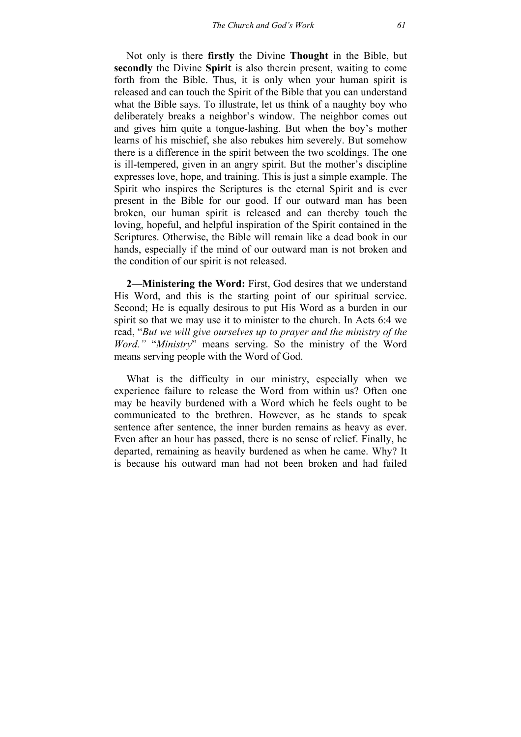Not only is there **firstly** the Divine **Thought** in the Bible, but **secondly** the Divine **Spirit** is also therein present, waiting to come forth from the Bible. Thus, it is only when your human spirit is released and can touch the Spirit of the Bible that you can understand what the Bible says. To illustrate, let us think of a naughty boy who deliberately breaks a neighbor's window. The neighbor comes out and gives him quite a tongue-lashing. But when the boy's mother learns of his mischief, she also rebukes him severely. But somehow there is a difference in the spirit between the two scoldings. The one is ill-tempered, given in an angry spirit. But the mother's discipline expresses love, hope, and training. This is just a simple example. The Spirit who inspires the Scriptures is the eternal Spirit and is ever present in the Bible for our good. If our outward man has been broken, our human spirit is released and can thereby touch the loving, hopeful, and helpful inspiration of the Spirit contained in the Scriptures. Otherwise, the Bible will remain like a dead book in our hands, especially if the mind of our outward man is not broken and the condition of our spirit is not released.

**2—Ministering the Word:** First, God desires that we understand His Word, and this is the starting point of our spiritual service. Second; He is equally desirous to put His Word as a burden in our spirit so that we may use it to minister to the church. In Acts 6:4 we read, "*But we will give ourselves up to prayer and the ministry of the Word.*" "*Ministry*" means serving. So the ministry of the Word means serving people with the Word of God.

What is the difficulty in our ministry, especially when we experience failure to release the Word from within us? Often one may be heavily burdened with a Word which he feels ought to be communicated to the brethren. However, as he stands to speak sentence after sentence, the inner burden remains as heavy as ever. Even after an hour has passed, there is no sense of relief. Finally, he departed, remaining as heavily burdened as when he came. Why? It is because his outward man had not been broken and had failed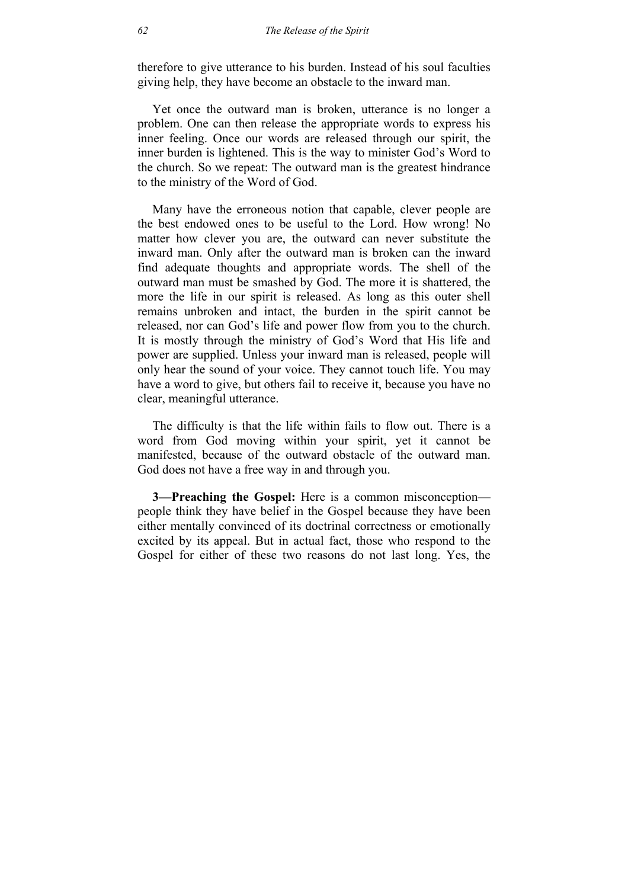therefore to give utterance to his burden. Instead of his soul faculties giving help, they have become an obstacle to the inward man.

Yet once the outward man is broken, utterance is no longer a problem. One can then release the appropriate words to express his inner feeling. Once our words are released through our spirit, the inner burden is lightened. This is the way to minister God's Word to the church. So we repeat: The outward man is the greatest hindrance to the ministry of the Word of God.

Many have the erroneous notion that capable, clever people are the best endowed ones to be useful to the Lord. How wrong! No matter how clever you are, the outward can never substitute the inward man. Only after the outward man is broken can the inward find adequate thoughts and appropriate words. The shell of the outward man must be smashed by God. The more it is shattered, the more the life in our spirit is released. As long as this outer shell remains unbroken and intact, the burden in the spirit cannot be released, nor can God's life and power flow from you to the church. It is mostly through the ministry of God's Word that His life and power are supplied. Unless your inward man is released, people will only hear the sound of your voice. They cannot touch life. You may have a word to give, but others fail to receive it, because you have no clear, meaningful utterance.

The difficulty is that the life within fails to flow out. There is a word from God moving within your spirit, yet it cannot be manifested, because of the outward obstacle of the outward man. God does not have a free way in and through you.

**3—Preaching the Gospel:** Here is a common misconception—people think they have belief in the Gospel because they have been either mentally convinced of its doctrinal correctness or emotionally excited by its appeal. But in actual fact, those who respond to the Gospel for either of these two reasons do not last long. Yes, the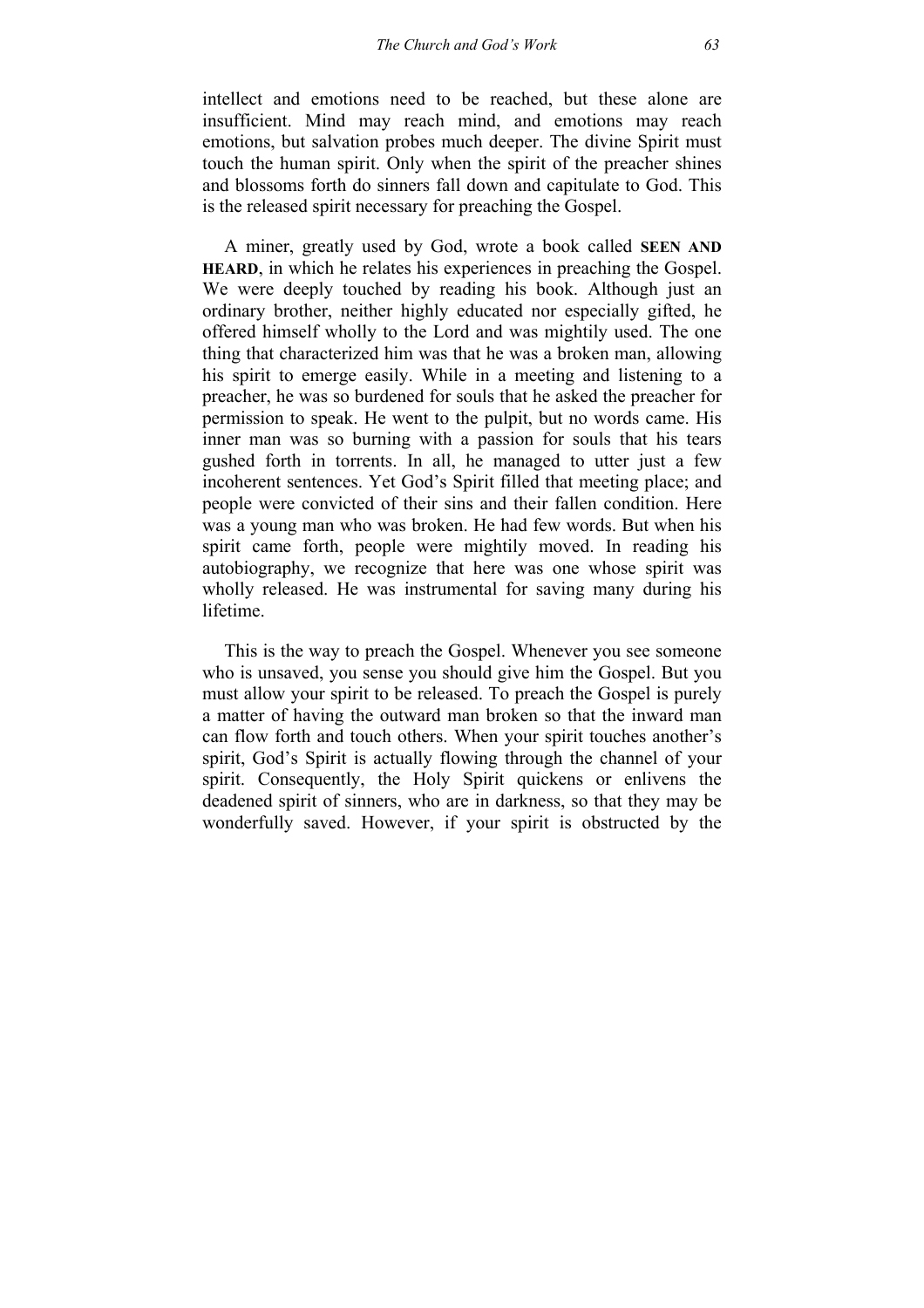intellect and emotions need to be reached, but these alone are insufficient. Mind may reach mind, and emotions may reach emotions, but salvation probes much deeper. The divine Spirit must touch the human spirit. Only when the spirit of the preacher shines and blossoms forth do sinners fall down and capitulate to God. This is the released spirit necessary for preaching the Gospel.

A miner, greatly used by God, wrote a book called **SEEN AND HEARD**, in which he relates his experiences in preaching the Gospel. We were deeply touched by reading his book. Although just an ordinary brother, neither highly educated nor especially gifted, he offered himself wholly to the Lord and was mightily used. The one thing that characterized him was that he was a broken man, allowing his spirit to emerge easily. While in a meeting and listening to a preacher, he was so burdened for souls that he asked the preacher for permission to speak. He went to the pulpit, but no words came. His inner man was so burning with a passion for souls that his tears gushed forth in torrents. In all, he managed to utter just a few incoherent sentences. Yet God's Spirit filled that meeting place; and people were convicted of their sins and their fallen condition. Here was a young man who was broken. He had few words. But when his spirit came forth, people were mightily moved. In reading his autobiography, we recognize that here was one whose spirit was wholly released. He was instrumental for saving many during his lifetime.

This is the way to preach the Gospel. Whenever you see someone who is unsaved, you sense you should give him the Gospel. But you must allow your spirit to be released. To preach the Gospel is purely a matter of having the outward man broken so that the inward man can flow forth and touch others. When your spirit touches another's spirit, God's Spirit is actually flowing through the channel of your spirit. Consequently, the Holy Spirit quickens or enlivens the deadened spirit of sinners, who are in darkness, so that they may be wonderfully saved. However, if your spirit is obstructed by the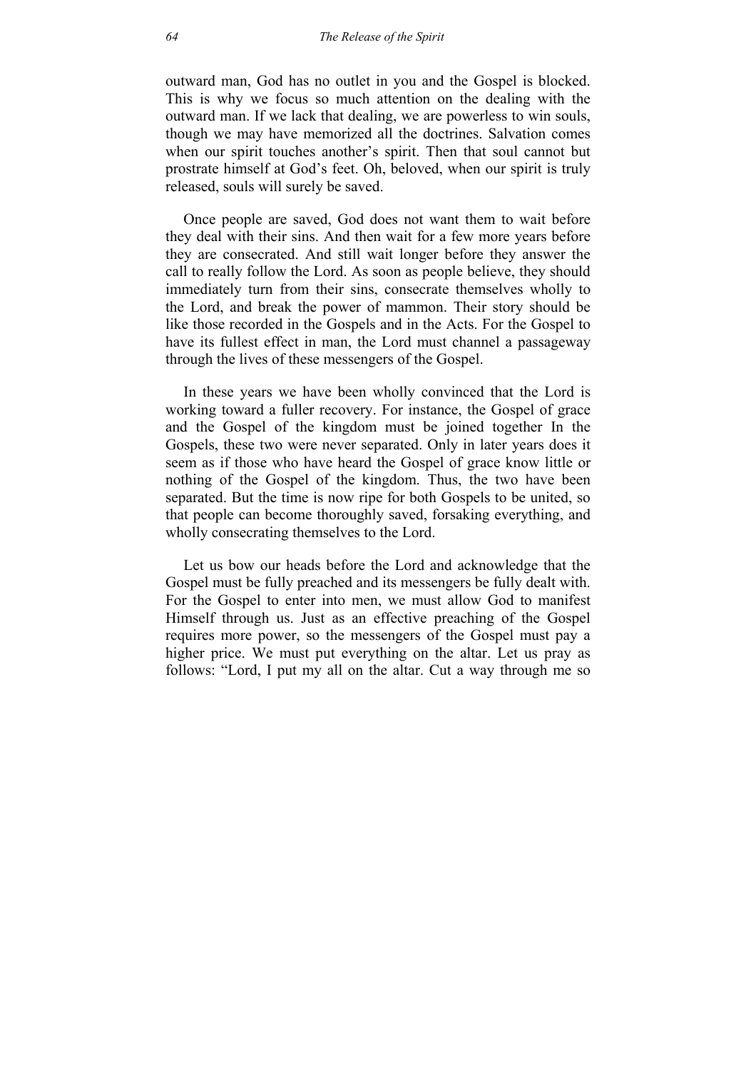outward man, God has no outlet in you and the Gospel is blocked. This is why we focus so much attention on the dealing with the outward man. If we lack that dealing, we are powerless to win souls, though we may have memorized all the doctrines. Salvation comes when our spirit touches another's spirit. Then that soul cannot but prostrate himself at God's feet. Oh, beloved, when our spirit is truly released, souls will surely be saved.

Once people are saved, God does not want them to wait before they deal with their sins. And then wait for a few more years before they are consecrated. And still wait longer before they answer the call to really follow the Lord. As soon as people believe, they should immediately turn from their sins, consecrate themselves wholly to the Lord, and break the power of mammon. Their story should be like those recorded in the Gospels and in the Acts. For the Gospel to have its fullest effect in man, the Lord must channel a passageway through the lives of these messengers of the Gospel.

In these years we have been wholly convinced that the Lord is working toward a fuller recovery. For instance, the Gospel of grace and the Gospel of the kingdom must be joined together In the Gospels, these two were never separated. Only in later years does it seem as if those who have heard the Gospel of grace know little or nothing of the Gospel of the kingdom. Thus, the two have been separated. But the time is now ripe for both Gospels to be united, so that people can become thoroughly saved, forsaking everything, and wholly consecrating themselves to the Lord.

Let us bow our heads before the Lord and acknowledge that the Gospel must be fully preached and its messengers be fully dealt with. For the Gospel to enter into men, we must allow God to manifest Himself through us. Just as an effective preaching of the Gospel requires more power, so the messengers of the Gospel must pay a higher price. We must put everything on the altar. Let us pray as follows: "Lord, I put my all on the altar. Cut a way through me so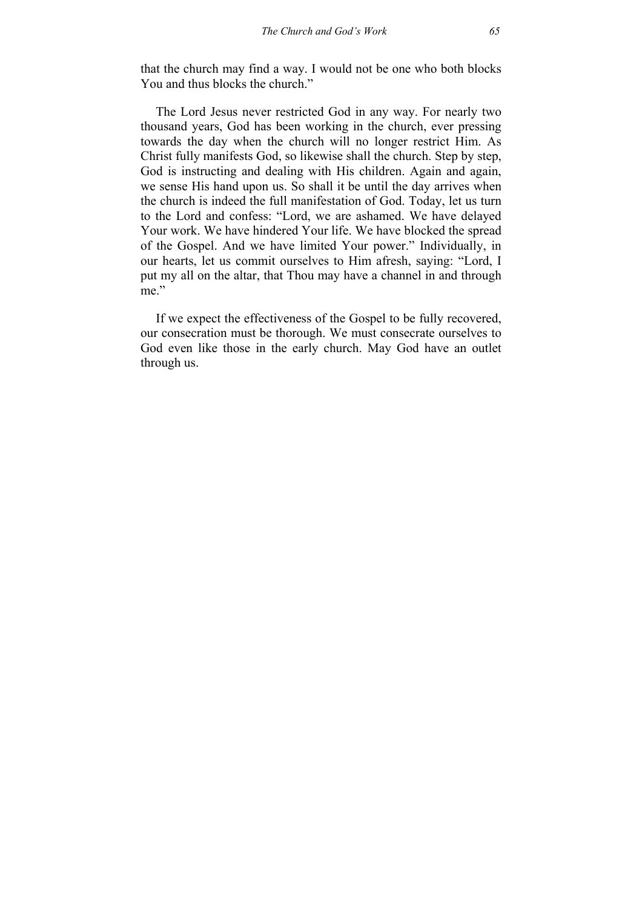that the church may find a way. I would not be one who both blocks You and thus blocks the church."

The Lord Jesus never restricted God in any way. For nearly two thousand years, God has been working in the church, ever pressing towards the day when the church will no longer restrict Him. As Christ fully manifests God, so likewise shall the church. Step by step, God is instructing and dealing with His children. Again and again, we sense His hand upon us. So shall it be until the day arrives when the church is indeed the full manifestation of God. Today, let us turn to the Lord and confess: "Lord, we are ashamed. We have delayed Your work. We have hindered Your life. We have blocked the spread of the Gospel. And we have limited Your power." Individually, in our hearts, let us commit ourselves to Him afresh, saying: "Lord, I put my all on the altar, that Thou may have a channel in and through me."

If we expect the effectiveness of the Gospel to be fully recovered, our consecration must be thorough. We must consecrate ourselves to God even like those in the early church. May God have an outlet through us.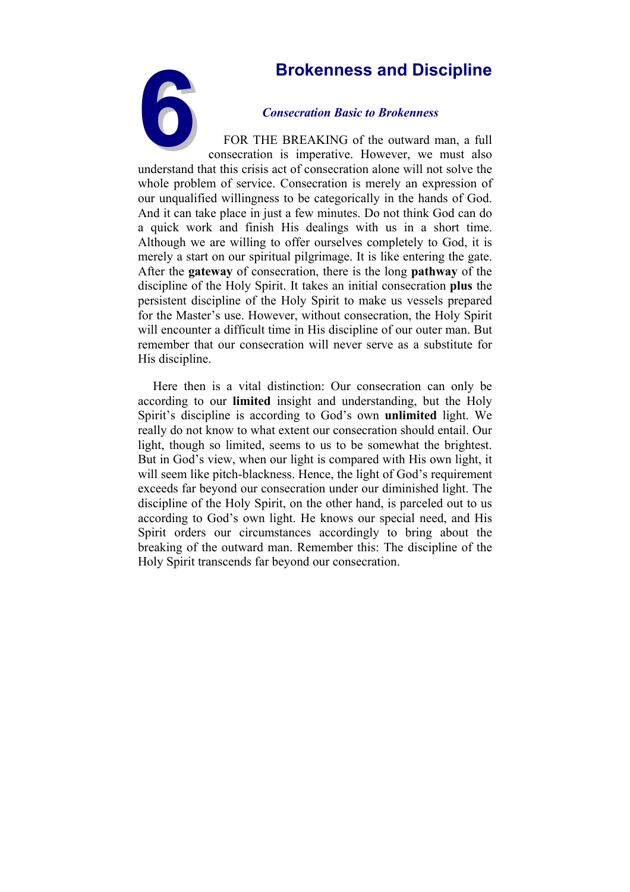# 6 Brokenness and Discipline

### *Consecration Basic to Brokenness*

FOR THE BREAKING of the outward man, a full consecration is imperative. However, we must also understand that this crisis act of consecration alone will not solve the whole problem of service. Consecration is merely an expression of our unqualified willingness to be categorically in the hands of God. And it can take place in just a few minutes. Do not think God can do a quick work and finish His dealings with us in a short time. Although we are willing to offer ourselves completely to God, it is merely a start on our spiritual pilgrimage. It is like entering the gate. After the **gateway** of consecration, there is the long **pathway** of the discipline of the Holy Spirit. It takes an initial consecration **plus** the persistent discipline of the Holy Spirit to make us vessels prepared for the Master's use. However, without consecration, the Holy Spirit will encounter a difficult time in His discipline of our outer man. But remember that our consecration will never serve as a substitute for His discipline.

Here then is a vital distinction: Our consecration can only be according to our **limited** insight and understanding, but the Holy Spirit's discipline is according to God's own **unlimited** light. We really do not know to what extent our consecration should entail. Our light, though so limited, seems to us to be somewhat the brightest. But in God's view, when our light is compared with His own light, it will seem like pitch-blackness. Hence, the light of God's requirement exceeds far beyond our consecration under our diminished light. The discipline of the Holy Spirit, on the other hand, is parceled out to us according to God's own light. He knows our special need, and His Spirit orders our circumstances accordingly to bring about the breaking of the outward man. Remember this: The discipline of the Holy Spirit transcends far beyond our consecration.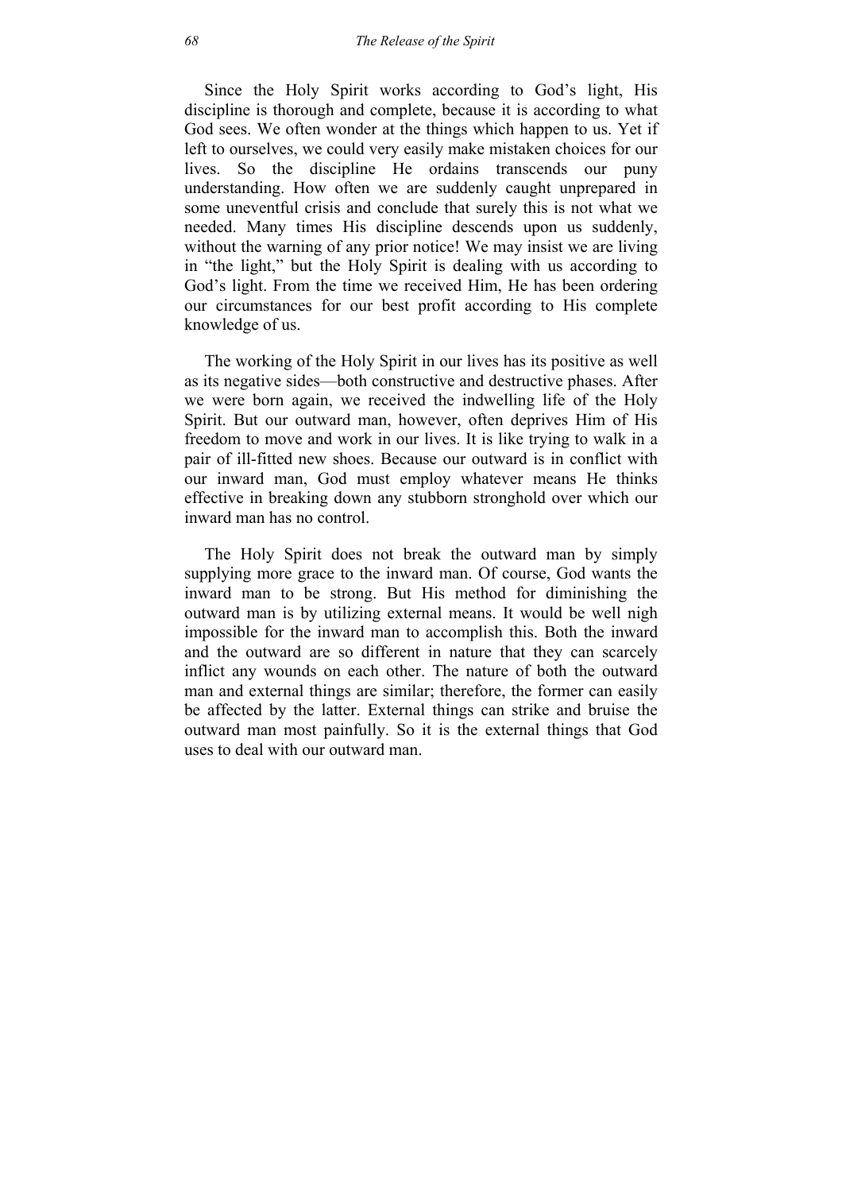Since the Holy Spirit works according to God's light, His discipline is thorough and complete, because it is according to what God sees. We often wonder at the things which happen to us. Yet if left to ourselves, we could very easily make mistaken choices for our lives. So the discipline He ordains transcends our puny understanding. How often we are suddenly caught unprepared in some uneventful crisis and conclude that surely this is not what we needed. Many times His discipline descends upon us suddenly, without the warning of any prior notice! We may insist we are living in "the light," but the Holy Spirit is dealing with us according to God's light. From the time we received Him, He has been ordering our circumstances for our best profit according to His complete knowledge of us.

The working of the Holy Spirit in our lives has its positive as well as its negative sides—both constructive and destructive phases. After we were born again, we received the indwelling life of the Holy Spirit. But our outward man, however, often deprives Him of His freedom to move and work in our lives. It is like trying to walk in a pair of ill-fitted new shoes. Because our outward is in conflict with our inward man, God must employ whatever means He thinks effective in breaking down any stubborn stronghold over which our inward man has no control.

The Holy Spirit does not break the outward man by simply supplying more grace to the inward man. Of course, God wants the inward man to be strong. But His method for diminishing the outward man is by utilizing external means. It would be well nigh impossible for the inward man to accomplish this. Both the inward and the outward are so different in nature that they can scarcely inflict any wounds on each other. The nature of both the outward man and external things are similar; therefore, the former can easily be affected by the latter. External things can strike and bruise the outward man most painfully. So it is the external things that God uses to deal with our outward man.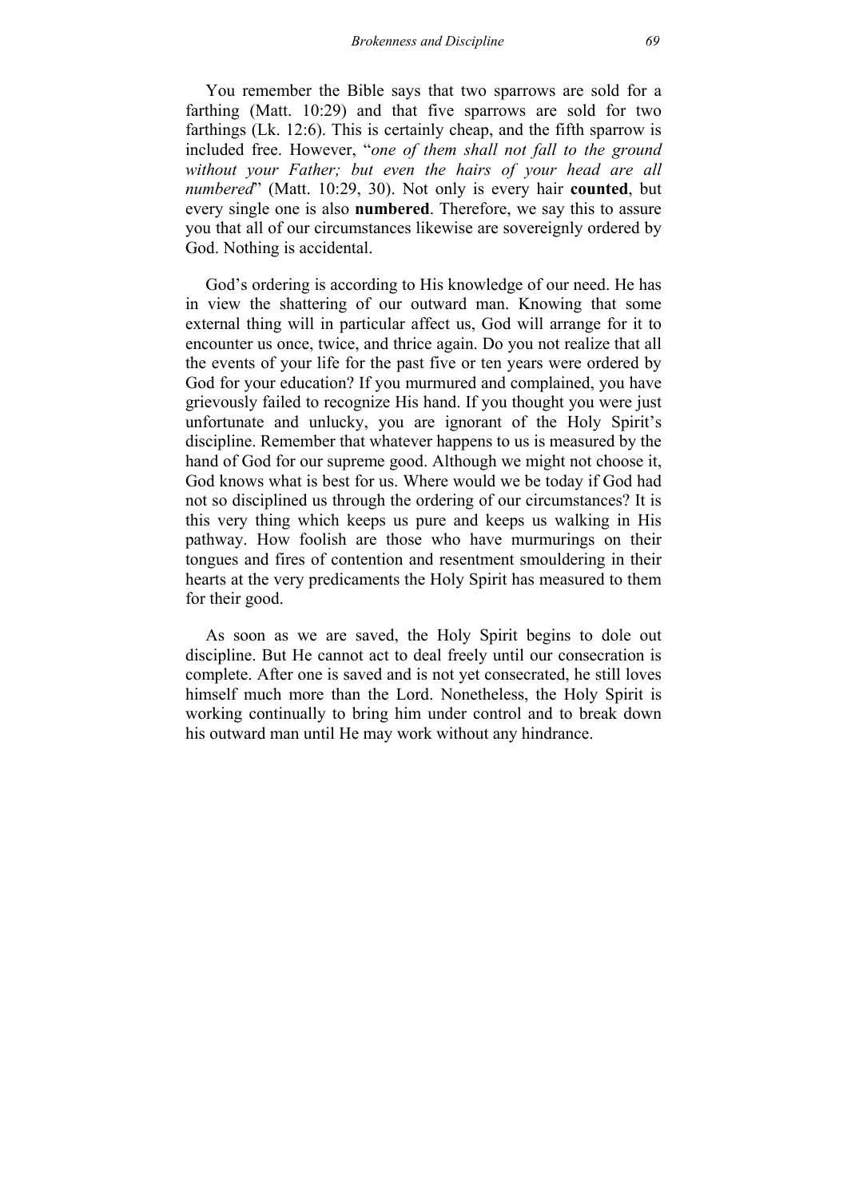You remember the Bible says that two sparrows are sold for a farthing (Matt. 10:29) and that five sparrows are sold for two farthings (Lk. 12:6). This is certainly cheap, and the fifth sparrow is included free. However, "*one of them shall not fall to the ground without your Father; but even the hairs of your head are all numbered*" (Matt. 10:29, 30). Not only is every hair **counted**, but every single one is also **numbered**. Therefore, we say this to assure you that all of our circumstances likewise are sovereignly ordered by God. Nothing is accidental.

God's ordering is according to His knowledge of our need. He has in view the shattering of our outward man. Knowing that some external thing will in particular affect us, God will arrange for it to encounter us once, twice, and thrice again. Do you not realize that all the events of your life for the past five or ten years were ordered by God for your education? If you murmured and complained, you have grievously failed to recognize His hand. If you thought you were just unfortunate and unlucky, you are ignorant of the Holy Spirit's discipline. Remember that whatever happens to us is measured by the hand of God for our supreme good. Although we might not choose it, God knows what is best for us. Where would we be today if God had not so disciplined us through the ordering of our circumstances? It is this very thing which keeps us pure and keeps us walking in His pathway. How foolish are those who have murmurings on their tongues and fires of contention and resentment smouldering in their hearts at the very predicaments the Holy Spirit has measured to them for their good.

As soon as we are saved, the Holy Spirit begins to dole out discipline. But He cannot act to deal freely until our consecration is complete. After one is saved and is not yet consecrated, he still loves himself much more than the Lord. Nonetheless, the Holy Spirit is working continually to bring him under control and to break down his outward man until He may work without any hindrance.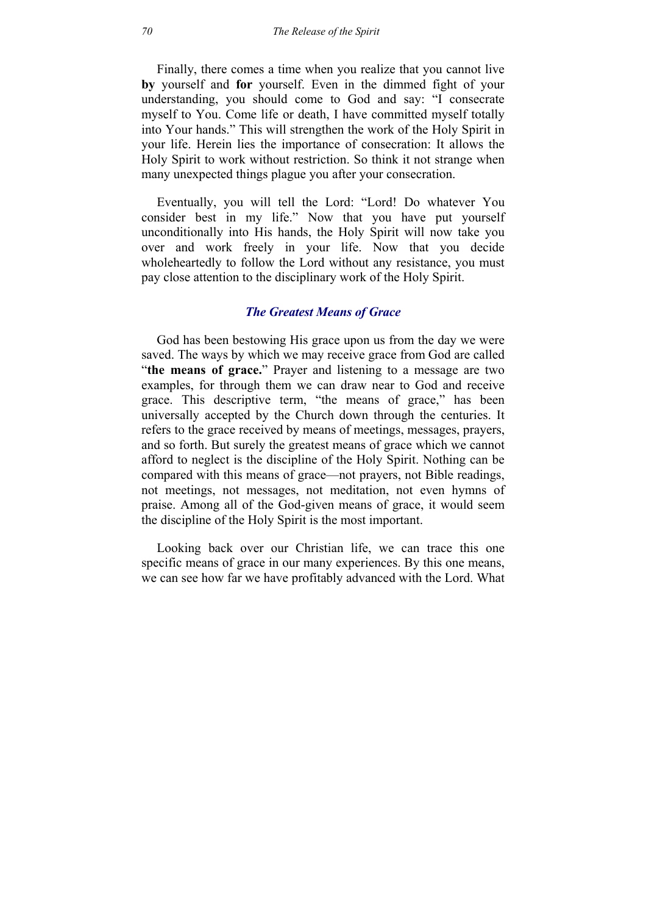Finally, there comes a time when you realize that you cannot live **by** yourself and **for** yourself. Even in the dimmed fight of your understanding, you should come to God and say: "I consecrate myself to You. Come life or death, I have committed myself totally into Your hands." This will strengthen the work of the Holy Spirit in your life. Herein lies the importance of consecration: It allows the Holy Spirit to work without restriction. So think it not strange when many unexpected things plague you after your consecration.

Eventually, you will tell the Lord: "Lord! Do whatever You consider best in my life." Now that you have put yourself unconditionally into His hands, the Holy Spirit will now take you over and work freely in your life. Now that you decide wholeheartedly to follow the Lord without any resistance, you must pay close attention to the disciplinary work of the Holy Spirit.

### *The Greatest Means of Grace*

God has been bestowing His grace upon us from the day we were saved. The ways by which we may receive grace from God are called "**the means of grace.**" Prayer and listening to a message are two examples, for through them we can draw near to God and receive grace. This descriptive term, "the means of grace," has been universally accepted by the Church down through the centuries. It refers to the grace received by means of meetings, messages, prayers, and so forth. But surely the greatest means of grace which we cannot afford to neglect is the discipline of the Holy Spirit. Nothing can be compared with this means of grace—not prayers, not Bible readings, not meetings, not messages, not meditation, not even hymns of praise. Among all of the God-given means of grace, it would seem the discipline of the Holy Spirit is the most important.

Looking back over our Christian life, we can trace this one specific means of grace in our many experiences. By this one means, we can see how far we have profitably advanced with the Lord. What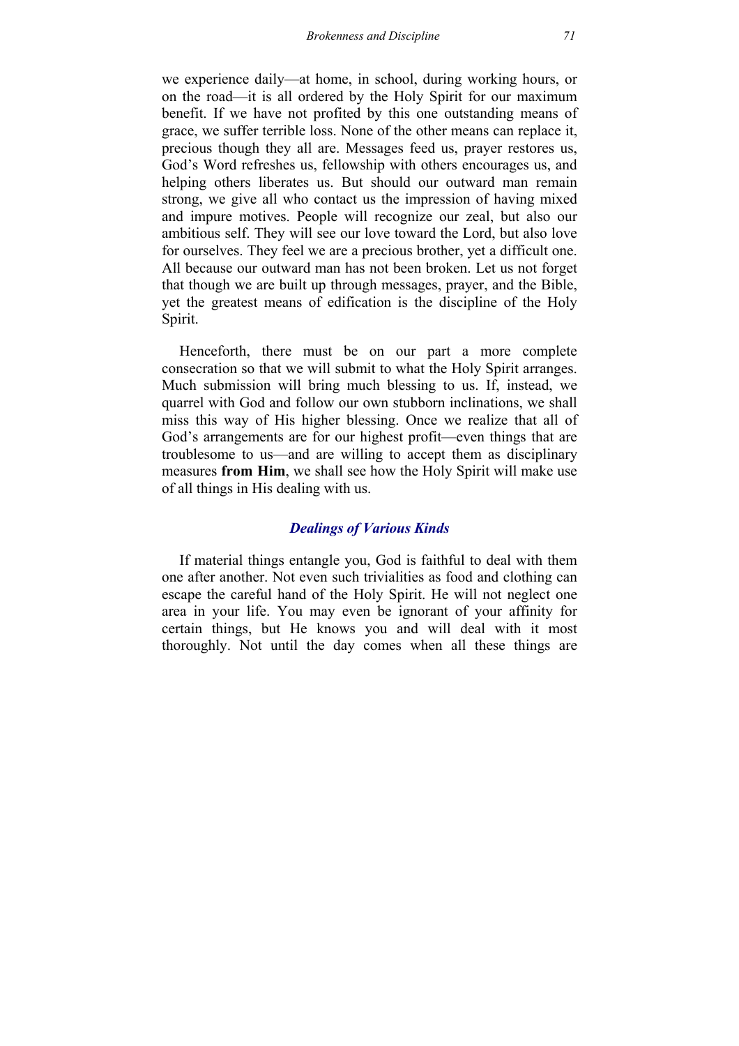we experience daily—at home, in school, during working hours, or on the road—it is all ordered by the Holy Spirit for our maximum benefit. If we have not profited by this one outstanding means of grace, we suffer terrible loss. None of the other means can replace it, precious though they all are. Messages feed us, prayer restores us, God's Word refreshes us, fellowship with others encourages us, and helping others liberates us. But should our outward man remain strong, we give all who contact us the impression of having mixed and impure motives. People will recognize our zeal, but also our ambitious self. They will see our love toward the Lord, but also love for ourselves. They feel we are a precious brother, yet a difficult one. All because our outward man has not been broken. Let us not forget that though we are built up through messages, prayer, and the Bible, yet the greatest means of edification is the discipline of the Holy Spirit.

Henceforth, there must be on our part a more complete consecration so that we will submit to what the Holy Spirit arranges. Much submission will bring much blessing to us. If, instead, we quarrel with God and follow our own stubborn inclinations, we shall miss this way of His higher blessing. Once we realize that all of God's arrangements are for our highest profit—even things that are troublesome to us—and are willing to accept them as disciplinary measures **from Him**, we shall see how the Holy Spirit will make use of all things in His dealing with us.

### *Dealings of Various Kinds*

If material things entangle you, God is faithful to deal with them one after another. Not even such trivialities as food and clothing can escape the careful hand of the Holy Spirit. He will not neglect one area in your life. You may even be ignorant of your affinity for certain things, but He knows you and will deal with it most thoroughly. Not until the day comes when all these things are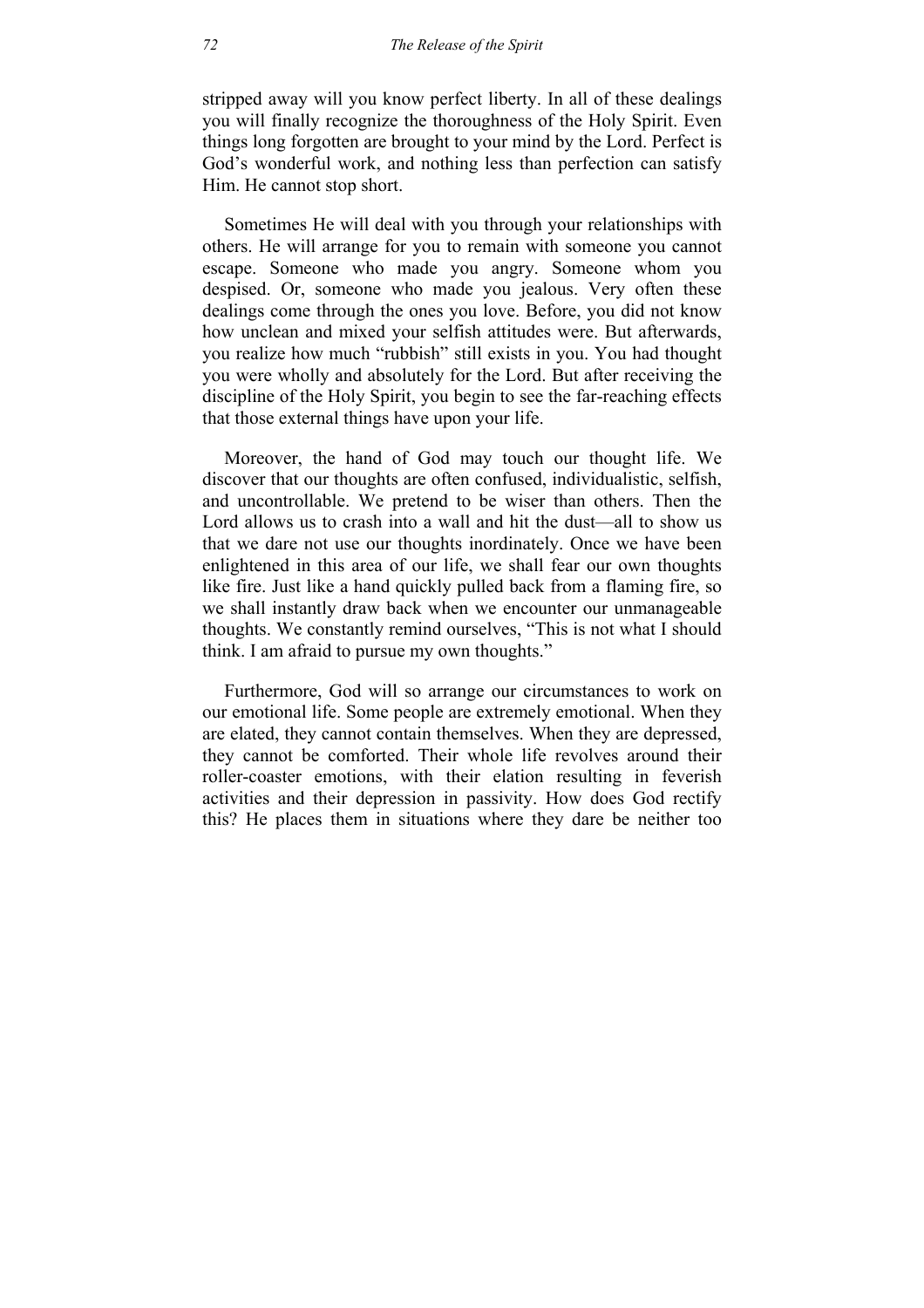stripped away will you know perfect liberty. In all of these dealings you will finally recognize the thoroughness of the Holy Spirit. Even things long forgotten are brought to your mind by the Lord. Perfect is God's wonderful work, and nothing less than perfection can satisfy Him. He cannot stop short.

Sometimes He will deal with you through your relationships with others. He will arrange for you to remain with someone you cannot escape. Someone who made you angry. Someone whom you despised. Or, someone who made you jealous. Very often these dealings come through the ones you love. Before, you did not know how unclean and mixed your selfish attitudes were. But afterwards, you realize how much "rubbish" still exists in you. You had thought you were wholly and absolutely for the Lord. But after receiving the discipline of the Holy Spirit, you begin to see the far-reaching effects that those external things have upon your life.

Moreover, the hand of God may touch our thought life. We discover that our thoughts are often confused, individualistic, selfish, and uncontrollable. We pretend to be wiser than others. Then the Lord allows us to crash into a wall and hit the dust—all to show us that we dare not use our thoughts inordinately. Once we have been enlightened in this area of our life, we shall fear our own thoughts like fire. Just like a hand quickly pulled back from a flaming fire, so we shall instantly draw back when we encounter our unmanageable thoughts. We constantly remind ourselves, "This is not what I should think. I am afraid to pursue my own thoughts."

Furthermore, God will so arrange our circumstances to work on our emotional life. Some people are extremely emotional. When they are elated, they cannot contain themselves. When they are depressed, they cannot be comforted. Their whole life revolves around their roller-coaster emotions, with their elation resulting in feverish activities and their depression in passivity. How does God rectify this? He places them in situations where they dare be neither too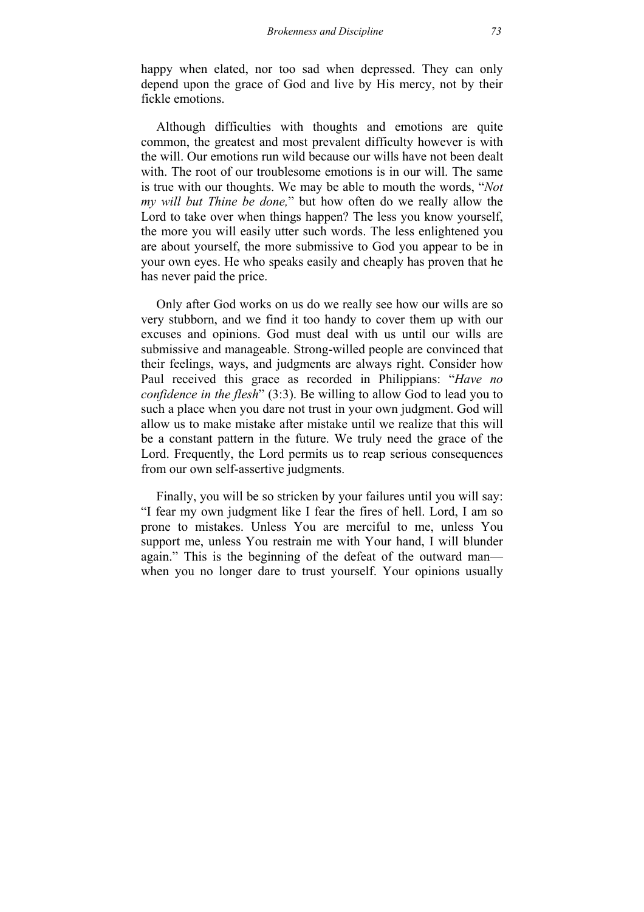happy when elated, nor too sad when depressed. They can only depend upon the grace of God and live by His mercy, not by their fickle emotions.

Although difficulties with thoughts and emotions are quite common, the greatest and most prevalent difficulty however is with the will. Our emotions run wild because our wills have not been dealt with. The root of our troublesome emotions is in our will. The same is true with our thoughts. We may be able to mouth the words, "*Not my will but Thine be done,*" but how often do we really allow the Lord to take over when things happen? The less you know yourself, the more you will easily utter such words. The less enlightened you are about yourself, the more submissive to God you appear to be in your own eyes. He who speaks easily and cheaply has proven that he has never paid the price.

Only after God works on us do we really see how our wills are so very stubborn, and we find it too handy to cover them up with our excuses and opinions. God must deal with us until our wills are submissive and manageable. Strong-willed people are convinced that their feelings, ways, and judgments are always right. Consider how Paul received this grace as recorded in Philippians: "*Have no confidence in the flesh*" (3:3). Be willing to allow God to lead you to such a place when you dare not trust in your own judgment. God will allow us to make mistake after mistake until we realize that this will be a constant pattern in the future. We truly need the grace of the Lord. Frequently, the Lord permits us to reap serious consequences from our own self-assertive judgments.

Finally, you will be so stricken by your failures until you will say: "I fear my own judgment like I fear the fires of hell. Lord, I am so prone to mistakes. Unless You are merciful to me, unless You support me, unless You restrain me with Your hand, I will blunder again." This is the beginning of the defeat of the outward man—when you no longer dare to trust yourself. Your opinions usually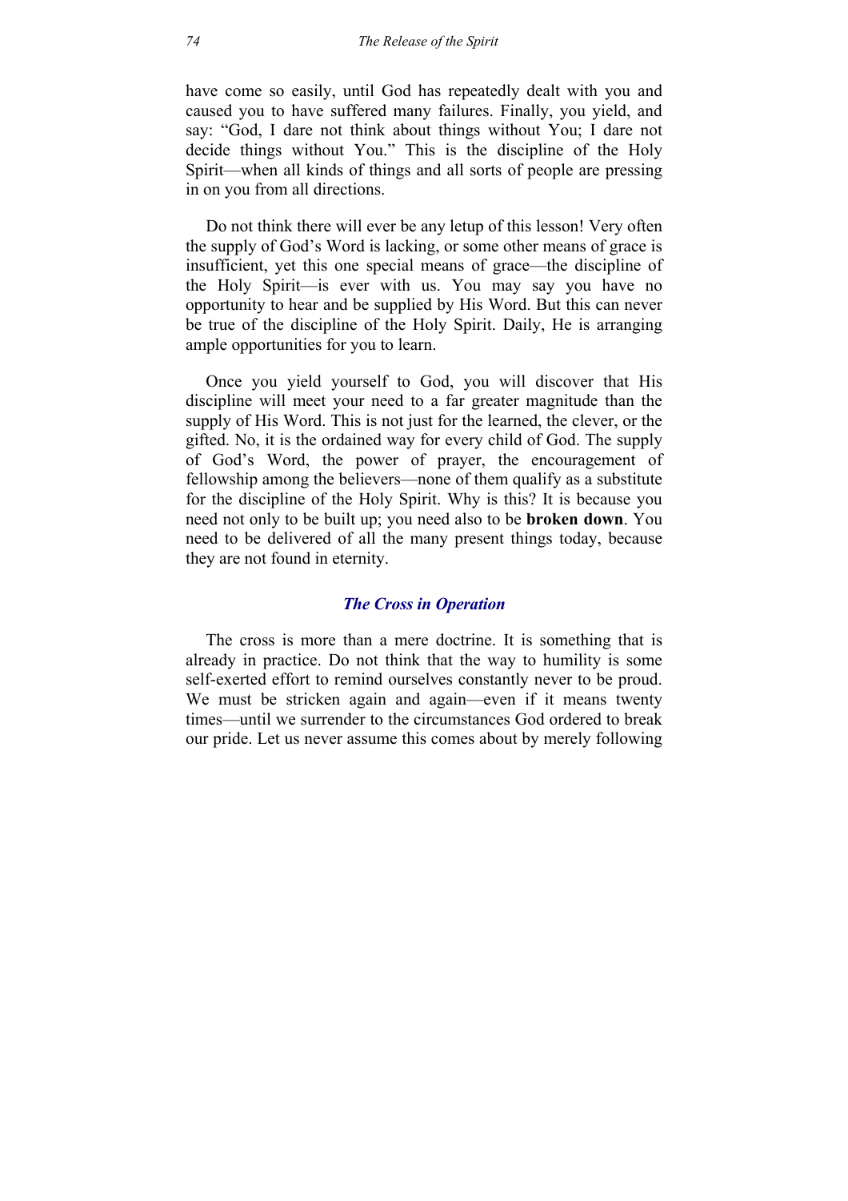have come so easily, until God has repeatedly dealt with you and caused you to have suffered many failures. Finally, you yield, and say: "God, I dare not think about things without You; I dare not decide things without You." This is the discipline of the Holy Spirit—when all kinds of things and all sorts of people are pressing in on you from all directions.

Do not think there will ever be any letup of this lesson! Very often the supply of God's Word is lacking, or some other means of grace is insufficient, yet this one special means of grace—the discipline of the Holy Spirit—is ever with us. You may say you have no opportunity to hear and be supplied by His Word. But this can never be true of the discipline of the Holy Spirit. Daily, He is arranging ample opportunities for you to learn.

Once you yield yourself to God, you will discover that His discipline will meet your need to a far greater magnitude than the supply of His Word. This is not just for the learned, the clever, or the gifted. No, it is the ordained way for every child of God. The supply of God's Word, the power of prayer, the encouragement of fellowship among the believers—none of them qualify as a substitute for the discipline of the Holy Spirit. Why is this? It is because you need not only to be built up; you need also to be **broken down**. You need to be delivered of all the many present things today, because they are not found in eternity.

### *The Cross in Operation*

The cross is more than a mere doctrine. It is something that is already in practice. Do not think that the way to humility is some self-exerted effort to remind ourselves constantly never to be proud. We must be stricken again and again—even if it means twenty times—until we surrender to the circumstances God ordered to break our pride. Let us never assume this comes about by merely following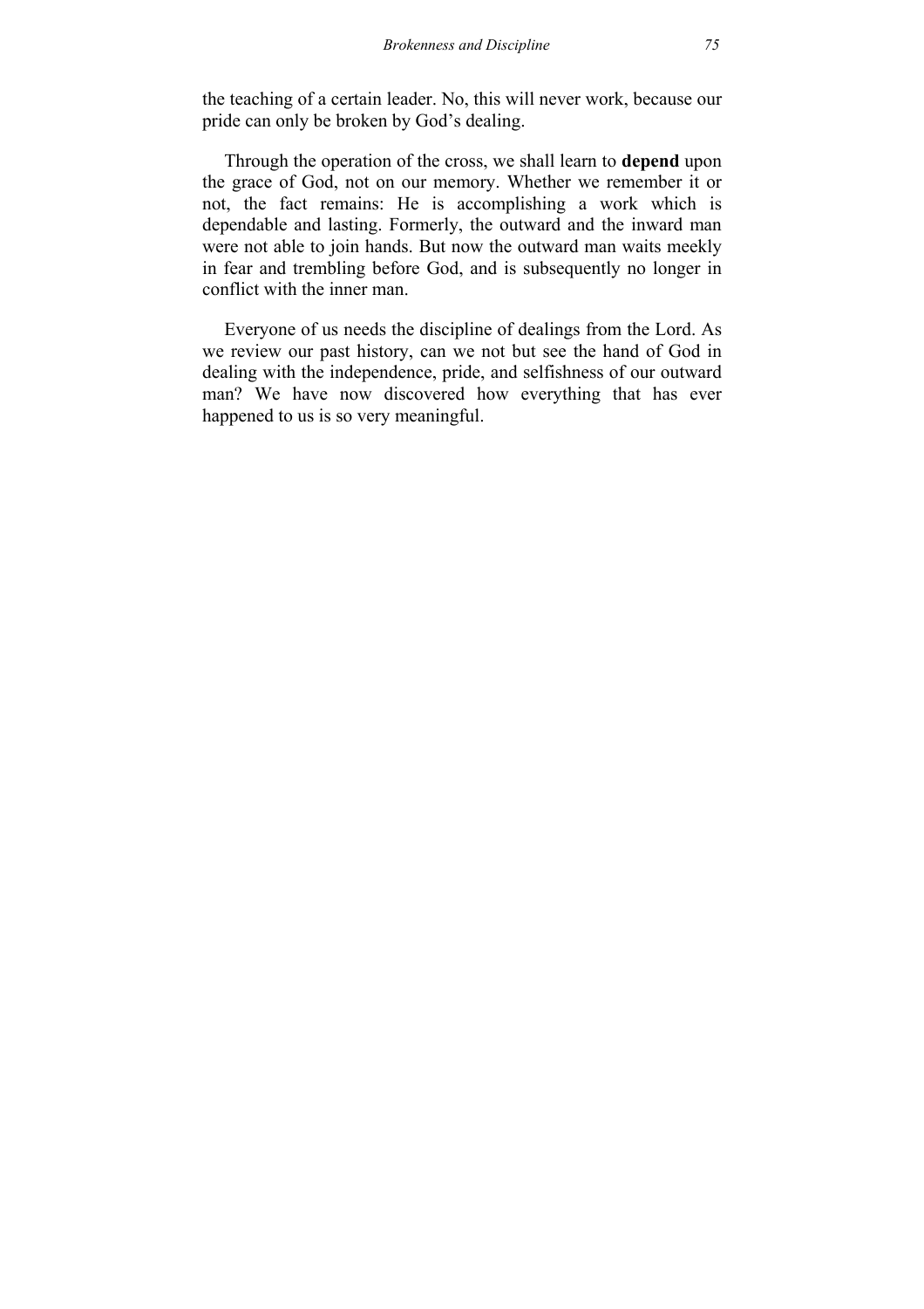the teaching of a certain leader. No, this will never work, because our pride can only be broken by God's dealing.

Through the operation of the cross, we shall learn to **depend** upon the grace of God, not on our memory. Whether we remember it or not, the fact remains: He is accomplishing a work which is dependable and lasting. Formerly, the outward and the inward man were not able to join hands. But now the outward man waits meekly in fear and trembling before God, and is subsequently no longer in conflict with the inner man.

Everyone of us needs the discipline of dealings from the Lord. As we review our past history, can we not but see the hand of God in dealing with the independence, pride, and selfishness of our outward man? We have now discovered how everything that has ever happened to us is so very meaningful.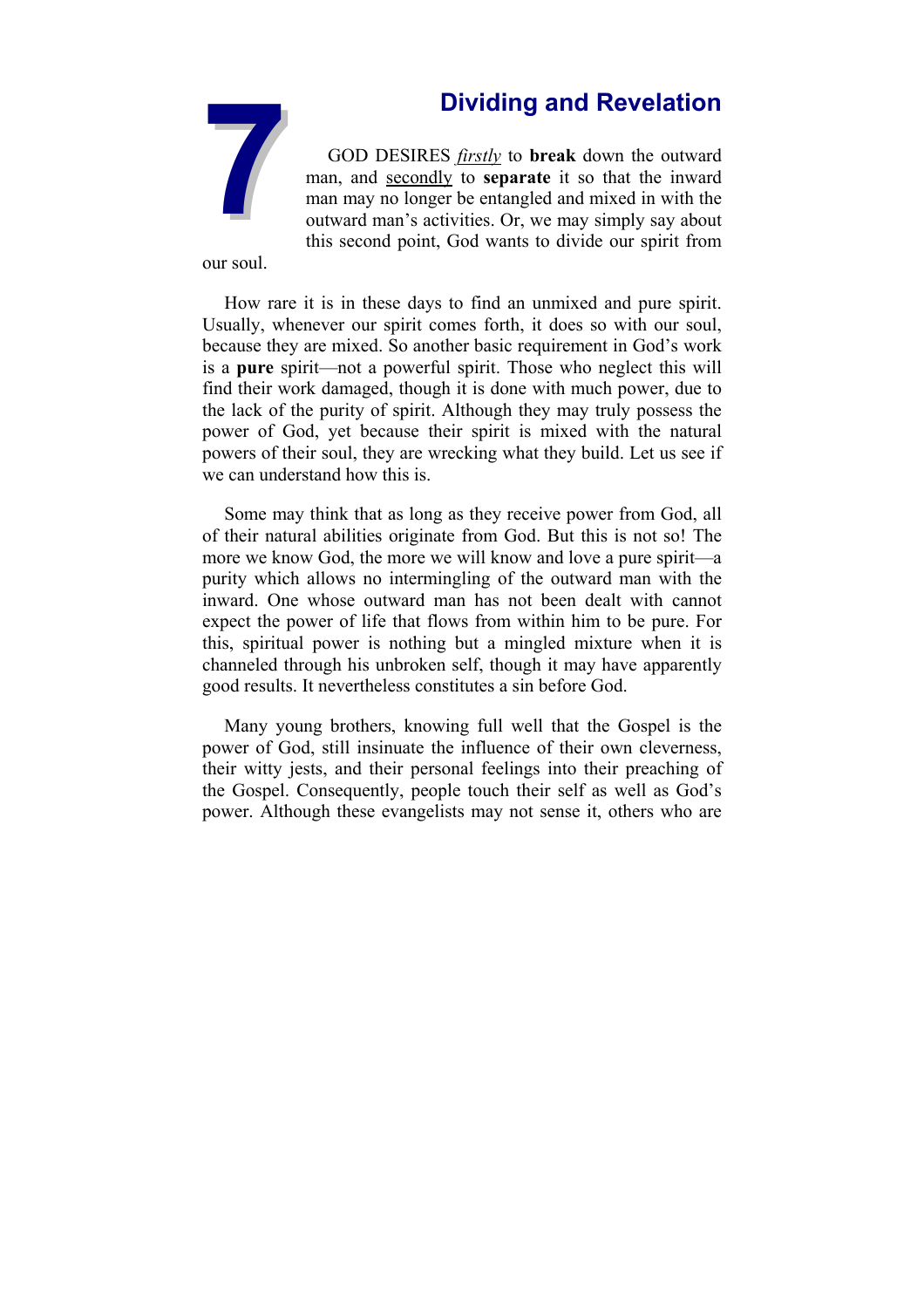# 7 Dividing and Revelation

GOD DESIRES *firstly* to **break** down the outward man, and secondly to **separate** it so that the inward man may no longer be entangled and mixed in with the outward man's activities. Or, we may simply say about this second point, God wants to divide our spirit from our soul.

How rare it is in these days to find an unmixed and pure spirit. Usually, whenever our spirit comes forth, it does so with our soul, because they are mixed. So another basic requirement in God's work is a **pure** spirit—not a powerful spirit. Those who neglect this will find their work damaged, though it is done with much power, due to the lack of the purity of spirit. Although they may truly possess the power of God, yet because their spirit is mixed with the natural powers of their soul, they are wrecking what they build. Let us see if we can understand how this is.

Some may think that as long as they receive power from God, all of their natural abilities originate from God. But this is not so! The more we know God, the more we will know and love a pure spirit—a purity which allows no intermingling of the outward man with the inward. One whose outward man has not been dealt with cannot expect the power of life that flows from within him to be pure. For this, spiritual power is nothing but a mingled mixture when it is channeled through his unbroken self, though it may have apparently good results. It nevertheless constitutes a sin before God.

Many young brothers, knowing full well that the Gospel is the power of God, still insinuate the influence of their own cleverness, their witty jests, and their personal feelings into their preaching of the Gospel. Consequently, people touch their self as well as God's power. Although these evangelists may not sense it, others who are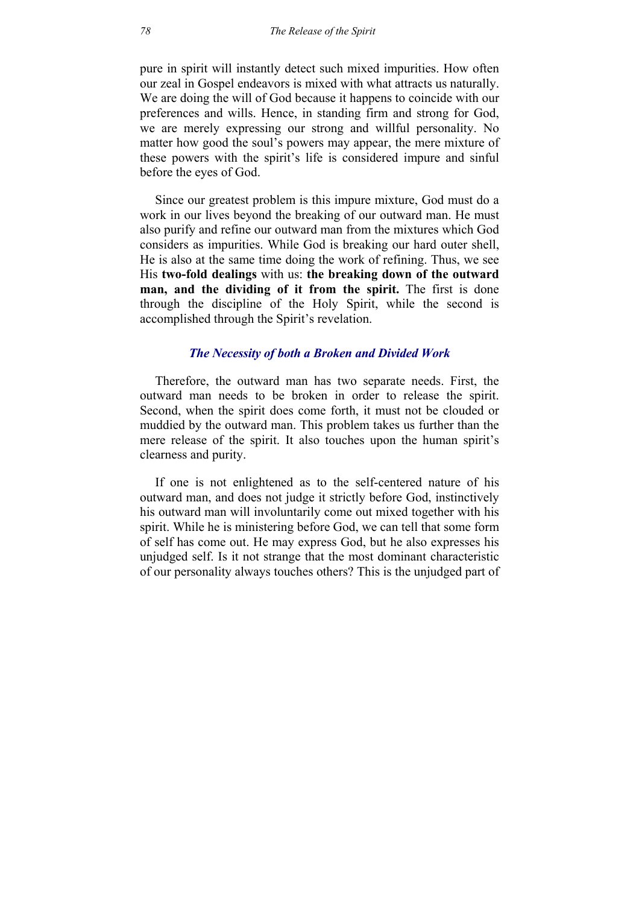pure in spirit will instantly detect such mixed impurities. How often our zeal in Gospel endeavors is mixed with what attracts us naturally. We are doing the will of God because it happens to coincide with our preferences and wills. Hence, in standing firm and strong for God, we are merely expressing our strong and willful personality. No matter how good the soul's powers may appear, the mere mixture of these powers with the spirit's life is considered impure and sinful before the eyes of God.

Since our greatest problem is this impure mixture, God must do a work in our lives beyond the breaking of our outward man. He must also purify and refine our outward man from the mixtures which God considers as impurities. While God is breaking our hard outer shell, He is also at the same time doing the work of refining. Thus, we see His **two-fold dealings** with us: **the breaking down of the outward man, and the dividing of it from the spirit.** The first is done through the discipline of the Holy Spirit, while the second is accomplished through the Spirit's revelation.

### *The Necessity of both a Broken and Divided Work*

Therefore, the outward man has two separate needs. First, the outward man needs to be broken in order to release the spirit. Second, when the spirit does come forth, it must not be clouded or muddied by the outward man. This problem takes us further than the mere release of the spirit. It also touches upon the human spirit's clearness and purity.

If one is not enlightened as to the self-centered nature of his outward man, and does not judge it strictly before God, instinctively his outward man will involuntarily come out mixed together with his spirit. While he is ministering before God, we can tell that some form of self has come out. He may express God, but he also expresses his unjudged self. Is it not strange that the most dominant characteristic of our personality always touches others? This is the unjudged part of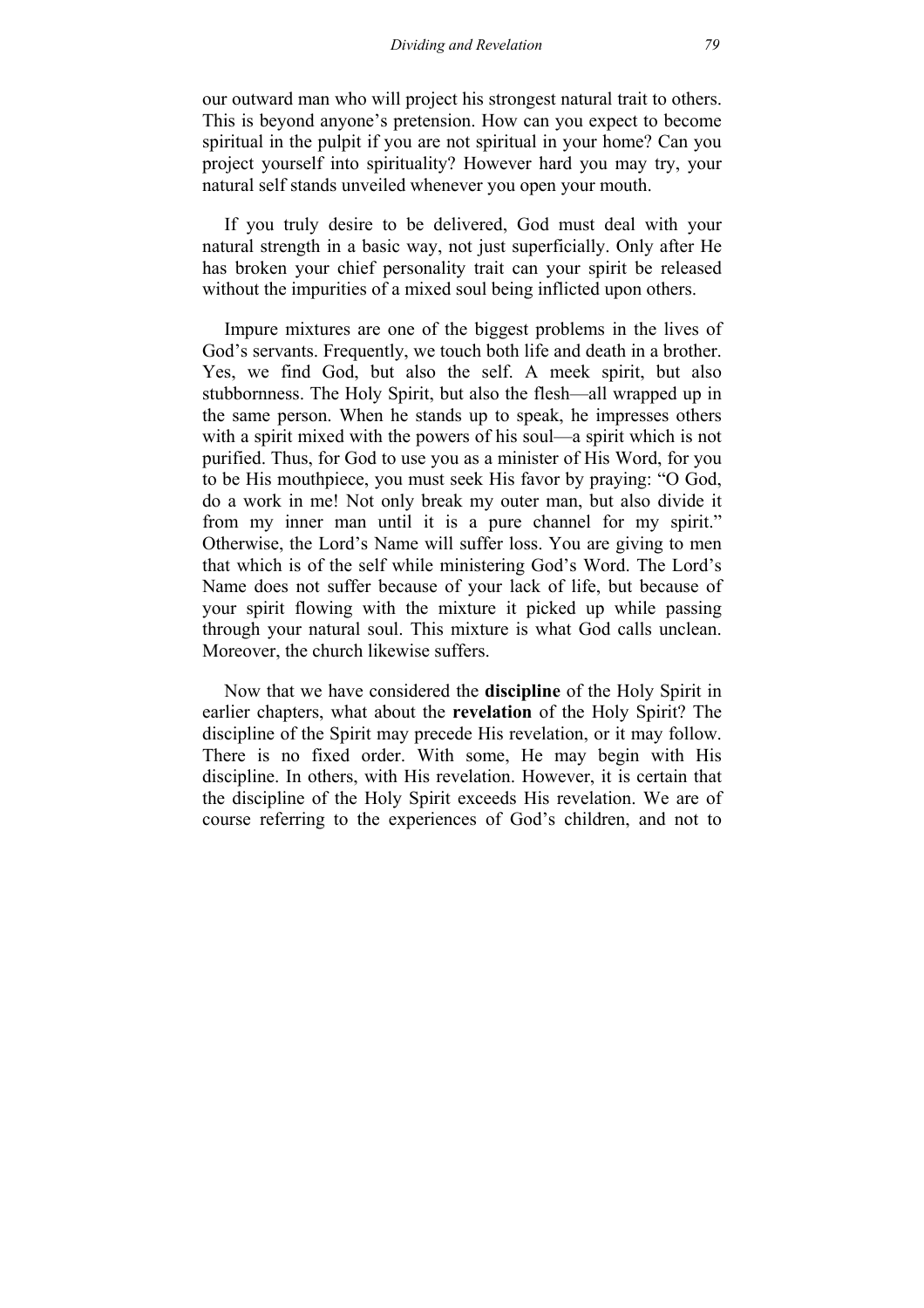our outward man who will project his strongest natural trait to others. This is beyond anyone's pretension. How can you expect to become spiritual in the pulpit if you are not spiritual in your home? Can you project yourself into spirituality? However hard you may try, your natural self stands unveiled whenever you open your mouth.

If you truly desire to be delivered, God must deal with your natural strength in a basic way, not just superficially. Only after He has broken your chief personality trait can your spirit be released without the impurities of a mixed soul being inflicted upon others.

Impure mixtures are one of the biggest problems in the lives of God's servants. Frequently, we touch both life and death in a brother. Yes, we find God, but also the self. A meek spirit, but also stubbornness. The Holy Spirit, but also the flesh—all wrapped up in the same person. When he stands up to speak, he impresses others with a spirit mixed with the powers of his soul—a spirit which is not purified. Thus, for God to use you as a minister of His Word, for you to be His mouthpiece, you must seek His favor by praying: "O God, do a work in me! Not only break my outer man, but also divide it from my inner man until it is a pure channel for my spirit." Otherwise, the Lord's Name will suffer loss. You are giving to men that which is of the self while ministering God's Word. The Lord's Name does not suffer because of your lack of life, but because of your spirit flowing with the mixture it picked up while passing through your natural soul. This mixture is what God calls unclean. Moreover, the church likewise suffers.

Now that we have considered the **discipline** of the Holy Spirit in earlier chapters, what about the **revelation** of the Holy Spirit? The discipline of the Spirit may precede His revelation, or it may follow. There is no fixed order. With some, He may begin with His discipline. In others, with His revelation. However, it is certain that the discipline of the Holy Spirit exceeds His revelation. We are of course referring to the experiences of God's children, and not to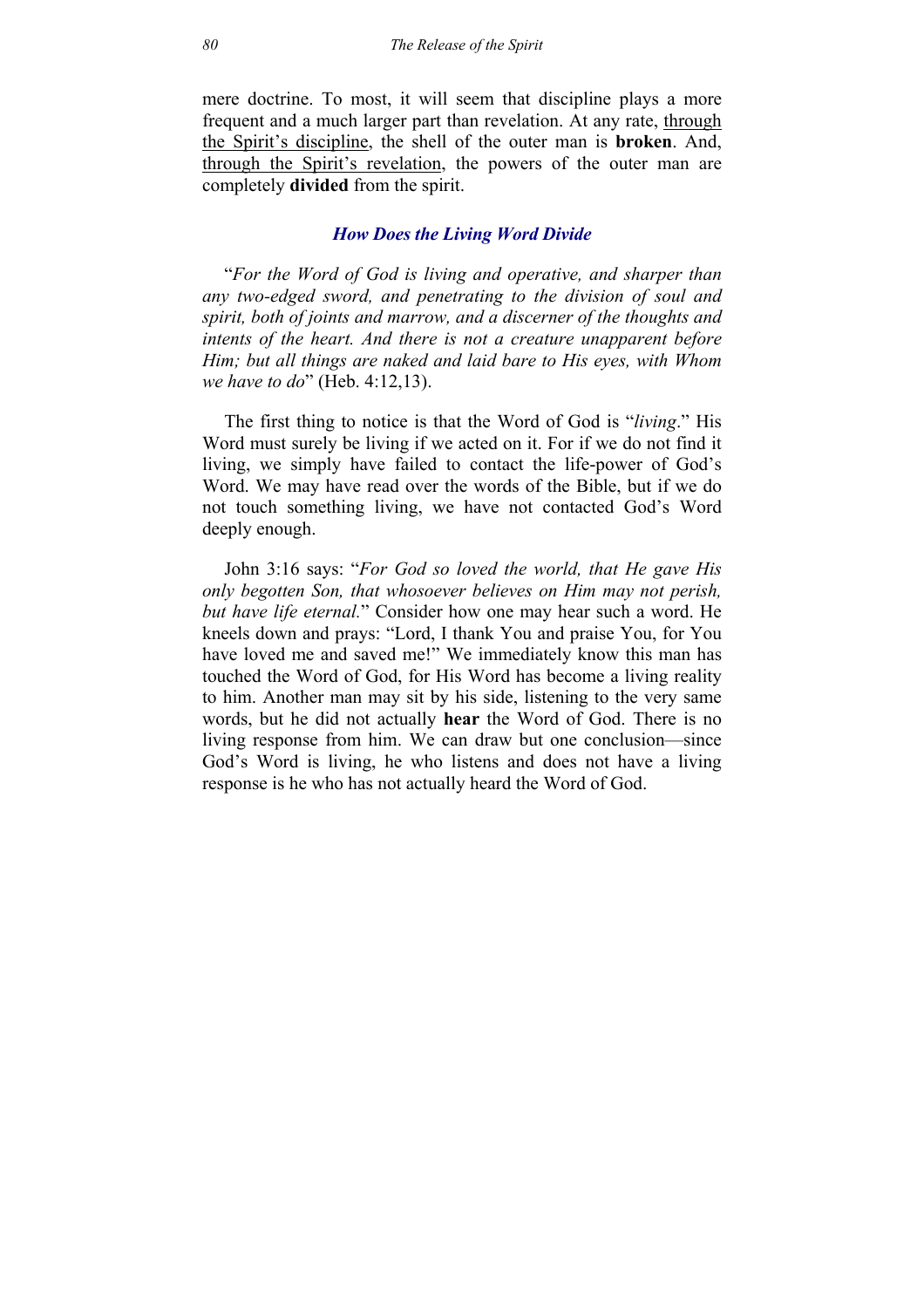mere doctrine. To most, it will seem that discipline plays a more frequent and a much larger part than revelation. At any rate, <u>through the Spirit's discipline</u>, the shell of the outer man is **broken**. And, <u>through the Spirit's revelation</u>, the powers of the outer man are completely **divided** from the spirit.

### *How Does the Living Word Divide*

"*For the Word of God is living and operative, and sharper than any two-edged sword, and penetrating to the division of soul and spirit, both of joints and marrow, and a discerner of the thoughts and intents of the heart. And there is not a creature unapparent before Him; but all things are naked and laid bare to His eyes, with Whom we have to do*" (Heb. 4:12,13).

The first thing to notice is that the Word of God is "*living*." His Word must surely be living if we acted on it. For if we do not find it living, we simply have failed to contact the life-power of God's Word. We may have read over the words of the Bible, but if we do not touch something living, we have not contacted God's Word deeply enough.

John 3:16 says: "*For God so loved the world, that He gave His only begotten Son, that whosoever believes on Him may not perish, but have life eternal.*" Consider how one may hear such a word. He kneels down and prays: "Lord, I thank You and praise You, for You have loved me and saved me!" We immediately know this man has touched the Word of God, for His Word has become a living reality to him. Another man may sit by his side, listening to the very same words, but he did not actually **hear** the Word of God. There is no living response from him. We can draw but one conclusion—since God's Word is living, he who listens and does not have a living response is he who has not actually heard the Word of God.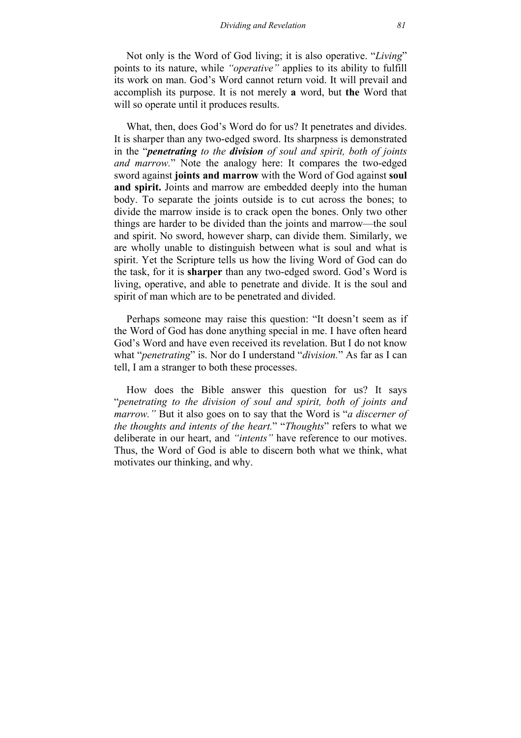Not only is the Word of God living; it is also operative. "*Living*" points to its nature, while *"operative"* applies to its ability to fulfill its work on man. God's Word cannot return void. It will prevail and accomplish its purpose. It is not merely **a** word, but **the** Word that will so operate until it produces results.

What, then, does God's Word do for us? It penetrates and divides. It is sharper than any two-edged sword. Its sharpness is demonstrated in the "***penetrating** to the **division** of soul and spirit, both of joints and marrow.*" Note the analogy here: It compares the two-edged sword against **joints and marrow** with the Word of God against **soul and spirit.** Joints and marrow are embedded deeply into the human body. To separate the joints outside is to cut across the bones; to divide the marrow inside is to crack open the bones. Only two other things are harder to be divided than the joints and marrow—the soul and spirit. No sword, however sharp, can divide them. Similarly, we are wholly unable to distinguish between what is soul and what is spirit. Yet the Scripture tells us how the living Word of God can do the task, for it is **sharper** than any two-edged sword. God's Word is living, operative, and able to penetrate and divide. It is the soul and spirit of man which are to be penetrated and divided.

Perhaps someone may raise this question: "It doesn't seem as if the Word of God has done anything special in me. I have often heard God's Word and have even received its revelation. But I do not know what "*penetrating*" is. Nor do I understand "*division.*" As far as I can tell, I am a stranger to both these processes.

How does the Bible answer this question for us? It says "*penetrating to the division of soul and spirit, both of joints and marrow."* But it also goes on to say that the Word is "*a discerner of the thoughts and intents of the heart.*" "*Thoughts*" refers to what we deliberate in our heart, and *"intents"* have reference to our motives. Thus, the Word of God is able to discern both what we think, what motivates our thinking, and why.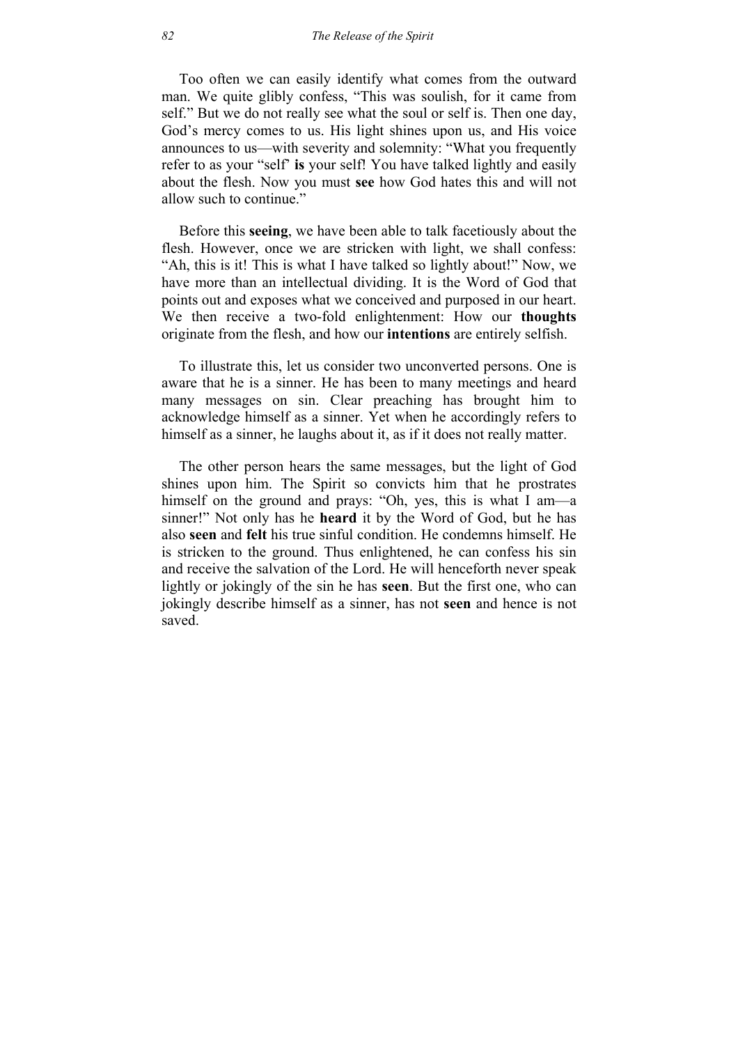Too often we can easily identify what comes from the outward man. We quite glibly confess, "This was soulish, for it came from self." But we do not really see what the soul or self is. Then one day, God's mercy comes to us. His light shines upon us, and His voice announces to us—with severity and solemnity: "What you frequently refer to as your "self' **is** your self! You have talked lightly and easily about the flesh. Now you must **see** how God hates this and will not allow such to continue."

Before this **seeing**, we have been able to talk facetiously about the flesh. However, once we are stricken with light, we shall confess: "Ah, this is it! This is what I have talked so lightly about!" Now, we have more than an intellectual dividing. It is the Word of God that points out and exposes what we conceived and purposed in our heart. We then receive a two-fold enlightenment: How our **thoughts** originate from the flesh, and how our **intentions** are entirely selfish.

To illustrate this, let us consider two unconverted persons. One is aware that he is a sinner. He has been to many meetings and heard many messages on sin. Clear preaching has brought him to acknowledge himself as a sinner. Yet when he accordingly refers to himself as a sinner, he laughs about it, as if it does not really matter.

The other person hears the same messages, but the light of God shines upon him. The Spirit so convicts him that he prostrates himself on the ground and prays: "Oh, yes, this is what I am—a sinner!" Not only has he **heard** it by the Word of God, but he has also **seen** and **felt** his true sinful condition. He condemns himself. He is stricken to the ground. Thus enlightened, he can confess his sin and receive the salvation of the Lord. He will henceforth never speak lightly or jokingly of the sin he has **seen**. But the first one, who can jokingly describe himself as a sinner, has not **seen** and hence is not saved.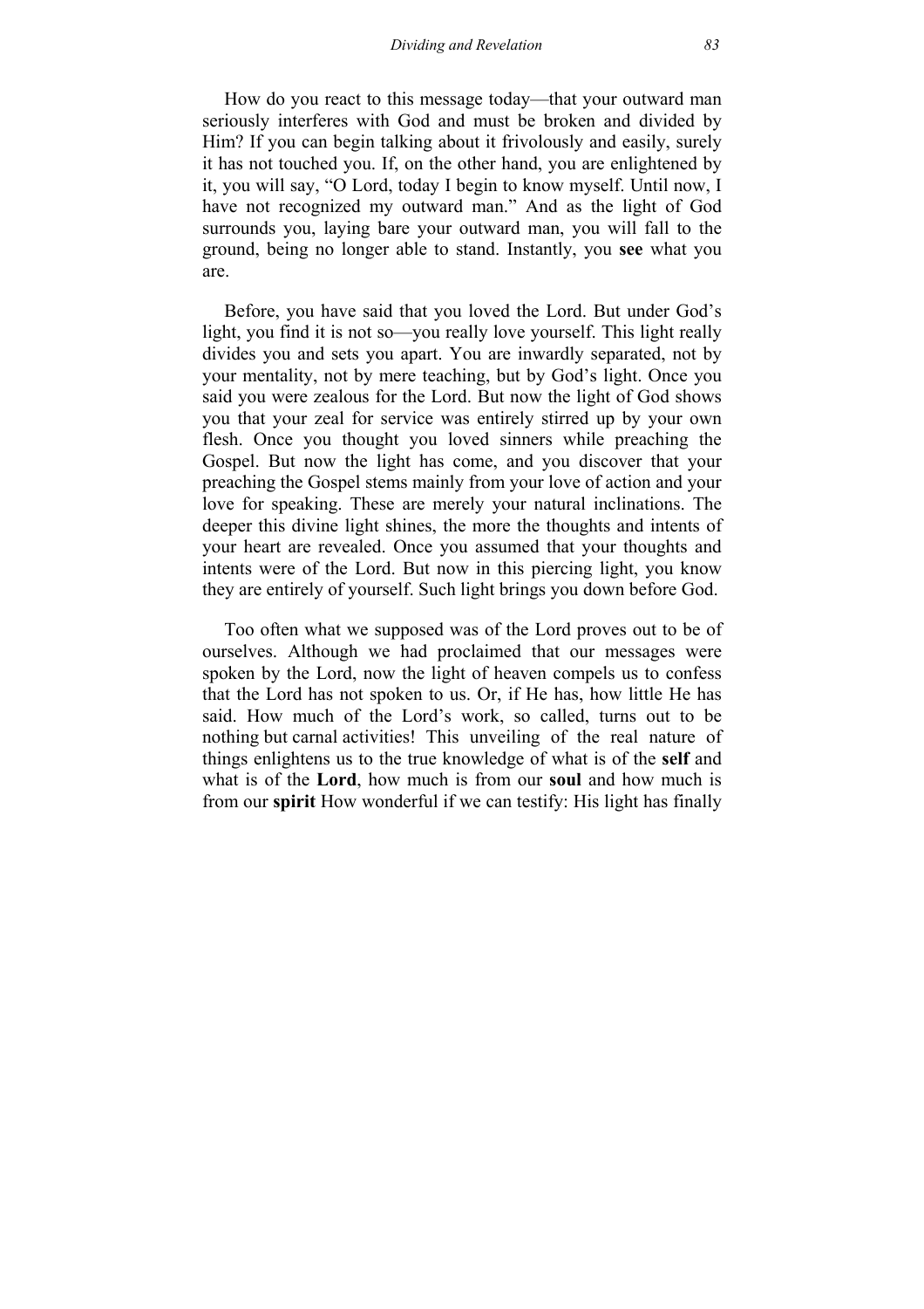How do you react to this message today—that your outward man seriously interferes with God and must be broken and divided by Him? If you can begin talking about it frivolously and easily, surely it has not touched you. If, on the other hand, you are enlightened by it, you will say, "O Lord, today I begin to know myself. Until now, I have not recognized my outward man." And as the light of God surrounds you, laying bare your outward man, you will fall to the ground, being no longer able to stand. Instantly, you **see** what you are.

Before, you have said that you loved the Lord. But under God's light, you find it is not so—you really love yourself. This light really divides you and sets you apart. You are inwardly separated, not by your mentality, not by mere teaching, but by God's light. Once you said you were zealous for the Lord. But now the light of God shows you that your zeal for service was entirely stirred up by your own flesh. Once you thought you loved sinners while preaching the Gospel. But now the light has come, and you discover that your preaching the Gospel stems mainly from your love of action and your love for speaking. These are merely your natural inclinations. The deeper this divine light shines, the more the thoughts and intents of your heart are revealed. Once you assumed that your thoughts and intents were of the Lord. But now in this piercing light, you know they are entirely of yourself. Such light brings you down before God.

Too often what we supposed was of the Lord proves out to be of ourselves. Although we had proclaimed that our messages were spoken by the Lord, now the light of heaven compels us to confess that the Lord has not spoken to us. Or, if He has, how little He has said. How much of the Lord's work, so called, turns out to be nothing but carnal activities! This unveiling of the real nature of things enlightens us to the true knowledge of what is of the **self** and what is of the **Lord**, how much is from our **soul** and how much is from our **spirit** How wonderful if we can testify: His light has finally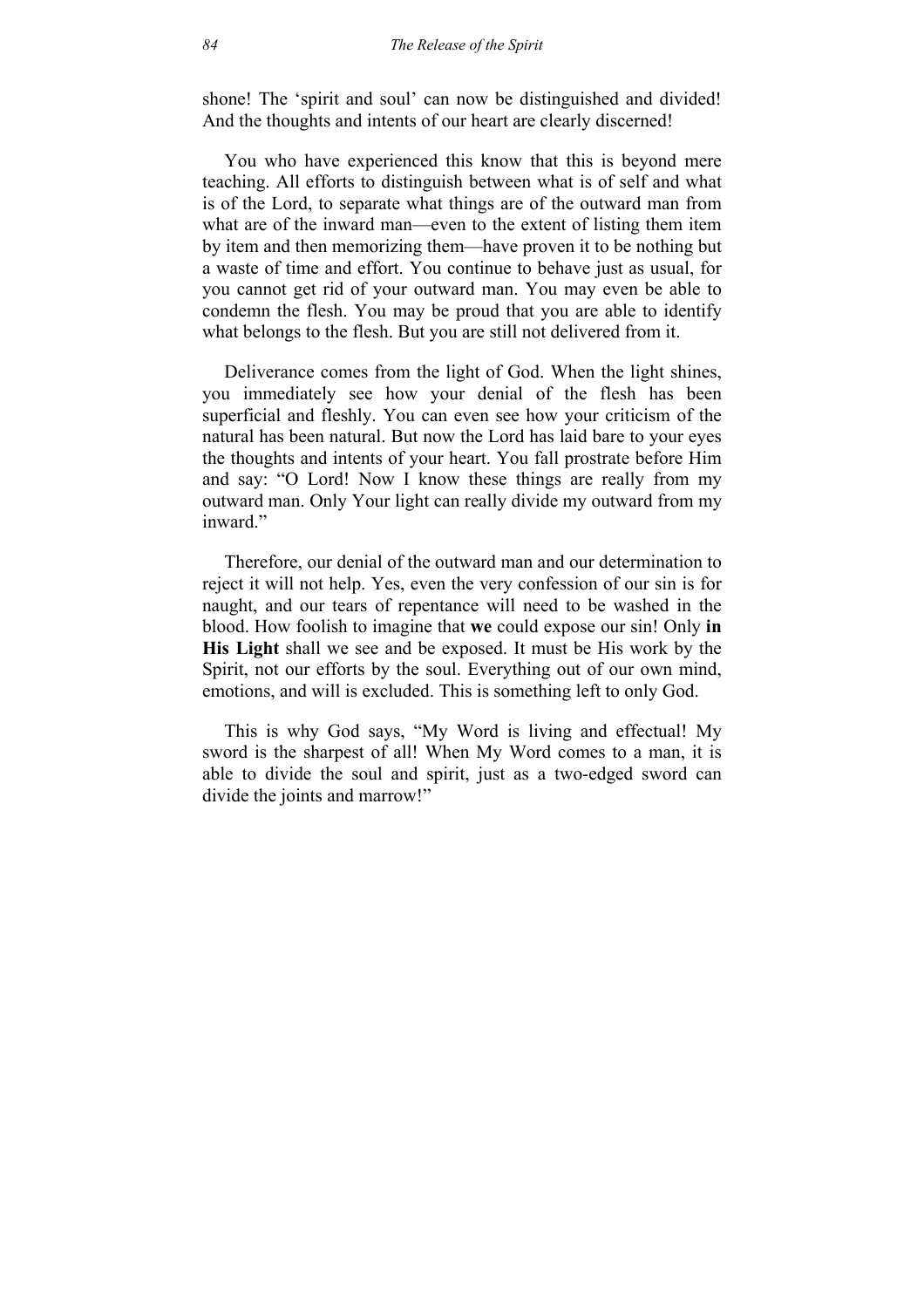shone! The 'spirit and soul' can now be distinguished and divided! And the thoughts and intents of our heart are clearly discerned!

You who have experienced this know that this is beyond mere teaching. All efforts to distinguish between what is of self and what is of the Lord, to separate what things are of the outward man from what are of the inward man—even to the extent of listing them item by item and then memorizing them—have proven it to be nothing but a waste of time and effort. You continue to behave just as usual, for you cannot get rid of your outward man. You may even be able to condemn the flesh. You may be proud that you are able to identify what belongs to the flesh. But you are still not delivered from it.

Deliverance comes from the light of God. When the light shines, you immediately see how your denial of the flesh has been superficial and fleshly. You can even see how your criticism of the natural has been natural. But now the Lord has laid bare to your eyes the thoughts and intents of your heart. You fall prostrate before Him and say: "O Lord! Now I know these things are really from my outward man. Only Your light can really divide my outward from my inward."

Therefore, our denial of the outward man and our determination to reject it will not help. Yes, even the very confession of our sin is for naught, and our tears of repentance will need to be washed in the blood. How foolish to imagine that **we** could expose our sin! Only **in His Light** shall we see and be exposed. It must be His work by the Spirit, not our efforts by the soul. Everything out of our own mind, emotions, and will is excluded. This is something left to only God.

This is why God says, "My Word is living and effectual! My sword is the sharpest of all! When My Word comes to a man, it is able to divide the soul and spirit, just as a two-edged sword can divide the joints and marrow!"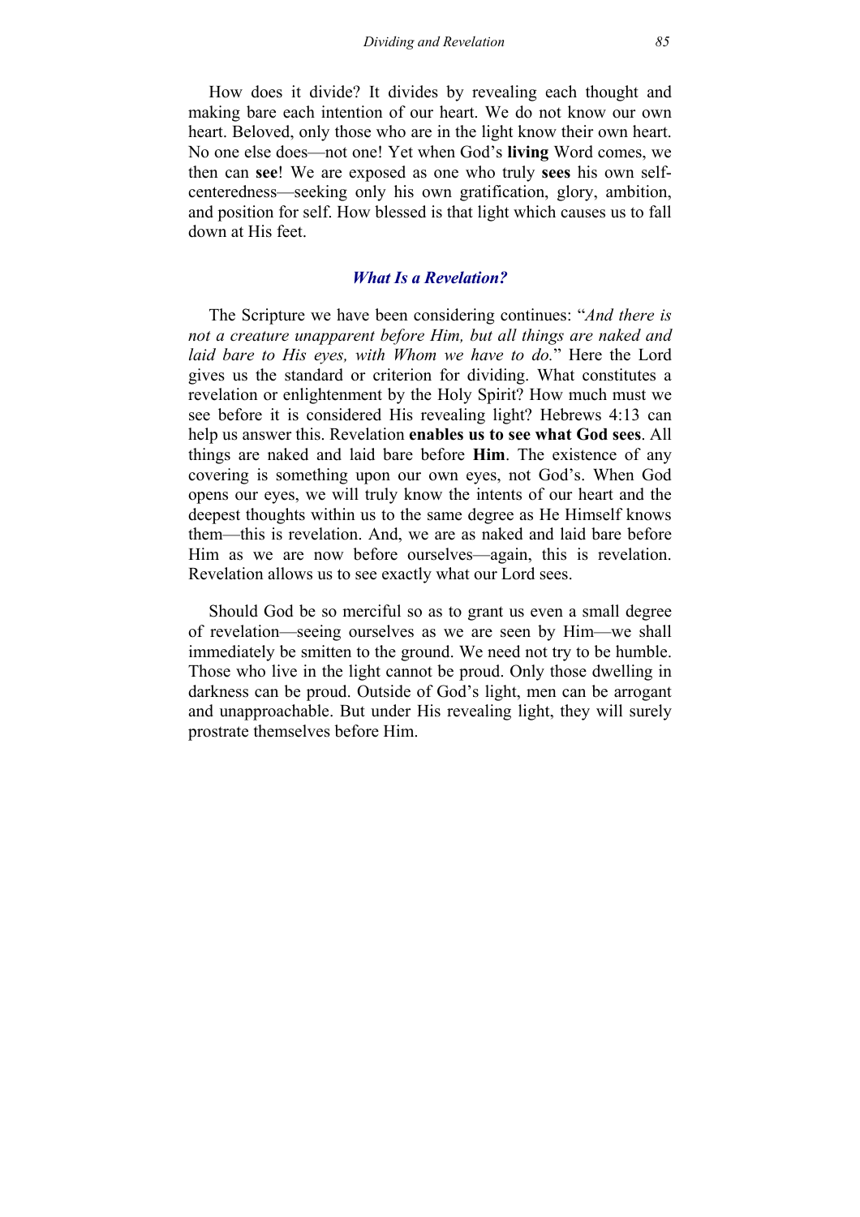How does it divide? It divides by revealing each thought and making bare each intention of our heart. We do not know our own heart. Beloved, only those who are in the light know their own heart. No one else does—not one! Yet when God's **living** Word comes, we then can **see**! We are exposed as one who truly **sees** his own self-centeredness—seeking only his own gratification, glory, ambition, and position for self. How blessed is that light which causes us to fall down at His feet.

### *What Is a Revelation?*

The Scripture we have been considering continues: "*And there is not a creature unapparent before Him, but all things are naked and laid bare to His eyes, with Whom we have to do.*" Here the Lord gives us the standard or criterion for dividing. What constitutes a revelation or enlightenment by the Holy Spirit? How much must we see before it is considered His revealing light? Hebrews 4:13 can help us answer this. Revelation **enables us to see what God sees**. All things are naked and laid bare before **Him**. The existence of any covering is something upon our own eyes, not God's. When God opens our eyes, we will truly know the intents of our heart and the deepest thoughts within us to the same degree as He Himself knows them—this is revelation. And, we are as naked and laid bare before Him as we are now before ourselves—again, this is revelation. Revelation allows us to see exactly what our Lord sees.

Should God be so merciful so as to grant us even a small degree of revelation—seeing ourselves as we are seen by Him—we shall immediately be smitten to the ground. We need not try to be humble. Those who live in the light cannot be proud. Only those dwelling in darkness can be proud. Outside of God's light, men can be arrogant and unapproachable. But under His revealing light, they will surely prostrate themselves before Him.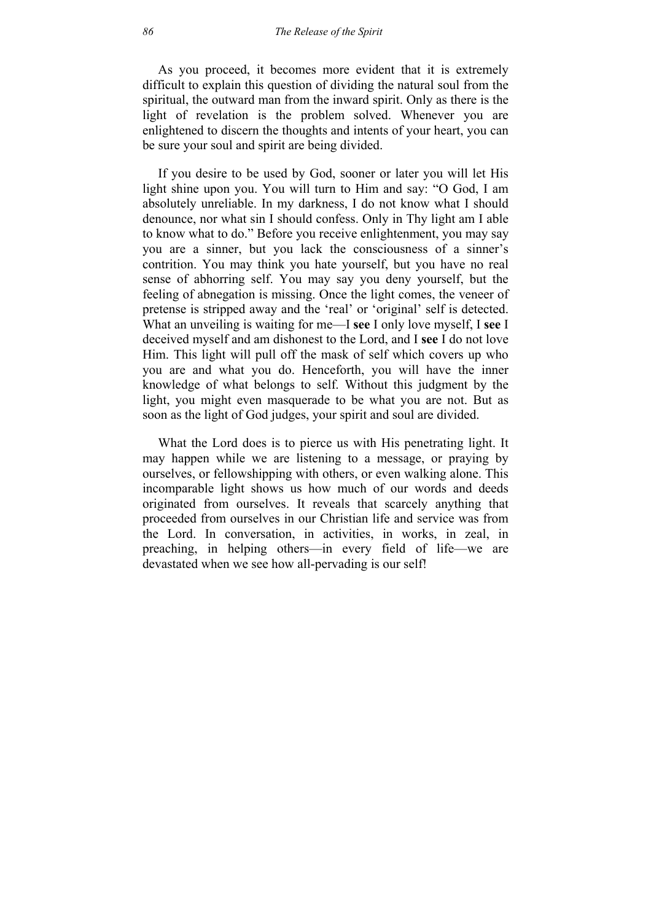As you proceed, it becomes more evident that it is extremely difficult to explain this question of dividing the natural soul from the spiritual, the outward man from the inward spirit. Only as there is the light of revelation is the problem solved. Whenever you are enlightened to discern the thoughts and intents of your heart, you can be sure your soul and spirit are being divided.

If you desire to be used by God, sooner or later you will let His light shine upon you. You will turn to Him and say: "O God, I am absolutely unreliable. In my darkness, I do not know what I should denounce, nor what sin I should confess. Only in Thy light am I able to know what to do." Before you receive enlightenment, you may say you are a sinner, but you lack the consciousness of a sinner's contrition. You may think you hate yourself, but you have no real sense of abhorring self. You may say you deny yourself, but the feeling of abnegation is missing. Once the light comes, the veneer of pretense is stripped away and the 'real' or 'original' self is detected. What an unveiling is waiting for me—I **see** I only love myself, I **see** I deceived myself and am dishonest to the Lord, and I **see** I do not love Him. This light will pull off the mask of self which covers up who you are and what you do. Henceforth, you will have the inner knowledge of what belongs to self. Without this judgment by the light, you might even masquerade to be what you are not. But as soon as the light of God judges, your spirit and soul are divided.

What the Lord does is to pierce us with His penetrating light. It may happen while we are listening to a message, or praying by ourselves, or fellowshipping with others, or even walking alone. This incomparable light shows us how much of our words and deeds originated from ourselves. It reveals that scarcely anything that proceeded from ourselves in our Christian life and service was from the Lord. In conversation, in activities, in works, in zeal, in preaching, in helping others—in every field of life—we are devastated when we see how all-pervading is our self!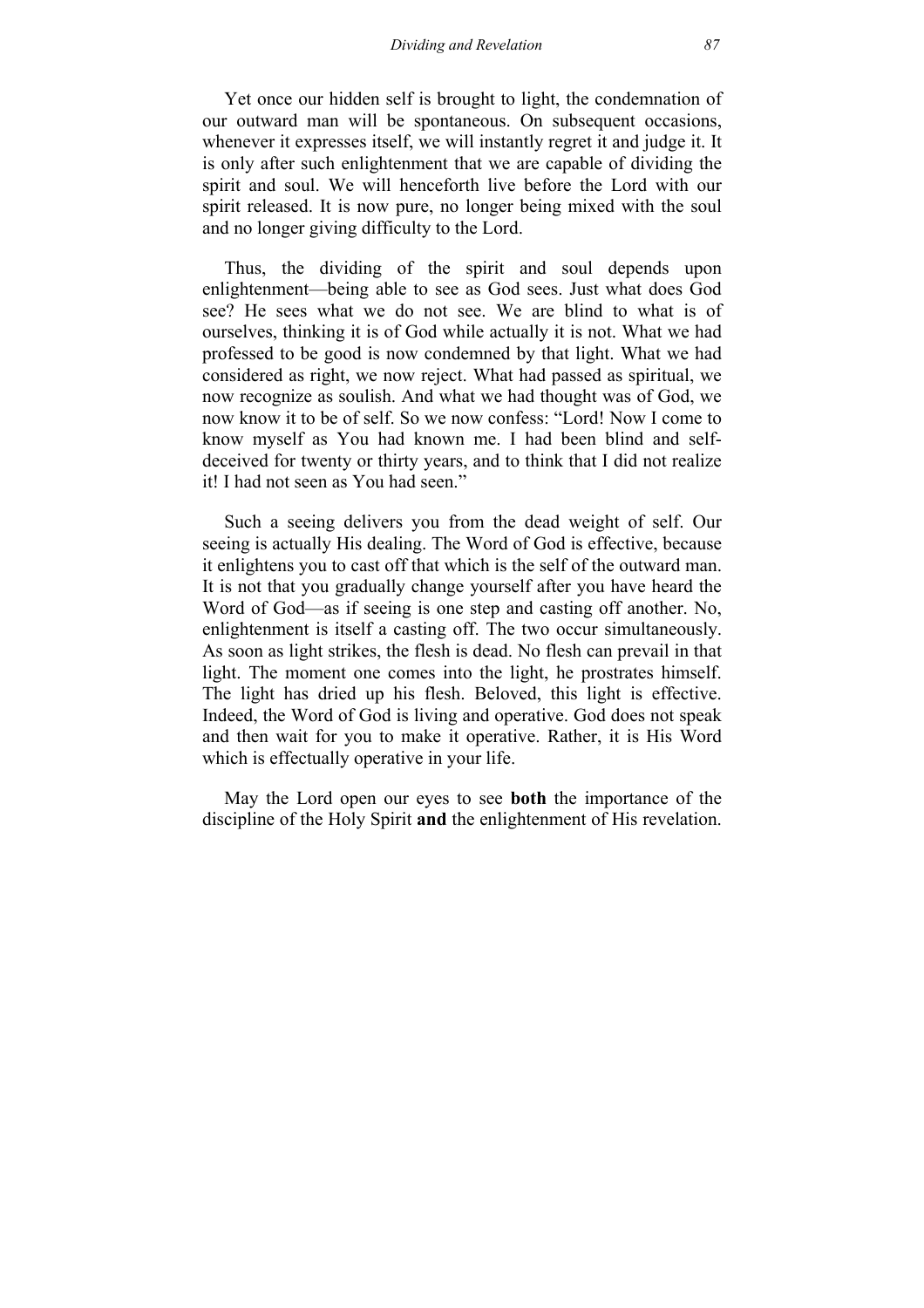Yet once our hidden self is brought to light, the condemnation of our outward man will be spontaneous. On subsequent occasions, whenever it expresses itself, we will instantly regret it and judge it. It is only after such enlightenment that we are capable of dividing the spirit and soul. We will henceforth live before the Lord with our spirit released. It is now pure, no longer being mixed with the soul and no longer giving difficulty to the Lord.

Thus, the dividing of the spirit and soul depends upon enlightenment—being able to see as God sees. Just what does God see? He sees what we do not see. We are blind to what is of ourselves, thinking it is of God while actually it is not. What we had professed to be good is now condemned by that light. What we had considered as right, we now reject. What had passed as spiritual, we now recognize as soulish. And what we had thought was of God, we now know it to be of self. So we now confess: "Lord! Now I come to know myself as You had known me. I had been blind and self-deceived for twenty or thirty years, and to think that I did not realize it! I had not seen as You had seen."

Such a seeing delivers you from the dead weight of self. Our seeing is actually His dealing. The Word of God is effective, because it enlightens you to cast off that which is the self of the outward man. It is not that you gradually change yourself after you have heard the Word of God—as if seeing is one step and casting off another. No, enlightenment is itself a casting off. The two occur simultaneously. As soon as light strikes, the flesh is dead. No flesh can prevail in that light. The moment one comes into the light, he prostrates himself. The light has dried up his flesh. Beloved, this light is effective. Indeed, the Word of God is living and operative. God does not speak and then wait for you to make it operative. Rather, it is His Word which is effectually operative in your life.

May the Lord open our eyes to see **both** the importance of the discipline of the Holy Spirit **and** the enlightenment of His revelation.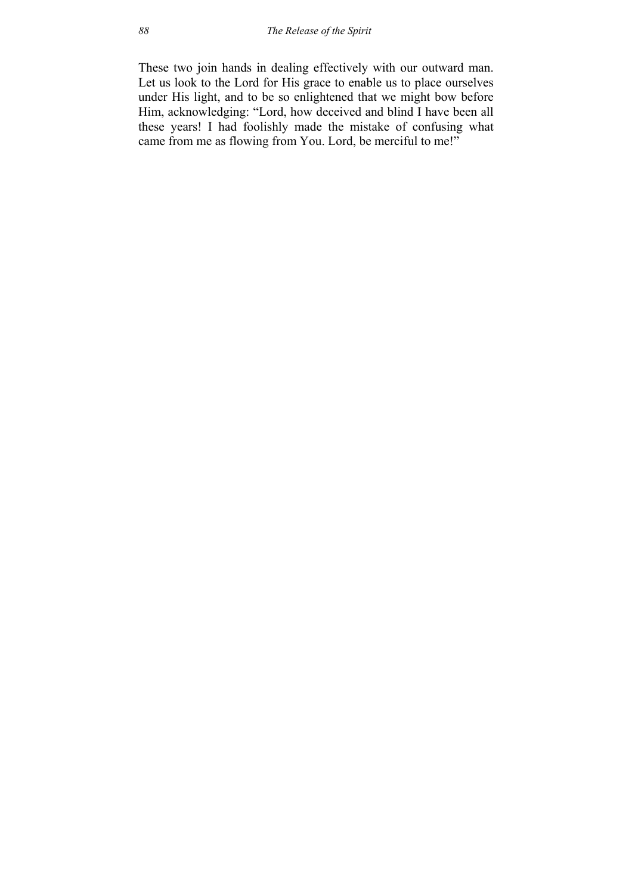These two join hands in dealing effectively with our outward man. Let us look to the Lord for His grace to enable us to place ourselves under His light, and to be so enlightened that we might bow before Him, acknowledging: "Lord, how deceived and blind I have been all these years! I had foolishly made the mistake of confusing what came from me as flowing from You. Lord, be merciful to me!"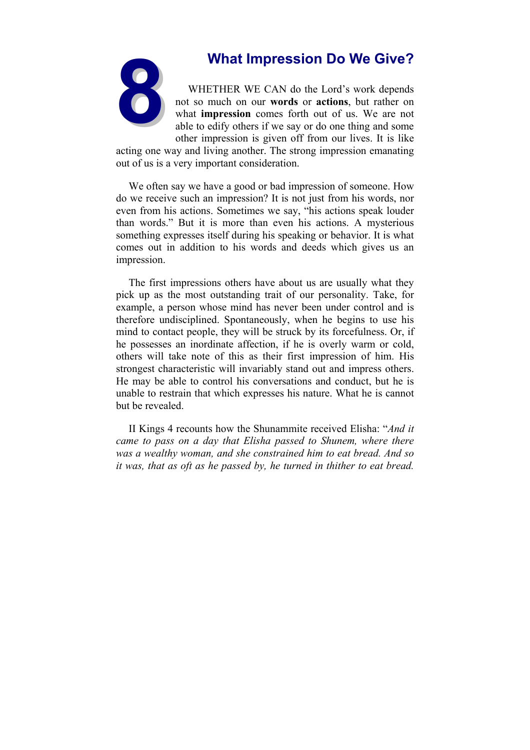# 8 What Impression Do We Give?

WHETHER WE CAN do the Lord's work depends not so much on our **words** or **actions**, but rather on what **impression** comes forth out of us. We are not able to edify others if we say or do one thing and some other impression is given off from our lives. It is like acting one way and living another. The strong impression emanating out of us is a very important consideration.

We often say we have a good or bad impression of someone. How do we receive such an impression? It is not just from his words, nor even from his actions. Sometimes we say, "his actions speak louder than words." But it is more than even his actions. A mysterious something expresses itself during his speaking or behavior. It is what comes out in addition to his words and deeds which gives us an impression.

The first impressions others have about us are usually what they pick up as the most outstanding trait of our personality. Take, for example, a person whose mind has never been under control and is therefore undisciplined. Spontaneously, when he begins to use his mind to contact people, they will be struck by its forcefulness. Or, if he possesses an inordinate affection, if he is overly warm or cold, others will take note of this as their first impression of him. His strongest characteristic will invariably stand out and impress others. He may be able to control his conversations and conduct, but he is unable to restrain that which expresses his nature. What he is cannot but be revealed.

II Kings 4 recounts how the Shunammite received Elisha: "*And it came to pass on a day that Elisha passed to Shunem, where there was a wealthy woman, and she constrained him to eat bread. And so it was, that as oft as he passed by, he turned in thither to eat bread.*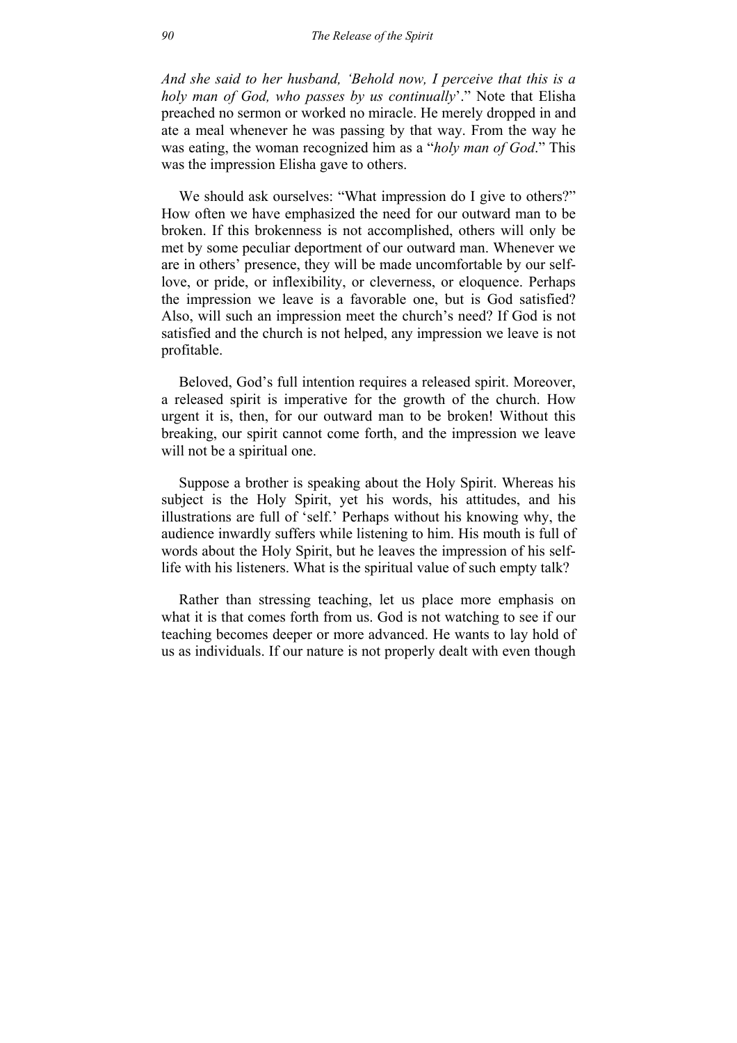*And she said to her husband, ‘Behold now, I perceive that this is a holy man of God, who passes by us continually*’.” Note that Elisha preached no sermon or worked no miracle. He merely dropped in and ate a meal whenever he was passing by that way. From the way he was eating, the woman recognized him as a “*holy man of God*.” This was the impression Elisha gave to others.

We should ask ourselves: “What impression do I give to others?” How often we have emphasized the need for our outward man to be broken. If this brokenness is not accomplished, others will only be met by some peculiar deportment of our outward man. Whenever we are in others’ presence, they will be made uncomfortable by our self-love, or pride, or inflexibility, or cleverness, or eloquence. Perhaps the impression we leave is a favorable one, but is God satisfied? Also, will such an impression meet the church’s need? If God is not satisfied and the church is not helped, any impression we leave is not profitable.

Beloved, God’s full intention requires a released spirit. Moreover, a released spirit is imperative for the growth of the church. How urgent it is, then, for our outward man to be broken! Without this breaking, our spirit cannot come forth, and the impression we leave will not be a spiritual one.

Suppose a brother is speaking about the Holy Spirit. Whereas his subject is the Holy Spirit, yet his words, his attitudes, and his illustrations are full of ‘self.’ Perhaps without his knowing why, the audience inwardly suffers while listening to him. His mouth is full of words about the Holy Spirit, but he leaves the impression of his self-life with his listeners. What is the spiritual value of such empty talk?

Rather than stressing teaching, let us place more emphasis on what it is that comes forth from us. God is not watching to see if our teaching becomes deeper or more advanced. He wants to lay hold of us as individuals. If our nature is not properly dealt with even though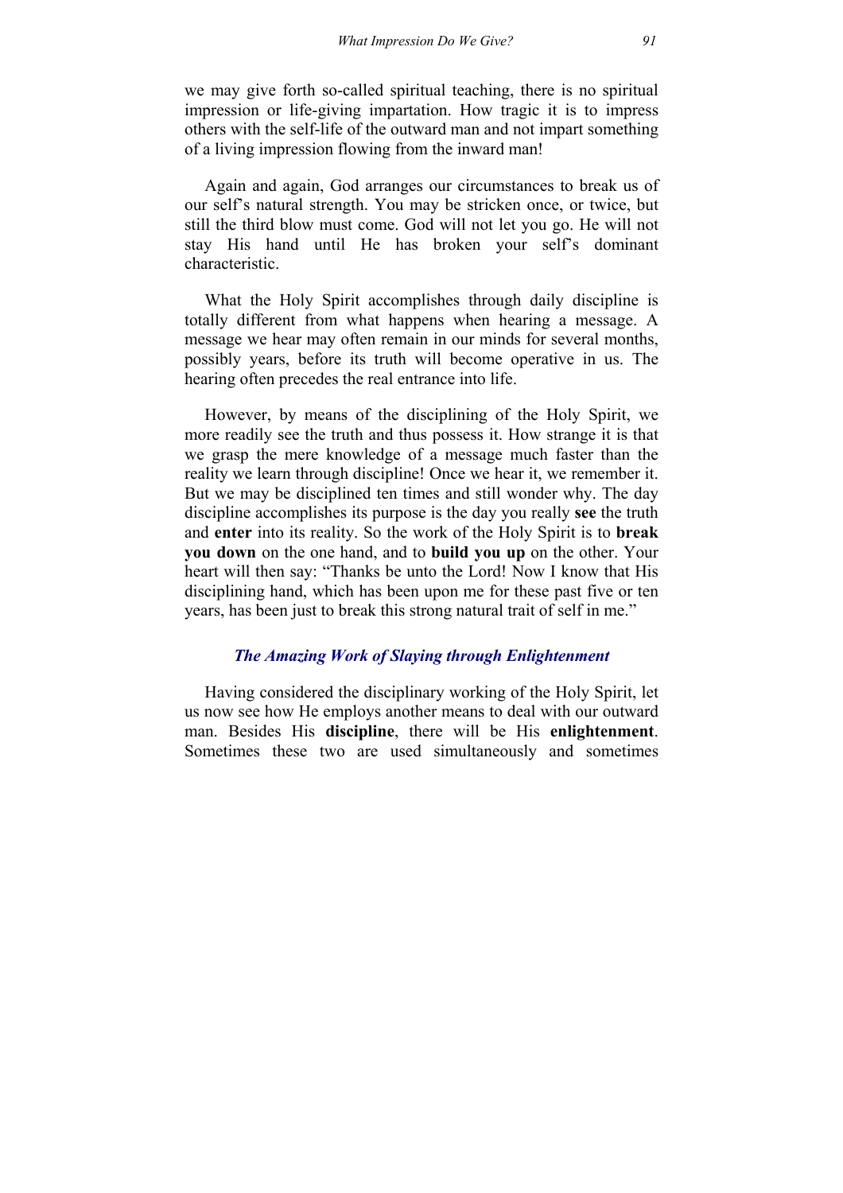we may give forth so-called spiritual teaching, there is no spiritual impression or life-giving impartation. How tragic it is to impress others with the self-life of the outward man and not impart something of a living impression flowing from the inward man!

Again and again, God arranges our circumstances to break us of our self's natural strength. You may be stricken once, or twice, but still the third blow must come. God will not let you go. He will not stay His hand until He has broken your self's dominant characteristic.

What the Holy Spirit accomplishes through daily discipline is totally different from what happens when hearing a message. A message we hear may often remain in our minds for several months, possibly years, before its truth will become operative in us. The hearing often precedes the real entrance into life.

However, by means of the disciplining of the Holy Spirit, we more readily see the truth and thus possess it. How strange it is that we grasp the mere knowledge of a message much faster than the reality we learn through discipline! Once we hear it, we remember it. But we may be disciplined ten times and still wonder why. The day discipline accomplishes its purpose is the day you really **see** the truth and **enter** into its reality. So the work of the Holy Spirit is to **break you down** on the one hand, and to **build you up** on the other. Your heart will then say: "Thanks be unto the Lord! Now I know that His disciplining hand, which has been upon me for these past five or ten years, has been just to break this strong natural trait of self in me."

### *The Amazing Work of Slaying through Enlightenment*

Having considered the disciplinary working of the Holy Spirit, let us now see how He employs another means to deal with our outward man. Besides His **discipline**, there will be His **enlightenment**. Sometimes these two are used simultaneously and sometimes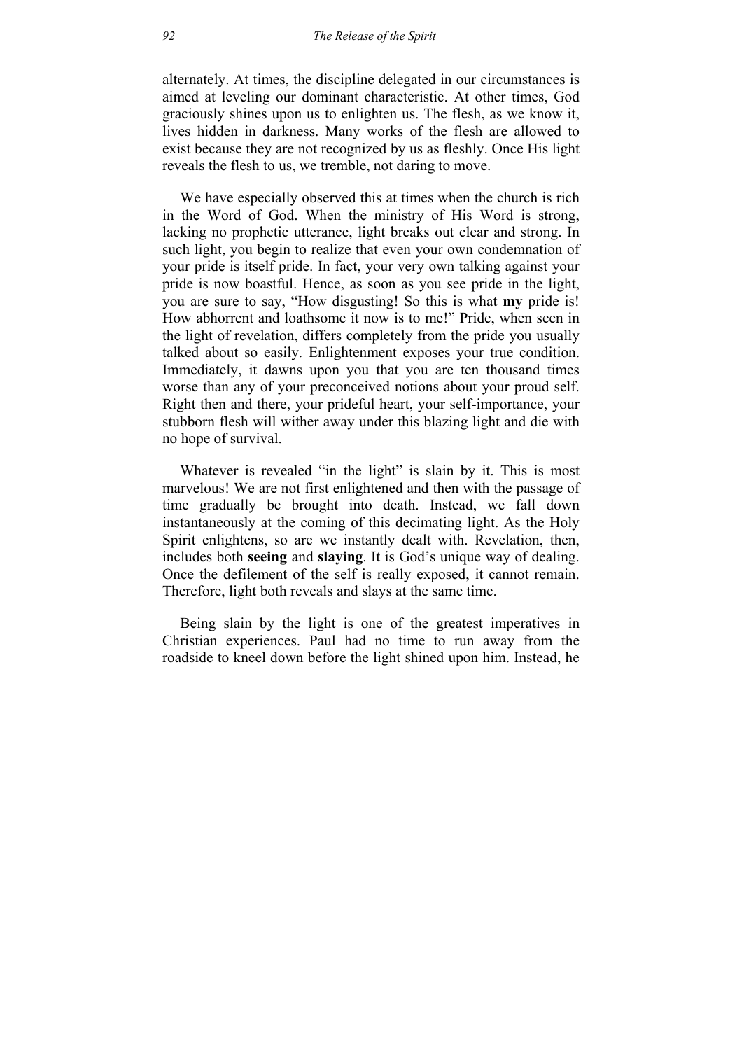alternately. At times, the discipline delegated in our circumstances is aimed at leveling our dominant characteristic. At other times, God graciously shines upon us to enlighten us. The flesh, as we know it, lives hidden in darkness. Many works of the flesh are allowed to exist because they are not recognized by us as fleshly. Once His light reveals the flesh to us, we tremble, not daring to move.

We have especially observed this at times when the church is rich in the Word of God. When the ministry of His Word is strong, lacking no prophetic utterance, light breaks out clear and strong. In such light, you begin to realize that even your own condemnation of your pride is itself pride. In fact, your very own talking against your pride is now boastful. Hence, as soon as you see pride in the light, you are sure to say, "How disgusting! So this is what **my** pride is! How abhorrent and loathsome it now is to me!" Pride, when seen in the light of revelation, differs completely from the pride you usually talked about so easily. Enlightenment exposes your true condition. Immediately, it dawns upon you that you are ten thousand times worse than any of your preconceived notions about your proud self. Right then and there, your prideful heart, your self-importance, your stubborn flesh will wither away under this blazing light and die with no hope of survival.

Whatever is revealed "in the light" is slain by it. This is most marvelous! We are not first enlightened and then with the passage of time gradually be brought into death. Instead, we fall down instantaneously at the coming of this decimating light. As the Holy Spirit enlightens, so are we instantly dealt with. Revelation, then, includes both **seeing** and **slaying**. It is God's unique way of dealing. Once the defilement of the self is really exposed, it cannot remain. Therefore, light both reveals and slays at the same time.

Being slain by the light is one of the greatest imperatives in Christian experiences. Paul had no time to run away from the roadside to kneel down before the light shined upon him. Instead, he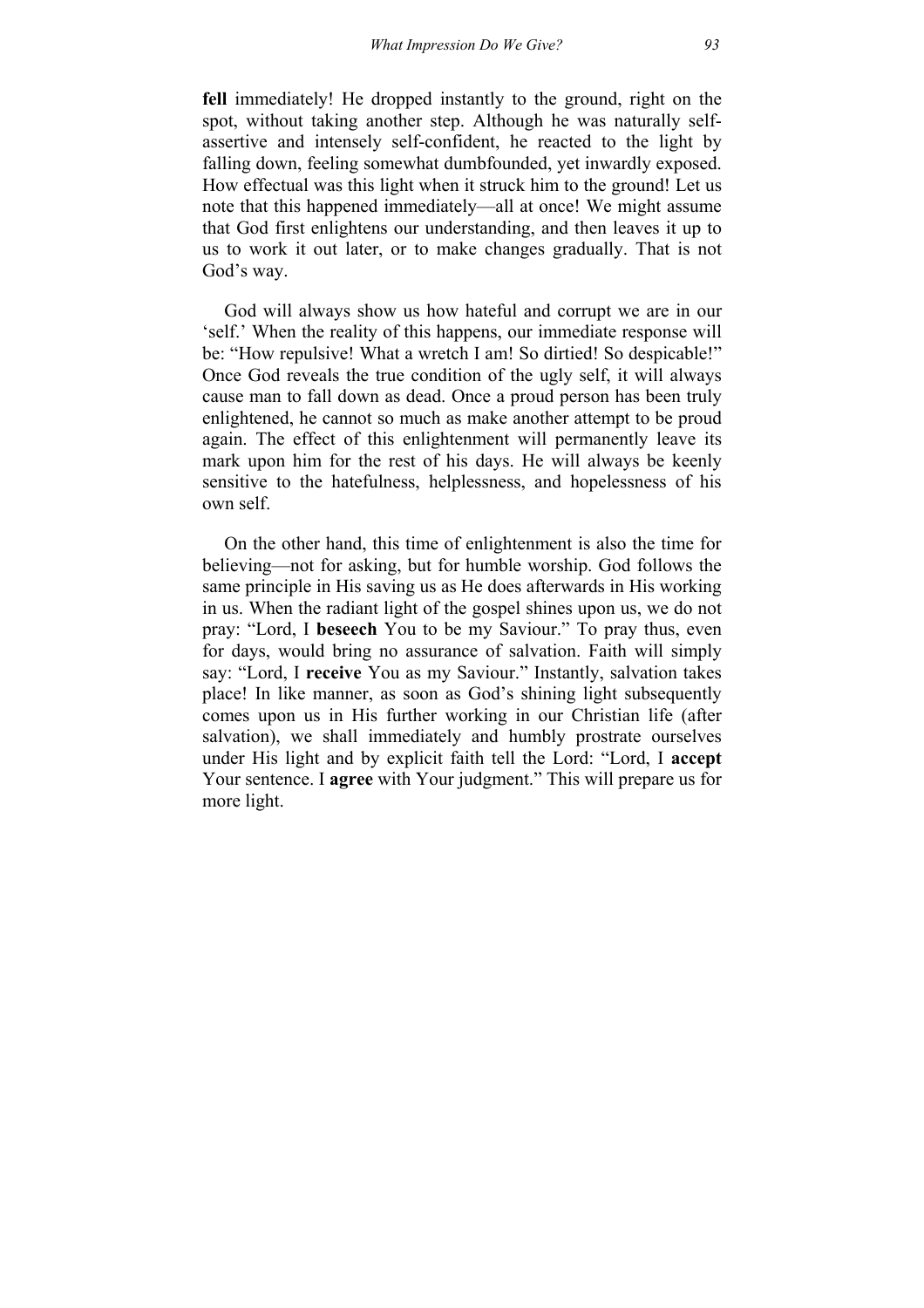**fell** immediately! He dropped instantly to the ground, right on the spot, without taking another step. Although he was naturally self-assertive and intensely self-confident, he reacted to the light by falling down, feeling somewhat dumbfounded, yet inwardly exposed. How effectual was this light when it struck him to the ground! Let us note that this happened immediately—all at once! We might assume that God first enlightens our understanding, and then leaves it up to us to work it out later, or to make changes gradually. That is not God's way.

God will always show us how hateful and corrupt we are in our 'self.' When the reality of this happens, our immediate response will be: "How repulsive! What a wretch I am! So dirtied! So despicable!" Once God reveals the true condition of the ugly self, it will always cause man to fall down as dead. Once a proud person has been truly enlightened, he cannot so much as make another attempt to be proud again. The effect of this enlightenment will permanently leave its mark upon him for the rest of his days. He will always be keenly sensitive to the hatefulness, helplessness, and hopelessness of his own self.

On the other hand, this time of enlightenment is also the time for believing—not for asking, but for humble worship. God follows the same principle in His saving us as He does afterwards in His working in us. When the radiant light of the gospel shines upon us, we do not pray: "Lord, I **beseech** You to be my Saviour." To pray thus, even for days, would bring no assurance of salvation. Faith will simply say: "Lord, I **receive** You as my Saviour." Instantly, salvation takes place! In like manner, as soon as God's shining light subsequently comes upon us in His further working in our Christian life (after salvation), we shall immediately and humbly prostrate ourselves under His light and by explicit faith tell the Lord: "Lord, I **accept** Your sentence. I **agree** with Your judgment." This will prepare us for more light.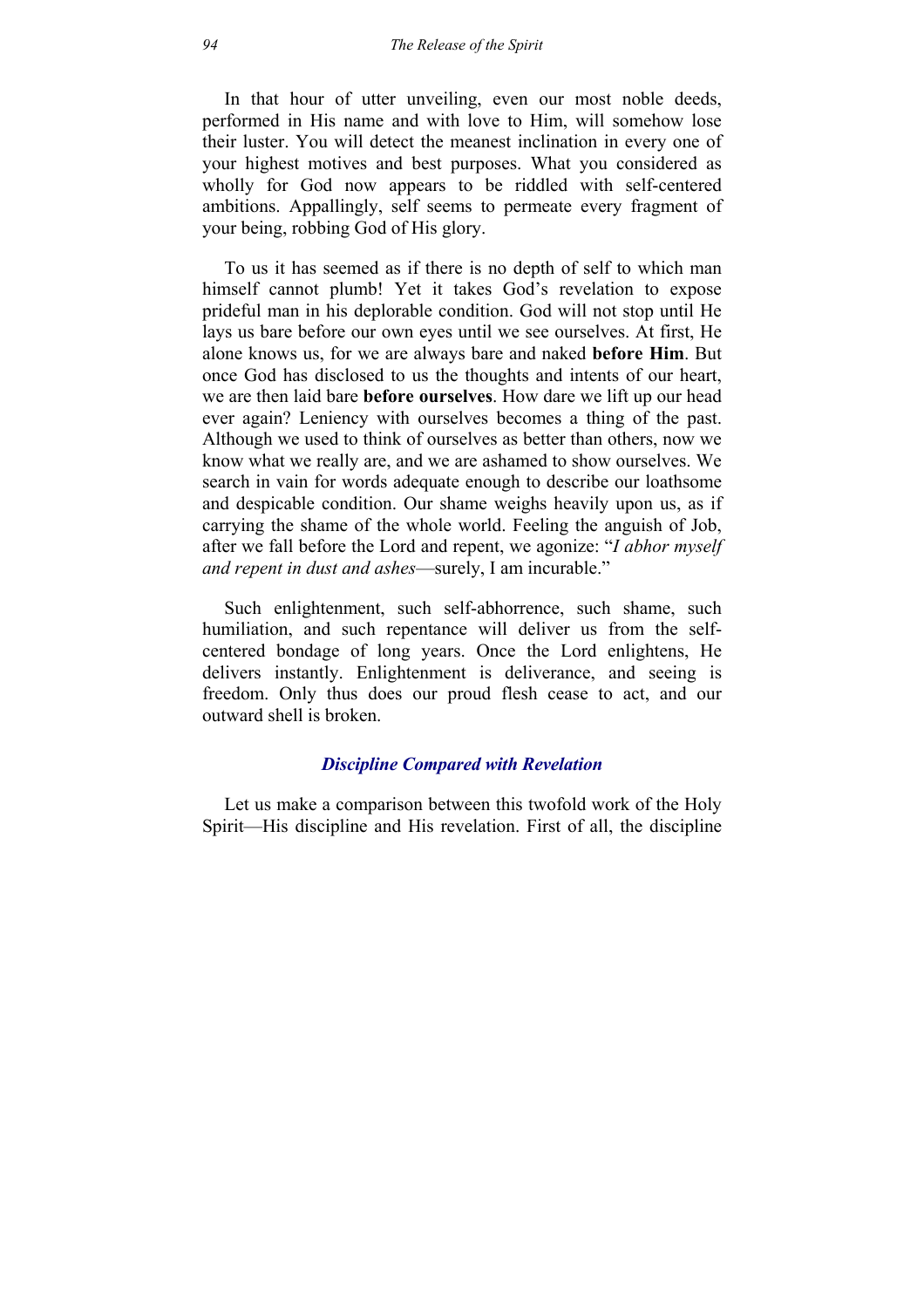In that hour of utter unveiling, even our most noble deeds, performed in His name and with love to Him, will somehow lose their luster. You will detect the meanest inclination in every one of your highest motives and best purposes. What you considered as wholly for God now appears to be riddled with self-centered ambitions. Appallingly, self seems to permeate every fragment of your being, robbing God of His glory.

To us it has seemed as if there is no depth of self to which man himself cannot plumb! Yet it takes God's revelation to expose prideful man in his deplorable condition. God will not stop until He lays us bare before our own eyes until we see ourselves. At first, He alone knows us, for we are always bare and naked **before Him**. But once God has disclosed to us the thoughts and intents of our heart, we are then laid bare **before ourselves**. How dare we lift up our head ever again? Leniency with ourselves becomes a thing of the past. Although we used to think of ourselves as better than others, now we know what we really are, and we are ashamed to show ourselves. We search in vain for words adequate enough to describe our loathsome and despicable condition. Our shame weighs heavily upon us, as if carrying the shame of the whole world. Feeling the anguish of Job, after we fall before the Lord and repent, we agonize: "*I abhor myself and repent in dust and ashes*—surely, I am incurable."

Such enlightenment, such self-abhorrence, such shame, such humiliation, and such repentance will deliver us from the self-centered bondage of long years. Once the Lord enlightens, He delivers instantly. Enlightenment is deliverance, and seeing is freedom. Only thus does our proud flesh cease to act, and our outward shell is broken.

### *Discipline Compared with Revelation*

Let us make a comparison between this twofold work of the Holy Spirit—His discipline and His revelation. First of all, the discipline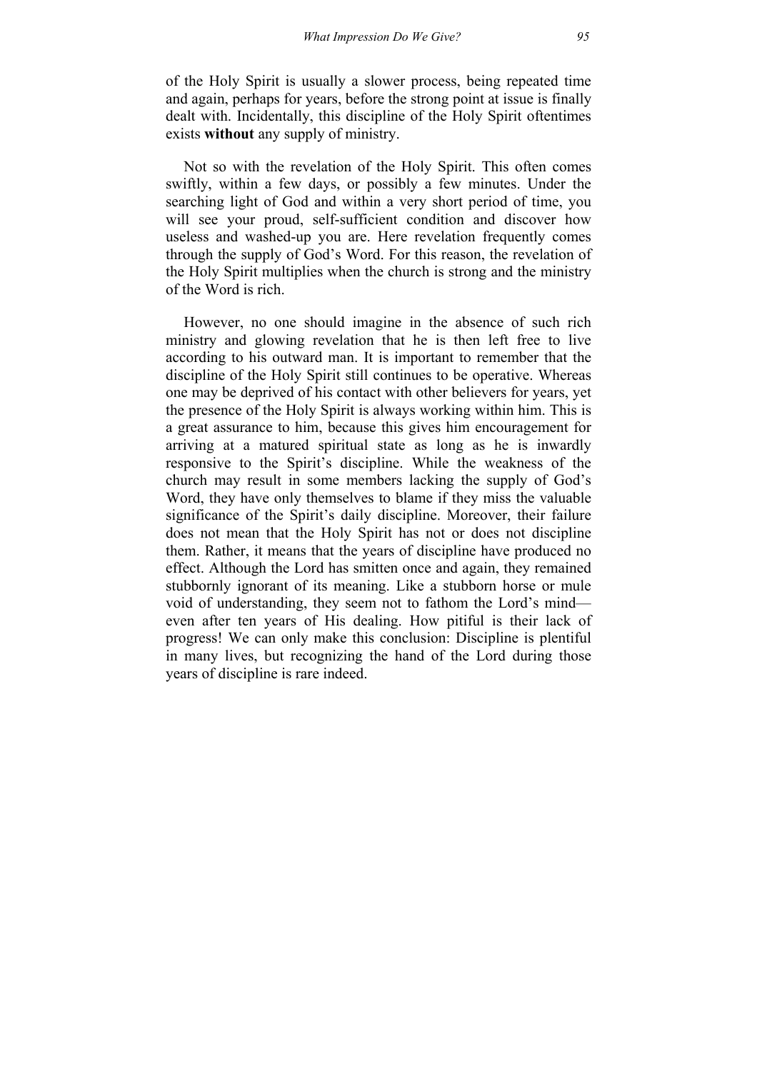of the Holy Spirit is usually a slower process, being repeated time and again, perhaps for years, before the strong point at issue is finally dealt with. Incidentally, this discipline of the Holy Spirit oftentimes exists **without** any supply of ministry.

Not so with the revelation of the Holy Spirit. This often comes swiftly, within a few days, or possibly a few minutes. Under the searching light of God and within a very short period of time, you will see your proud, self-sufficient condition and discover how useless and washed-up you are. Here revelation frequently comes through the supply of God's Word. For this reason, the revelation of the Holy Spirit multiplies when the church is strong and the ministry of the Word is rich.

However, no one should imagine in the absence of such rich ministry and glowing revelation that he is then left free to live according to his outward man. It is important to remember that the discipline of the Holy Spirit still continues to be operative. Whereas one may be deprived of his contact with other believers for years, yet the presence of the Holy Spirit is always working within him. This is a great assurance to him, because this gives him encouragement for arriving at a matured spiritual state as long as he is inwardly responsive to the Spirit's discipline. While the weakness of the church may result in some members lacking the supply of God's Word, they have only themselves to blame if they miss the valuable significance of the Spirit's daily discipline. Moreover, their failure does not mean that the Holy Spirit has not or does not discipline them. Rather, it means that the years of discipline have produced no effect. Although the Lord has smitten once and again, they remained stubbornly ignorant of its meaning. Like a stubborn horse or mule void of understanding, they seem not to fathom the Lord's mind—even after ten years of His dealing. How pitiful is their lack of progress! We can only make this conclusion: Discipline is plentiful in many lives, but recognizing the hand of the Lord during those years of discipline is rare indeed.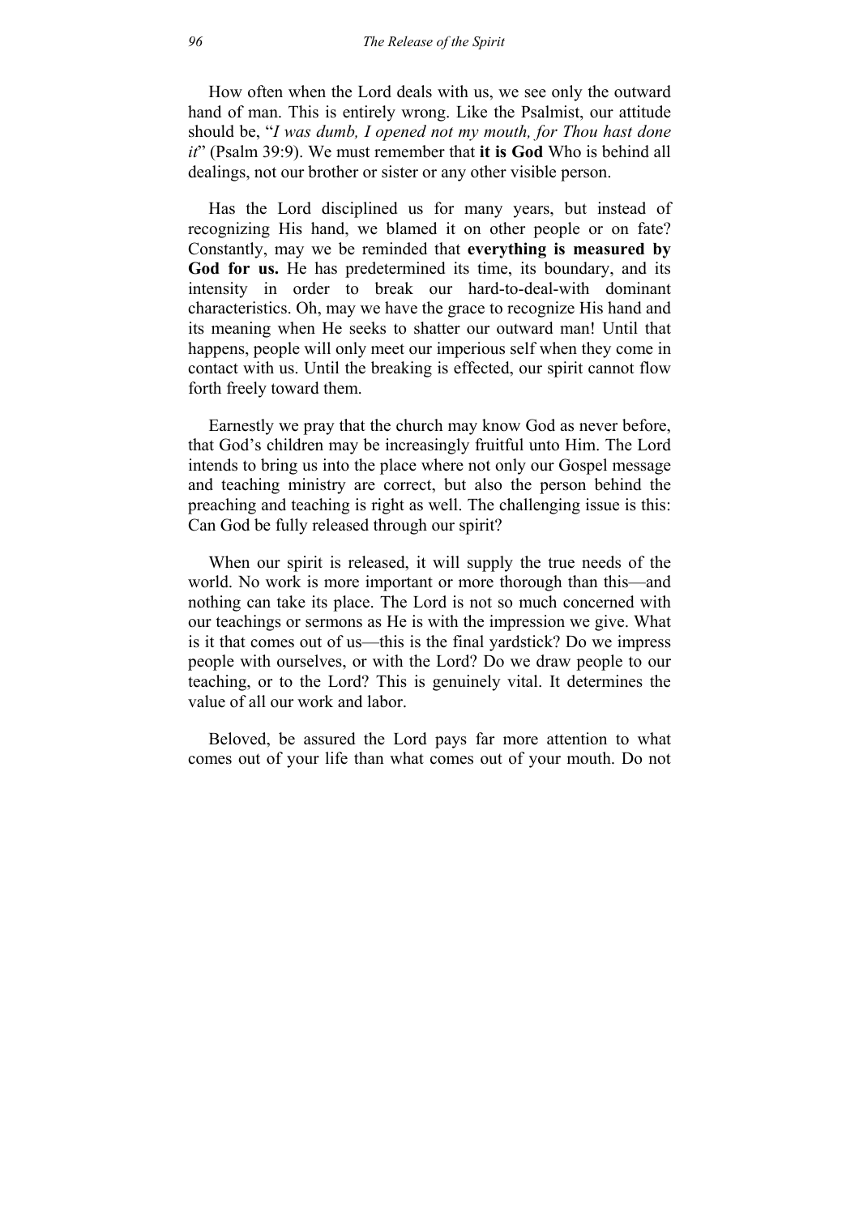How often when the Lord deals with us, we see only the outward hand of man. This is entirely wrong. Like the Psalmist, our attitude should be, "*I was dumb, I opened not my mouth, for Thou hast done it*" (Psalm 39:9). We must remember that **it is God** Who is behind all dealings, not our brother or sister or any other visible person.

Has the Lord disciplined us for many years, but instead of recognizing His hand, we blamed it on other people or on fate? Constantly, may we be reminded that **everything is measured by God for us.** He has predetermined its time, its boundary, and its intensity in order to break our hard-to-deal-with dominant characteristics. Oh, may we have the grace to recognize His hand and its meaning when He seeks to shatter our outward man! Until that happens, people will only meet our imperious self when they come in contact with us. Until the breaking is effected, our spirit cannot flow forth freely toward them.

Earnestly we pray that the church may know God as never before, that God's children may be increasingly fruitful unto Him. The Lord intends to bring us into the place where not only our Gospel message and teaching ministry are correct, but also the person behind the preaching and teaching is right as well. The challenging issue is this: Can God be fully released through our spirit?

When our spirit is released, it will supply the true needs of the world. No work is more important or more thorough than this—and nothing can take its place. The Lord is not so much concerned with our teachings or sermons as He is with the impression we give. What is it that comes out of us—this is the final yardstick? Do we impress people with ourselves, or with the Lord? Do we draw people to our teaching, or to the Lord? This is genuinely vital. It determines the value of all our work and labor.

Beloved, be assured the Lord pays far more attention to what comes out of your life than what comes out of your mouth. Do not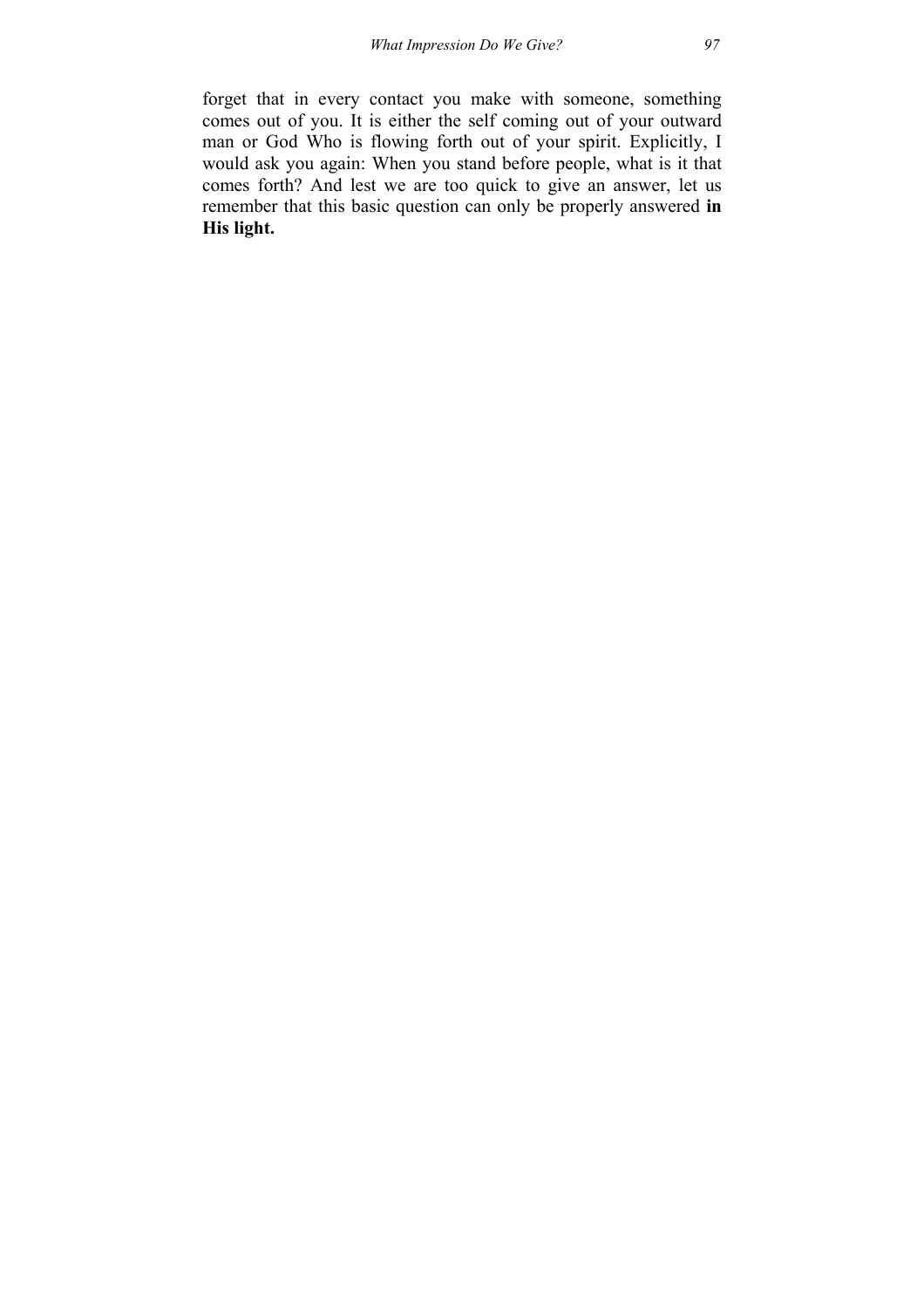forget that in every contact you make with someone, something comes out of you. It is either the self coming out of your outward man or God Who is flowing forth out of your spirit. Explicitly, I would ask you again: When you stand before people, what is it that comes forth? And lest we are too quick to give an answer, let us remember that this basic question can only be properly answered **in His light.**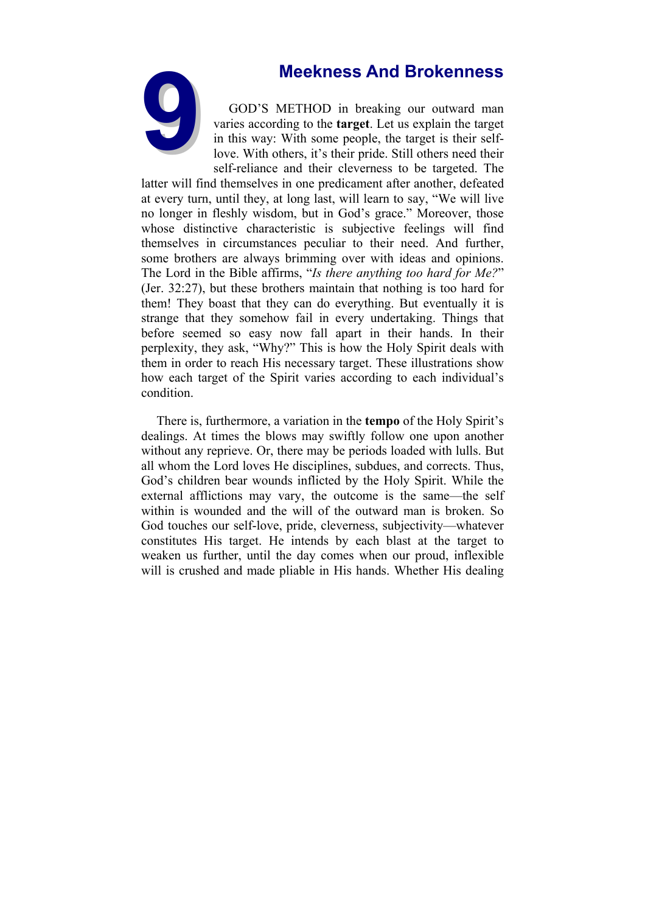# 9 Meekness And Brokenness

GOD'S METHOD in breaking our outward man varies according to the **target**. Let us explain the target in this way: With some people, the target is their self-love. With others, it's their pride. Still others need their self-reliance and their cleverness to be targeted. The latter will find themselves in one predicament after another, defeated at every turn, until they, at long last, will learn to say, "We will live no longer in fleshly wisdom, but in God's grace." Moreover, those whose distinctive characteristic is subjective feelings will find themselves in circumstances peculiar to their need. And further, some brothers are always brimming over with ideas and opinions. The Lord in the Bible affirms, "*Is there anything too hard for Me?*" (Jer. 32:27), but these brothers maintain that nothing is too hard for them! They boast that they can do everything. But eventually it is strange that they somehow fail in every undertaking. Things that before seemed so easy now fall apart in their hands. In their perplexity, they ask, "Why?" This is how the Holy Spirit deals with them in order to reach His necessary target. These illustrations show how each target of the Spirit varies according to each individual's condition.

There is, furthermore, a variation in the **tempo** of the Holy Spirit's dealings. At times the blows may swiftly follow one upon another without any reprieve. Or, there may be periods loaded with lulls. But all whom the Lord loves He disciplines, subdues, and corrects. Thus, God's children bear wounds inflicted by the Holy Spirit. While the external afflictions may vary, the outcome is the same—the self within is wounded and the will of the outward man is broken. So God touches our self-love, pride, cleverness, subjectivity—whatever constitutes His target. He intends by each blast at the target to weaken us further, until the day comes when our proud, inflexible will is crushed and made pliable in His hands. Whether His dealing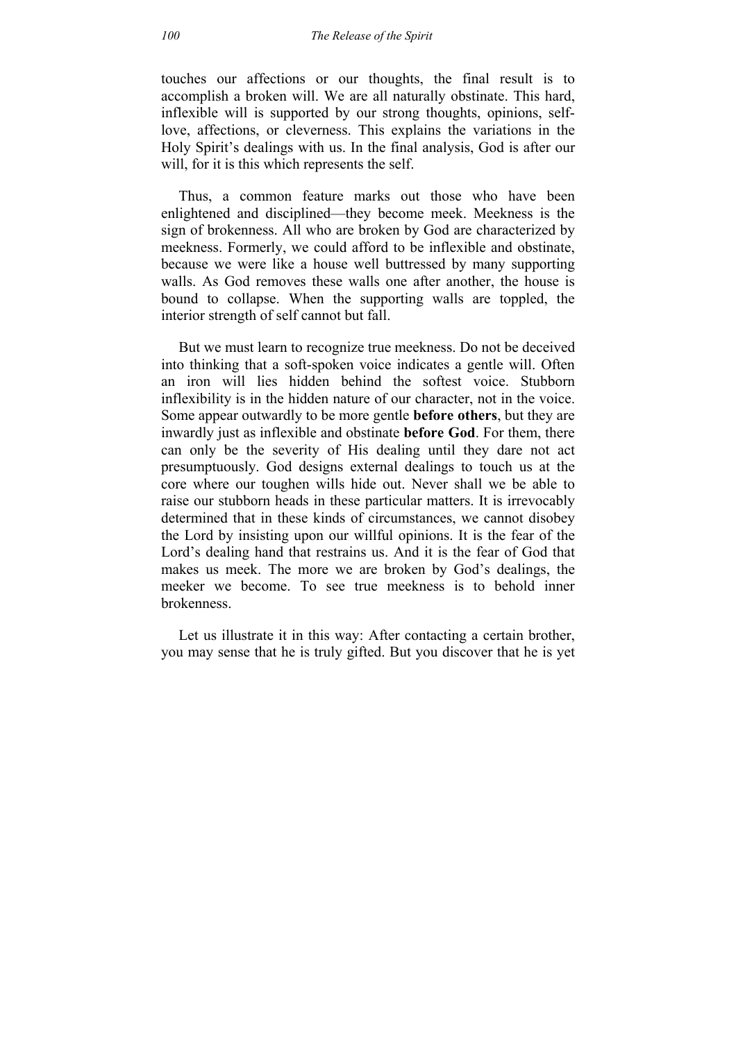touches our affections or our thoughts, the final result is to accomplish a broken will. We are all naturally obstinate. This hard, inflexible will is supported by our strong thoughts, opinions, self-love, affections, or cleverness. This explains the variations in the Holy Spirit's dealings with us. In the final analysis, God is after our will, for it is this which represents the self.

Thus, a common feature marks out those who have been enlightened and disciplined—they become meek. Meekness is the sign of brokenness. All who are broken by God are characterized by meekness. Formerly, we could afford to be inflexible and obstinate, because we were like a house well buttressed by many supporting walls. As God removes these walls one after another, the house is bound to collapse. When the supporting walls are toppled, the interior strength of self cannot but fall.

But we must learn to recognize true meekness. Do not be deceived into thinking that a soft-spoken voice indicates a gentle will. Often an iron will lies hidden behind the softest voice. Stubborn inflexibility is in the hidden nature of our character, not in the voice. Some appear outwardly to be more gentle **before others**, but they are inwardly just as inflexible and obstinate **before God**. For them, there can only be the severity of His dealing until they dare not act presumptuously. God designs external dealings to touch us at the core where our toughen wills hide out. Never shall we be able to raise our stubborn heads in these particular matters. It is irrevocably determined that in these kinds of circumstances, we cannot disobey the Lord by insisting upon our willful opinions. It is the fear of the Lord's dealing hand that restrains us. And it is the fear of God that makes us meek. The more we are broken by God's dealings, the meeker we become. To see true meekness is to behold inner brokenness.

Let us illustrate it in this way: After contacting a certain brother, you may sense that he is truly gifted. But you discover that he is yet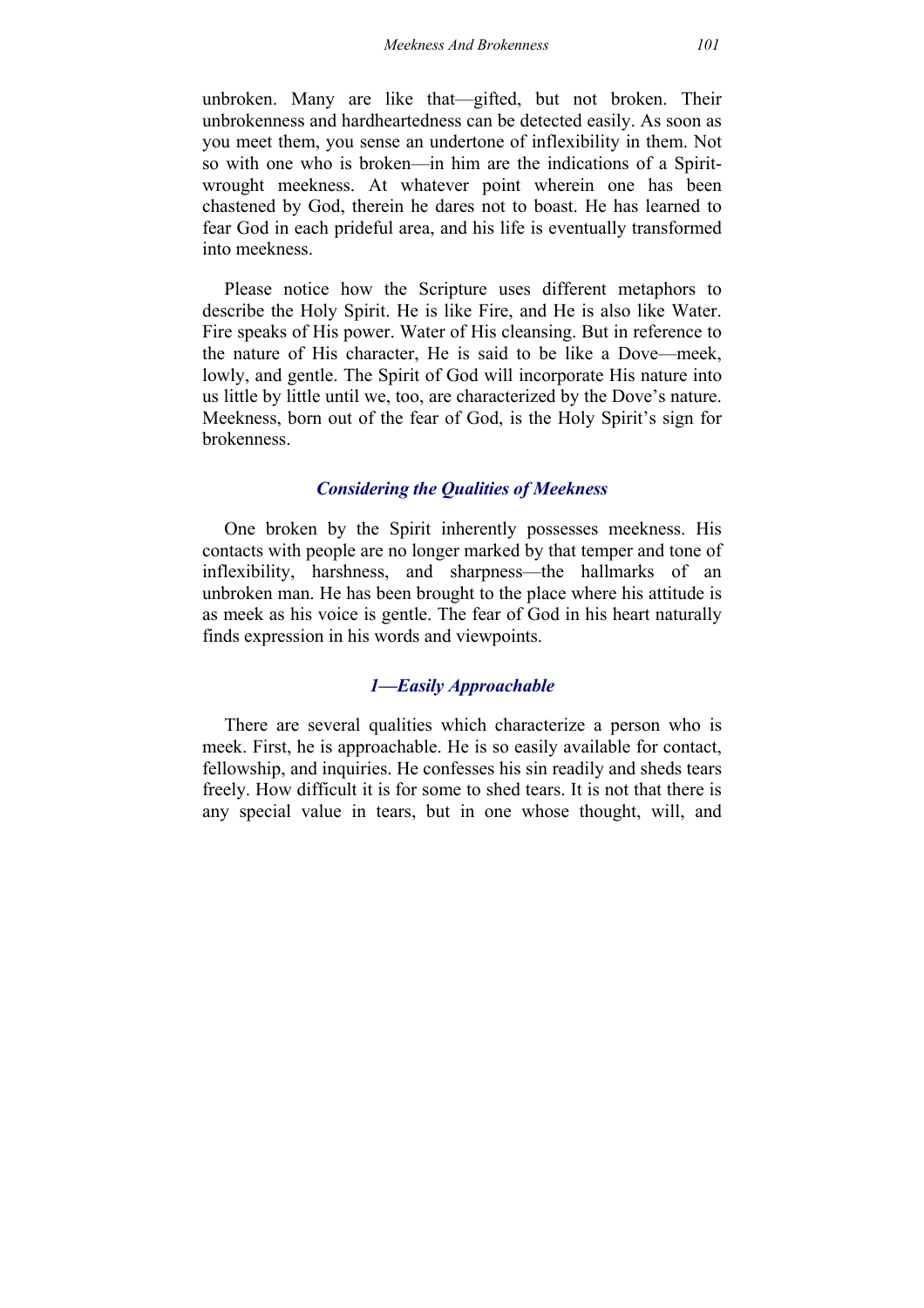unbroken. Many are like that—gifted, but not broken. Their unbrokenness and hardheartedness can be detected easily. As soon as you meet them, you sense an undertone of inflexibility in them. Not so with one who is broken—in him are the indications of a Spirit-wrought meekness. At whatever point wherein one has been chastened by God, therein he dares not to boast. He has learned to fear God in each prideful area, and his life is eventually transformed into meekness.

Please notice how the Scripture uses different metaphors to describe the Holy Spirit. He is like Fire, and He is also like Water. Fire speaks of His power. Water of His cleansing. But in reference to the nature of His character, He is said to be like a Dove—meek, lowly, and gentle. The Spirit of God will incorporate His nature into us little by little until we, too, are characterized by the Dove's nature. Meekness, born out of the fear of God, is the Holy Spirit's sign for brokenness.

### *Considering the Qualities of Meekness*

One broken by the Spirit inherently possesses meekness. His contacts with people are no longer marked by that temper and tone of inflexibility, harshness, and sharpness—the hallmarks of an unbroken man. He has been brought to the place where his attitude is as meek as his voice is gentle. The fear of God in his heart naturally finds expression in his words and viewpoints.

### *1—Easily Approachable*

There are several qualities which characterize a person who is meek. First, he is approachable. He is so easily available for contact, fellowship, and inquiries. He confesses his sin readily and sheds tears freely. How difficult it is for some to shed tears. It is not that there is any special value in tears, but in one whose thought, will, and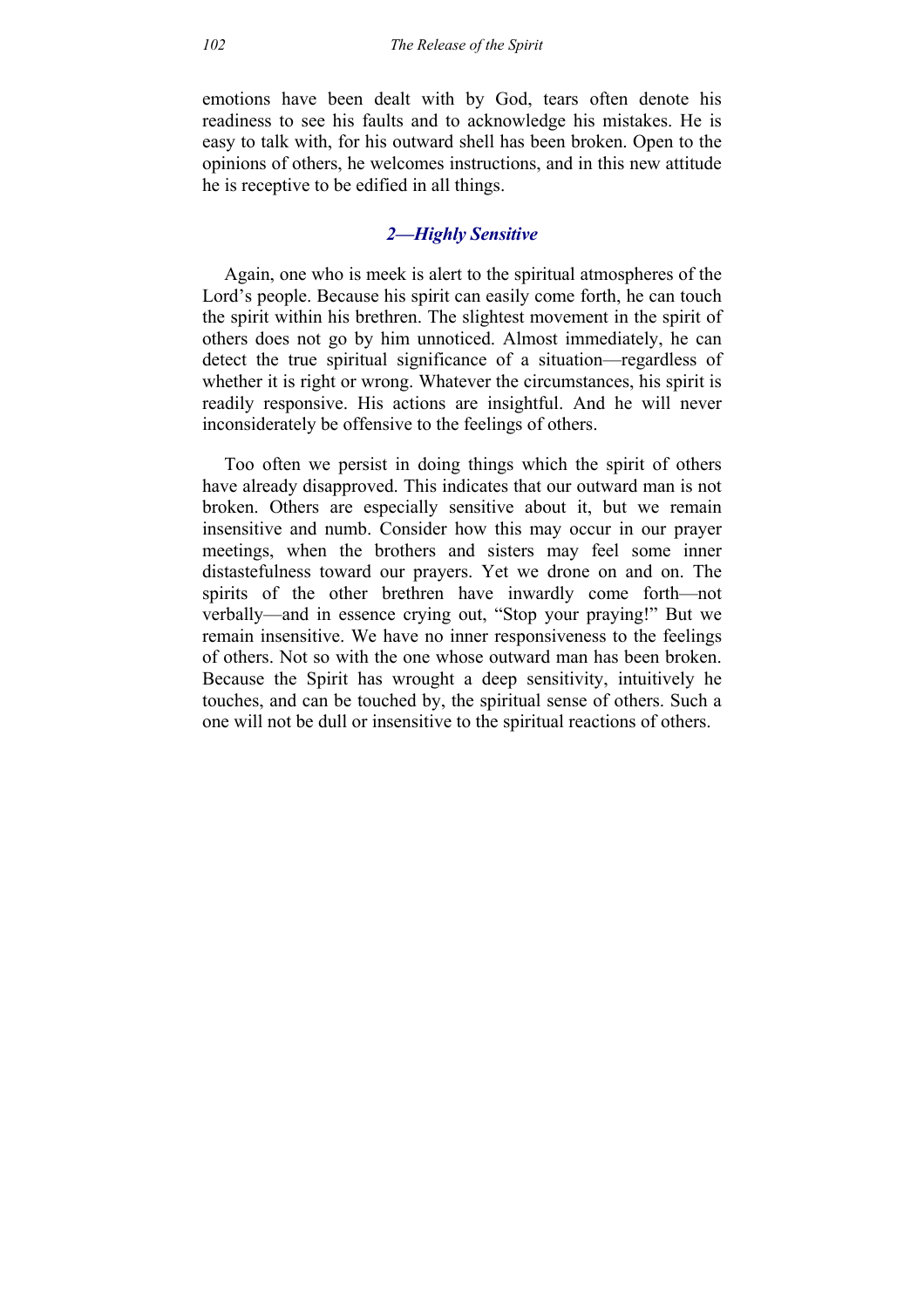emotions have been dealt with by God, tears often denote his readiness to see his faults and to acknowledge his mistakes. He is easy to talk with, for his outward shell has been broken. Open to the opinions of others, he welcomes instructions, and in this new attitude he is receptive to be edified in all things.

### *2—Highly Sensitive*

Again, one who is meek is alert to the spiritual atmospheres of the Lord's people. Because his spirit can easily come forth, he can touch the spirit within his brethren. The slightest movement in the spirit of others does not go by him unnoticed. Almost immediately, he can detect the true spiritual significance of a situation—regardless of whether it is right or wrong. Whatever the circumstances, his spirit is readily responsive. His actions are insightful. And he will never inconsiderately be offensive to the feelings of others.

Too often we persist in doing things which the spirit of others have already disapproved. This indicates that our outward man is not broken. Others are especially sensitive about it, but we remain insensitive and numb. Consider how this may occur in our prayer meetings, when the brothers and sisters may feel some inner distastefulness toward our prayers. Yet we drone on and on. The spirits of the other brethren have inwardly come forth—not verbally—and in essence crying out, "Stop your praying!" But we remain insensitive. We have no inner responsiveness to the feelings of others. Not so with the one whose outward man has been broken. Because the Spirit has wrought a deep sensitivity, intuitively he touches, and can be touched by, the spiritual sense of others. Such a one will not be dull or insensitive to the spiritual reactions of others.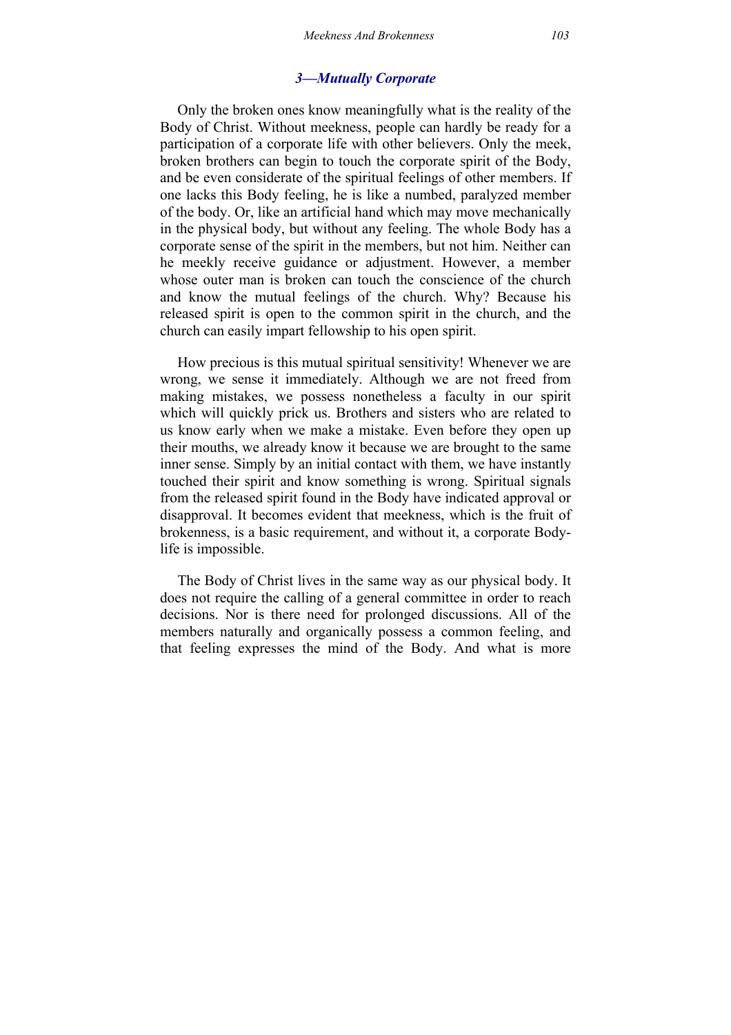### *3—Mutually Corporate*

Only the broken ones know meaningfully what is the reality of the Body of Christ. Without meekness, people can hardly be ready for a participation of a corporate life with other believers. Only the meek, broken brothers can begin to touch the corporate spirit of the Body, and be even considerate of the spiritual feelings of other members. If one lacks this Body feeling, he is like a numbed, paralyzed member of the body. Or, like an artificial hand which may move mechanically in the physical body, but without any feeling. The whole Body has a corporate sense of the spirit in the members, but not him. Neither can he meekly receive guidance or adjustment. However, a member whose outer man is broken can touch the conscience of the church and know the mutual feelings of the church. Why? Because his released spirit is open to the common spirit in the church, and the church can easily impart fellowship to his open spirit.

How precious is this mutual spiritual sensitivity! Whenever we are wrong, we sense it immediately. Although we are not freed from making mistakes, we possess nonetheless a faculty in our spirit which will quickly prick us. Brothers and sisters who are related to us know early when we make a mistake. Even before they open up their mouths, we already know it because we are brought to the same inner sense. Simply by an initial contact with them, we have instantly touched their spirit and know something is wrong. Spiritual signals from the released spirit found in the Body have indicated approval or disapproval. It becomes evident that meekness, which is the fruit of brokenness, is a basic requirement, and without it, a corporate Body-life is impossible.

The Body of Christ lives in the same way as our physical body. It does not require the calling of a general committee in order to reach decisions. Nor is there need for prolonged discussions. All of the members naturally and organically possess a common feeling, and that feeling expresses the mind of the Body. And what is more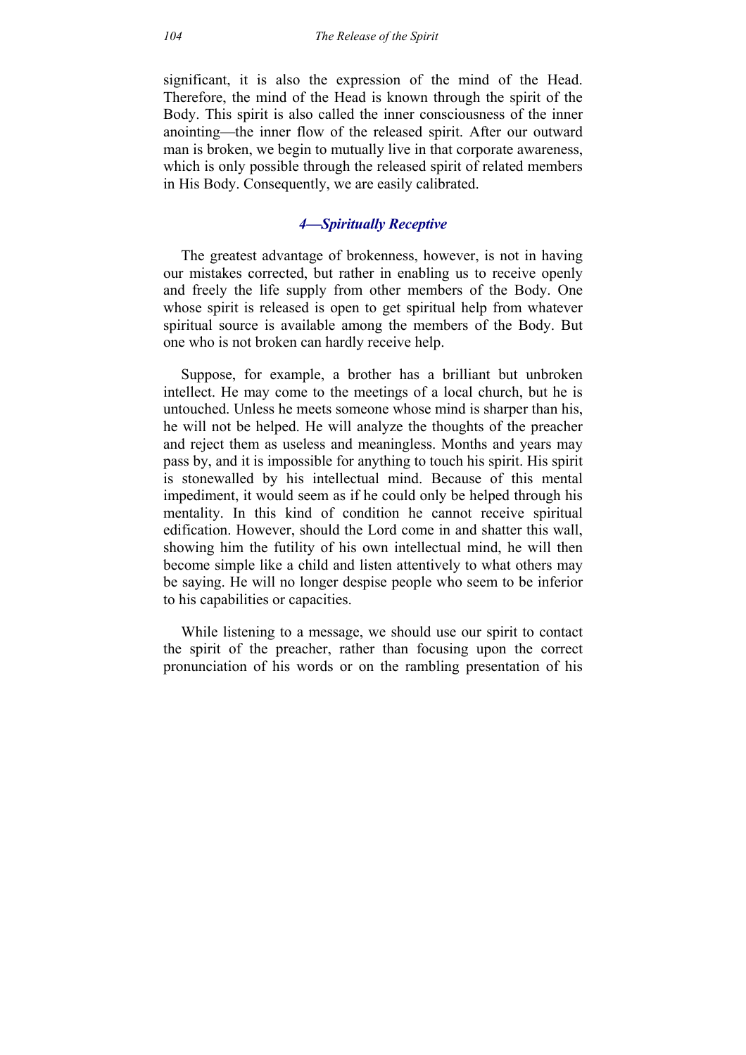significant, it is also the expression of the mind of the Head. Therefore, the mind of the Head is known through the spirit of the Body. This spirit is also called the inner consciousness of the inner anointing—the inner flow of the released spirit. After our outward man is broken, we begin to mutually live in that corporate awareness, which is only possible through the released spirit of related members in His Body. Consequently, we are easily calibrated.

### *4—Spiritually Receptive*

The greatest advantage of brokenness, however, is not in having our mistakes corrected, but rather in enabling us to receive openly and freely the life supply from other members of the Body. One whose spirit is released is open to get spiritual help from whatever spiritual source is available among the members of the Body. But one who is not broken can hardly receive help.

Suppose, for example, a brother has a brilliant but unbroken intellect. He may come to the meetings of a local church, but he is untouched. Unless he meets someone whose mind is sharper than his, he will not be helped. He will analyze the thoughts of the preacher and reject them as useless and meaningless. Months and years may pass by, and it is impossible for anything to touch his spirit. His spirit is stonewalled by his intellectual mind. Because of this mental impediment, it would seem as if he could only be helped through his mentality. In this kind of condition he cannot receive spiritual edification. However, should the Lord come in and shatter this wall, showing him the futility of his own intellectual mind, he will then become simple like a child and listen attentively to what others may be saying. He will no longer despise people who seem to be inferior to his capabilities or capacities.

While listening to a message, we should use our spirit to contact the spirit of the preacher, rather than focusing upon the correct pronunciation of his words or on the rambling presentation of his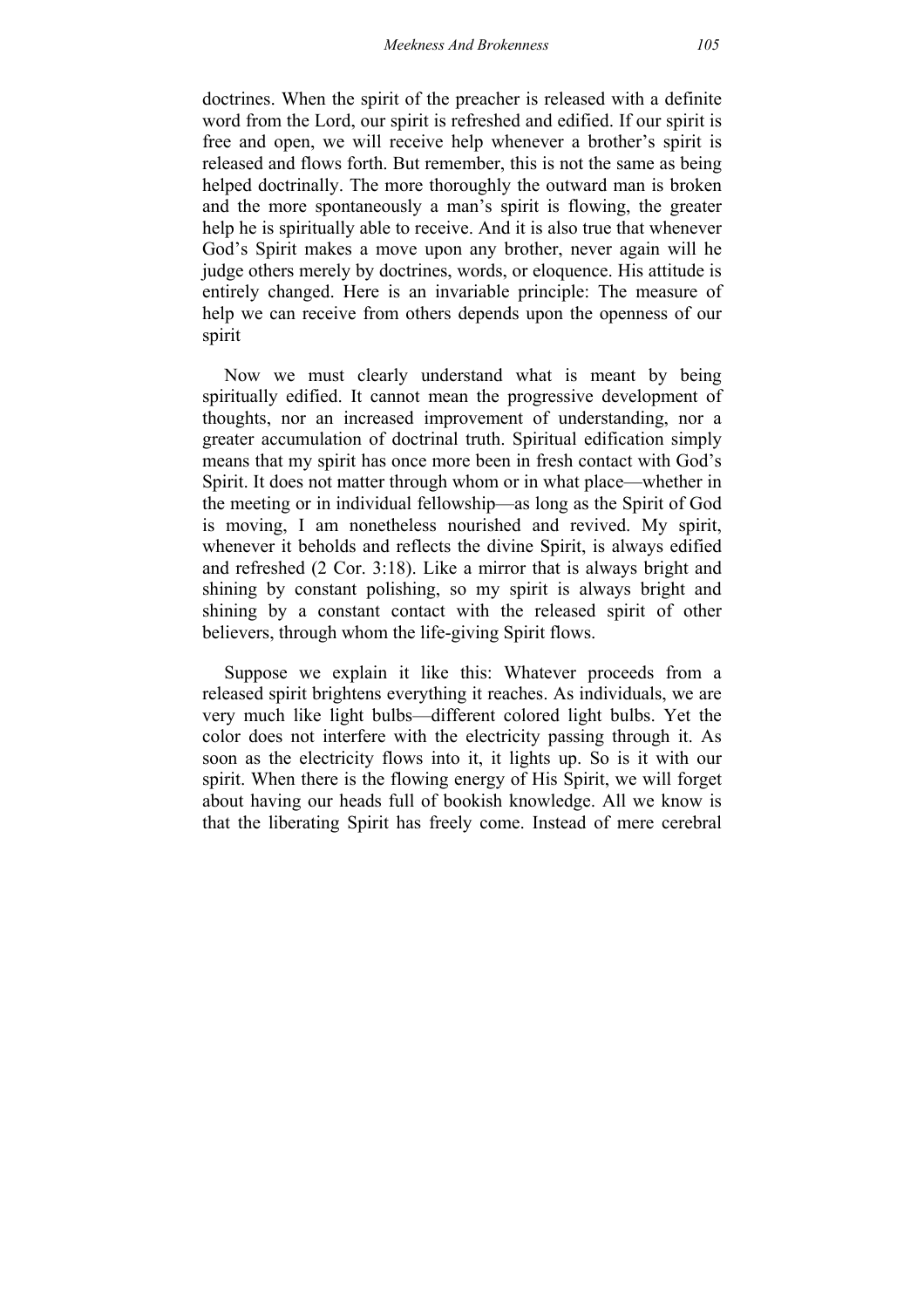doctrines. When the spirit of the preacher is released with a definite word from the Lord, our spirit is refreshed and edified. If our spirit is free and open, we will receive help whenever a brother's spirit is released and flows forth. But remember, this is not the same as being helped doctrinally. The more thoroughly the outward man is broken and the more spontaneously a man's spirit is flowing, the greater help he is spiritually able to receive. And it is also true that whenever God's Spirit makes a move upon any brother, never again will he judge others merely by doctrines, words, or eloquence. His attitude is entirely changed. Here is an invariable principle: The measure of help we can receive from others depends upon the openness of our spirit

Now we must clearly understand what is meant by being spiritually edified. It cannot mean the progressive development of thoughts, nor an increased improvement of understanding, nor a greater accumulation of doctrinal truth. Spiritual edification simply means that my spirit has once more been in fresh contact with God's Spirit. It does not matter through whom or in what place—whether in the meeting or in individual fellowship—as long as the Spirit of God is moving, I am nonetheless nourished and revived. My spirit, whenever it beholds and reflects the divine Spirit, is always edified and refreshed (2 Cor. 3:18). Like a mirror that is always bright and shining by constant polishing, so my spirit is always bright and shining by a constant contact with the released spirit of other believers, through whom the life-giving Spirit flows.

Suppose we explain it like this: Whatever proceeds from a released spirit brightens everything it reaches. As individuals, we are very much like light bulbs—different colored light bulbs. Yet the color does not interfere with the electricity passing through it. As soon as the electricity flows into it, it lights up. So is it with our spirit. When there is the flowing energy of His Spirit, we will forget about having our heads full of bookish knowledge. All we know is that the liberating Spirit has freely come. Instead of mere cerebral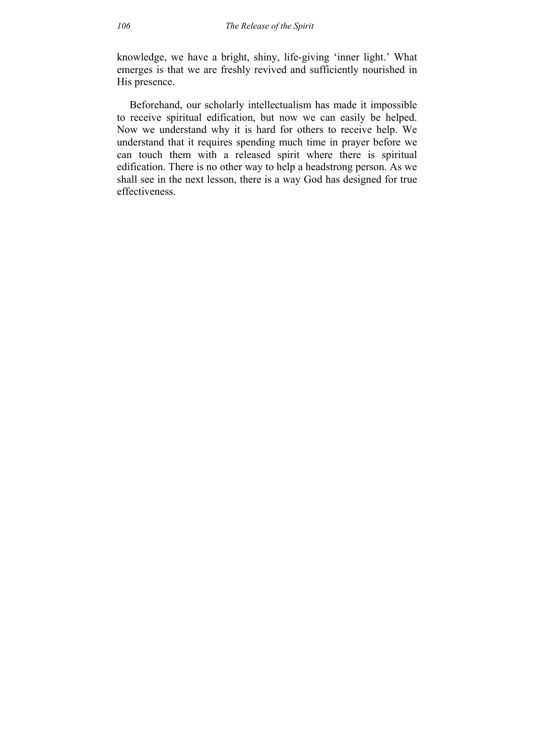knowledge, we have a bright, shiny, life-giving 'inner light.' What emerges is that we are freshly revived and sufficiently nourished in His presence.

Beforehand, our scholarly intellectualism has made it impossible to receive spiritual edification, but now we can easily be helped. Now we understand why it is hard for others to receive help. We understand that it requires spending much time in prayer before we can touch them with a released spirit where there is spiritual edification. There is no other way to help a headstrong person. As we shall see in the next lesson, there is a way God has designed for true effectiveness.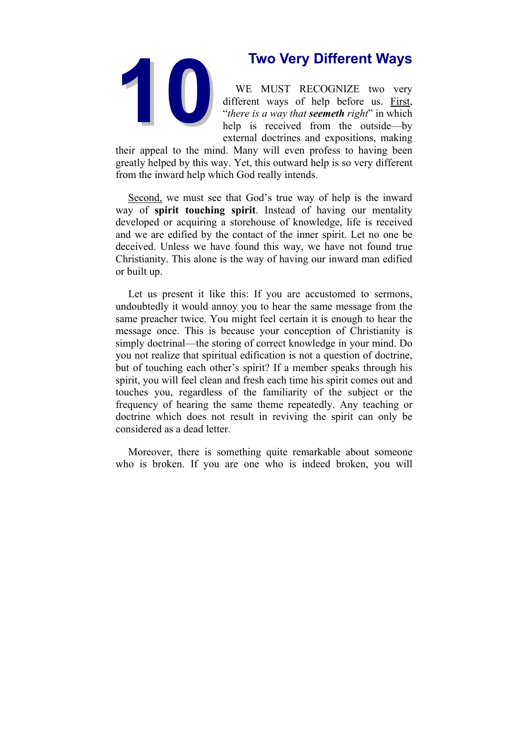# 10 Two Very Different Ways

WE MUST RECOGNIZE two very different ways of help before us. First, "*there is a way that **seemeth** right*" in which help is received from the outside—by external doctrines and expositions, making their appeal to the mind. Many will even profess to having been greatly helped by this way. Yet, this outward help is so very different from the inward help which God really intends.

Second, we must see that God's true way of help is the inward way of **spirit touching spirit**. Instead of having our mentality developed or acquiring a storehouse of knowledge, life is received and we are edified by the contact of the inner spirit. Let no one be deceived. Unless we have found this way, we have not found true Christianity. This alone is the way of having our inward man edified or built up.

Let us present it like this: If you are accustomed to sermons, undoubtedly it would annoy you to hear the same message from the same preacher twice. You might feel certain it is enough to hear the message once. This is because your conception of Christianity is simply doctrinal—the storing of correct knowledge in your mind. Do you not realize that spiritual edification is not a question of doctrine, but of touching each other's spirit? If a member speaks through his spirit, you will feel clean and fresh each time his spirit comes out and touches you, regardless of the familiarity of the subject or the frequency of hearing the same theme repeatedly. Any teaching or doctrine which does not result in reviving the spirit can only be considered as a dead letter.

Moreover, there is something quite remarkable about someone who is broken. If you are one who is indeed broken, you will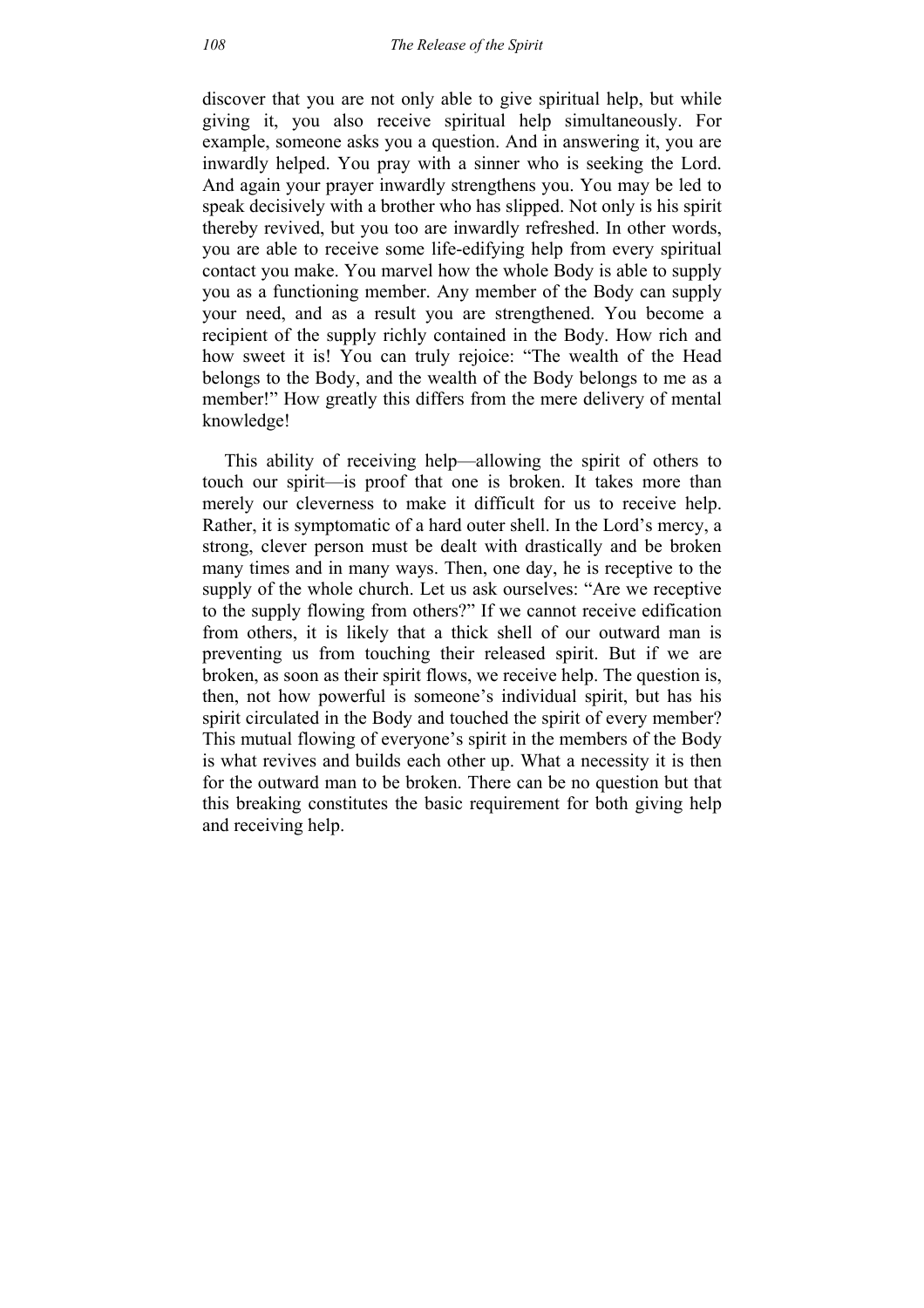discover that you are not only able to give spiritual help, but while giving it, you also receive spiritual help simultaneously. For example, someone asks you a question. And in answering it, you are inwardly helped. You pray with a sinner who is seeking the Lord. And again your prayer inwardly strengthens you. You may be led to speak decisively with a brother who has slipped. Not only is his spirit thereby revived, but you too are inwardly refreshed. In other words, you are able to receive some life-edifying help from every spiritual contact you make. You marvel how the whole Body is able to supply you as a functioning member. Any member of the Body can supply your need, and as a result you are strengthened. You become a recipient of the supply richly contained in the Body. How rich and how sweet it is! You can truly rejoice: "The wealth of the Head belongs to the Body, and the wealth of the Body belongs to me as a member!" How greatly this differs from the mere delivery of mental knowledge!

This ability of receiving help—allowing the spirit of others to touch our spirit—is proof that one is broken. It takes more than merely our cleverness to make it difficult for us to receive help. Rather, it is symptomatic of a hard outer shell. In the Lord's mercy, a strong, clever person must be dealt with drastically and be broken many times and in many ways. Then, one day, he is receptive to the supply of the whole church. Let us ask ourselves: "Are we receptive to the supply flowing from others?" If we cannot receive edification from others, it is likely that a thick shell of our outward man is preventing us from touching their released spirit. But if we are broken, as soon as their spirit flows, we receive help. The question is, then, not how powerful is someone's individual spirit, but has his spirit circulated in the Body and touched the spirit of every member? This mutual flowing of everyone's spirit in the members of the Body is what revives and builds each other up. What a necessity it is then for the outward man to be broken. There can be no question but that this breaking constitutes the basic requirement for both giving help and receiving help.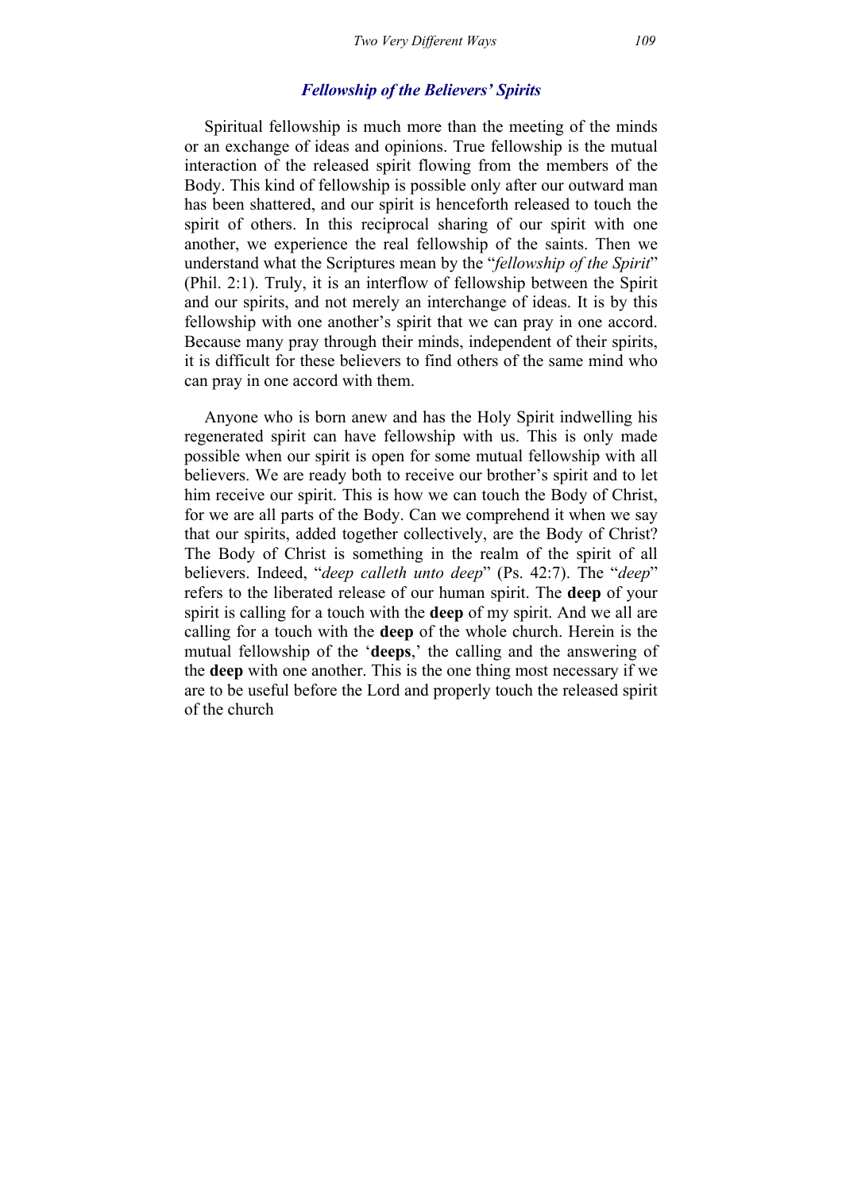### *Fellowship of the Believers' Spirits*

Spiritual fellowship is much more than the meeting of the minds or an exchange of ideas and opinions. True fellowship is the mutual interaction of the released spirit flowing from the members of the Body. This kind of fellowship is possible only after our outward man has been shattered, and our spirit is henceforth released to touch the spirit of others. In this reciprocal sharing of our spirit with one another, we experience the real fellowship of the saints. Then we understand what the Scriptures mean by the "*fellowship of the Spirit*" (Phil. 2:1). Truly, it is an interflow of fellowship between the Spirit and our spirits, and not merely an interchange of ideas. It is by this fellowship with one another's spirit that we can pray in one accord. Because many pray through their minds, independent of their spirits, it is difficult for these believers to find others of the same mind who can pray in one accord with them.

Anyone who is born anew and has the Holy Spirit indwelling his regenerated spirit can have fellowship with us. This is only made possible when our spirit is open for some mutual fellowship with all believers. We are ready both to receive our brother's spirit and to let him receive our spirit. This is how we can touch the Body of Christ, for we are all parts of the Body. Can we comprehend it when we say that our spirits, added together collectively, are the Body of Christ? The Body of Christ is something in the realm of the spirit of all believers. Indeed, "*deep calleth unto deep*" (Ps. 42:7). The "*deep*" refers to the liberated release of our human spirit. The **deep** of your spirit is calling for a touch with the **deep** of my spirit. And we all are calling for a touch with the **deep** of the whole church. Herein is the mutual fellowship of the '**deeps**,' the calling and the answering of the **deep** with one another. This is the one thing most necessary if we are to be useful before the Lord and properly touch the released spirit of the church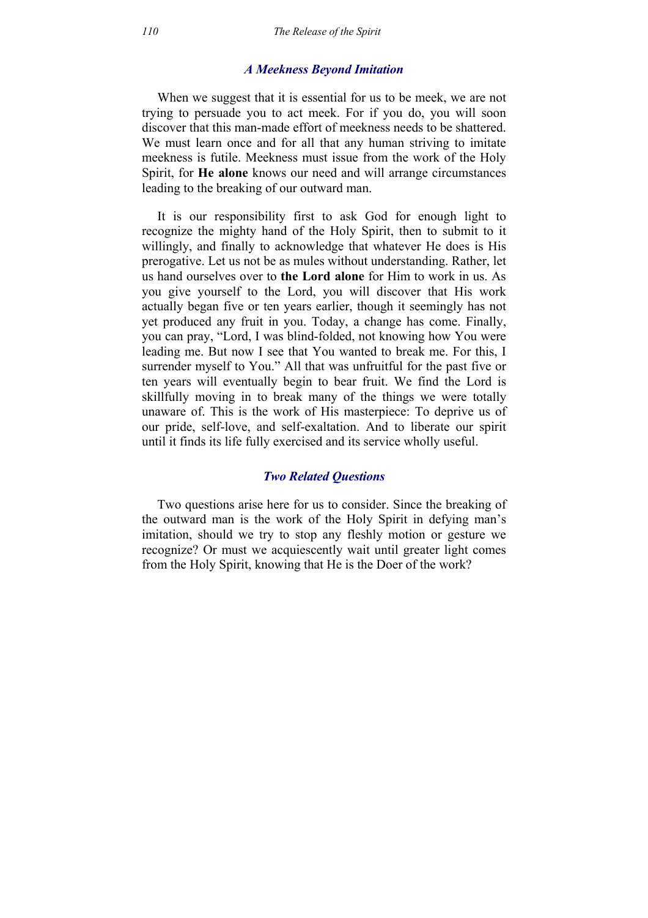### *A Meekness Beyond Imitation*

When we suggest that it is essential for us to be meek, we are not trying to persuade you to act meek. For if you do, you will soon discover that this man-made effort of meekness needs to be shattered. We must learn once and for all that any human striving to imitate meekness is futile. Meekness must issue from the work of the Holy Spirit, for **He alone** knows our need and will arrange circumstances leading to the breaking of our outward man.

It is our responsibility first to ask God for enough light to recognize the mighty hand of the Holy Spirit, then to submit to it willingly, and finally to acknowledge that whatever He does is His prerogative. Let us not be as mules without understanding. Rather, let us hand ourselves over to **the Lord alone** for Him to work in us. As you give yourself to the Lord, you will discover that His work actually began five or ten years earlier, though it seemingly has not yet produced any fruit in you. Today, a change has come. Finally, you can pray, "Lord, I was blind-folded, not knowing how You were leading me. But now I see that You wanted to break me. For this, I surrender myself to You." All that was unfruitful for the past five or ten years will eventually begin to bear fruit. We find the Lord is skillfully moving in to break many of the things we were totally unaware of. This is the work of His masterpiece: To deprive us of our pride, self-love, and self-exaltation. And to liberate our spirit until it finds its life fully exercised and its service wholly useful.

### *Two Related Questions*

Two questions arise here for us to consider. Since the breaking of the outward man is the work of the Holy Spirit in defying man's imitation, should we try to stop any fleshly motion or gesture we recognize? Or must we acquiescently wait until greater light comes from the Holy Spirit, knowing that He is the Doer of the work?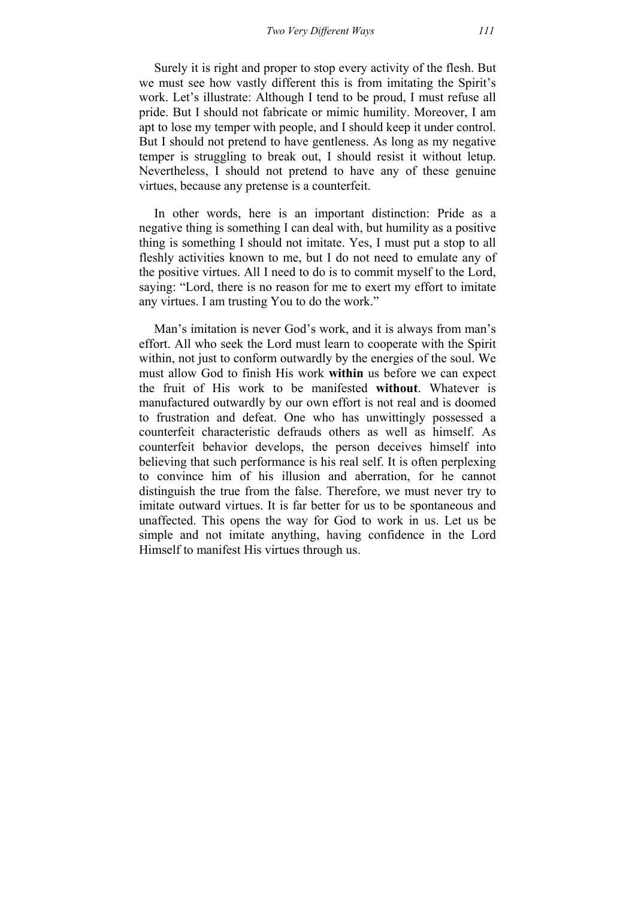Surely it is right and proper to stop every activity of the flesh. But we must see how vastly different this is from imitating the Spirit's work. Let's illustrate: Although I tend to be proud, I must refuse all pride. But I should not fabricate or mimic humility. Moreover, I am apt to lose my temper with people, and I should keep it under control. But I should not pretend to have gentleness. As long as my negative temper is struggling to break out, I should resist it without letup. Nevertheless, I should not pretend to have any of these genuine virtues, because any pretense is a counterfeit.

In other words, here is an important distinction: Pride as a negative thing is something I can deal with, but humility as a positive thing is something I should not imitate. Yes, I must put a stop to all fleshly activities known to me, but I do not need to emulate any of the positive virtues. All I need to do is to commit myself to the Lord, saying: "Lord, there is no reason for me to exert my effort to imitate any virtues. I am trusting You to do the work."

Man's imitation is never God's work, and it is always from man's effort. All who seek the Lord must learn to cooperate with the Spirit within, not just to conform outwardly by the energies of the soul. We must allow God to finish His work **within** us before we can expect the fruit of His work to be manifested **without**. Whatever is manufactured outwardly by our own effort is not real and is doomed to frustration and defeat. One who has unwittingly possessed a counterfeit characteristic defrauds others as well as himself. As counterfeit behavior develops, the person deceives himself into believing that such performance is his real self. It is often perplexing to convince him of his illusion and aberration, for he cannot distinguish the true from the false. Therefore, we must never try to imitate outward virtues. It is far better for us to be spontaneous and unaffected. This opens the way for God to work in us. Let us be simple and not imitate anything, having confidence in the Lord Himself to manifest His virtues through us.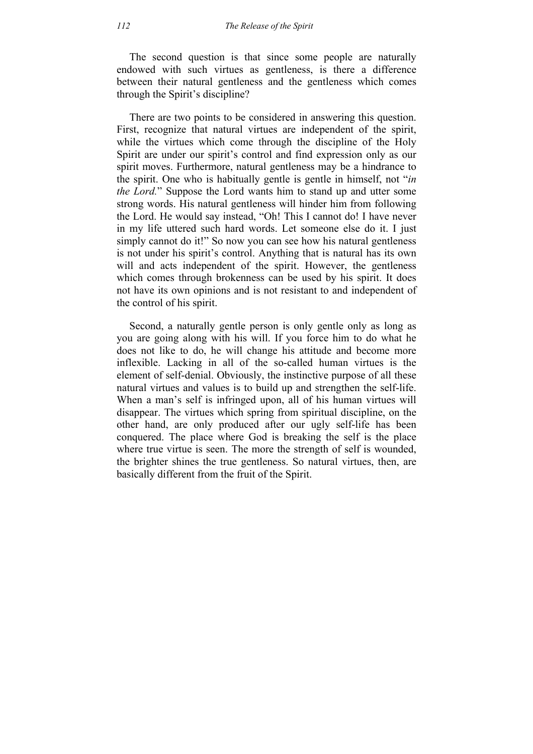The second question is that since some people are naturally endowed with such virtues as gentleness, is there a difference between their natural gentleness and the gentleness which comes through the Spirit's discipline?

There are two points to be considered in answering this question. First, recognize that natural virtues are independent of the spirit, while the virtues which come through the discipline of the Holy Spirit are under our spirit's control and find expression only as our spirit moves. Furthermore, natural gentleness may be a hindrance to the spirit. One who is habitually gentle is gentle in himself, not "*in the Lord.*" Suppose the Lord wants him to stand up and utter some strong words. His natural gentleness will hinder him from following the Lord. He would say instead, "Oh! This I cannot do! I have never in my life uttered such hard words. Let someone else do it. I just simply cannot do it!" So now you can see how his natural gentleness is not under his spirit's control. Anything that is natural has its own will and acts independent of the spirit. However, the gentleness which comes through brokenness can be used by his spirit. It does not have its own opinions and is not resistant to and independent of the control of his spirit.

Second, a naturally gentle person is only gentle only as long as you are going along with his will. If you force him to do what he does not like to do, he will change his attitude and become more inflexible. Lacking in all of the so-called human virtues is the element of self-denial. Obviously, the instinctive purpose of all these natural virtues and values is to build up and strengthen the self-life. When a man's self is infringed upon, all of his human virtues will disappear. The virtues which spring from spiritual discipline, on the other hand, are only produced after our ugly self-life has been conquered. The place where God is breaking the self is the place where true virtue is seen. The more the strength of self is wounded, the brighter shines the true gentleness. So natural virtues, then, are basically different from the fruit of the Spirit.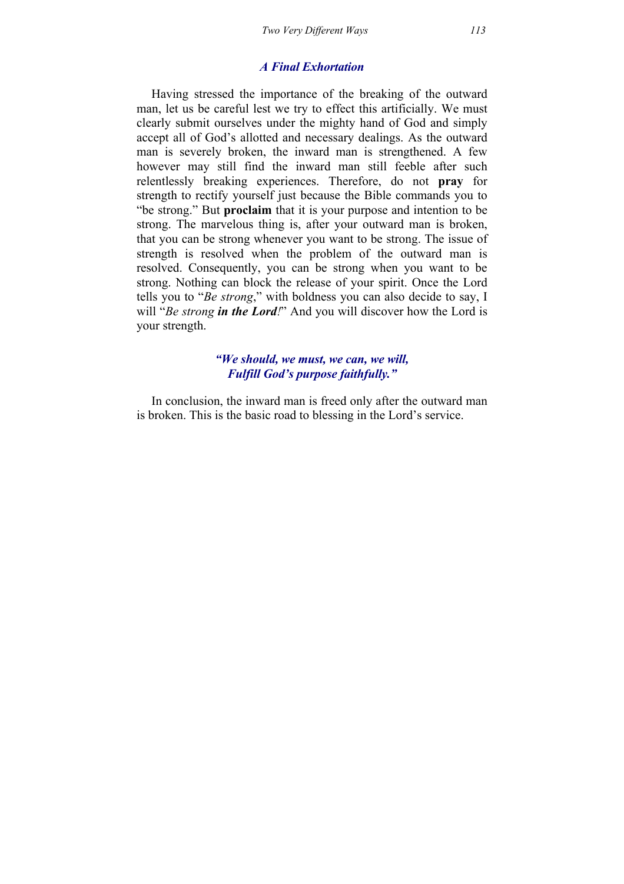### *A Final Exhortation*

Having stressed the importance of the breaking of the outward man, let us be careful lest we try to effect this artificially. We must clearly submit ourselves under the mighty hand of God and simply accept all of God's allotted and necessary dealings. As the outward man is severely broken, the inward man is strengthened. A few however may still find the inward man still feeble after such relentlessly breaking experiences. Therefore, do not **pray** for strength to rectify yourself just because the Bible commands you to "be strong." But **proclaim** that it is your purpose and intention to be strong. The marvelous thing is, after your outward man is broken, that you can be strong whenever you want to be strong. The issue of strength is resolved when the problem of the outward man is resolved. Consequently, you can be strong when you want to be strong. Nothing can block the release of your spirit. Once the Lord tells you to "*Be strong*," with boldness you can also decide to say, I will "*Be strong **in the Lord**!*" And you will discover how the Lord is your strength.

***"We should, we must, we can, we will,***
***Fulfill God's purpose faithfully."***

In conclusion, the inward man is freed only after the outward man is broken. This is the basic road to blessing in the Lord's service.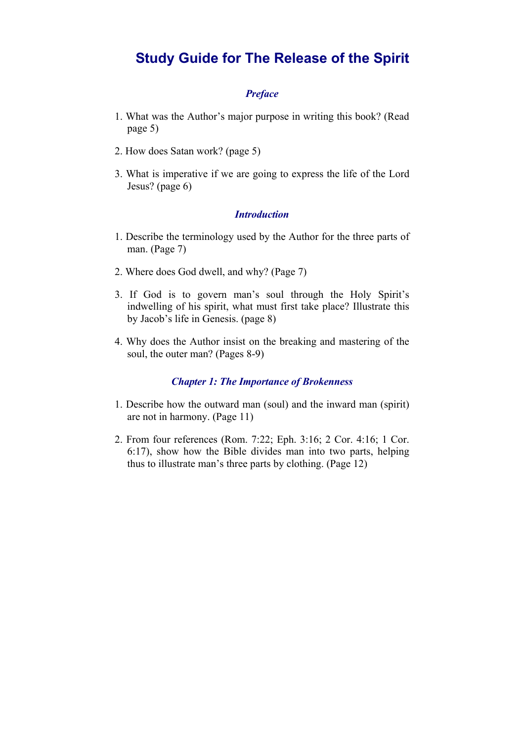# Study Guide for The Release of the Spirit

### *Preface*

1. What was the Author's major purpose in writing this book? (Read page 5)

2. How does Satan work? (page 5)

3. What is imperative if we are going to express the life of the Lord Jesus? (page 6)

### *Introduction*

1. Describe the terminology used by the Author for the three parts of man. (Page 7)

2. Where does God dwell, and why? (Page 7)

3. If God is to govern man's soul through the Holy Spirit's indwelling of his spirit, what must first take place? Illustrate this by Jacob's life in Genesis. (page 8)

4. Why does the Author insist on the breaking and mastering of the soul, the outer man? (Pages 8-9)

### *Chapter 1: The Importance of Brokenness*

1. Describe how the outward man (soul) and the inward man (spirit) are not in harmony. (Page 11)

2. From four references (Rom. 7:22; Eph. 3:16; 2 Cor. 4:16; 1 Cor. 6:17), show how the Bible divides man into two parts, helping thus to illustrate man's three parts by clothing. (Page 12)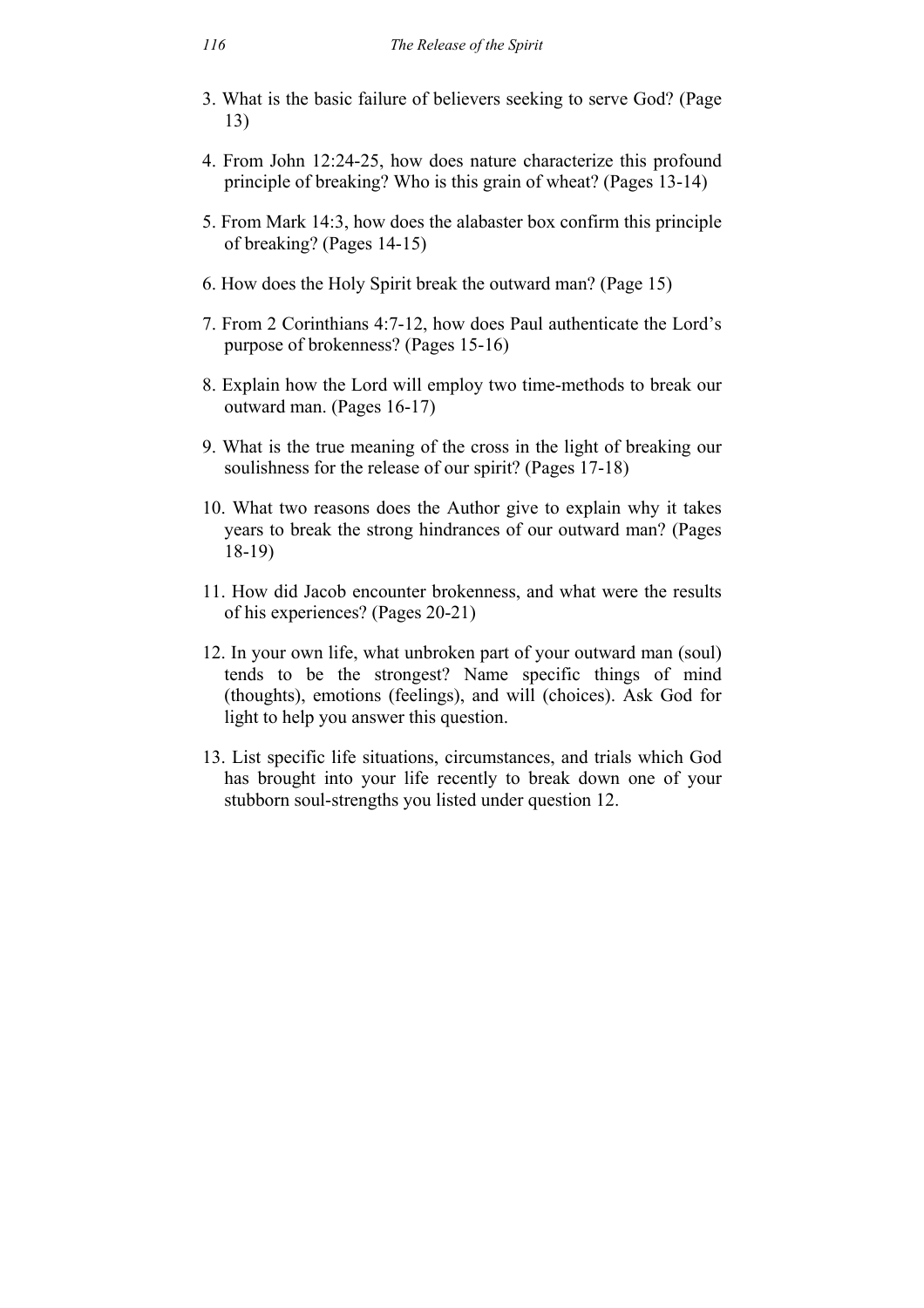3. What is the basic failure of believers seeking to serve God? (Page 13)

4. From John 12:24-25, how does nature characterize this profound principle of breaking? Who is this grain of wheat? (Pages 13-14)

5. From Mark 14:3, how does the alabaster box confirm this principle of breaking? (Pages 14-15)

6. How does the Holy Spirit break the outward man? (Page 15)

7. From 2 Corinthians 4:7-12, how does Paul authenticate the Lord's purpose of brokenness? (Pages 15-16)

8. Explain how the Lord will employ two time-methods to break our outward man. (Pages 16-17)

9. What is the true meaning of the cross in the light of breaking our soulishness for the release of our spirit? (Pages 17-18)

10. What two reasons does the Author give to explain why it takes years to break the strong hindrances of our outward man? (Pages 18-19)

11. How did Jacob encounter brokenness, and what were the results of his experiences? (Pages 20-21)

12. In your own life, what unbroken part of your outward man (soul) tends to be the strongest? Name specific things of mind (thoughts), emotions (feelings), and will (choices). Ask God for light to help you answer this question.

13. List specific life situations, circumstances, and trials which God has brought into your life recently to break down one of your stubborn soul-strengths you listed under question 12.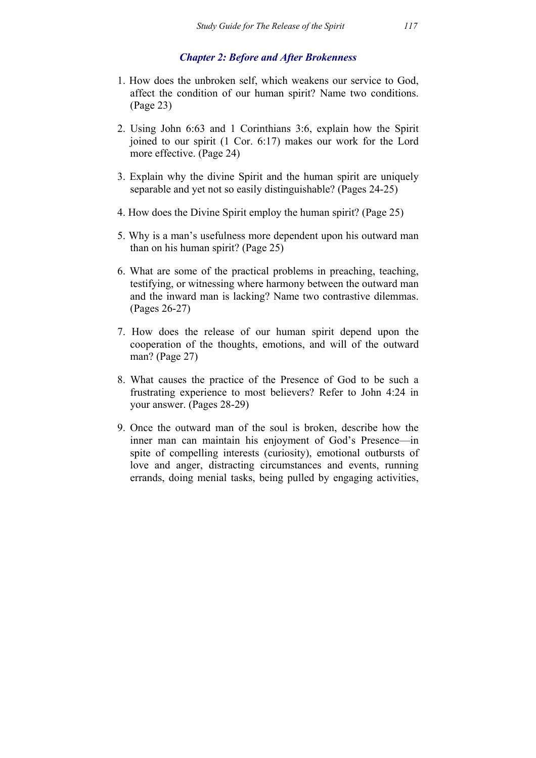### *Chapter 2: Before and After Brokenness*

1. How does the unbroken self, which weakens our service to God, affect the condition of our human spirit? Name two conditions. (Page 23)

2. Using John 6:63 and 1 Corinthians 3:6, explain how the Spirit joined to our spirit (1 Cor. 6:17) makes our work for the Lord more effective. (Page 24)

3. Explain why the divine Spirit and the human spirit are uniquely separable and yet not so easily distinguishable? (Pages 24-25)

4. How does the Divine Spirit employ the human spirit? (Page 25)

5. Why is a man's usefulness more dependent upon his outward man than on his human spirit? (Page 25)

6. What are some of the practical problems in preaching, teaching, testifying, or witnessing where harmony between the outward man and the inward man is lacking? Name two contrastive dilemmas. (Pages 26-27)

7. How does the release of our human spirit depend upon the cooperation of the thoughts, emotions, and will of the outward man? (Page 27)

8. What causes the practice of the Presence of God to be such a frustrating experience to most believers? Refer to John 4:24 in your answer. (Pages 28-29)

9. Once the outward man of the soul is broken, describe how the inner man can maintain his enjoyment of God's Presence—in spite of compelling interests (curiosity), emotional outbursts of love and anger, distracting circumstances and events, running errands, doing menial tasks, being pulled by engaging activities,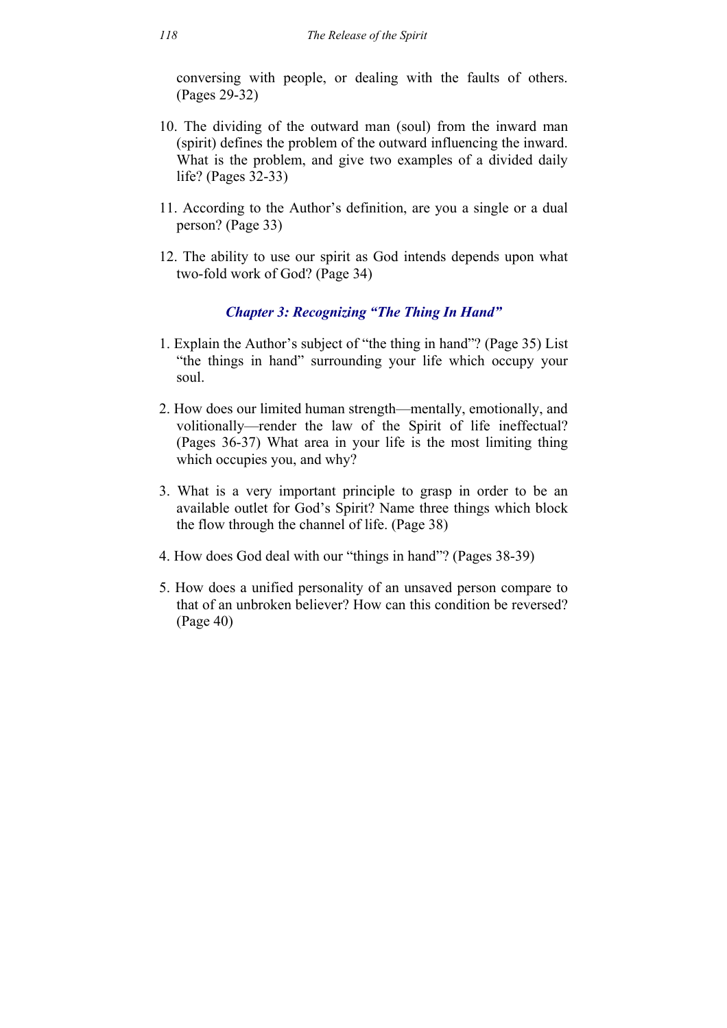conversing with people, or dealing with the faults of others. (Pages 29-32)

10. The dividing of the outward man (soul) from the inward man (spirit) defines the problem of the outward influencing the inward. What is the problem, and give two examples of a divided daily life? (Pages 32-33)

11. According to the Author's definition, are you a single or a dual person? (Page 33)

12. The ability to use our spirit as God intends depends upon what two-fold work of God? (Page 34)

### *Chapter 3: Recognizing "The Thing In Hand"*

1. Explain the Author's subject of "the thing in hand"? (Page 35) List "the things in hand" surrounding your life which occupy your soul.

2. How does our limited human strength—mentally, emotionally, and volitionally—render the law of the Spirit of life ineffectual? (Pages 36-37) What area in your life is the most limiting thing which occupies you, and why?

3. What is a very important principle to grasp in order to be an available outlet for God's Spirit? Name three things which block the flow through the channel of life. (Page 38)

4. How does God deal with our "things in hand"? (Pages 38-39)

5. How does a unified personality of an unsaved person compare to that of an unbroken believer? How can this condition be reversed? (Page 40)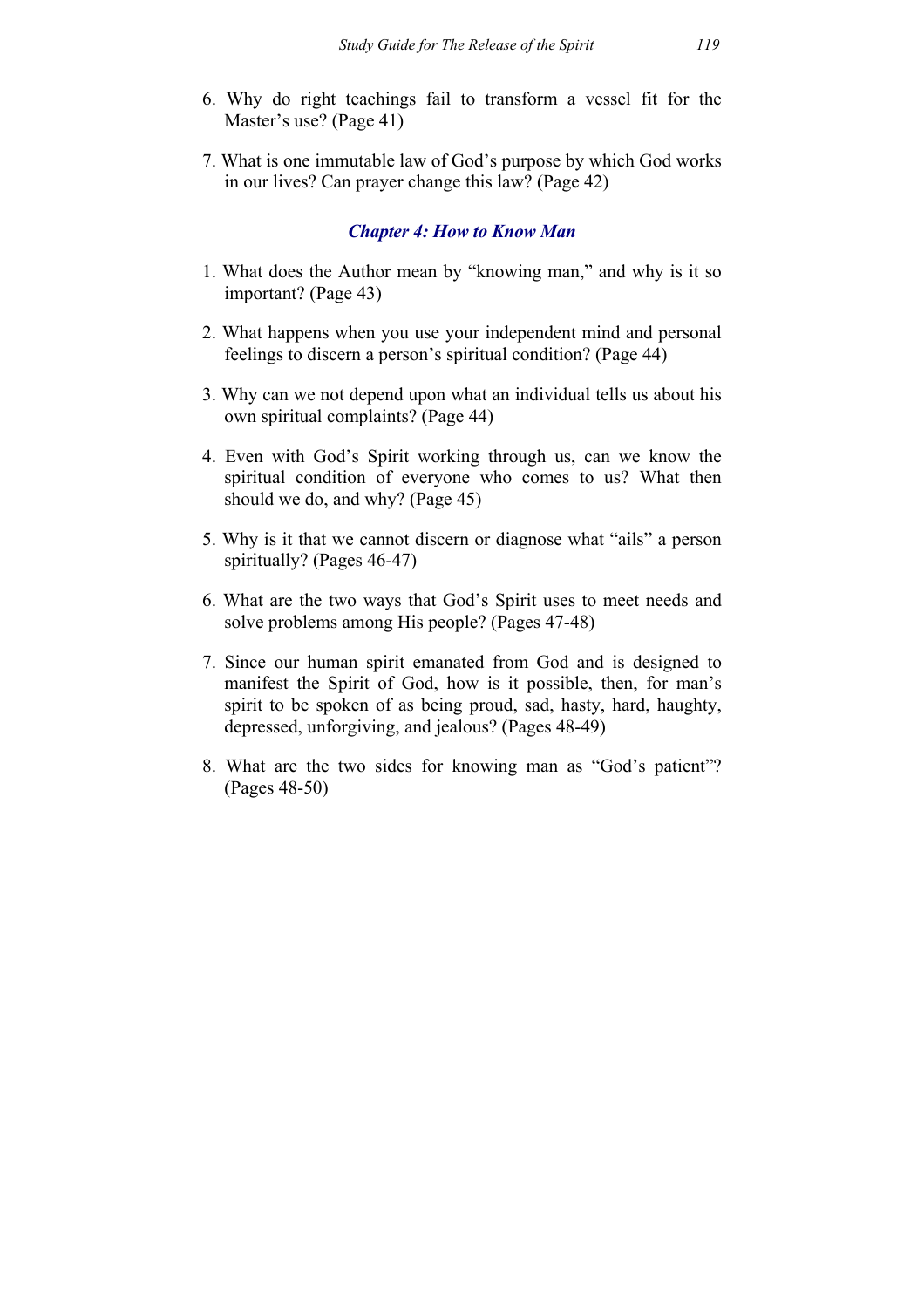6. Why do right teachings fail to transform a vessel fit for the Master's use? (Page 41)

7. What is one immutable law of God's purpose by which God works in our lives? Can prayer change this law? (Page 42)

### *Chapter 4: How to Know Man*

1. What does the Author mean by "knowing man," and why is it so important? (Page 43)

2. What happens when you use your independent mind and personal feelings to discern a person's spiritual condition? (Page 44)

3. Why can we not depend upon what an individual tells us about his own spiritual complaints? (Page 44)

4. Even with God's Spirit working through us, can we know the spiritual condition of everyone who comes to us? What then should we do, and why? (Page 45)

5. Why is it that we cannot discern or diagnose what "ails" a person spiritually? (Pages 46-47)

6. What are the two ways that God's Spirit uses to meet needs and solve problems among His people? (Pages 47-48)

7. Since our human spirit emanated from God and is designed to manifest the Spirit of God, how is it possible, then, for man's spirit to be spoken of as being proud, sad, hasty, hard, haughty, depressed, unforgiving, and jealous? (Pages 48-49)

8. What are the two sides for knowing man as "God's patient"? (Pages 48-50)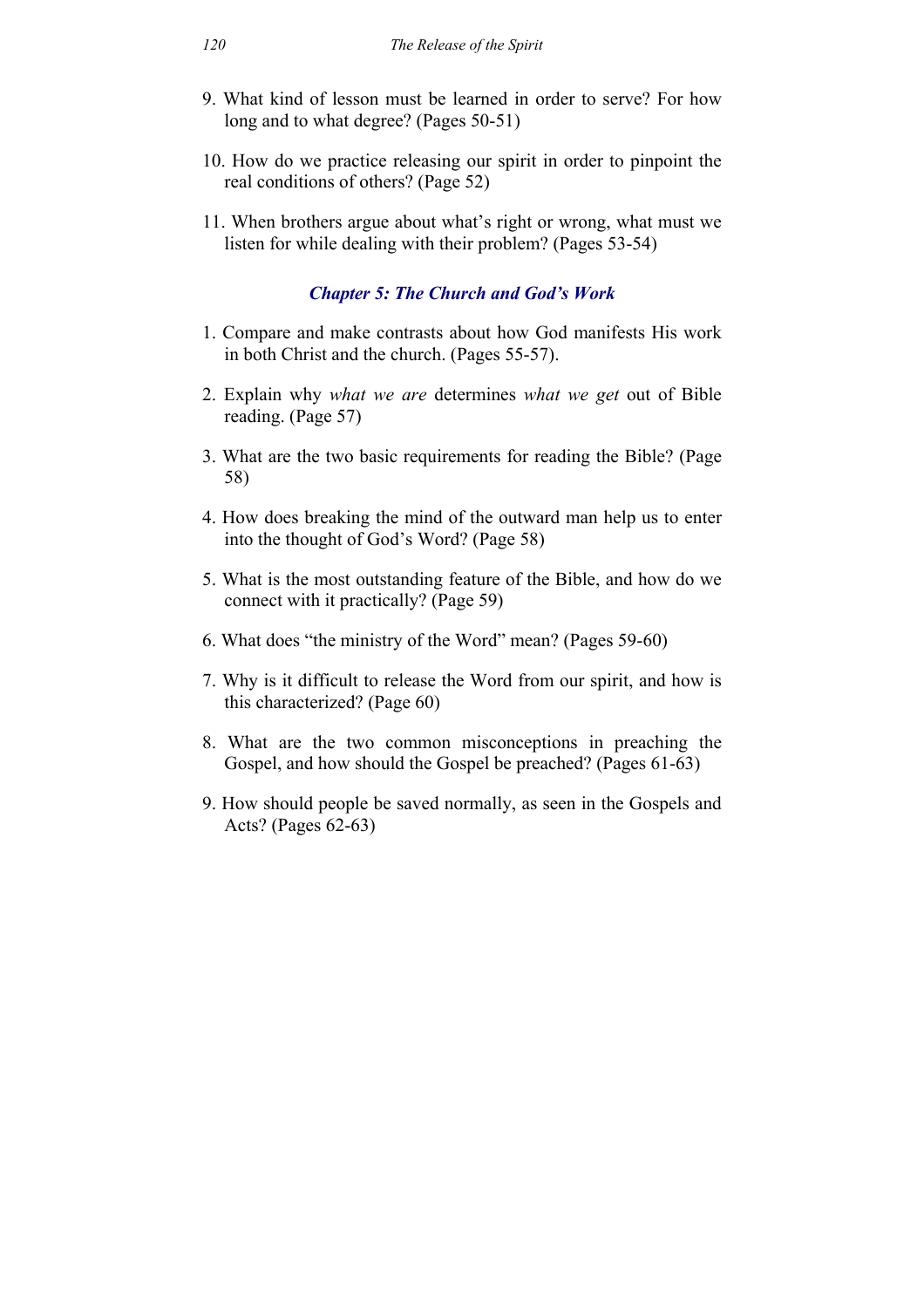9. What kind of lesson must be learned in order to serve? For how long and to what degree? (Pages 50-51)

10. How do we practice releasing our spirit in order to pinpoint the real conditions of others? (Page 52)

11. When brothers argue about what's right or wrong, what must we listen for while dealing with their problem? (Pages 53-54)

### *Chapter 5: The Church and God's Work*

1. Compare and make contrasts about how God manifests His work in both Christ and the church. (Pages 55-57).

2. Explain why *what we are* determines *what we get* out of Bible reading. (Page 57)

3. What are the two basic requirements for reading the Bible? (Page 58)

4. How does breaking the mind of the outward man help us to enter into the thought of God's Word? (Page 58)

5. What is the most outstanding feature of the Bible, and how do we connect with it practically? (Page 59)

6. What does "the ministry of the Word" mean? (Pages 59-60)

7. Why is it difficult to release the Word from our spirit, and how is this characterized? (Page 60)

8. What are the two common misconceptions in preaching the Gospel, and how should the Gospel be preached? (Pages 61-63)

9. How should people be saved normally, as seen in the Gospels and Acts? (Pages 62-63)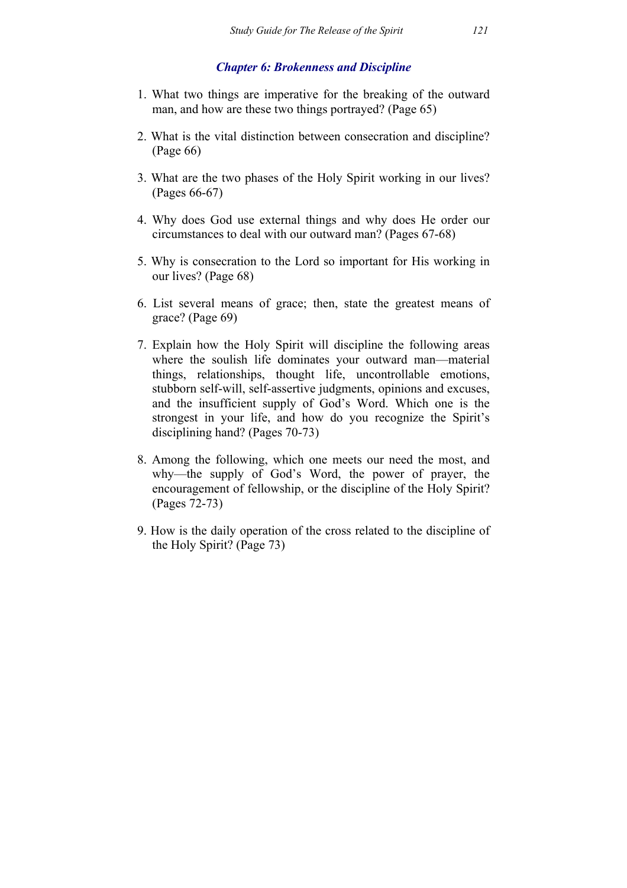### *Chapter 6: Brokenness and Discipline*

1. What two things are imperative for the breaking of the outward man, and how are these two things portrayed? (Page 65)

2. What is the vital distinction between consecration and discipline? (Page 66)

3. What are the two phases of the Holy Spirit working in our lives? (Pages 66-67)

4. Why does God use external things and why does He order our circumstances to deal with our outward man? (Pages 67-68)

5. Why is consecration to the Lord so important for His working in our lives? (Page 68)

6. List several means of grace; then, state the greatest means of grace? (Page 69)

7. Explain how the Holy Spirit will discipline the following areas where the soulish life dominates your outward man—material things, relationships, thought life, uncontrollable emotions, stubborn self-will, self-assertive judgments, opinions and excuses, and the insufficient supply of God's Word. Which one is the strongest in your life, and how do you recognize the Spirit's disciplining hand? (Pages 70-73)

8. Among the following, which one meets our need the most, and why—the supply of God's Word, the power of prayer, the encouragement of fellowship, or the discipline of the Holy Spirit? (Pages 72-73)

9. How is the daily operation of the cross related to the discipline of the Holy Spirit? (Page 73)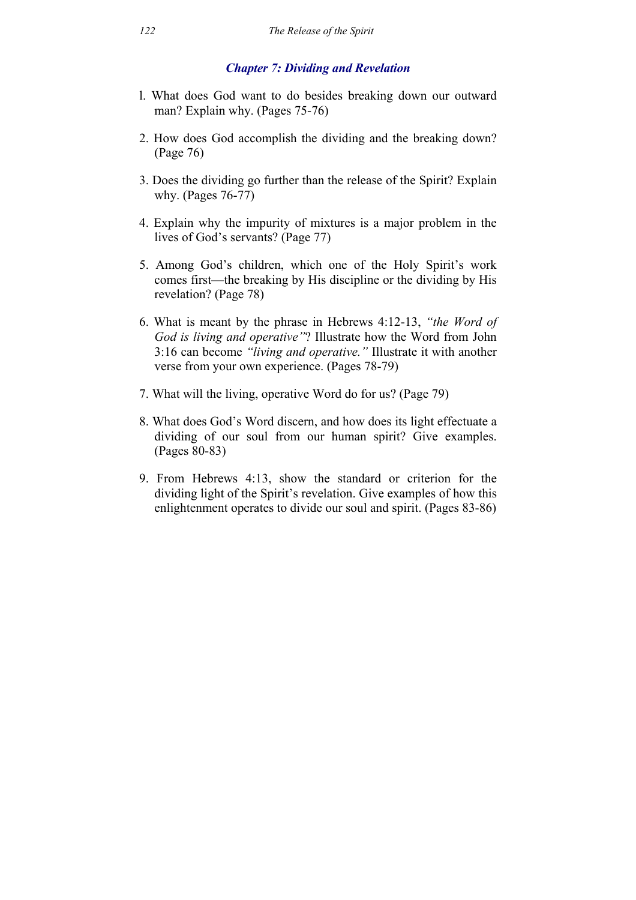### *Chapter 7: Dividing and Revelation*

1. What does God want to do besides breaking down our outward man? Explain why. (Pages 75-76)

2. How does God accomplish the dividing and the breaking down? (Page 76)

3. Does the dividing go further than the release of the Spirit? Explain why. (Pages 76-77)

4. Explain why the impurity of mixtures is a major problem in the lives of God's servants? (Page 77)

5. Among God's children, which one of the Holy Spirit's work comes first—the breaking by His discipline or the dividing by His revelation? (Page 78)

6. What is meant by the phrase in Hebrews 4:12-13, *"the Word of God is living and operative"*? Illustrate how the Word from John 3:16 can become *"living and operative."* Illustrate it with another verse from your own experience. (Pages 78-79)

7. What will the living, operative Word do for us? (Page 79)

8. What does God's Word discern, and how does its light effectuate a dividing of our soul from our human spirit? Give examples. (Pages 80-83)

9. From Hebrews 4:13, show the standard or criterion for the dividing light of the Spirit's revelation. Give examples of how this enlightenment operates to divide our soul and spirit. (Pages 83-86)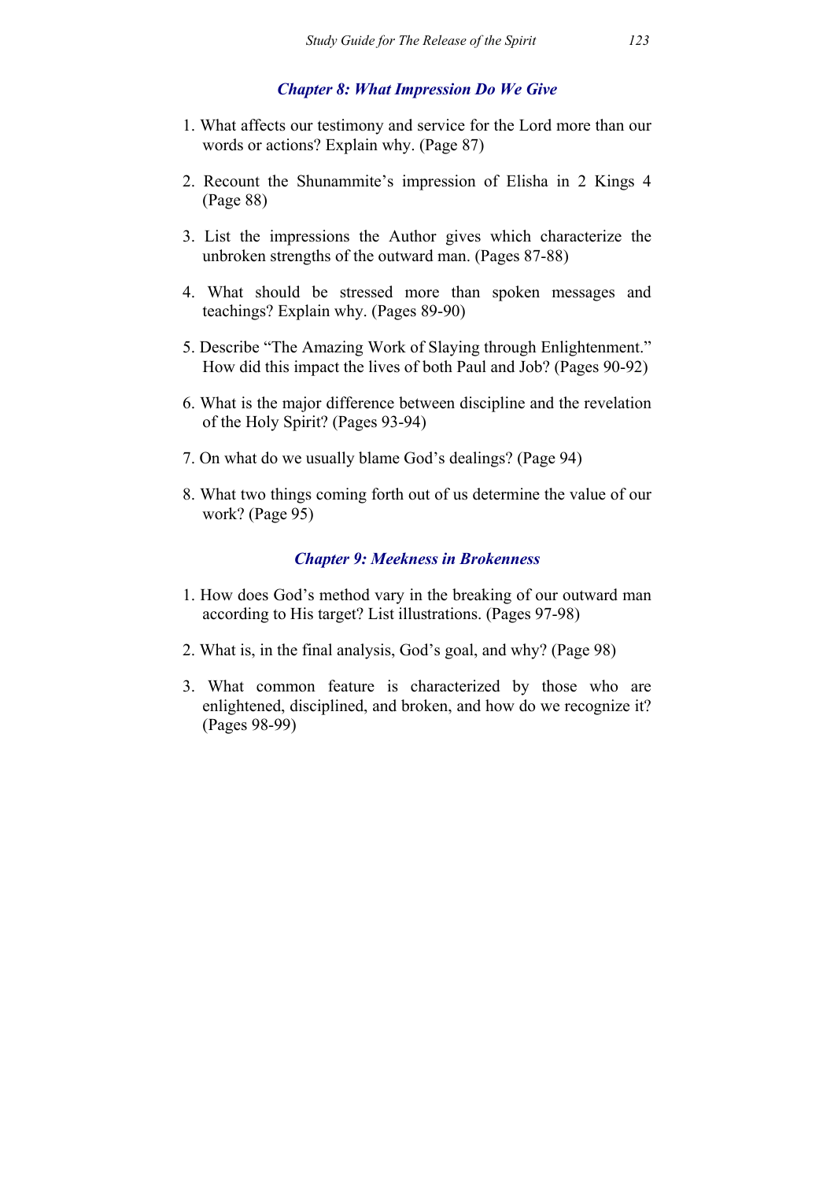### *Chapter 8: What Impression Do We Give*

1. What affects our testimony and service for the Lord more than our words or actions? Explain why. (Page 87)

2. Recount the Shunammite's impression of Elisha in 2 Kings 4 (Page 88)

3. List the impressions the Author gives which characterize the unbroken strengths of the outward man. (Pages 87-88)

4. What should be stressed more than spoken messages and teachings? Explain why. (Pages 89-90)

5. Describe "The Amazing Work of Slaying through Enlightenment." How did this impact the lives of both Paul and Job? (Pages 90-92)

6. What is the major difference between discipline and the revelation of the Holy Spirit? (Pages 93-94)

7. On what do we usually blame God's dealings? (Page 94)

8. What two things coming forth out of us determine the value of our work? (Page 95)

### *Chapter 9: Meekness in Brokenness*

1. How does God's method vary in the breaking of our outward man according to His target? List illustrations. (Pages 97-98)

2. What is, in the final analysis, God's goal, and why? (Page 98)

3. What common feature is characterized by those who are enlightened, disciplined, and broken, and how do we recognize it? (Pages 98-99)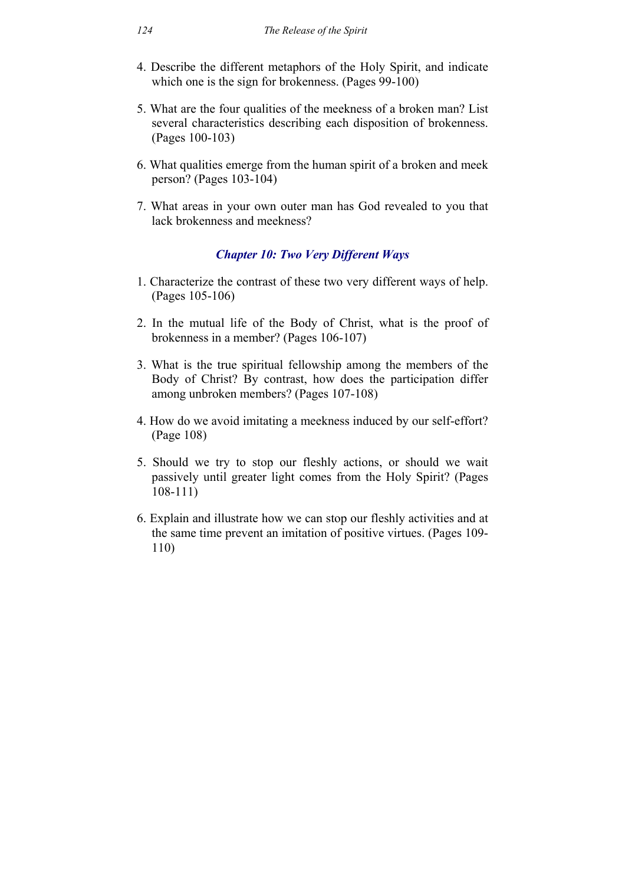4. Describe the different metaphors of the Holy Spirit, and indicate which one is the sign for brokenness. (Pages 99-100)

5. What are the four qualities of the meekness of a broken man? List several characteristics describing each disposition of brokenness. (Pages 100-103)

6. What qualities emerge from the human spirit of a broken and meek person? (Pages 103-104)

7. What areas in your own outer man has God revealed to you that lack brokenness and meekness?

### *Chapter 10: Two Very Different Ways*

1. Characterize the contrast of these two very different ways of help. (Pages 105-106)

2. In the mutual life of the Body of Christ, what is the proof of brokenness in a member? (Pages 106-107)

3. What is the true spiritual fellowship among the members of the Body of Christ? By contrast, how does the participation differ among unbroken members? (Pages 107-108)

4. How do we avoid imitating a meekness induced by our self-effort? (Page 108)

5. Should we try to stop our fleshly actions, or should we wait passively until greater light comes from the Holy Spirit? (Pages 108-111)

6. Explain and illustrate how we can stop our fleshly activities and at the same time prevent an imitation of positive virtues. (Pages 109-110)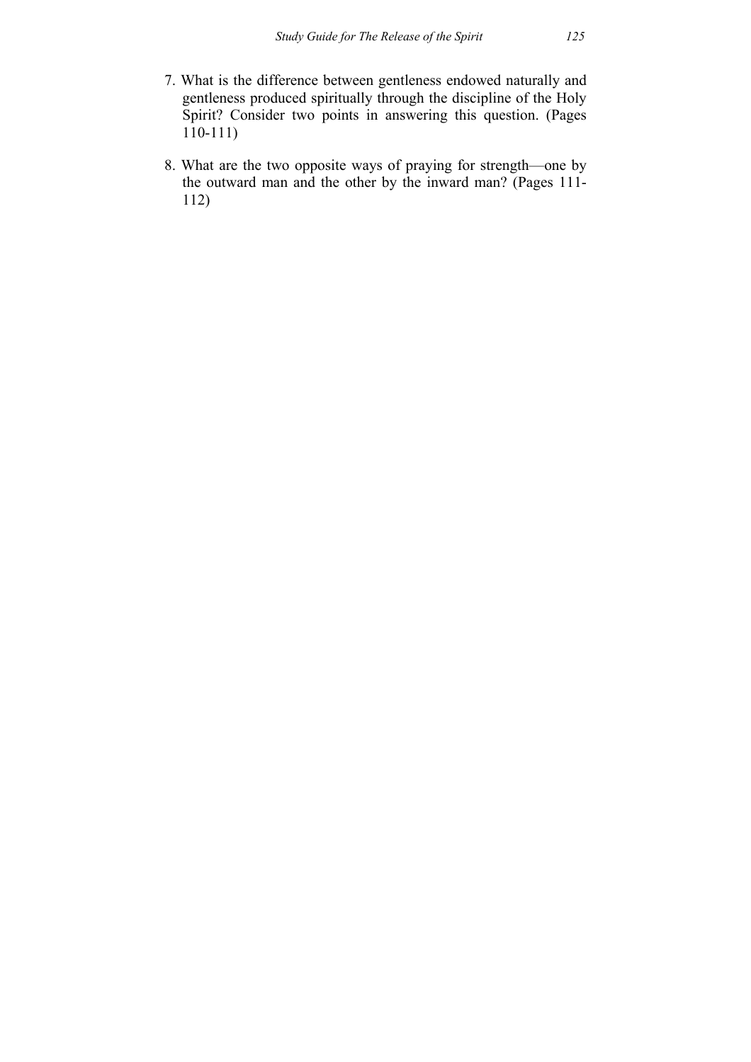7. What is the difference between gentleness endowed naturally and gentleness produced spiritually through the discipline of the Holy Spirit? Consider two points in answering this question. (Pages 110-111)

8. What are the two opposite ways of praying for strength—one by the outward man and the other by the inward man? (Pages 111-112)